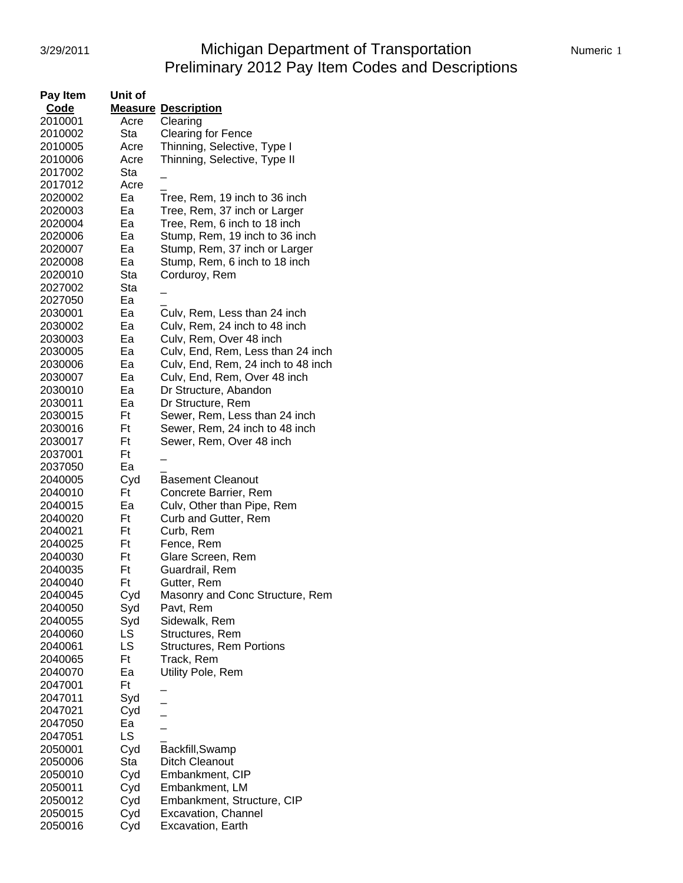# Michigan Department of Transportation
## Preliminary 2012 Pay Item Codes and Descriptions

| Pay Item Code | Unit of Measure | Description |
|---|---|---|
| 2010001 | Acre | Clearing |
| 2010002 | Sta | Clearing for Fence |
| 2010005 | Acre | Thinning, Selective, Type I |
| 2010006 | Acre | Thinning, Selective, Type II |
| 2017002 | Sta | _ |
| 2017012 | Acre | _ |
| 2020002 | Ea | Tree, Rem, 19 inch to 36 inch |
| 2020003 | Ea | Tree, Rem, 37 inch or Larger |
| 2020004 | Ea | Tree, Rem, 6 inch to 18 inch |
| 2020006 | Ea | Stump, Rem, 19 inch to 36 inch |
| 2020007 | Ea | Stump, Rem, 37 inch or Larger |
| 2020008 | Ea | Stump, Rem, 6 inch to 18 inch |
| 2020010 | Sta | Corduroy, Rem |
| 2027002 | Sta | _ |
| 2027050 | Ea | _ |
| 2030001 | Ea | Culv, Rem, Less than 24 inch |
| 2030002 | Ea | Culv, Rem, 24 inch to 48 inch |
| 2030003 | Ea | Culv, Rem, Over 48 inch |
| 2030005 | Ea | Culv, End, Rem, Less than 24 inch |
| 2030006 | Ea | Culv, End, Rem, 24 inch to 48 inch |
| 2030007 | Ea | Culv, End, Rem, Over 48 inch |
| 2030010 | Ea | Dr Structure, Abandon |
| 2030011 | Ea | Dr Structure, Rem |
| 2030015 | Ft | Sewer, Rem, Less than 24 inch |
| 2030016 | Ft | Sewer, Rem, 24 inch to 48 inch |
| 2030017 | Ft | Sewer, Rem, Over 48 inch |
| 2037001 | Ft | _ |
| 2037050 | Ea | _ |
| 2040005 | Cyd | Basement Cleanout |
| 2040010 | Ft | Concrete Barrier, Rem |
| 2040015 | Ea | Culv, Other than Pipe, Rem |
| 2040020 | Ft | Curb and Gutter, Rem |
| 2040021 | Ft | Curb, Rem |
| 2040025 | Ft | Fence, Rem |
| 2040030 | Ft | Glare Screen, Rem |
| 2040035 | Ft | Guardrail, Rem |
| 2040040 | Ft | Gutter, Rem |
| 2040045 | Cyd | Masonry and Conc Structure, Rem |
| 2040050 | Syd | Pavt, Rem |
| 2040055 | Syd | Sidewalk, Rem |
| 2040060 | LS | Structures, Rem |
| 2040061 | LS | Structures, Rem Portions |
| 2040065 | Ft | Track, Rem |
| 2040070 | Ea | Utility Pole, Rem |
| 2047001 | Ft | _ |
| 2047011 | Syd | _ |
| 2047021 | Cyd | _ |
| 2047050 | Ea | _ |
| 2047051 | LS | _ |
| 2050001 | Cyd | Backfill,Swamp |
| 2050006 | Sta | Ditch Cleanout |
| 2050010 | Cyd | Embankment, CIP |
| 2050011 | Cyd | Embankment, LM |
| 2050012 | Cyd | Embankment, Structure, CIP |
| 2050015 | Cyd | Excavation, Channel |
| 2050016 | Cyd | Excavation, Earth |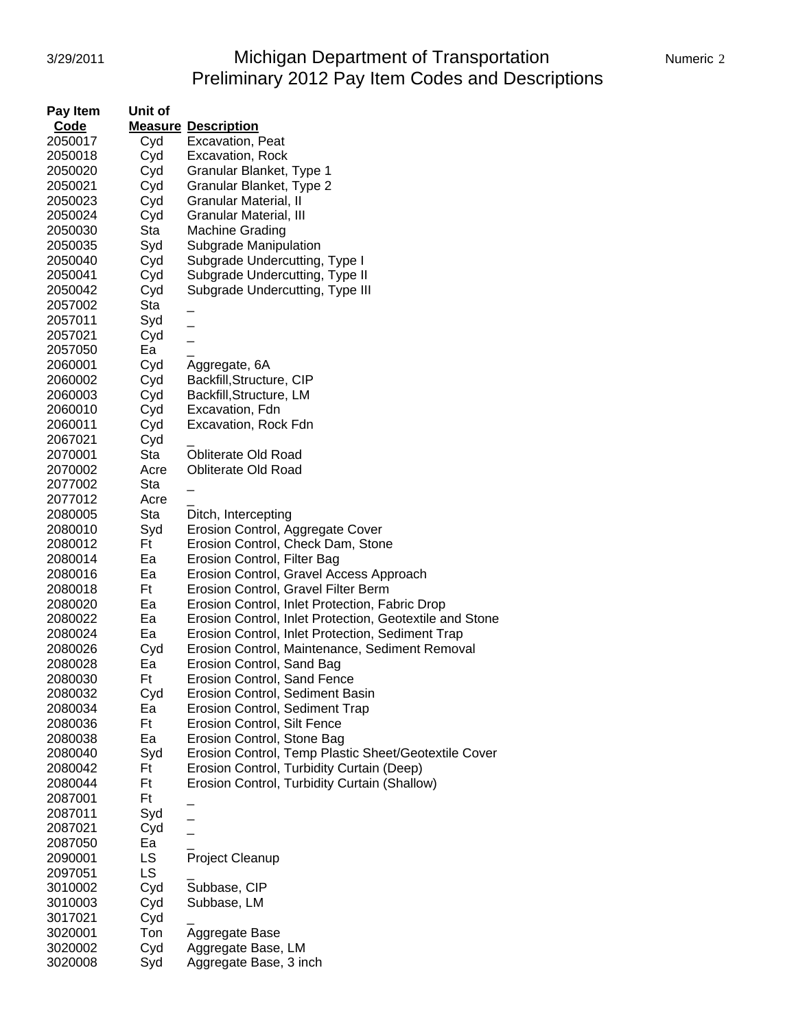# Michigan Department of Transportation
## Preliminary 2012 Pay Item Codes and Descriptions

| Pay Item Code | Unit of Measure | Description |
|---|---|---|
| 2050017 | Cyd | Excavation, Peat |
| 2050018 | Cyd | Excavation, Rock |
| 2050020 | Cyd | Granular Blanket, Type 1 |
| 2050021 | Cyd | Granular Blanket, Type 2 |
| 2050023 | Cyd | Granular Material, II |
| 2050024 | Cyd | Granular Material, III |
| 2050030 | Sta | Machine Grading |
| 2050035 | Syd | Subgrade Manipulation |
| 2050040 | Cyd | Subgrade Undercutting, Type I |
| 2050041 | Cyd | Subgrade Undercutting, Type II |
| 2050042 | Cyd | Subgrade Undercutting, Type III |
| 2057002 | Sta | _ |
| 2057011 | Syd | _ |
| 2057021 | Cyd | _ |
| 2057050 | Ea | _ |
| 2060001 | Cyd | Aggregate, 6A |
| 2060002 | Cyd | Backfill,Structure, CIP |
| 2060003 | Cyd | Backfill,Structure, LM |
| 2060010 | Cyd | Excavation, Fdn |
| 2060011 | Cyd | Excavation, Rock Fdn |
| 2067021 | Cyd | _ |
| 2070001 | Sta | Obliterate Old Road |
| 2070002 | Acre | Obliterate Old Road |
| 2077002 | Sta | _ |
| 2077012 | Acre | _ |
| 2080005 | Sta | Ditch, Intercepting |
| 2080010 | Syd | Erosion Control, Aggregate Cover |
| 2080012 | Ft | Erosion Control, Check Dam, Stone |
| 2080014 | Ea | Erosion Control, Filter Bag |
| 2080016 | Ea | Erosion Control, Gravel Access Approach |
| 2080018 | Ft | Erosion Control, Gravel Filter Berm |
| 2080020 | Ea | Erosion Control, Inlet Protection, Fabric Drop |
| 2080022 | Ea | Erosion Control, Inlet Protection, Geotextile and Stone |
| 2080024 | Ea | Erosion Control, Inlet Protection, Sediment Trap |
| 2080026 | Cyd | Erosion Control, Maintenance, Sediment Removal |
| 2080028 | Ea | Erosion Control, Sand Bag |
| 2080030 | Ft | Erosion Control, Sand Fence |
| 2080032 | Cyd | Erosion Control, Sediment Basin |
| 2080034 | Ea | Erosion Control, Sediment Trap |
| 2080036 | Ft | Erosion Control, Silt Fence |
| 2080038 | Ea | Erosion Control, Stone Bag |
| 2080040 | Syd | Erosion Control, Temp Plastic Sheet/Geotextile Cover |
| 2080042 | Ft | Erosion Control, Turbidity Curtain (Deep) |
| 2080044 | Ft | Erosion Control, Turbidity Curtain (Shallow) |
| 2087001 | Ft | _ |
| 2087011 | Syd | _ |
| 2087021 | Cyd | _ |
| 2087050 | Ea | _ |
| 2090001 | LS | Project Cleanup |
| 2097051 | LS | _ |
| 3010002 | Cyd | Subbase, CIP |
| 3010003 | Cyd | Subbase, LM |
| 3017021 | Cyd | _ |
| 3020001 | Ton | Aggregate Base |
| 3020002 | Cyd | Aggregate Base, LM |
| 3020008 | Syd | Aggregate Base, 3 inch |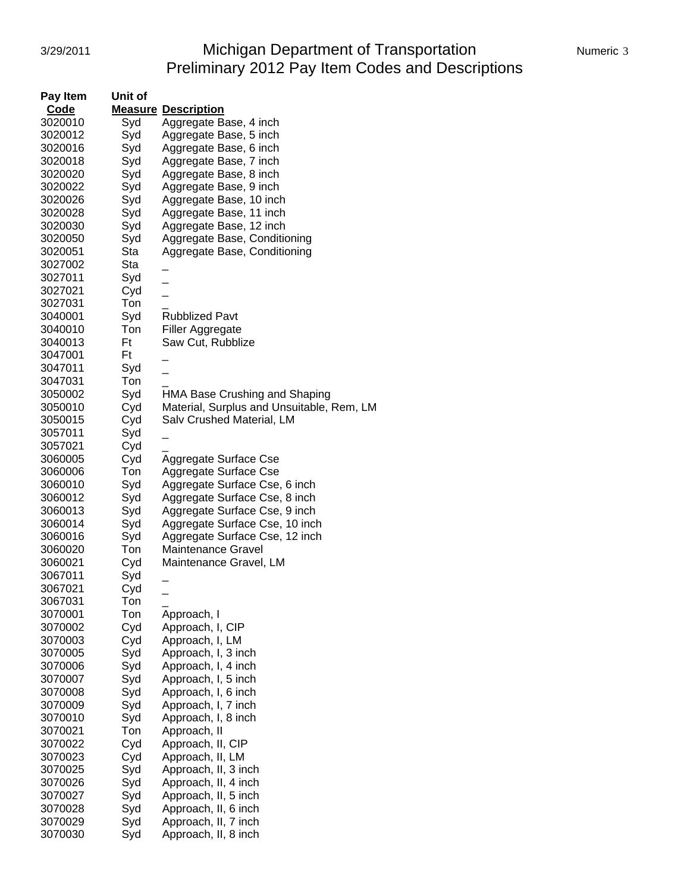# Michigan Department of Transportation
## Preliminary 2012 Pay Item Codes and Descriptions

| Pay Item Code | Unit of Measure | Description |
|---|---|---|
| 3020010 | Syd | Aggregate Base, 4 inch |
| 3020012 | Syd | Aggregate Base, 5 inch |
| 3020016 | Syd | Aggregate Base, 6 inch |
| 3020018 | Syd | Aggregate Base, 7 inch |
| 3020020 | Syd | Aggregate Base, 8 inch |
| 3020022 | Syd | Aggregate Base, 9 inch |
| 3020026 | Syd | Aggregate Base, 10 inch |
| 3020028 | Syd | Aggregate Base, 11 inch |
| 3020030 | Syd | Aggregate Base, 12 inch |
| 3020050 | Syd | Aggregate Base, Conditioning |
| 3020051 | Sta | Aggregate Base, Conditioning |
| 3027002 | Sta | _ |
| 3027011 | Syd | _ |
| 3027021 | Cyd | _ |
| 3027031 | Ton | _ |
| 3040001 | Syd | Rubblized Pavt |
| 3040010 | Ton | Filler Aggregate |
| 3040013 | Ft | Saw Cut, Rubblize |
| 3047001 | Ft | _ |
| 3047011 | Syd | _ |
| 3047031 | Ton | _ |
| 3050002 | Syd | HMA Base Crushing and Shaping |
| 3050010 | Cyd | Material, Surplus and Unsuitable, Rem, LM |
| 3050015 | Cyd | Salv Crushed Material, LM |
| 3057011 | Syd | _ |
| 3057021 | Cyd | _ |
| 3060005 | Cyd | Aggregate Surface Cse |
| 3060006 | Ton | Aggregate Surface Cse |
| 3060010 | Syd | Aggregate Surface Cse, 6 inch |
| 3060012 | Syd | Aggregate Surface Cse, 8 inch |
| 3060013 | Syd | Aggregate Surface Cse, 9 inch |
| 3060014 | Syd | Aggregate Surface Cse, 10 inch |
| 3060016 | Syd | Aggregate Surface Cse, 12 inch |
| 3060020 | Ton | Maintenance Gravel |
| 3060021 | Cyd | Maintenance Gravel, LM |
| 3067011 | Syd | _ |
| 3067021 | Cyd | _ |
| 3067031 | Ton | _ |
| 3070001 | Ton | Approach, I |
| 3070002 | Cyd | Approach, I, CIP |
| 3070003 | Cyd | Approach, I, LM |
| 3070005 | Syd | Approach, I, 3 inch |
| 3070006 | Syd | Approach, I, 4 inch |
| 3070007 | Syd | Approach, I, 5 inch |
| 3070008 | Syd | Approach, I, 6 inch |
| 3070009 | Syd | Approach, I, 7 inch |
| 3070010 | Syd | Approach, I, 8 inch |
| 3070021 | Ton | Approach, II |
| 3070022 | Cyd | Approach, II, CIP |
| 3070023 | Cyd | Approach, II, LM |
| 3070025 | Syd | Approach, II, 3 inch |
| 3070026 | Syd | Approach, II, 4 inch |
| 3070027 | Syd | Approach, II, 5 inch |
| 3070028 | Syd | Approach, II, 6 inch |
| 3070029 | Syd | Approach, II, 7 inch |
| 3070030 | Syd | Approach, II, 8 inch |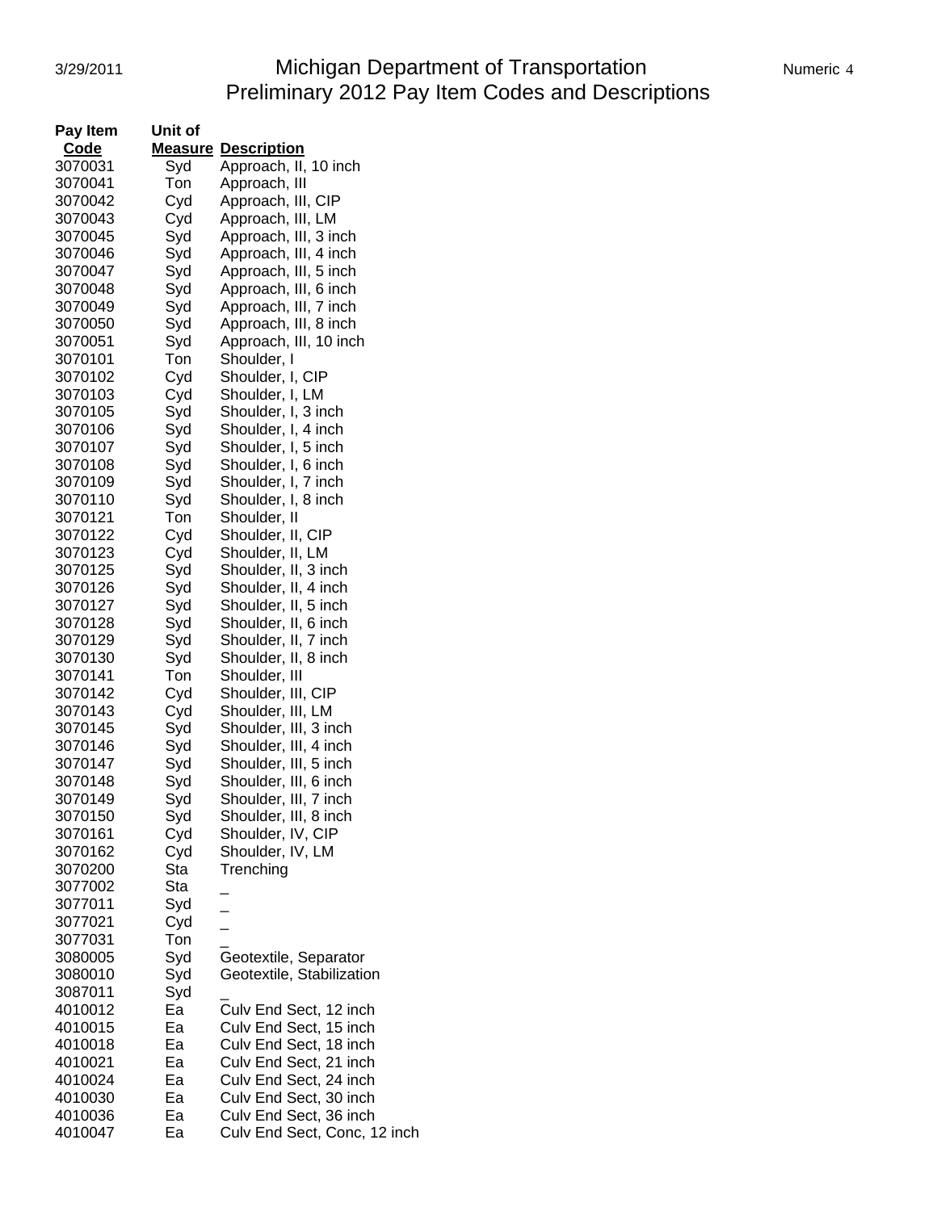# Michigan Department of Transportation
## Preliminary 2012 Pay Item Codes and Descriptions

3/29/2011

| Pay Item Code | Unit of Measure | Description |
|---|---|---|
| 3070031 | Syd | Approach, II, 10 inch |
| 3070041 | Ton | Approach, III |
| 3070042 | Cyd | Approach, III, CIP |
| 3070043 | Cyd | Approach, III, LM |
| 3070045 | Syd | Approach, III, 3 inch |
| 3070046 | Syd | Approach, III, 4 inch |
| 3070047 | Syd | Approach, III, 5 inch |
| 3070048 | Syd | Approach, III, 6 inch |
| 3070049 | Syd | Approach, III, 7 inch |
| 3070050 | Syd | Approach, III, 8 inch |
| 3070051 | Syd | Approach, III, 10 inch |
| 3070101 | Ton | Shoulder, I |
| 3070102 | Cyd | Shoulder, I, CIP |
| 3070103 | Cyd | Shoulder, I, LM |
| 3070105 | Syd | Shoulder, I, 3 inch |
| 3070106 | Syd | Shoulder, I, 4 inch |
| 3070107 | Syd | Shoulder, I, 5 inch |
| 3070108 | Syd | Shoulder, I, 6 inch |
| 3070109 | Syd | Shoulder, I, 7 inch |
| 3070110 | Syd | Shoulder, I, 8 inch |
| 3070121 | Ton | Shoulder, II |
| 3070122 | Cyd | Shoulder, II, CIP |
| 3070123 | Cyd | Shoulder, II, LM |
| 3070125 | Syd | Shoulder, II, 3 inch |
| 3070126 | Syd | Shoulder, II, 4 inch |
| 3070127 | Syd | Shoulder, II, 5 inch |
| 3070128 | Syd | Shoulder, II, 6 inch |
| 3070129 | Syd | Shoulder, II, 7 inch |
| 3070130 | Syd | Shoulder, II, 8 inch |
| 3070141 | Ton | Shoulder, III |
| 3070142 | Cyd | Shoulder, III, CIP |
| 3070143 | Cyd | Shoulder, III, LM |
| 3070145 | Syd | Shoulder, III, 3 inch |
| 3070146 | Syd | Shoulder, III, 4 inch |
| 3070147 | Syd | Shoulder, III, 5 inch |
| 3070148 | Syd | Shoulder, III, 6 inch |
| 3070149 | Syd | Shoulder, III, 7 inch |
| 3070150 | Syd | Shoulder, III, 8 inch |
| 3070161 | Cyd | Shoulder, IV, CIP |
| 3070162 | Cyd | Shoulder, IV, LM |
| 3070200 | Sta | Trenching |
| 3077002 | Sta | _ |
| 3077011 | Syd | _ |
| 3077021 | Cyd | _ |
| 3077031 | Ton | _ |
| 3080005 | Syd | Geotextile, Separator |
| 3080010 | Syd | Geotextile, Stabilization |
| 3087011 | Syd | _ |
| 4010012 | Ea | Culv End Sect, 12 inch |
| 4010015 | Ea | Culv End Sect, 15 inch |
| 4010018 | Ea | Culv End Sect, 18 inch |
| 4010021 | Ea | Culv End Sect, 21 inch |
| 4010024 | Ea | Culv End Sect, 24 inch |
| 4010030 | Ea | Culv End Sect, 30 inch |
| 4010036 | Ea | Culv End Sect, 36 inch |
| 4010047 | Ea | Culv End Sect, Conc, 12 inch |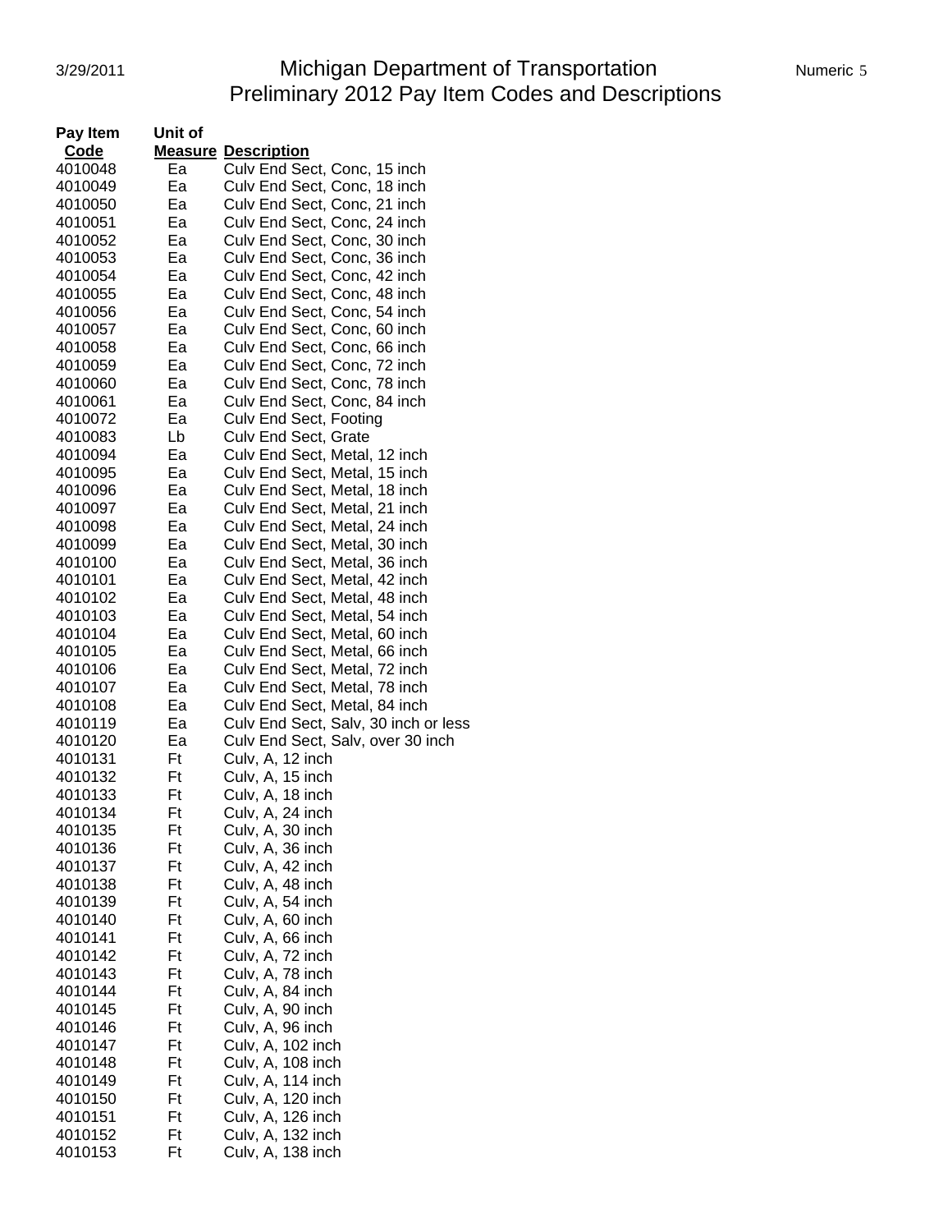| Pay Item Code | Unit of Measure | Description |
|---|---|---|
| 4010048 | Ea | Culv End Sect, Conc, 15 inch |
| 4010049 | Ea | Culv End Sect, Conc, 18 inch |
| 4010050 | Ea | Culv End Sect, Conc, 21 inch |
| 4010051 | Ea | Culv End Sect, Conc, 24 inch |
| 4010052 | Ea | Culv End Sect, Conc, 30 inch |
| 4010053 | Ea | Culv End Sect, Conc, 36 inch |
| 4010054 | Ea | Culv End Sect, Conc, 42 inch |
| 4010055 | Ea | Culv End Sect, Conc, 48 inch |
| 4010056 | Ea | Culv End Sect, Conc, 54 inch |
| 4010057 | Ea | Culv End Sect, Conc, 60 inch |
| 4010058 | Ea | Culv End Sect, Conc, 66 inch |
| 4010059 | Ea | Culv End Sect, Conc, 72 inch |
| 4010060 | Ea | Culv End Sect, Conc, 78 inch |
| 4010061 | Ea | Culv End Sect, Conc, 84 inch |
| 4010072 | Ea | Culv End Sect, Footing |
| 4010083 | Lb | Culv End Sect, Grate |
| 4010094 | Ea | Culv End Sect, Metal, 12 inch |
| 4010095 | Ea | Culv End Sect, Metal, 15 inch |
| 4010096 | Ea | Culv End Sect, Metal, 18 inch |
| 4010097 | Ea | Culv End Sect, Metal, 21 inch |
| 4010098 | Ea | Culv End Sect, Metal, 24 inch |
| 4010099 | Ea | Culv End Sect, Metal, 30 inch |
| 4010100 | Ea | Culv End Sect, Metal, 36 inch |
| 4010101 | Ea | Culv End Sect, Metal, 42 inch |
| 4010102 | Ea | Culv End Sect, Metal, 48 inch |
| 4010103 | Ea | Culv End Sect, Metal, 54 inch |
| 4010104 | Ea | Culv End Sect, Metal, 60 inch |
| 4010105 | Ea | Culv End Sect, Metal, 66 inch |
| 4010106 | Ea | Culv End Sect, Metal, 72 inch |
| 4010107 | Ea | Culv End Sect, Metal, 78 inch |
| 4010108 | Ea | Culv End Sect, Metal, 84 inch |
| 4010119 | Ea | Culv End Sect, Salv, 30 inch or less |
| 4010120 | Ea | Culv End Sect, Salv, over 30 inch |
| 4010131 | Ft | Culv, A, 12 inch |
| 4010132 | Ft | Culv, A, 15 inch |
| 4010133 | Ft | Culv, A, 18 inch |
| 4010134 | Ft | Culv, A, 24 inch |
| 4010135 | Ft | Culv, A, 30 inch |
| 4010136 | Ft | Culv, A, 36 inch |
| 4010137 | Ft | Culv, A, 42 inch |
| 4010138 | Ft | Culv, A, 48 inch |
| 4010139 | Ft | Culv, A, 54 inch |
| 4010140 | Ft | Culv, A, 60 inch |
| 4010141 | Ft | Culv, A, 66 inch |
| 4010142 | Ft | Culv, A, 72 inch |
| 4010143 | Ft | Culv, A, 78 inch |
| 4010144 | Ft | Culv, A, 84 inch |
| 4010145 | Ft | Culv, A, 90 inch |
| 4010146 | Ft | Culv, A, 96 inch |
| 4010147 | Ft | Culv, A, 102 inch |
| 4010148 | Ft | Culv, A, 108 inch |
| 4010149 | Ft | Culv, A, 114 inch |
| 4010150 | Ft | Culv, A, 120 inch |
| 4010151 | Ft | Culv, A, 126 inch |
| 4010152 | Ft | Culv, A, 132 inch |
| 4010153 | Ft | Culv, A, 138 inch |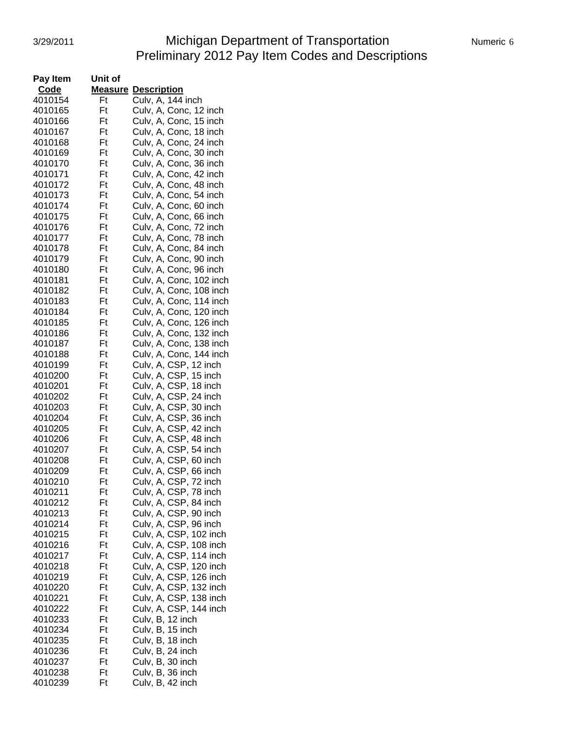# Michigan Department of Transportation
## Preliminary 2012 Pay Item Codes and Descriptions

| Pay Item Code | Unit of Measure | Description |
|---|---|---|
| 4010154 | Ft | Culv, A, 144 inch |
| 4010165 | Ft | Culv, A, Conc, 12 inch |
| 4010166 | Ft | Culv, A, Conc, 15 inch |
| 4010167 | Ft | Culv, A, Conc, 18 inch |
| 4010168 | Ft | Culv, A, Conc, 24 inch |
| 4010169 | Ft | Culv, A, Conc, 30 inch |
| 4010170 | Ft | Culv, A, Conc, 36 inch |
| 4010171 | Ft | Culv, A, Conc, 42 inch |
| 4010172 | Ft | Culv, A, Conc, 48 inch |
| 4010173 | Ft | Culv, A, Conc, 54 inch |
| 4010174 | Ft | Culv, A, Conc, 60 inch |
| 4010175 | Ft | Culv, A, Conc, 66 inch |
| 4010176 | Ft | Culv, A, Conc, 72 inch |
| 4010177 | Ft | Culv, A, Conc, 78 inch |
| 4010178 | Ft | Culv, A, Conc, 84 inch |
| 4010179 | Ft | Culv, A, Conc, 90 inch |
| 4010180 | Ft | Culv, A, Conc, 96 inch |
| 4010181 | Ft | Culv, A, Conc, 102 inch |
| 4010182 | Ft | Culv, A, Conc, 108 inch |
| 4010183 | Ft | Culv, A, Conc, 114 inch |
| 4010184 | Ft | Culv, A, Conc, 120 inch |
| 4010185 | Ft | Culv, A, Conc, 126 inch |
| 4010186 | Ft | Culv, A, Conc, 132 inch |
| 4010187 | Ft | Culv, A, Conc, 138 inch |
| 4010188 | Ft | Culv, A, Conc, 144 inch |
| 4010199 | Ft | Culv, A, CSP, 12 inch |
| 4010200 | Ft | Culv, A, CSP, 15 inch |
| 4010201 | Ft | Culv, A, CSP, 18 inch |
| 4010202 | Ft | Culv, A, CSP, 24 inch |
| 4010203 | Ft | Culv, A, CSP, 30 inch |
| 4010204 | Ft | Culv, A, CSP, 36 inch |
| 4010205 | Ft | Culv, A, CSP, 42 inch |
| 4010206 | Ft | Culv, A, CSP, 48 inch |
| 4010207 | Ft | Culv, A, CSP, 54 inch |
| 4010208 | Ft | Culv, A, CSP, 60 inch |
| 4010209 | Ft | Culv, A, CSP, 66 inch |
| 4010210 | Ft | Culv, A, CSP, 72 inch |
| 4010211 | Ft | Culv, A, CSP, 78 inch |
| 4010212 | Ft | Culv, A, CSP, 84 inch |
| 4010213 | Ft | Culv, A, CSP, 90 inch |
| 4010214 | Ft | Culv, A, CSP, 96 inch |
| 4010215 | Ft | Culv, A, CSP, 102 inch |
| 4010216 | Ft | Culv, A, CSP, 108 inch |
| 4010217 | Ft | Culv, A, CSP, 114 inch |
| 4010218 | Ft | Culv, A, CSP, 120 inch |
| 4010219 | Ft | Culv, A, CSP, 126 inch |
| 4010220 | Ft | Culv, A, CSP, 132 inch |
| 4010221 | Ft | Culv, A, CSP, 138 inch |
| 4010222 | Ft | Culv, A, CSP, 144 inch |
| 4010233 | Ft | Culv, B, 12 inch |
| 4010234 | Ft | Culv, B, 15 inch |
| 4010235 | Ft | Culv, B, 18 inch |
| 4010236 | Ft | Culv, B, 24 inch |
| 4010237 | Ft | Culv, B, 30 inch |
| 4010238 | Ft | Culv, B, 36 inch |
| 4010239 | Ft | Culv, B, 42 inch |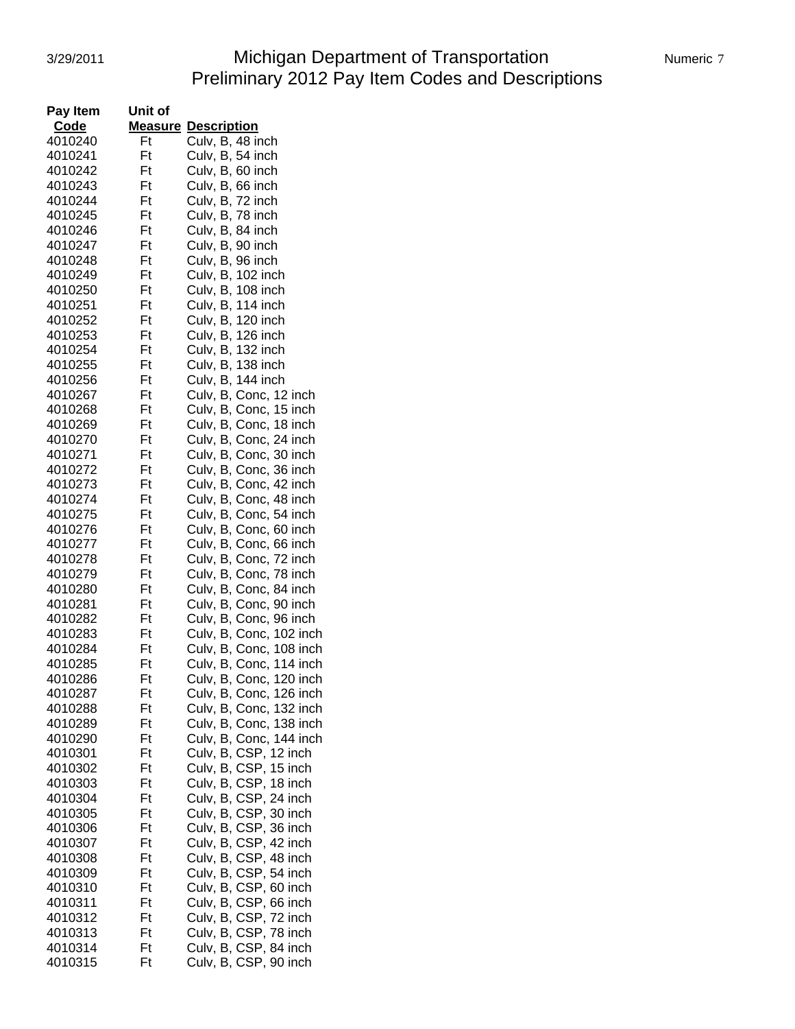| Pay Item Code | Unit of Measure | Description |
|---|---|---|
| 4010240 | Ft | Culv, B, 48 inch |
| 4010241 | Ft | Culv, B, 54 inch |
| 4010242 | Ft | Culv, B, 60 inch |
| 4010243 | Ft | Culv, B, 66 inch |
| 4010244 | Ft | Culv, B, 72 inch |
| 4010245 | Ft | Culv, B, 78 inch |
| 4010246 | Ft | Culv, B, 84 inch |
| 4010247 | Ft | Culv, B, 90 inch |
| 4010248 | Ft | Culv, B, 96 inch |
| 4010249 | Ft | Culv, B, 102 inch |
| 4010250 | Ft | Culv, B, 108 inch |
| 4010251 | Ft | Culv, B, 114 inch |
| 4010252 | Ft | Culv, B, 120 inch |
| 4010253 | Ft | Culv, B, 126 inch |
| 4010254 | Ft | Culv, B, 132 inch |
| 4010255 | Ft | Culv, B, 138 inch |
| 4010256 | Ft | Culv, B, 144 inch |
| 4010267 | Ft | Culv, B, Conc, 12 inch |
| 4010268 | Ft | Culv, B, Conc, 15 inch |
| 4010269 | Ft | Culv, B, Conc, 18 inch |
| 4010270 | Ft | Culv, B, Conc, 24 inch |
| 4010271 | Ft | Culv, B, Conc, 30 inch |
| 4010272 | Ft | Culv, B, Conc, 36 inch |
| 4010273 | Ft | Culv, B, Conc, 42 inch |
| 4010274 | Ft | Culv, B, Conc, 48 inch |
| 4010275 | Ft | Culv, B, Conc, 54 inch |
| 4010276 | Ft | Culv, B, Conc, 60 inch |
| 4010277 | Ft | Culv, B, Conc, 66 inch |
| 4010278 | Ft | Culv, B, Conc, 72 inch |
| 4010279 | Ft | Culv, B, Conc, 78 inch |
| 4010280 | Ft | Culv, B, Conc, 84 inch |
| 4010281 | Ft | Culv, B, Conc, 90 inch |
| 4010282 | Ft | Culv, B, Conc, 96 inch |
| 4010283 | Ft | Culv, B, Conc, 102 inch |
| 4010284 | Ft | Culv, B, Conc, 108 inch |
| 4010285 | Ft | Culv, B, Conc, 114 inch |
| 4010286 | Ft | Culv, B, Conc, 120 inch |
| 4010287 | Ft | Culv, B, Conc, 126 inch |
| 4010288 | Ft | Culv, B, Conc, 132 inch |
| 4010289 | Ft | Culv, B, Conc, 138 inch |
| 4010290 | Ft | Culv, B, Conc, 144 inch |
| 4010301 | Ft | Culv, B, CSP, 12 inch |
| 4010302 | Ft | Culv, B, CSP, 15 inch |
| 4010303 | Ft | Culv, B, CSP, 18 inch |
| 4010304 | Ft | Culv, B, CSP, 24 inch |
| 4010305 | Ft | Culv, B, CSP, 30 inch |
| 4010306 | Ft | Culv, B, CSP, 36 inch |
| 4010307 | Ft | Culv, B, CSP, 42 inch |
| 4010308 | Ft | Culv, B, CSP, 48 inch |
| 4010309 | Ft | Culv, B, CSP, 54 inch |
| 4010310 | Ft | Culv, B, CSP, 60 inch |
| 4010311 | Ft | Culv, B, CSP, 66 inch |
| 4010312 | Ft | Culv, B, CSP, 72 inch |
| 4010313 | Ft | Culv, B, CSP, 78 inch |
| 4010314 | Ft | Culv, B, CSP, 84 inch |
| 4010315 | Ft | Culv, B, CSP, 90 inch |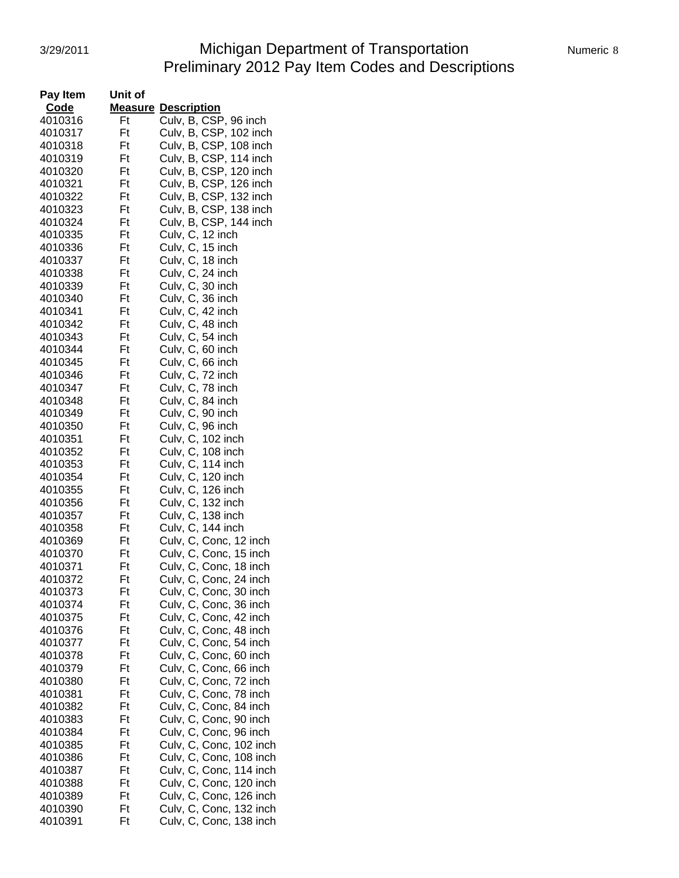| Pay Item Code | Unit of Measure | Description |
|---|---|---|
| 4010316 | Ft | Culv, B, CSP, 96 inch |
| 4010317 | Ft | Culv, B, CSP, 102 inch |
| 4010318 | Ft | Culv, B, CSP, 108 inch |
| 4010319 | Ft | Culv, B, CSP, 114 inch |
| 4010320 | Ft | Culv, B, CSP, 120 inch |
| 4010321 | Ft | Culv, B, CSP, 126 inch |
| 4010322 | Ft | Culv, B, CSP, 132 inch |
| 4010323 | Ft | Culv, B, CSP, 138 inch |
| 4010324 | Ft | Culv, B, CSP, 144 inch |
| 4010335 | Ft | Culv, C, 12 inch |
| 4010336 | Ft | Culv, C, 15 inch |
| 4010337 | Ft | Culv, C, 18 inch |
| 4010338 | Ft | Culv, C, 24 inch |
| 4010339 | Ft | Culv, C, 30 inch |
| 4010340 | Ft | Culv, C, 36 inch |
| 4010341 | Ft | Culv, C, 42 inch |
| 4010342 | Ft | Culv, C, 48 inch |
| 4010343 | Ft | Culv, C, 54 inch |
| 4010344 | Ft | Culv, C, 60 inch |
| 4010345 | Ft | Culv, C, 66 inch |
| 4010346 | Ft | Culv, C, 72 inch |
| 4010347 | Ft | Culv, C, 78 inch |
| 4010348 | Ft | Culv, C, 84 inch |
| 4010349 | Ft | Culv, C, 90 inch |
| 4010350 | Ft | Culv, C, 96 inch |
| 4010351 | Ft | Culv, C, 102 inch |
| 4010352 | Ft | Culv, C, 108 inch |
| 4010353 | Ft | Culv, C, 114 inch |
| 4010354 | Ft | Culv, C, 120 inch |
| 4010355 | Ft | Culv, C, 126 inch |
| 4010356 | Ft | Culv, C, 132 inch |
| 4010357 | Ft | Culv, C, 138 inch |
| 4010358 | Ft | Culv, C, 144 inch |
| 4010369 | Ft | Culv, C, Conc, 12 inch |
| 4010370 | Ft | Culv, C, Conc, 15 inch |
| 4010371 | Ft | Culv, C, Conc, 18 inch |
| 4010372 | Ft | Culv, C, Conc, 24 inch |
| 4010373 | Ft | Culv, C, Conc, 30 inch |
| 4010374 | Ft | Culv, C, Conc, 36 inch |
| 4010375 | Ft | Culv, C, Conc, 42 inch |
| 4010376 | Ft | Culv, C, Conc, 48 inch |
| 4010377 | Ft | Culv, C, Conc, 54 inch |
| 4010378 | Ft | Culv, C, Conc, 60 inch |
| 4010379 | Ft | Culv, C, Conc, 66 inch |
| 4010380 | Ft | Culv, C, Conc, 72 inch |
| 4010381 | Ft | Culv, C, Conc, 78 inch |
| 4010382 | Ft | Culv, C, Conc, 84 inch |
| 4010383 | Ft | Culv, C, Conc, 90 inch |
| 4010384 | Ft | Culv, C, Conc, 96 inch |
| 4010385 | Ft | Culv, C, Conc, 102 inch |
| 4010386 | Ft | Culv, C, Conc, 108 inch |
| 4010387 | Ft | Culv, C, Conc, 114 inch |
| 4010388 | Ft | Culv, C, Conc, 120 inch |
| 4010389 | Ft | Culv, C, Conc, 126 inch |
| 4010390 | Ft | Culv, C, Conc, 132 inch |
| 4010391 | Ft | Culv, C, Conc, 138 inch |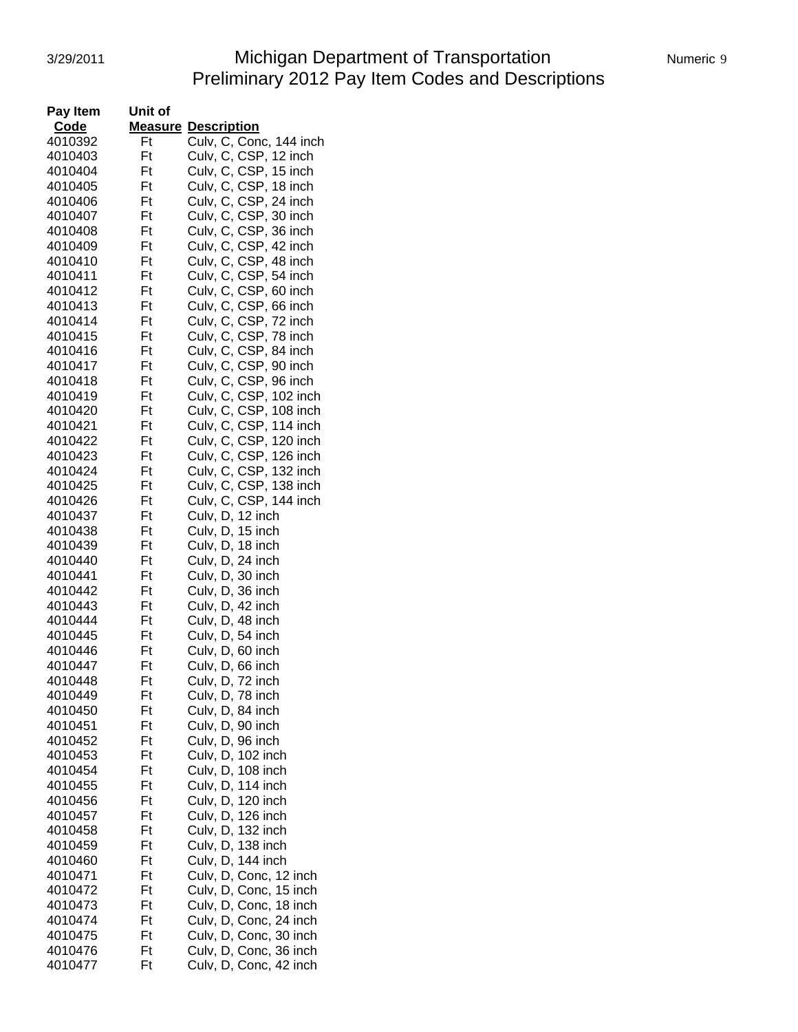# Michigan Department of Transportation
## Preliminary 2012 Pay Item Codes and Descriptions

| Pay Item Code | Unit of Measure | Description |
|---|---|---|
| 4010392 | Ft | Culv, C, Conc, 144 inch |
| 4010403 | Ft | Culv, C, CSP, 12 inch |
| 4010404 | Ft | Culv, C, CSP, 15 inch |
| 4010405 | Ft | Culv, C, CSP, 18 inch |
| 4010406 | Ft | Culv, C, CSP, 24 inch |
| 4010407 | Ft | Culv, C, CSP, 30 inch |
| 4010408 | Ft | Culv, C, CSP, 36 inch |
| 4010409 | Ft | Culv, C, CSP, 42 inch |
| 4010410 | Ft | Culv, C, CSP, 48 inch |
| 4010411 | Ft | Culv, C, CSP, 54 inch |
| 4010412 | Ft | Culv, C, CSP, 60 inch |
| 4010413 | Ft | Culv, C, CSP, 66 inch |
| 4010414 | Ft | Culv, C, CSP, 72 inch |
| 4010415 | Ft | Culv, C, CSP, 78 inch |
| 4010416 | Ft | Culv, C, CSP, 84 inch |
| 4010417 | Ft | Culv, C, CSP, 90 inch |
| 4010418 | Ft | Culv, C, CSP, 96 inch |
| 4010419 | Ft | Culv, C, CSP, 102 inch |
| 4010420 | Ft | Culv, C, CSP, 108 inch |
| 4010421 | Ft | Culv, C, CSP, 114 inch |
| 4010422 | Ft | Culv, C, CSP, 120 inch |
| 4010423 | Ft | Culv, C, CSP, 126 inch |
| 4010424 | Ft | Culv, C, CSP, 132 inch |
| 4010425 | Ft | Culv, C, CSP, 138 inch |
| 4010426 | Ft | Culv, C, CSP, 144 inch |
| 4010437 | Ft | Culv, D, 12 inch |
| 4010438 | Ft | Culv, D, 15 inch |
| 4010439 | Ft | Culv, D, 18 inch |
| 4010440 | Ft | Culv, D, 24 inch |
| 4010441 | Ft | Culv, D, 30 inch |
| 4010442 | Ft | Culv, D, 36 inch |
| 4010443 | Ft | Culv, D, 42 inch |
| 4010444 | Ft | Culv, D, 48 inch |
| 4010445 | Ft | Culv, D, 54 inch |
| 4010446 | Ft | Culv, D, 60 inch |
| 4010447 | Ft | Culv, D, 66 inch |
| 4010448 | Ft | Culv, D, 72 inch |
| 4010449 | Ft | Culv, D, 78 inch |
| 4010450 | Ft | Culv, D, 84 inch |
| 4010451 | Ft | Culv, D, 90 inch |
| 4010452 | Ft | Culv, D, 96 inch |
| 4010453 | Ft | Culv, D, 102 inch |
| 4010454 | Ft | Culv, D, 108 inch |
| 4010455 | Ft | Culv, D, 114 inch |
| 4010456 | Ft | Culv, D, 120 inch |
| 4010457 | Ft | Culv, D, 126 inch |
| 4010458 | Ft | Culv, D, 132 inch |
| 4010459 | Ft | Culv, D, 138 inch |
| 4010460 | Ft | Culv, D, 144 inch |
| 4010471 | Ft | Culv, D, Conc, 12 inch |
| 4010472 | Ft | Culv, D, Conc, 15 inch |
| 4010473 | Ft | Culv, D, Conc, 18 inch |
| 4010474 | Ft | Culv, D, Conc, 24 inch |
| 4010475 | Ft | Culv, D, Conc, 30 inch |
| 4010476 | Ft | Culv, D, Conc, 36 inch |
| 4010477 | Ft | Culv, D, Conc, 42 inch |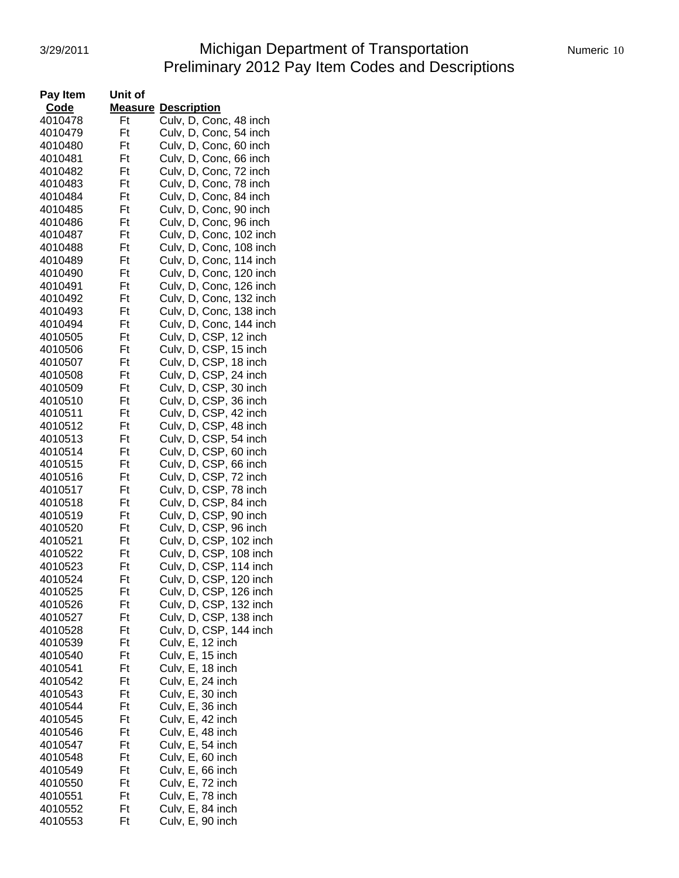# Michigan Department of Transportation
## Preliminary 2012 Pay Item Codes and Descriptions

| Pay Item Code | Unit of Measure | Description |
|---|---|---|
| 4010478 | Ft | Culv, D, Conc, 48 inch |
| 4010479 | Ft | Culv, D, Conc, 54 inch |
| 4010480 | Ft | Culv, D, Conc, 60 inch |
| 4010481 | Ft | Culv, D, Conc, 66 inch |
| 4010482 | Ft | Culv, D, Conc, 72 inch |
| 4010483 | Ft | Culv, D, Conc, 78 inch |
| 4010484 | Ft | Culv, D, Conc, 84 inch |
| 4010485 | Ft | Culv, D, Conc, 90 inch |
| 4010486 | Ft | Culv, D, Conc, 96 inch |
| 4010487 | Ft | Culv, D, Conc, 102 inch |
| 4010488 | Ft | Culv, D, Conc, 108 inch |
| 4010489 | Ft | Culv, D, Conc, 114 inch |
| 4010490 | Ft | Culv, D, Conc, 120 inch |
| 4010491 | Ft | Culv, D, Conc, 126 inch |
| 4010492 | Ft | Culv, D, Conc, 132 inch |
| 4010493 | Ft | Culv, D, Conc, 138 inch |
| 4010494 | Ft | Culv, D, Conc, 144 inch |
| 4010505 | Ft | Culv, D, CSP, 12 inch |
| 4010506 | Ft | Culv, D, CSP, 15 inch |
| 4010507 | Ft | Culv, D, CSP, 18 inch |
| 4010508 | Ft | Culv, D, CSP, 24 inch |
| 4010509 | Ft | Culv, D, CSP, 30 inch |
| 4010510 | Ft | Culv, D, CSP, 36 inch |
| 4010511 | Ft | Culv, D, CSP, 42 inch |
| 4010512 | Ft | Culv, D, CSP, 48 inch |
| 4010513 | Ft | Culv, D, CSP, 54 inch |
| 4010514 | Ft | Culv, D, CSP, 60 inch |
| 4010515 | Ft | Culv, D, CSP, 66 inch |
| 4010516 | Ft | Culv, D, CSP, 72 inch |
| 4010517 | Ft | Culv, D, CSP, 78 inch |
| 4010518 | Ft | Culv, D, CSP, 84 inch |
| 4010519 | Ft | Culv, D, CSP, 90 inch |
| 4010520 | Ft | Culv, D, CSP, 96 inch |
| 4010521 | Ft | Culv, D, CSP, 102 inch |
| 4010522 | Ft | Culv, D, CSP, 108 inch |
| 4010523 | Ft | Culv, D, CSP, 114 inch |
| 4010524 | Ft | Culv, D, CSP, 120 inch |
| 4010525 | Ft | Culv, D, CSP, 126 inch |
| 4010526 | Ft | Culv, D, CSP, 132 inch |
| 4010527 | Ft | Culv, D, CSP, 138 inch |
| 4010528 | Ft | Culv, D, CSP, 144 inch |
| 4010539 | Ft | Culv, E, 12 inch |
| 4010540 | Ft | Culv, E, 15 inch |
| 4010541 | Ft | Culv, E, 18 inch |
| 4010542 | Ft | Culv, E, 24 inch |
| 4010543 | Ft | Culv, E, 30 inch |
| 4010544 | Ft | Culv, E, 36 inch |
| 4010545 | Ft | Culv, E, 42 inch |
| 4010546 | Ft | Culv, E, 48 inch |
| 4010547 | Ft | Culv, E, 54 inch |
| 4010548 | Ft | Culv, E, 60 inch |
| 4010549 | Ft | Culv, E, 66 inch |
| 4010550 | Ft | Culv, E, 72 inch |
| 4010551 | Ft | Culv, E, 78 inch |
| 4010552 | Ft | Culv, E, 84 inch |
| 4010553 | Ft | Culv, E, 90 inch |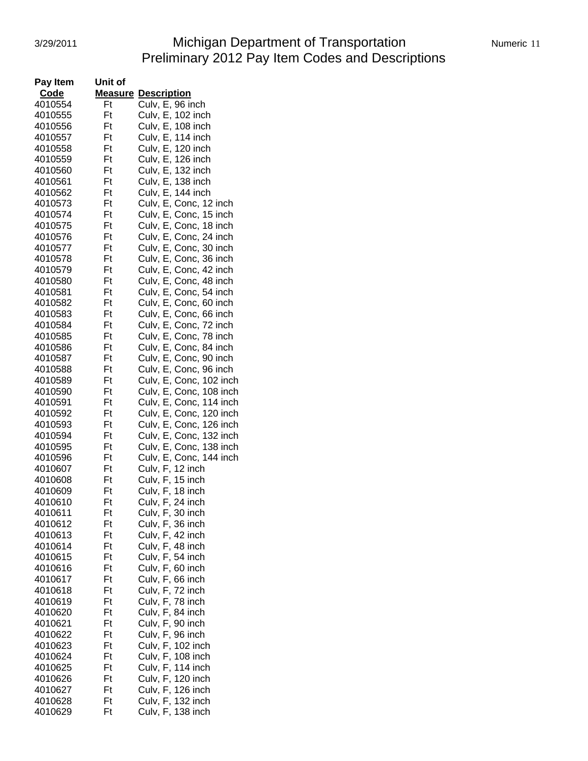| Pay Item Code | Unit of Measure | Description |
|---|---|---|
| 4010554 | Ft | Culv, E, 96 inch |
| 4010555 | Ft | Culv, E, 102 inch |
| 4010556 | Ft | Culv, E, 108 inch |
| 4010557 | Ft | Culv, E, 114 inch |
| 4010558 | Ft | Culv, E, 120 inch |
| 4010559 | Ft | Culv, E, 126 inch |
| 4010560 | Ft | Culv, E, 132 inch |
| 4010561 | Ft | Culv, E, 138 inch |
| 4010562 | Ft | Culv, E, 144 inch |
| 4010573 | Ft | Culv, E, Conc, 12 inch |
| 4010574 | Ft | Culv, E, Conc, 15 inch |
| 4010575 | Ft | Culv, E, Conc, 18 inch |
| 4010576 | Ft | Culv, E, Conc, 24 inch |
| 4010577 | Ft | Culv, E, Conc, 30 inch |
| 4010578 | Ft | Culv, E, Conc, 36 inch |
| 4010579 | Ft | Culv, E, Conc, 42 inch |
| 4010580 | Ft | Culv, E, Conc, 48 inch |
| 4010581 | Ft | Culv, E, Conc, 54 inch |
| 4010582 | Ft | Culv, E, Conc, 60 inch |
| 4010583 | Ft | Culv, E, Conc, 66 inch |
| 4010584 | Ft | Culv, E, Conc, 72 inch |
| 4010585 | Ft | Culv, E, Conc, 78 inch |
| 4010586 | Ft | Culv, E, Conc, 84 inch |
| 4010587 | Ft | Culv, E, Conc, 90 inch |
| 4010588 | Ft | Culv, E, Conc, 96 inch |
| 4010589 | Ft | Culv, E, Conc, 102 inch |
| 4010590 | Ft | Culv, E, Conc, 108 inch |
| 4010591 | Ft | Culv, E, Conc, 114 inch |
| 4010592 | Ft | Culv, E, Conc, 120 inch |
| 4010593 | Ft | Culv, E, Conc, 126 inch |
| 4010594 | Ft | Culv, E, Conc, 132 inch |
| 4010595 | Ft | Culv, E, Conc, 138 inch |
| 4010596 | Ft | Culv, E, Conc, 144 inch |
| 4010607 | Ft | Culv, F, 12 inch |
| 4010608 | Ft | Culv, F, 15 inch |
| 4010609 | Ft | Culv, F, 18 inch |
| 4010610 | Ft | Culv, F, 24 inch |
| 4010611 | Ft | Culv, F, 30 inch |
| 4010612 | Ft | Culv, F, 36 inch |
| 4010613 | Ft | Culv, F, 42 inch |
| 4010614 | Ft | Culv, F, 48 inch |
| 4010615 | Ft | Culv, F, 54 inch |
| 4010616 | Ft | Culv, F, 60 inch |
| 4010617 | Ft | Culv, F, 66 inch |
| 4010618 | Ft | Culv, F, 72 inch |
| 4010619 | Ft | Culv, F, 78 inch |
| 4010620 | Ft | Culv, F, 84 inch |
| 4010621 | Ft | Culv, F, 90 inch |
| 4010622 | Ft | Culv, F, 96 inch |
| 4010623 | Ft | Culv, F, 102 inch |
| 4010624 | Ft | Culv, F, 108 inch |
| 4010625 | Ft | Culv, F, 114 inch |
| 4010626 | Ft | Culv, F, 120 inch |
| 4010627 | Ft | Culv, F, 126 inch |
| 4010628 | Ft | Culv, F, 132 inch |
| 4010629 | Ft | Culv, F, 138 inch |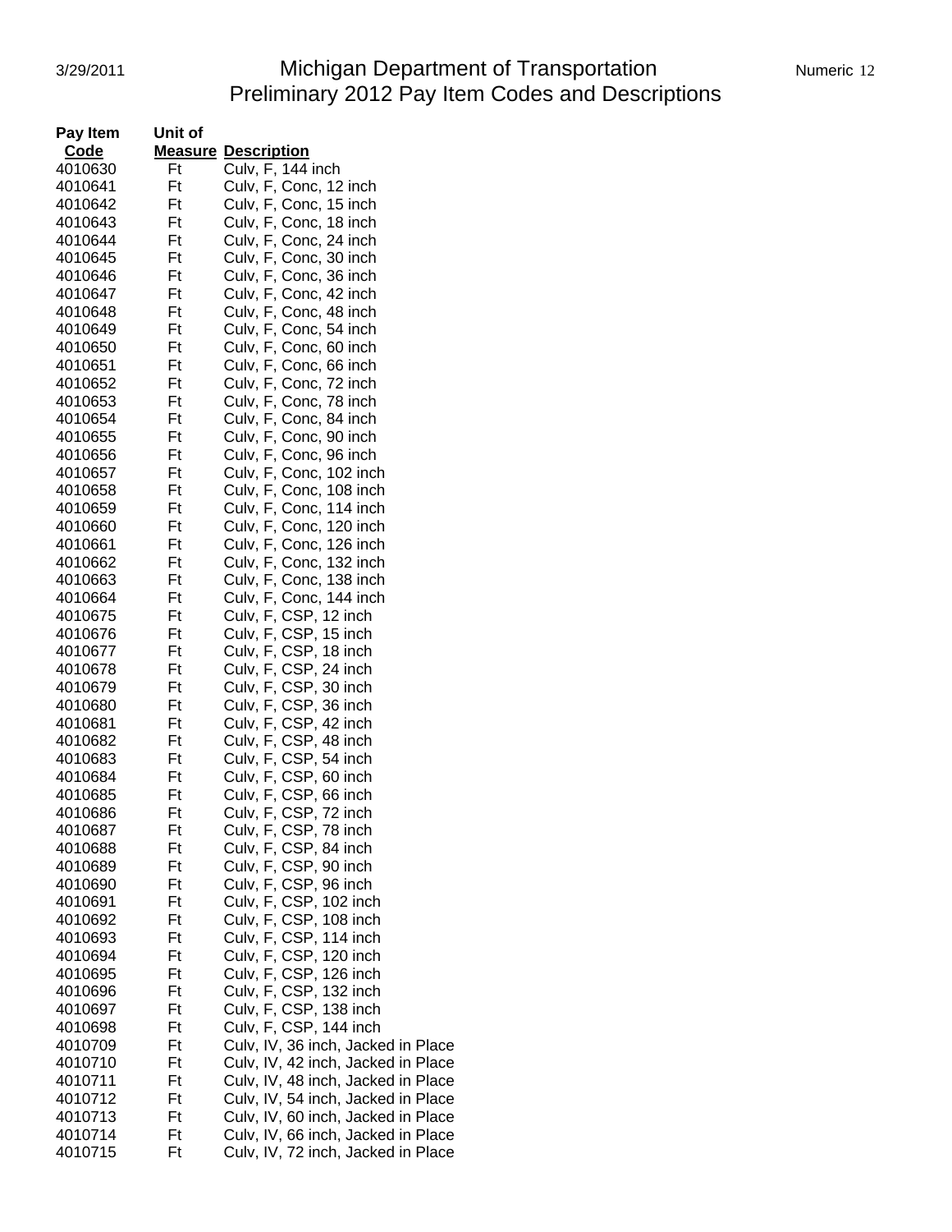| Pay Item Code | Unit of Measure | Description |
|---|---|---|
| 4010630 | Ft | Culv, F, 144 inch |
| 4010641 | Ft | Culv, F, Conc, 12 inch |
| 4010642 | Ft | Culv, F, Conc, 15 inch |
| 4010643 | Ft | Culv, F, Conc, 18 inch |
| 4010644 | Ft | Culv, F, Conc, 24 inch |
| 4010645 | Ft | Culv, F, Conc, 30 inch |
| 4010646 | Ft | Culv, F, Conc, 36 inch |
| 4010647 | Ft | Culv, F, Conc, 42 inch |
| 4010648 | Ft | Culv, F, Conc, 48 inch |
| 4010649 | Ft | Culv, F, Conc, 54 inch |
| 4010650 | Ft | Culv, F, Conc, 60 inch |
| 4010651 | Ft | Culv, F, Conc, 66 inch |
| 4010652 | Ft | Culv, F, Conc, 72 inch |
| 4010653 | Ft | Culv, F, Conc, 78 inch |
| 4010654 | Ft | Culv, F, Conc, 84 inch |
| 4010655 | Ft | Culv, F, Conc, 90 inch |
| 4010656 | Ft | Culv, F, Conc, 96 inch |
| 4010657 | Ft | Culv, F, Conc, 102 inch |
| 4010658 | Ft | Culv, F, Conc, 108 inch |
| 4010659 | Ft | Culv, F, Conc, 114 inch |
| 4010660 | Ft | Culv, F, Conc, 120 inch |
| 4010661 | Ft | Culv, F, Conc, 126 inch |
| 4010662 | Ft | Culv, F, Conc, 132 inch |
| 4010663 | Ft | Culv, F, Conc, 138 inch |
| 4010664 | Ft | Culv, F, Conc, 144 inch |
| 4010675 | Ft | Culv, F, CSP, 12 inch |
| 4010676 | Ft | Culv, F, CSP, 15 inch |
| 4010677 | Ft | Culv, F, CSP, 18 inch |
| 4010678 | Ft | Culv, F, CSP, 24 inch |
| 4010679 | Ft | Culv, F, CSP, 30 inch |
| 4010680 | Ft | Culv, F, CSP, 36 inch |
| 4010681 | Ft | Culv, F, CSP, 42 inch |
| 4010682 | Ft | Culv, F, CSP, 48 inch |
| 4010683 | Ft | Culv, F, CSP, 54 inch |
| 4010684 | Ft | Culv, F, CSP, 60 inch |
| 4010685 | Ft | Culv, F, CSP, 66 inch |
| 4010686 | Ft | Culv, F, CSP, 72 inch |
| 4010687 | Ft | Culv, F, CSP, 78 inch |
| 4010688 | Ft | Culv, F, CSP, 84 inch |
| 4010689 | Ft | Culv, F, CSP, 90 inch |
| 4010690 | Ft | Culv, F, CSP, 96 inch |
| 4010691 | Ft | Culv, F, CSP, 102 inch |
| 4010692 | Ft | Culv, F, CSP, 108 inch |
| 4010693 | Ft | Culv, F, CSP, 114 inch |
| 4010694 | Ft | Culv, F, CSP, 120 inch |
| 4010695 | Ft | Culv, F, CSP, 126 inch |
| 4010696 | Ft | Culv, F, CSP, 132 inch |
| 4010697 | Ft | Culv, F, CSP, 138 inch |
| 4010698 | Ft | Culv, F, CSP, 144 inch |
| 4010709 | Ft | Culv, IV, 36 inch, Jacked in Place |
| 4010710 | Ft | Culv, IV, 42 inch, Jacked in Place |
| 4010711 | Ft | Culv, IV, 48 inch, Jacked in Place |
| 4010712 | Ft | Culv, IV, 54 inch, Jacked in Place |
| 4010713 | Ft | Culv, IV, 60 inch, Jacked in Place |
| 4010714 | Ft | Culv, IV, 66 inch, Jacked in Place |
| 4010715 | Ft | Culv, IV, 72 inch, Jacked in Place |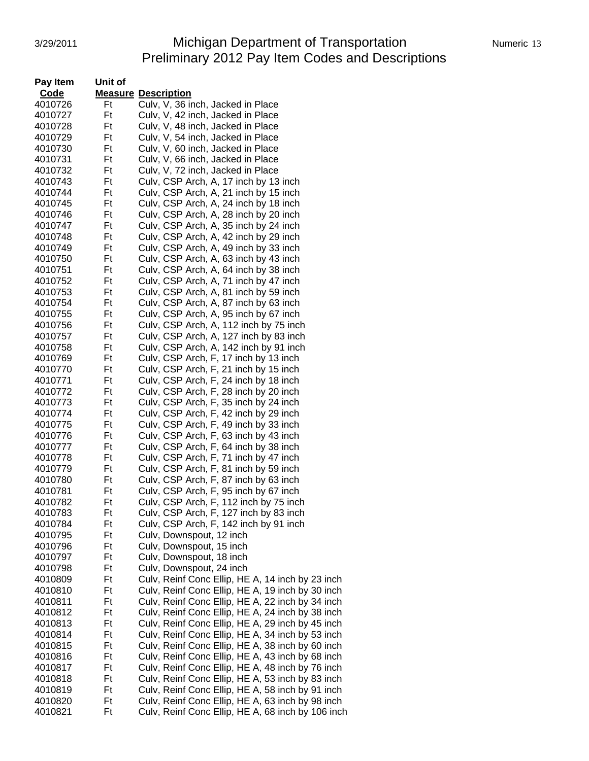| Pay Item Code | Unit of Measure | Description |
|---|---|---|
| 4010726 | Ft | Culv, V, 36 inch, Jacked in Place |
| 4010727 | Ft | Culv, V, 42 inch, Jacked in Place |
| 4010728 | Ft | Culv, V, 48 inch, Jacked in Place |
| 4010729 | Ft | Culv, V, 54 inch, Jacked in Place |
| 4010730 | Ft | Culv, V, 60 inch, Jacked in Place |
| 4010731 | Ft | Culv, V, 66 inch, Jacked in Place |
| 4010732 | Ft | Culv, V, 72 inch, Jacked in Place |
| 4010743 | Ft | Culv, CSP Arch, A, 17 inch by 13 inch |
| 4010744 | Ft | Culv, CSP Arch, A, 21 inch by 15 inch |
| 4010745 | Ft | Culv, CSP Arch, A, 24 inch by 18 inch |
| 4010746 | Ft | Culv, CSP Arch, A, 28 inch by 20 inch |
| 4010747 | Ft | Culv, CSP Arch, A, 35 inch by 24 inch |
| 4010748 | Ft | Culv, CSP Arch, A, 42 inch by 29 inch |
| 4010749 | Ft | Culv, CSP Arch, A, 49 inch by 33 inch |
| 4010750 | Ft | Culv, CSP Arch, A, 63 inch by 43 inch |
| 4010751 | Ft | Culv, CSP Arch, A, 64 inch by 38 inch |
| 4010752 | Ft | Culv, CSP Arch, A, 71 inch by 47 inch |
| 4010753 | Ft | Culv, CSP Arch, A, 81 inch by 59 inch |
| 4010754 | Ft | Culv, CSP Arch, A, 87 inch by 63 inch |
| 4010755 | Ft | Culv, CSP Arch, A, 95 inch by 67 inch |
| 4010756 | Ft | Culv, CSP Arch, A, 112 inch by 75 inch |
| 4010757 | Ft | Culv, CSP Arch, A, 127 inch by 83 inch |
| 4010758 | Ft | Culv, CSP Arch, A, 142 inch by 91 inch |
| 4010769 | Ft | Culv, CSP Arch, F, 17 inch by 13 inch |
| 4010770 | Ft | Culv, CSP Arch, F, 21 inch by 15 inch |
| 4010771 | Ft | Culv, CSP Arch, F, 24 inch by 18 inch |
| 4010772 | Ft | Culv, CSP Arch, F, 28 inch by 20 inch |
| 4010773 | Ft | Culv, CSP Arch, F, 35 inch by 24 inch |
| 4010774 | Ft | Culv, CSP Arch, F, 42 inch by 29 inch |
| 4010775 | Ft | Culv, CSP Arch, F, 49 inch by 33 inch |
| 4010776 | Ft | Culv, CSP Arch, F, 63 inch by 43 inch |
| 4010777 | Ft | Culv, CSP Arch, F, 64 inch by 38 inch |
| 4010778 | Ft | Culv, CSP Arch, F, 71 inch by 47 inch |
| 4010779 | Ft | Culv, CSP Arch, F, 81 inch by 59 inch |
| 4010780 | Ft | Culv, CSP Arch, F, 87 inch by 63 inch |
| 4010781 | Ft | Culv, CSP Arch, F, 95 inch by 67 inch |
| 4010782 | Ft | Culv, CSP Arch, F, 112 inch by 75 inch |
| 4010783 | Ft | Culv, CSP Arch, F, 127 inch by 83 inch |
| 4010784 | Ft | Culv, CSP Arch, F, 142 inch by 91 inch |
| 4010795 | Ft | Culv, Downspout, 12 inch |
| 4010796 | Ft | Culv, Downspout, 15 inch |
| 4010797 | Ft | Culv, Downspout, 18 inch |
| 4010798 | Ft | Culv, Downspout, 24 inch |
| 4010809 | Ft | Culv, Reinf Conc Ellip, HE A, 14 inch by 23 inch |
| 4010810 | Ft | Culv, Reinf Conc Ellip, HE A, 19 inch by 30 inch |
| 4010811 | Ft | Culv, Reinf Conc Ellip, HE A, 22 inch by 34 inch |
| 4010812 | Ft | Culv, Reinf Conc Ellip, HE A, 24 inch by 38 inch |
| 4010813 | Ft | Culv, Reinf Conc Ellip, HE A, 29 inch by 45 inch |
| 4010814 | Ft | Culv, Reinf Conc Ellip, HE A, 34 inch by 53 inch |
| 4010815 | Ft | Culv, Reinf Conc Ellip, HE A, 38 inch by 60 inch |
| 4010816 | Ft | Culv, Reinf Conc Ellip, HE A, 43 inch by 68 inch |
| 4010817 | Ft | Culv, Reinf Conc Ellip, HE A, 48 inch by 76 inch |
| 4010818 | Ft | Culv, Reinf Conc Ellip, HE A, 53 inch by 83 inch |
| 4010819 | Ft | Culv, Reinf Conc Ellip, HE A, 58 inch by 91 inch |
| 4010820 | Ft | Culv, Reinf Conc Ellip, HE A, 63 inch by 98 inch |
| 4010821 | Ft | Culv, Reinf Conc Ellip, HE A, 68 inch by 106 inch |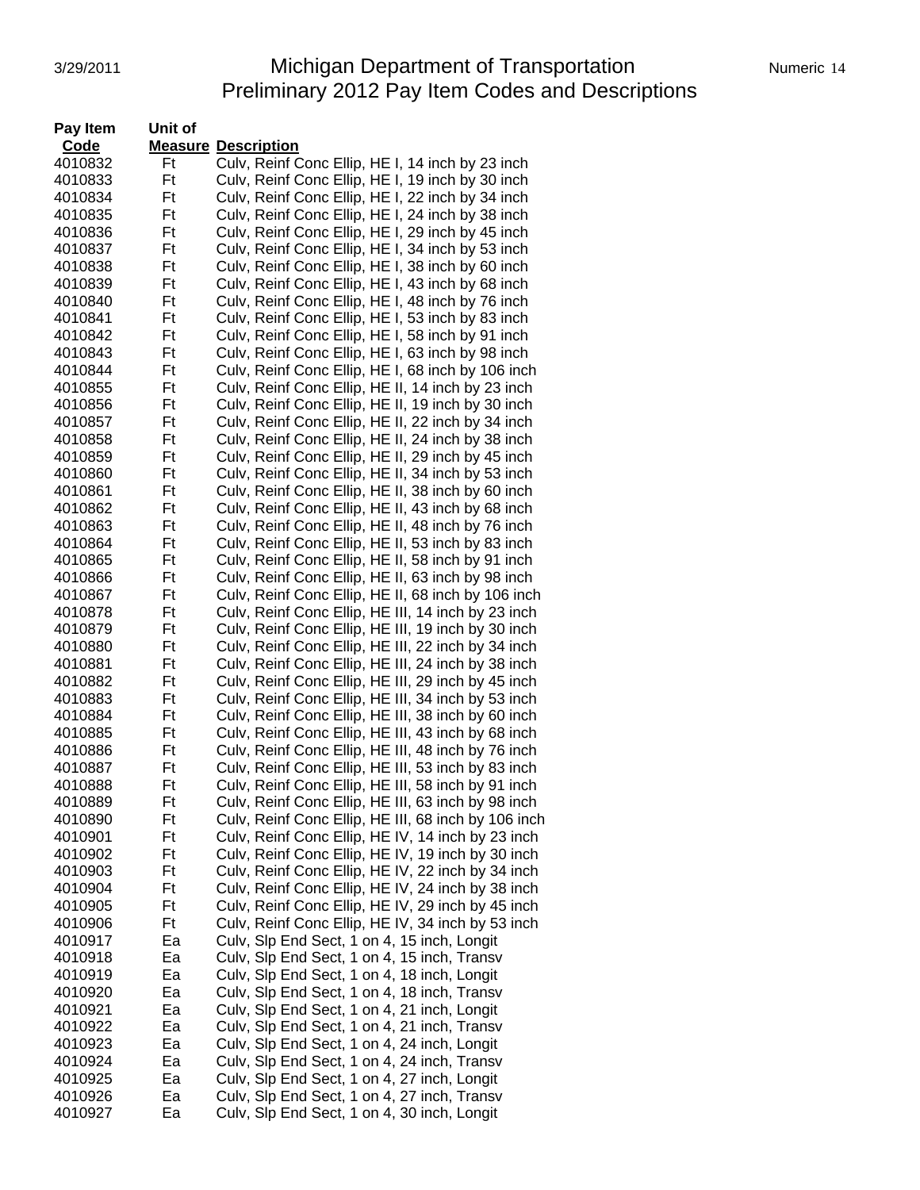# Michigan Department of Transportation
## Preliminary 2012 Pay Item Codes and Descriptions

| Pay Item Code | Unit of Measure | Description |
|---|---|---|
| 4010832 | Ft | Culv, Reinf Conc Ellip, HE I, 14 inch by 23 inch |
| 4010833 | Ft | Culv, Reinf Conc Ellip, HE I, 19 inch by 30 inch |
| 4010834 | Ft | Culv, Reinf Conc Ellip, HE I, 22 inch by 34 inch |
| 4010835 | Ft | Culv, Reinf Conc Ellip, HE I, 24 inch by 38 inch |
| 4010836 | Ft | Culv, Reinf Conc Ellip, HE I, 29 inch by 45 inch |
| 4010837 | Ft | Culv, Reinf Conc Ellip, HE I, 34 inch by 53 inch |
| 4010838 | Ft | Culv, Reinf Conc Ellip, HE I, 38 inch by 60 inch |
| 4010839 | Ft | Culv, Reinf Conc Ellip, HE I, 43 inch by 68 inch |
| 4010840 | Ft | Culv, Reinf Conc Ellip, HE I, 48 inch by 76 inch |
| 4010841 | Ft | Culv, Reinf Conc Ellip, HE I, 53 inch by 83 inch |
| 4010842 | Ft | Culv, Reinf Conc Ellip, HE I, 58 inch by 91 inch |
| 4010843 | Ft | Culv, Reinf Conc Ellip, HE I, 63 inch by 98 inch |
| 4010844 | Ft | Culv, Reinf Conc Ellip, HE I, 68 inch by 106 inch |
| 4010855 | Ft | Culv, Reinf Conc Ellip, HE II, 14 inch by 23 inch |
| 4010856 | Ft | Culv, Reinf Conc Ellip, HE II, 19 inch by 30 inch |
| 4010857 | Ft | Culv, Reinf Conc Ellip, HE II, 22 inch by 34 inch |
| 4010858 | Ft | Culv, Reinf Conc Ellip, HE II, 24 inch by 38 inch |
| 4010859 | Ft | Culv, Reinf Conc Ellip, HE II, 29 inch by 45 inch |
| 4010860 | Ft | Culv, Reinf Conc Ellip, HE II, 34 inch by 53 inch |
| 4010861 | Ft | Culv, Reinf Conc Ellip, HE II, 38 inch by 60 inch |
| 4010862 | Ft | Culv, Reinf Conc Ellip, HE II, 43 inch by 68 inch |
| 4010863 | Ft | Culv, Reinf Conc Ellip, HE II, 48 inch by 76 inch |
| 4010864 | Ft | Culv, Reinf Conc Ellip, HE II, 53 inch by 83 inch |
| 4010865 | Ft | Culv, Reinf Conc Ellip, HE II, 58 inch by 91 inch |
| 4010866 | Ft | Culv, Reinf Conc Ellip, HE II, 63 inch by 98 inch |
| 4010867 | Ft | Culv, Reinf Conc Ellip, HE II, 68 inch by 106 inch |
| 4010878 | Ft | Culv, Reinf Conc Ellip, HE III, 14 inch by 23 inch |
| 4010879 | Ft | Culv, Reinf Conc Ellip, HE III, 19 inch by 30 inch |
| 4010880 | Ft | Culv, Reinf Conc Ellip, HE III, 22 inch by 34 inch |
| 4010881 | Ft | Culv, Reinf Conc Ellip, HE III, 24 inch by 38 inch |
| 4010882 | Ft | Culv, Reinf Conc Ellip, HE III, 29 inch by 45 inch |
| 4010883 | Ft | Culv, Reinf Conc Ellip, HE III, 34 inch by 53 inch |
| 4010884 | Ft | Culv, Reinf Conc Ellip, HE III, 38 inch by 60 inch |
| 4010885 | Ft | Culv, Reinf Conc Ellip, HE III, 43 inch by 68 inch |
| 4010886 | Ft | Culv, Reinf Conc Ellip, HE III, 48 inch by 76 inch |
| 4010887 | Ft | Culv, Reinf Conc Ellip, HE III, 53 inch by 83 inch |
| 4010888 | Ft | Culv, Reinf Conc Ellip, HE III, 58 inch by 91 inch |
| 4010889 | Ft | Culv, Reinf Conc Ellip, HE III, 63 inch by 98 inch |
| 4010890 | Ft | Culv, Reinf Conc Ellip, HE III, 68 inch by 106 inch |
| 4010901 | Ft | Culv, Reinf Conc Ellip, HE IV, 14 inch by 23 inch |
| 4010902 | Ft | Culv, Reinf Conc Ellip, HE IV, 19 inch by 30 inch |
| 4010903 | Ft | Culv, Reinf Conc Ellip, HE IV, 22 inch by 34 inch |
| 4010904 | Ft | Culv, Reinf Conc Ellip, HE IV, 24 inch by 38 inch |
| 4010905 | Ft | Culv, Reinf Conc Ellip, HE IV, 29 inch by 45 inch |
| 4010906 | Ft | Culv, Reinf Conc Ellip, HE IV, 34 inch by 53 inch |
| 4010917 | Ea | Culv, Slp End Sect, 1 on 4, 15 inch, Longit |
| 4010918 | Ea | Culv, Slp End Sect, 1 on 4, 15 inch, Transv |
| 4010919 | Ea | Culv, Slp End Sect, 1 on 4, 18 inch, Longit |
| 4010920 | Ea | Culv, Slp End Sect, 1 on 4, 18 inch, Transv |
| 4010921 | Ea | Culv, Slp End Sect, 1 on 4, 21 inch, Longit |
| 4010922 | Ea | Culv, Slp End Sect, 1 on 4, 21 inch, Transv |
| 4010923 | Ea | Culv, Slp End Sect, 1 on 4, 24 inch, Longit |
| 4010924 | Ea | Culv, Slp End Sect, 1 on 4, 24 inch, Transv |
| 4010925 | Ea | Culv, Slp End Sect, 1 on 4, 27 inch, Longit |
| 4010926 | Ea | Culv, Slp End Sect, 1 on 4, 27 inch, Transv |
| 4010927 | Ea | Culv, Slp End Sect, 1 on 4, 30 inch, Longit |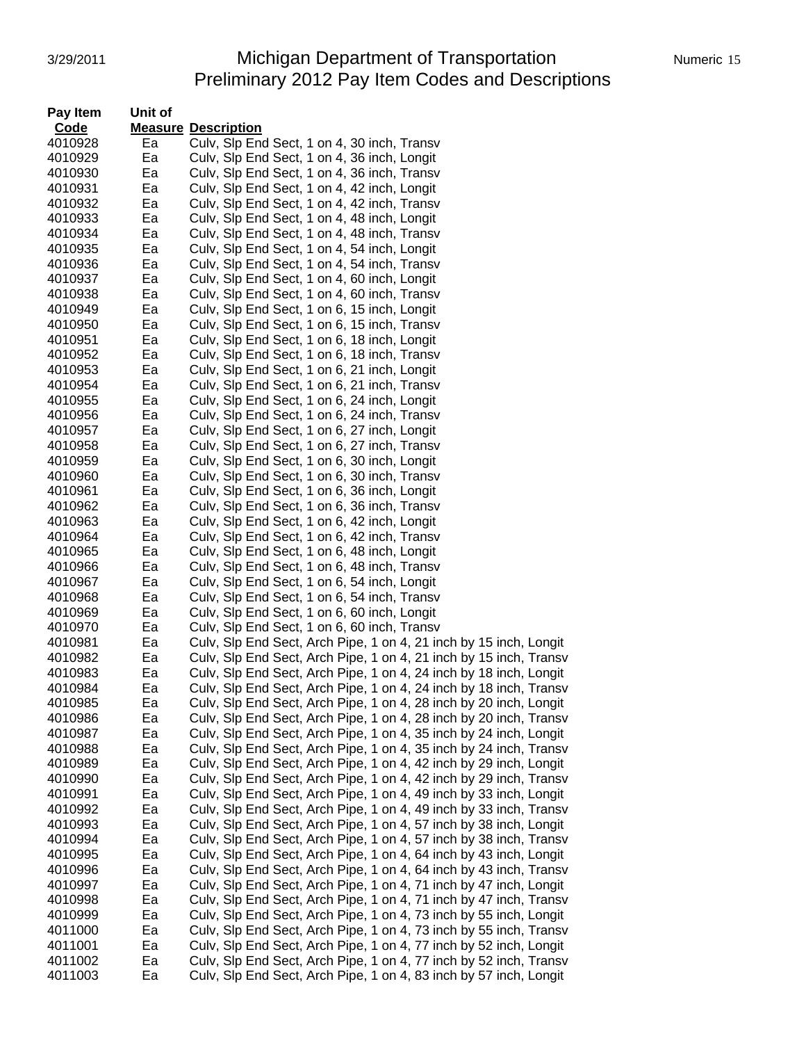| Pay Item Code | Unit of Measure | Description |
|---|---|---|
| 4010928 | Ea | Culv, Slp End Sect, 1 on 4, 30 inch, Transv |
| 4010929 | Ea | Culv, Slp End Sect, 1 on 4, 36 inch, Longit |
| 4010930 | Ea | Culv, Slp End Sect, 1 on 4, 36 inch, Transv |
| 4010931 | Ea | Culv, Slp End Sect, 1 on 4, 42 inch, Longit |
| 4010932 | Ea | Culv, Slp End Sect, 1 on 4, 42 inch, Transv |
| 4010933 | Ea | Culv, Slp End Sect, 1 on 4, 48 inch, Longit |
| 4010934 | Ea | Culv, Slp End Sect, 1 on 4, 48 inch, Transv |
| 4010935 | Ea | Culv, Slp End Sect, 1 on 4, 54 inch, Longit |
| 4010936 | Ea | Culv, Slp End Sect, 1 on 4, 54 inch, Transv |
| 4010937 | Ea | Culv, Slp End Sect, 1 on 4, 60 inch, Longit |
| 4010938 | Ea | Culv, Slp End Sect, 1 on 4, 60 inch, Transv |
| 4010949 | Ea | Culv, Slp End Sect, 1 on 6, 15 inch, Longit |
| 4010950 | Ea | Culv, Slp End Sect, 1 on 6, 15 inch, Transv |
| 4010951 | Ea | Culv, Slp End Sect, 1 on 6, 18 inch, Longit |
| 4010952 | Ea | Culv, Slp End Sect, 1 on 6, 18 inch, Transv |
| 4010953 | Ea | Culv, Slp End Sect, 1 on 6, 21 inch, Longit |
| 4010954 | Ea | Culv, Slp End Sect, 1 on 6, 21 inch, Transv |
| 4010955 | Ea | Culv, Slp End Sect, 1 on 6, 24 inch, Longit |
| 4010956 | Ea | Culv, Slp End Sect, 1 on 6, 24 inch, Transv |
| 4010957 | Ea | Culv, Slp End Sect, 1 on 6, 27 inch, Longit |
| 4010958 | Ea | Culv, Slp End Sect, 1 on 6, 27 inch, Transv |
| 4010959 | Ea | Culv, Slp End Sect, 1 on 6, 30 inch, Longit |
| 4010960 | Ea | Culv, Slp End Sect, 1 on 6, 30 inch, Transv |
| 4010961 | Ea | Culv, Slp End Sect, 1 on 6, 36 inch, Longit |
| 4010962 | Ea | Culv, Slp End Sect, 1 on 6, 36 inch, Transv |
| 4010963 | Ea | Culv, Slp End Sect, 1 on 6, 42 inch, Longit |
| 4010964 | Ea | Culv, Slp End Sect, 1 on 6, 42 inch, Transv |
| 4010965 | Ea | Culv, Slp End Sect, 1 on 6, 48 inch, Longit |
| 4010966 | Ea | Culv, Slp End Sect, 1 on 6, 48 inch, Transv |
| 4010967 | Ea | Culv, Slp End Sect, 1 on 6, 54 inch, Longit |
| 4010968 | Ea | Culv, Slp End Sect, 1 on 6, 54 inch, Transv |
| 4010969 | Ea | Culv, Slp End Sect, 1 on 6, 60 inch, Longit |
| 4010970 | Ea | Culv, Slp End Sect, 1 on 6, 60 inch, Transv |
| 4010981 | Ea | Culv, Slp End Sect, Arch Pipe, 1 on 4, 21 inch by 15 inch, Longit |
| 4010982 | Ea | Culv, Slp End Sect, Arch Pipe, 1 on 4, 21 inch by 15 inch, Transv |
| 4010983 | Ea | Culv, Slp End Sect, Arch Pipe, 1 on 4, 24 inch by 18 inch, Longit |
| 4010984 | Ea | Culv, Slp End Sect, Arch Pipe, 1 on 4, 24 inch by 18 inch, Transv |
| 4010985 | Ea | Culv, Slp End Sect, Arch Pipe, 1 on 4, 28 inch by 20 inch, Longit |
| 4010986 | Ea | Culv, Slp End Sect, Arch Pipe, 1 on 4, 28 inch by 20 inch, Transv |
| 4010987 | Ea | Culv, Slp End Sect, Arch Pipe, 1 on 4, 35 inch by 24 inch, Longit |
| 4010988 | Ea | Culv, Slp End Sect, Arch Pipe, 1 on 4, 35 inch by 24 inch, Transv |
| 4010989 | Ea | Culv, Slp End Sect, Arch Pipe, 1 on 4, 42 inch by 29 inch, Longit |
| 4010990 | Ea | Culv, Slp End Sect, Arch Pipe, 1 on 4, 42 inch by 29 inch, Transv |
| 4010991 | Ea | Culv, Slp End Sect, Arch Pipe, 1 on 4, 49 inch by 33 inch, Longit |
| 4010992 | Ea | Culv, Slp End Sect, Arch Pipe, 1 on 4, 49 inch by 33 inch, Transv |
| 4010993 | Ea | Culv, Slp End Sect, Arch Pipe, 1 on 4, 57 inch by 38 inch, Longit |
| 4010994 | Ea | Culv, Slp End Sect, Arch Pipe, 1 on 4, 57 inch by 38 inch, Transv |
| 4010995 | Ea | Culv, Slp End Sect, Arch Pipe, 1 on 4, 64 inch by 43 inch, Longit |
| 4010996 | Ea | Culv, Slp End Sect, Arch Pipe, 1 on 4, 64 inch by 43 inch, Transv |
| 4010997 | Ea | Culv, Slp End Sect, Arch Pipe, 1 on 4, 71 inch by 47 inch, Longit |
| 4010998 | Ea | Culv, Slp End Sect, Arch Pipe, 1 on 4, 71 inch by 47 inch, Transv |
| 4010999 | Ea | Culv, Slp End Sect, Arch Pipe, 1 on 4, 73 inch by 55 inch, Longit |
| 4011000 | Ea | Culv, Slp End Sect, Arch Pipe, 1 on 4, 73 inch by 55 inch, Transv |
| 4011001 | Ea | Culv, Slp End Sect, Arch Pipe, 1 on 4, 77 inch by 52 inch, Longit |
| 4011002 | Ea | Culv, Slp End Sect, Arch Pipe, 1 on 4, 77 inch by 52 inch, Transv |
| 4011003 | Ea | Culv, Slp End Sect, Arch Pipe, 1 on 4, 83 inch by 57 inch, Longit |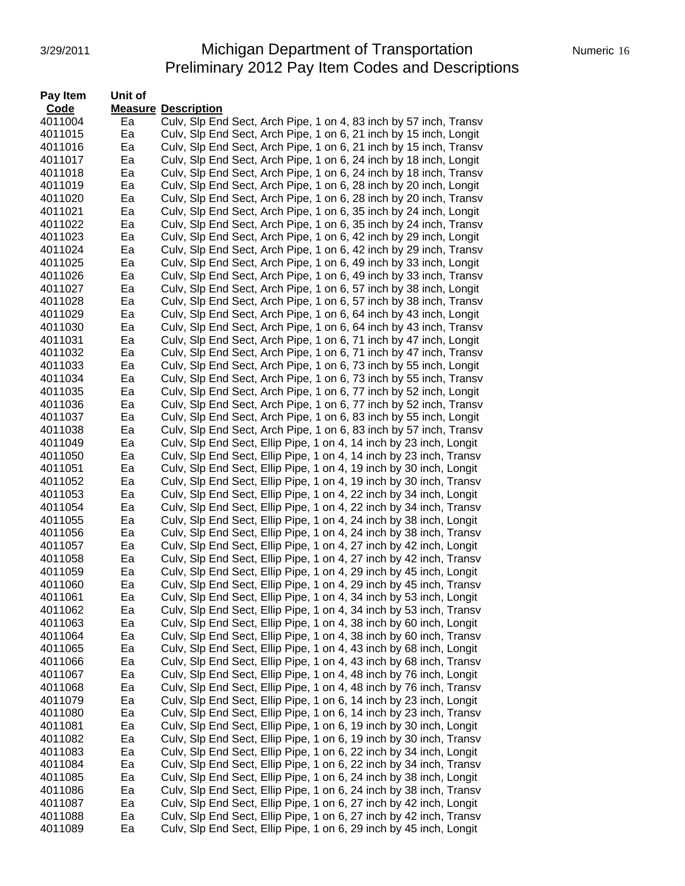# Michigan Department of Transportation
## Preliminary 2012 Pay Item Codes and Descriptions

| Pay Item Code | Unit of Measure | Description |
|---|---|---|
| 4011004 | Ea | Culv, Slp End Sect, Arch Pipe, 1 on 4, 83 inch by 57 inch, Transv |
| 4011015 | Ea | Culv, Slp End Sect, Arch Pipe, 1 on 6, 21 inch by 15 inch, Longit |
| 4011016 | Ea | Culv, Slp End Sect, Arch Pipe, 1 on 6, 21 inch by 15 inch, Transv |
| 4011017 | Ea | Culv, Slp End Sect, Arch Pipe, 1 on 6, 24 inch by 18 inch, Longit |
| 4011018 | Ea | Culv, Slp End Sect, Arch Pipe, 1 on 6, 24 inch by 18 inch, Transv |
| 4011019 | Ea | Culv, Slp End Sect, Arch Pipe, 1 on 6, 28 inch by 20 inch, Longit |
| 4011020 | Ea | Culv, Slp End Sect, Arch Pipe, 1 on 6, 28 inch by 20 inch, Transv |
| 4011021 | Ea | Culv, Slp End Sect, Arch Pipe, 1 on 6, 35 inch by 24 inch, Longit |
| 4011022 | Ea | Culv, Slp End Sect, Arch Pipe, 1 on 6, 35 inch by 24 inch, Transv |
| 4011023 | Ea | Culv, Slp End Sect, Arch Pipe, 1 on 6, 42 inch by 29 inch, Longit |
| 4011024 | Ea | Culv, Slp End Sect, Arch Pipe, 1 on 6, 42 inch by 29 inch, Transv |
| 4011025 | Ea | Culv, Slp End Sect, Arch Pipe, 1 on 6, 49 inch by 33 inch, Longit |
| 4011026 | Ea | Culv, Slp End Sect, Arch Pipe, 1 on 6, 49 inch by 33 inch, Transv |
| 4011027 | Ea | Culv, Slp End Sect, Arch Pipe, 1 on 6, 57 inch by 38 inch, Longit |
| 4011028 | Ea | Culv, Slp End Sect, Arch Pipe, 1 on 6, 57 inch by 38 inch, Transv |
| 4011029 | Ea | Culv, Slp End Sect, Arch Pipe, 1 on 6, 64 inch by 43 inch, Longit |
| 4011030 | Ea | Culv, Slp End Sect, Arch Pipe, 1 on 6, 64 inch by 43 inch, Transv |
| 4011031 | Ea | Culv, Slp End Sect, Arch Pipe, 1 on 6, 71 inch by 47 inch, Longit |
| 4011032 | Ea | Culv, Slp End Sect, Arch Pipe, 1 on 6, 71 inch by 47 inch, Transv |
| 4011033 | Ea | Culv, Slp End Sect, Arch Pipe, 1 on 6, 73 inch by 55 inch, Longit |
| 4011034 | Ea | Culv, Slp End Sect, Arch Pipe, 1 on 6, 73 inch by 55 inch, Transv |
| 4011035 | Ea | Culv, Slp End Sect, Arch Pipe, 1 on 6, 77 inch by 52 inch, Longit |
| 4011036 | Ea | Culv, Slp End Sect, Arch Pipe, 1 on 6, 77 inch by 52 inch, Transv |
| 4011037 | Ea | Culv, Slp End Sect, Arch Pipe, 1 on 6, 83 inch by 55 inch, Longit |
| 4011038 | Ea | Culv, Slp End Sect, Arch Pipe, 1 on 6, 83 inch by 57 inch, Transv |
| 4011049 | Ea | Culv, Slp End Sect, Ellip Pipe, 1 on 4, 14 inch by 23 inch, Longit |
| 4011050 | Ea | Culv, Slp End Sect, Ellip Pipe, 1 on 4, 14 inch by 23 inch, Transv |
| 4011051 | Ea | Culv, Slp End Sect, Ellip Pipe, 1 on 4, 19 inch by 30 inch, Longit |
| 4011052 | Ea | Culv, Slp End Sect, Ellip Pipe, 1 on 4, 19 inch by 30 inch, Transv |
| 4011053 | Ea | Culv, Slp End Sect, Ellip Pipe, 1 on 4, 22 inch by 34 inch, Longit |
| 4011054 | Ea | Culv, Slp End Sect, Ellip Pipe, 1 on 4, 22 inch by 34 inch, Transv |
| 4011055 | Ea | Culv, Slp End Sect, Ellip Pipe, 1 on 4, 24 inch by 38 inch, Longit |
| 4011056 | Ea | Culv, Slp End Sect, Ellip Pipe, 1 on 4, 24 inch by 38 inch, Transv |
| 4011057 | Ea | Culv, Slp End Sect, Ellip Pipe, 1 on 4, 27 inch by 42 inch, Longit |
| 4011058 | Ea | Culv, Slp End Sect, Ellip Pipe, 1 on 4, 27 inch by 42 inch, Transv |
| 4011059 | Ea | Culv, Slp End Sect, Ellip Pipe, 1 on 4, 29 inch by 45 inch, Longit |
| 4011060 | Ea | Culv, Slp End Sect, Ellip Pipe, 1 on 4, 29 inch by 45 inch, Transv |
| 4011061 | Ea | Culv, Slp End Sect, Ellip Pipe, 1 on 4, 34 inch by 53 inch, Longit |
| 4011062 | Ea | Culv, Slp End Sect, Ellip Pipe, 1 on 4, 34 inch by 53 inch, Transv |
| 4011063 | Ea | Culv, Slp End Sect, Ellip Pipe, 1 on 4, 38 inch by 60 inch, Longit |
| 4011064 | Ea | Culv, Slp End Sect, Ellip Pipe, 1 on 4, 38 inch by 60 inch, Transv |
| 4011065 | Ea | Culv, Slp End Sect, Ellip Pipe, 1 on 4, 43 inch by 68 inch, Longit |
| 4011066 | Ea | Culv, Slp End Sect, Ellip Pipe, 1 on 4, 43 inch by 68 inch, Transv |
| 4011067 | Ea | Culv, Slp End Sect, Ellip Pipe, 1 on 4, 48 inch by 76 inch, Longit |
| 4011068 | Ea | Culv, Slp End Sect, Ellip Pipe, 1 on 4, 48 inch by 76 inch, Transv |
| 4011079 | Ea | Culv, Slp End Sect, Ellip Pipe, 1 on 6, 14 inch by 23 inch, Longit |
| 4011080 | Ea | Culv, Slp End Sect, Ellip Pipe, 1 on 6, 14 inch by 23 inch, Transv |
| 4011081 | Ea | Culv, Slp End Sect, Ellip Pipe, 1 on 6, 19 inch by 30 inch, Longit |
| 4011082 | Ea | Culv, Slp End Sect, Ellip Pipe, 1 on 6, 19 inch by 30 inch, Transv |
| 4011083 | Ea | Culv, Slp End Sect, Ellip Pipe, 1 on 6, 22 inch by 34 inch, Longit |
| 4011084 | Ea | Culv, Slp End Sect, Ellip Pipe, 1 on 6, 22 inch by 34 inch, Transv |
| 4011085 | Ea | Culv, Slp End Sect, Ellip Pipe, 1 on 6, 24 inch by 38 inch, Longit |
| 4011086 | Ea | Culv, Slp End Sect, Ellip Pipe, 1 on 6, 24 inch by 38 inch, Transv |
| 4011087 | Ea | Culv, Slp End Sect, Ellip Pipe, 1 on 6, 27 inch by 42 inch, Longit |
| 4011088 | Ea | Culv, Slp End Sect, Ellip Pipe, 1 on 6, 27 inch by 42 inch, Transv |
| 4011089 | Ea | Culv, Slp End Sect, Ellip Pipe, 1 on 6, 29 inch by 45 inch, Longit |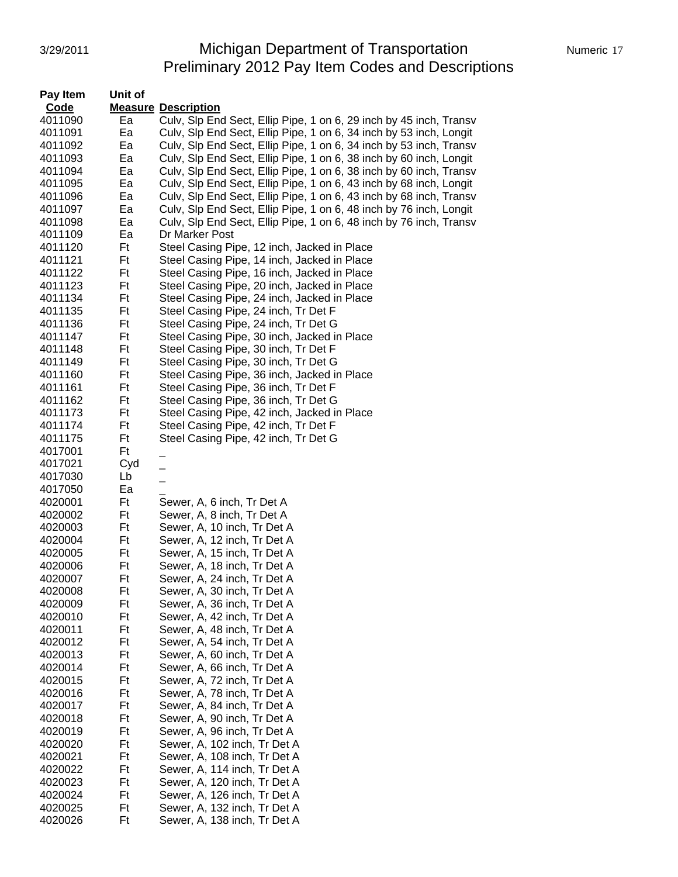# Michigan Department of Transportation
## Preliminary 2012 Pay Item Codes and Descriptions

| Pay Item Code | Unit of Measure | Description |
|---|---|---|
| 4011090 | Ea | Culv, Slp End Sect, Ellip Pipe, 1 on 6, 29 inch by 45 inch, Transv |
| 4011091 | Ea | Culv, Slp End Sect, Ellip Pipe, 1 on 6, 34 inch by 53 inch, Longit |
| 4011092 | Ea | Culv, Slp End Sect, Ellip Pipe, 1 on 6, 34 inch by 53 inch, Transv |
| 4011093 | Ea | Culv, Slp End Sect, Ellip Pipe, 1 on 6, 38 inch by 60 inch, Longit |
| 4011094 | Ea | Culv, Slp End Sect, Ellip Pipe, 1 on 6, 38 inch by 60 inch, Transv |
| 4011095 | Ea | Culv, Slp End Sect, Ellip Pipe, 1 on 6, 43 inch by 68 inch, Longit |
| 4011096 | Ea | Culv, Slp End Sect, Ellip Pipe, 1 on 6, 43 inch by 68 inch, Transv |
| 4011097 | Ea | Culv, Slp End Sect, Ellip Pipe, 1 on 6, 48 inch by 76 inch, Longit |
| 4011098 | Ea | Culv, Slp End Sect, Ellip Pipe, 1 on 6, 48 inch by 76 inch, Transv |
| 4011109 | Ea | Dr Marker Post |
| 4011120 | Ft | Steel Casing Pipe, 12 inch, Jacked in Place |
| 4011121 | Ft | Steel Casing Pipe, 14 inch, Jacked in Place |
| 4011122 | Ft | Steel Casing Pipe, 16 inch, Jacked in Place |
| 4011123 | Ft | Steel Casing Pipe, 20 inch, Jacked in Place |
| 4011134 | Ft | Steel Casing Pipe, 24 inch, Jacked in Place |
| 4011135 | Ft | Steel Casing Pipe, 24 inch, Tr Det F |
| 4011136 | Ft | Steel Casing Pipe, 24 inch, Tr Det G |
| 4011147 | Ft | Steel Casing Pipe, 30 inch, Jacked in Place |
| 4011148 | Ft | Steel Casing Pipe, 30 inch, Tr Det F |
| 4011149 | Ft | Steel Casing Pipe, 30 inch, Tr Det G |
| 4011160 | Ft | Steel Casing Pipe, 36 inch, Jacked in Place |
| 4011161 | Ft | Steel Casing Pipe, 36 inch, Tr Det F |
| 4011162 | Ft | Steel Casing Pipe, 36 inch, Tr Det G |
| 4011173 | Ft | Steel Casing Pipe, 42 inch, Jacked in Place |
| 4011174 | Ft | Steel Casing Pipe, 42 inch, Tr Det F |
| 4011175 | Ft | Steel Casing Pipe, 42 inch, Tr Det G |
| 4017001 | Ft | _ |
| 4017021 | Cyd | _ |
| 4017030 | Lb | _ |
| 4017050 | Ea | _ |
| 4020001 | Ft | Sewer, A, 6 inch, Tr Det A |
| 4020002 | Ft | Sewer, A, 8 inch, Tr Det A |
| 4020003 | Ft | Sewer, A, 10 inch, Tr Det A |
| 4020004 | Ft | Sewer, A, 12 inch, Tr Det A |
| 4020005 | Ft | Sewer, A, 15 inch, Tr Det A |
| 4020006 | Ft | Sewer, A, 18 inch, Tr Det A |
| 4020007 | Ft | Sewer, A, 24 inch, Tr Det A |
| 4020008 | Ft | Sewer, A, 30 inch, Tr Det A |
| 4020009 | Ft | Sewer, A, 36 inch, Tr Det A |
| 4020010 | Ft | Sewer, A, 42 inch, Tr Det A |
| 4020011 | Ft | Sewer, A, 48 inch, Tr Det A |
| 4020012 | Ft | Sewer, A, 54 inch, Tr Det A |
| 4020013 | Ft | Sewer, A, 60 inch, Tr Det A |
| 4020014 | Ft | Sewer, A, 66 inch, Tr Det A |
| 4020015 | Ft | Sewer, A, 72 inch, Tr Det A |
| 4020016 | Ft | Sewer, A, 78 inch, Tr Det A |
| 4020017 | Ft | Sewer, A, 84 inch, Tr Det A |
| 4020018 | Ft | Sewer, A, 90 inch, Tr Det A |
| 4020019 | Ft | Sewer, A, 96 inch, Tr Det A |
| 4020020 | Ft | Sewer, A, 102 inch, Tr Det A |
| 4020021 | Ft | Sewer, A, 108 inch, Tr Det A |
| 4020022 | Ft | Sewer, A, 114 inch, Tr Det A |
| 4020023 | Ft | Sewer, A, 120 inch, Tr Det A |
| 4020024 | Ft | Sewer, A, 126 inch, Tr Det A |
| 4020025 | Ft | Sewer, A, 132 inch, Tr Det A |
| 4020026 | Ft | Sewer, A, 138 inch, Tr Det A |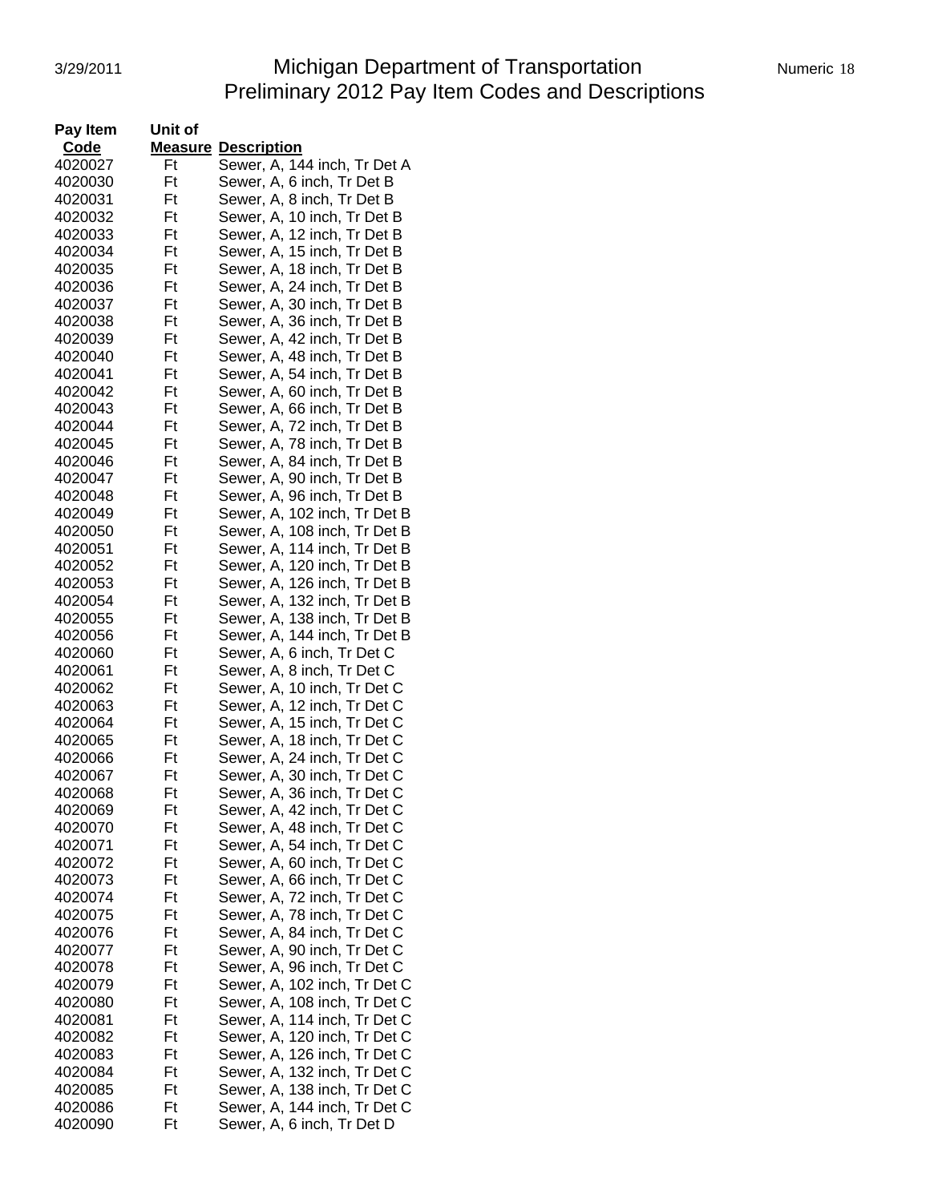| Pay Item Code | Unit of Measure | Description |
|---|---|---|
| 4020027 | Ft | Sewer, A, 144 inch, Tr Det A |
| 4020030 | Ft | Sewer, A, 6 inch, Tr Det B |
| 4020031 | Ft | Sewer, A, 8 inch, Tr Det B |
| 4020032 | Ft | Sewer, A, 10 inch, Tr Det B |
| 4020033 | Ft | Sewer, A, 12 inch, Tr Det B |
| 4020034 | Ft | Sewer, A, 15 inch, Tr Det B |
| 4020035 | Ft | Sewer, A, 18 inch, Tr Det B |
| 4020036 | Ft | Sewer, A, 24 inch, Tr Det B |
| 4020037 | Ft | Sewer, A, 30 inch, Tr Det B |
| 4020038 | Ft | Sewer, A, 36 inch, Tr Det B |
| 4020039 | Ft | Sewer, A, 42 inch, Tr Det B |
| 4020040 | Ft | Sewer, A, 48 inch, Tr Det B |
| 4020041 | Ft | Sewer, A, 54 inch, Tr Det B |
| 4020042 | Ft | Sewer, A, 60 inch, Tr Det B |
| 4020043 | Ft | Sewer, A, 66 inch, Tr Det B |
| 4020044 | Ft | Sewer, A, 72 inch, Tr Det B |
| 4020045 | Ft | Sewer, A, 78 inch, Tr Det B |
| 4020046 | Ft | Sewer, A, 84 inch, Tr Det B |
| 4020047 | Ft | Sewer, A, 90 inch, Tr Det B |
| 4020048 | Ft | Sewer, A, 96 inch, Tr Det B |
| 4020049 | Ft | Sewer, A, 102 inch, Tr Det B |
| 4020050 | Ft | Sewer, A, 108 inch, Tr Det B |
| 4020051 | Ft | Sewer, A, 114 inch, Tr Det B |
| 4020052 | Ft | Sewer, A, 120 inch, Tr Det B |
| 4020053 | Ft | Sewer, A, 126 inch, Tr Det B |
| 4020054 | Ft | Sewer, A, 132 inch, Tr Det B |
| 4020055 | Ft | Sewer, A, 138 inch, Tr Det B |
| 4020056 | Ft | Sewer, A, 144 inch, Tr Det B |
| 4020060 | Ft | Sewer, A, 6 inch, Tr Det C |
| 4020061 | Ft | Sewer, A, 8 inch, Tr Det C |
| 4020062 | Ft | Sewer, A, 10 inch, Tr Det C |
| 4020063 | Ft | Sewer, A, 12 inch, Tr Det C |
| 4020064 | Ft | Sewer, A, 15 inch, Tr Det C |
| 4020065 | Ft | Sewer, A, 18 inch, Tr Det C |
| 4020066 | Ft | Sewer, A, 24 inch, Tr Det C |
| 4020067 | Ft | Sewer, A, 30 inch, Tr Det C |
| 4020068 | Ft | Sewer, A, 36 inch, Tr Det C |
| 4020069 | Ft | Sewer, A, 42 inch, Tr Det C |
| 4020070 | Ft | Sewer, A, 48 inch, Tr Det C |
| 4020071 | Ft | Sewer, A, 54 inch, Tr Det C |
| 4020072 | Ft | Sewer, A, 60 inch, Tr Det C |
| 4020073 | Ft | Sewer, A, 66 inch, Tr Det C |
| 4020074 | Ft | Sewer, A, 72 inch, Tr Det C |
| 4020075 | Ft | Sewer, A, 78 inch, Tr Det C |
| 4020076 | Ft | Sewer, A, 84 inch, Tr Det C |
| 4020077 | Ft | Sewer, A, 90 inch, Tr Det C |
| 4020078 | Ft | Sewer, A, 96 inch, Tr Det C |
| 4020079 | Ft | Sewer, A, 102 inch, Tr Det C |
| 4020080 | Ft | Sewer, A, 108 inch, Tr Det C |
| 4020081 | Ft | Sewer, A, 114 inch, Tr Det C |
| 4020082 | Ft | Sewer, A, 120 inch, Tr Det C |
| 4020083 | Ft | Sewer, A, 126 inch, Tr Det C |
| 4020084 | Ft | Sewer, A, 132 inch, Tr Det C |
| 4020085 | Ft | Sewer, A, 138 inch, Tr Det C |
| 4020086 | Ft | Sewer, A, 144 inch, Tr Det C |
| 4020090 | Ft | Sewer, A, 6 inch, Tr Det D |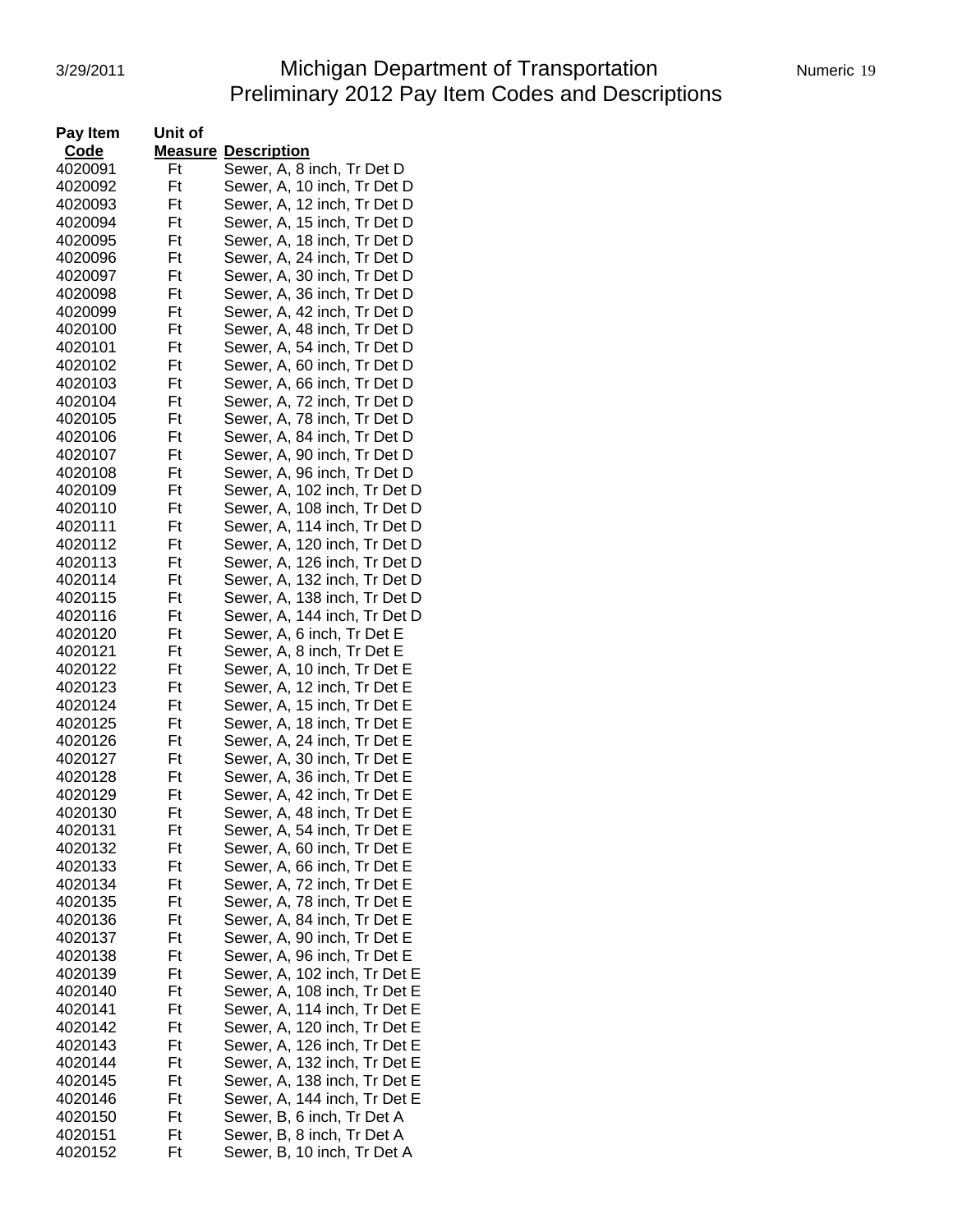# Michigan Department of Transportation
## Preliminary 2012 Pay Item Codes and Descriptions

| Pay Item Code | Unit of Measure | Description |
|---|---|---|
| 4020091 | Ft | Sewer, A, 8 inch, Tr Det D |
| 4020092 | Ft | Sewer, A, 10 inch, Tr Det D |
| 4020093 | Ft | Sewer, A, 12 inch, Tr Det D |
| 4020094 | Ft | Sewer, A, 15 inch, Tr Det D |
| 4020095 | Ft | Sewer, A, 18 inch, Tr Det D |
| 4020096 | Ft | Sewer, A, 24 inch, Tr Det D |
| 4020097 | Ft | Sewer, A, 30 inch, Tr Det D |
| 4020098 | Ft | Sewer, A, 36 inch, Tr Det D |
| 4020099 | Ft | Sewer, A, 42 inch, Tr Det D |
| 4020100 | Ft | Sewer, A, 48 inch, Tr Det D |
| 4020101 | Ft | Sewer, A, 54 inch, Tr Det D |
| 4020102 | Ft | Sewer, A, 60 inch, Tr Det D |
| 4020103 | Ft | Sewer, A, 66 inch, Tr Det D |
| 4020104 | Ft | Sewer, A, 72 inch, Tr Det D |
| 4020105 | Ft | Sewer, A, 78 inch, Tr Det D |
| 4020106 | Ft | Sewer, A, 84 inch, Tr Det D |
| 4020107 | Ft | Sewer, A, 90 inch, Tr Det D |
| 4020108 | Ft | Sewer, A, 96 inch, Tr Det D |
| 4020109 | Ft | Sewer, A, 102 inch, Tr Det D |
| 4020110 | Ft | Sewer, A, 108 inch, Tr Det D |
| 4020111 | Ft | Sewer, A, 114 inch, Tr Det D |
| 4020112 | Ft | Sewer, A, 120 inch, Tr Det D |
| 4020113 | Ft | Sewer, A, 126 inch, Tr Det D |
| 4020114 | Ft | Sewer, A, 132 inch, Tr Det D |
| 4020115 | Ft | Sewer, A, 138 inch, Tr Det D |
| 4020116 | Ft | Sewer, A, 144 inch, Tr Det D |
| 4020120 | Ft | Sewer, A, 6 inch, Tr Det E |
| 4020121 | Ft | Sewer, A, 8 inch, Tr Det E |
| 4020122 | Ft | Sewer, A, 10 inch, Tr Det E |
| 4020123 | Ft | Sewer, A, 12 inch, Tr Det E |
| 4020124 | Ft | Sewer, A, 15 inch, Tr Det E |
| 4020125 | Ft | Sewer, A, 18 inch, Tr Det E |
| 4020126 | Ft | Sewer, A, 24 inch, Tr Det E |
| 4020127 | Ft | Sewer, A, 30 inch, Tr Det E |
| 4020128 | Ft | Sewer, A, 36 inch, Tr Det E |
| 4020129 | Ft | Sewer, A, 42 inch, Tr Det E |
| 4020130 | Ft | Sewer, A, 48 inch, Tr Det E |
| 4020131 | Ft | Sewer, A, 54 inch, Tr Det E |
| 4020132 | Ft | Sewer, A, 60 inch, Tr Det E |
| 4020133 | Ft | Sewer, A, 66 inch, Tr Det E |
| 4020134 | Ft | Sewer, A, 72 inch, Tr Det E |
| 4020135 | Ft | Sewer, A, 78 inch, Tr Det E |
| 4020136 | Ft | Sewer, A, 84 inch, Tr Det E |
| 4020137 | Ft | Sewer, A, 90 inch, Tr Det E |
| 4020138 | Ft | Sewer, A, 96 inch, Tr Det E |
| 4020139 | Ft | Sewer, A, 102 inch, Tr Det E |
| 4020140 | Ft | Sewer, A, 108 inch, Tr Det E |
| 4020141 | Ft | Sewer, A, 114 inch, Tr Det E |
| 4020142 | Ft | Sewer, A, 120 inch, Tr Det E |
| 4020143 | Ft | Sewer, A, 126 inch, Tr Det E |
| 4020144 | Ft | Sewer, A, 132 inch, Tr Det E |
| 4020145 | Ft | Sewer, A, 138 inch, Tr Det E |
| 4020146 | Ft | Sewer, A, 144 inch, Tr Det E |
| 4020150 | Ft | Sewer, B, 6 inch, Tr Det A |
| 4020151 | Ft | Sewer, B, 8 inch, Tr Det A |
| 4020152 | Ft | Sewer, B, 10 inch, Tr Det A |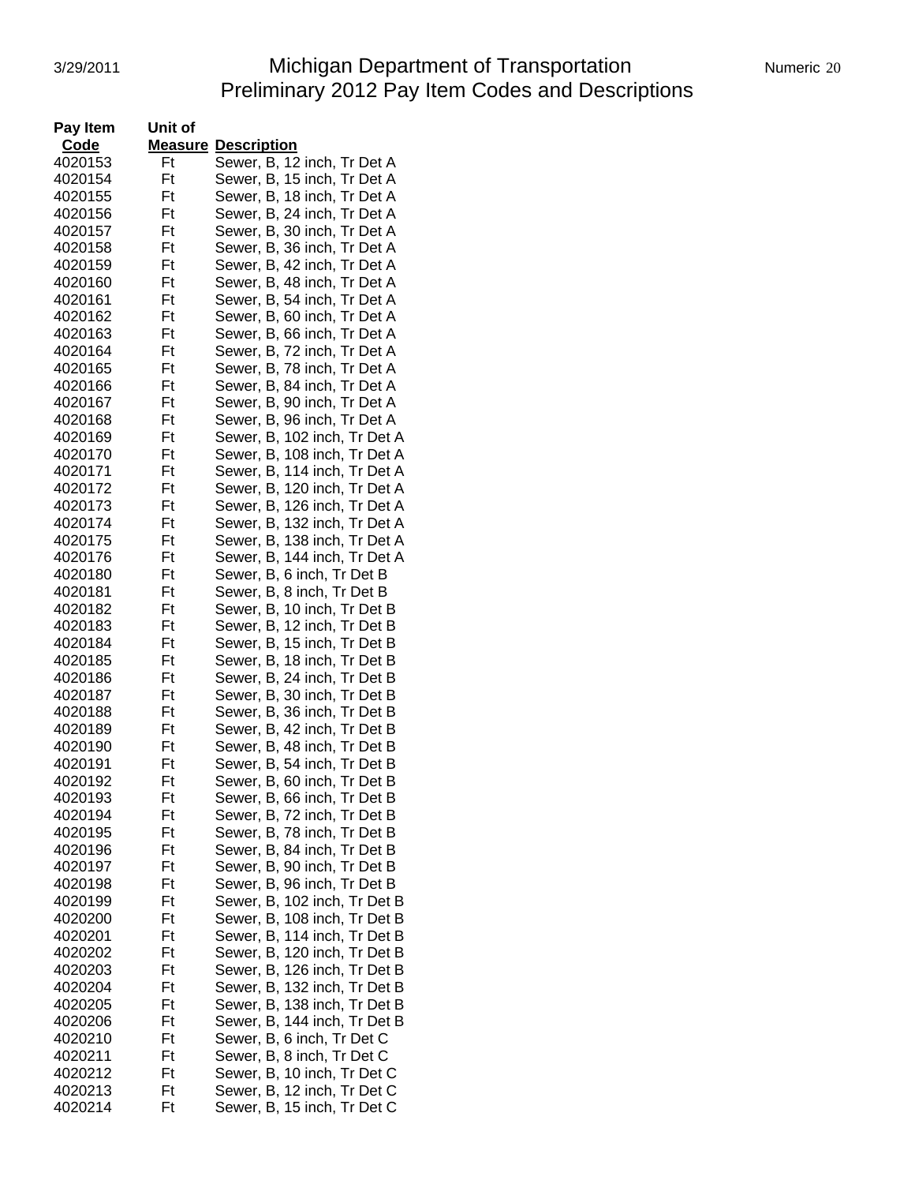| Pay Item Code | Unit of Measure | Description |
|---|---|---|
| 4020153 | Ft | Sewer, B, 12 inch, Tr Det A |
| 4020154 | Ft | Sewer, B, 15 inch, Tr Det A |
| 4020155 | Ft | Sewer, B, 18 inch, Tr Det A |
| 4020156 | Ft | Sewer, B, 24 inch, Tr Det A |
| 4020157 | Ft | Sewer, B, 30 inch, Tr Det A |
| 4020158 | Ft | Sewer, B, 36 inch, Tr Det A |
| 4020159 | Ft | Sewer, B, 42 inch, Tr Det A |
| 4020160 | Ft | Sewer, B, 48 inch, Tr Det A |
| 4020161 | Ft | Sewer, B, 54 inch, Tr Det A |
| 4020162 | Ft | Sewer, B, 60 inch, Tr Det A |
| 4020163 | Ft | Sewer, B, 66 inch, Tr Det A |
| 4020164 | Ft | Sewer, B, 72 inch, Tr Det A |
| 4020165 | Ft | Sewer, B, 78 inch, Tr Det A |
| 4020166 | Ft | Sewer, B, 84 inch, Tr Det A |
| 4020167 | Ft | Sewer, B, 90 inch, Tr Det A |
| 4020168 | Ft | Sewer, B, 96 inch, Tr Det A |
| 4020169 | Ft | Sewer, B, 102 inch, Tr Det A |
| 4020170 | Ft | Sewer, B, 108 inch, Tr Det A |
| 4020171 | Ft | Sewer, B, 114 inch, Tr Det A |
| 4020172 | Ft | Sewer, B, 120 inch, Tr Det A |
| 4020173 | Ft | Sewer, B, 126 inch, Tr Det A |
| 4020174 | Ft | Sewer, B, 132 inch, Tr Det A |
| 4020175 | Ft | Sewer, B, 138 inch, Tr Det A |
| 4020176 | Ft | Sewer, B, 144 inch, Tr Det A |
| 4020180 | Ft | Sewer, B, 6 inch, Tr Det B |
| 4020181 | Ft | Sewer, B, 8 inch, Tr Det B |
| 4020182 | Ft | Sewer, B, 10 inch, Tr Det B |
| 4020183 | Ft | Sewer, B, 12 inch, Tr Det B |
| 4020184 | Ft | Sewer, B, 15 inch, Tr Det B |
| 4020185 | Ft | Sewer, B, 18 inch, Tr Det B |
| 4020186 | Ft | Sewer, B, 24 inch, Tr Det B |
| 4020187 | Ft | Sewer, B, 30 inch, Tr Det B |
| 4020188 | Ft | Sewer, B, 36 inch, Tr Det B |
| 4020189 | Ft | Sewer, B, 42 inch, Tr Det B |
| 4020190 | Ft | Sewer, B, 48 inch, Tr Det B |
| 4020191 | Ft | Sewer, B, 54 inch, Tr Det B |
| 4020192 | Ft | Sewer, B, 60 inch, Tr Det B |
| 4020193 | Ft | Sewer, B, 66 inch, Tr Det B |
| 4020194 | Ft | Sewer, B, 72 inch, Tr Det B |
| 4020195 | Ft | Sewer, B, 78 inch, Tr Det B |
| 4020196 | Ft | Sewer, B, 84 inch, Tr Det B |
| 4020197 | Ft | Sewer, B, 90 inch, Tr Det B |
| 4020198 | Ft | Sewer, B, 96 inch, Tr Det B |
| 4020199 | Ft | Sewer, B, 102 inch, Tr Det B |
| 4020200 | Ft | Sewer, B, 108 inch, Tr Det B |
| 4020201 | Ft | Sewer, B, 114 inch, Tr Det B |
| 4020202 | Ft | Sewer, B, 120 inch, Tr Det B |
| 4020203 | Ft | Sewer, B, 126 inch, Tr Det B |
| 4020204 | Ft | Sewer, B, 132 inch, Tr Det B |
| 4020205 | Ft | Sewer, B, 138 inch, Tr Det B |
| 4020206 | Ft | Sewer, B, 144 inch, Tr Det B |
| 4020210 | Ft | Sewer, B, 6 inch, Tr Det C |
| 4020211 | Ft | Sewer, B, 8 inch, Tr Det C |
| 4020212 | Ft | Sewer, B, 10 inch, Tr Det C |
| 4020213 | Ft | Sewer, B, 12 inch, Tr Det C |
| 4020214 | Ft | Sewer, B, 15 inch, Tr Det C |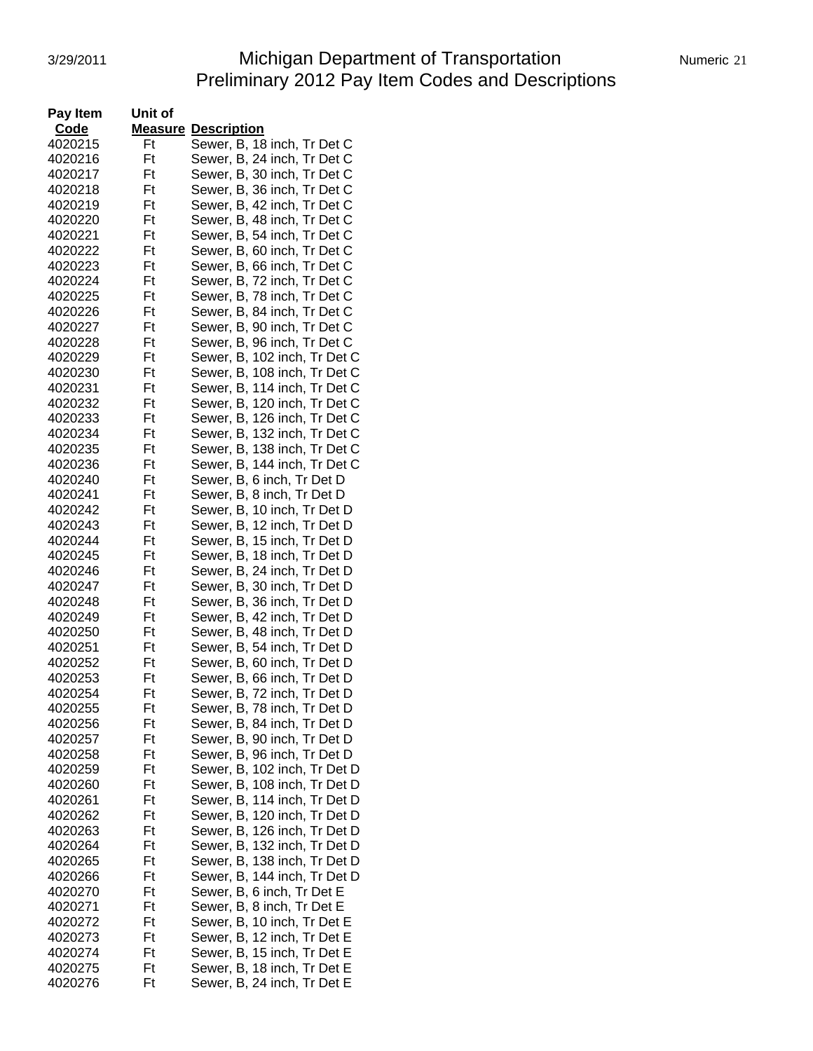| Pay Item Code | Unit of Measure | Description |
|---|---|---|
| 4020215 | Ft | Sewer, B, 18 inch, Tr Det C |
| 4020216 | Ft | Sewer, B, 24 inch, Tr Det C |
| 4020217 | Ft | Sewer, B, 30 inch, Tr Det C |
| 4020218 | Ft | Sewer, B, 36 inch, Tr Det C |
| 4020219 | Ft | Sewer, B, 42 inch, Tr Det C |
| 4020220 | Ft | Sewer, B, 48 inch, Tr Det C |
| 4020221 | Ft | Sewer, B, 54 inch, Tr Det C |
| 4020222 | Ft | Sewer, B, 60 inch, Tr Det C |
| 4020223 | Ft | Sewer, B, 66 inch, Tr Det C |
| 4020224 | Ft | Sewer, B, 72 inch, Tr Det C |
| 4020225 | Ft | Sewer, B, 78 inch, Tr Det C |
| 4020226 | Ft | Sewer, B, 84 inch, Tr Det C |
| 4020227 | Ft | Sewer, B, 90 inch, Tr Det C |
| 4020228 | Ft | Sewer, B, 96 inch, Tr Det C |
| 4020229 | Ft | Sewer, B, 102 inch, Tr Det C |
| 4020230 | Ft | Sewer, B, 108 inch, Tr Det C |
| 4020231 | Ft | Sewer, B, 114 inch, Tr Det C |
| 4020232 | Ft | Sewer, B, 120 inch, Tr Det C |
| 4020233 | Ft | Sewer, B, 126 inch, Tr Det C |
| 4020234 | Ft | Sewer, B, 132 inch, Tr Det C |
| 4020235 | Ft | Sewer, B, 138 inch, Tr Det C |
| 4020236 | Ft | Sewer, B, 144 inch, Tr Det C |
| 4020240 | Ft | Sewer, B, 6 inch, Tr Det D |
| 4020241 | Ft | Sewer, B, 8 inch, Tr Det D |
| 4020242 | Ft | Sewer, B, 10 inch, Tr Det D |
| 4020243 | Ft | Sewer, B, 12 inch, Tr Det D |
| 4020244 | Ft | Sewer, B, 15 inch, Tr Det D |
| 4020245 | Ft | Sewer, B, 18 inch, Tr Det D |
| 4020246 | Ft | Sewer, B, 24 inch, Tr Det D |
| 4020247 | Ft | Sewer, B, 30 inch, Tr Det D |
| 4020248 | Ft | Sewer, B, 36 inch, Tr Det D |
| 4020249 | Ft | Sewer, B, 42 inch, Tr Det D |
| 4020250 | Ft | Sewer, B, 48 inch, Tr Det D |
| 4020251 | Ft | Sewer, B, 54 inch, Tr Det D |
| 4020252 | Ft | Sewer, B, 60 inch, Tr Det D |
| 4020253 | Ft | Sewer, B, 66 inch, Tr Det D |
| 4020254 | Ft | Sewer, B, 72 inch, Tr Det D |
| 4020255 | Ft | Sewer, B, 78 inch, Tr Det D |
| 4020256 | Ft | Sewer, B, 84 inch, Tr Det D |
| 4020257 | Ft | Sewer, B, 90 inch, Tr Det D |
| 4020258 | Ft | Sewer, B, 96 inch, Tr Det D |
| 4020259 | Ft | Sewer, B, 102 inch, Tr Det D |
| 4020260 | Ft | Sewer, B, 108 inch, Tr Det D |
| 4020261 | Ft | Sewer, B, 114 inch, Tr Det D |
| 4020262 | Ft | Sewer, B, 120 inch, Tr Det D |
| 4020263 | Ft | Sewer, B, 126 inch, Tr Det D |
| 4020264 | Ft | Sewer, B, 132 inch, Tr Det D |
| 4020265 | Ft | Sewer, B, 138 inch, Tr Det D |
| 4020266 | Ft | Sewer, B, 144 inch, Tr Det D |
| 4020270 | Ft | Sewer, B, 6 inch, Tr Det E |
| 4020271 | Ft | Sewer, B, 8 inch, Tr Det E |
| 4020272 | Ft | Sewer, B, 10 inch, Tr Det E |
| 4020273 | Ft | Sewer, B, 12 inch, Tr Det E |
| 4020274 | Ft | Sewer, B, 15 inch, Tr Det E |
| 4020275 | Ft | Sewer, B, 18 inch, Tr Det E |
| 4020276 | Ft | Sewer, B, 24 inch, Tr Det E |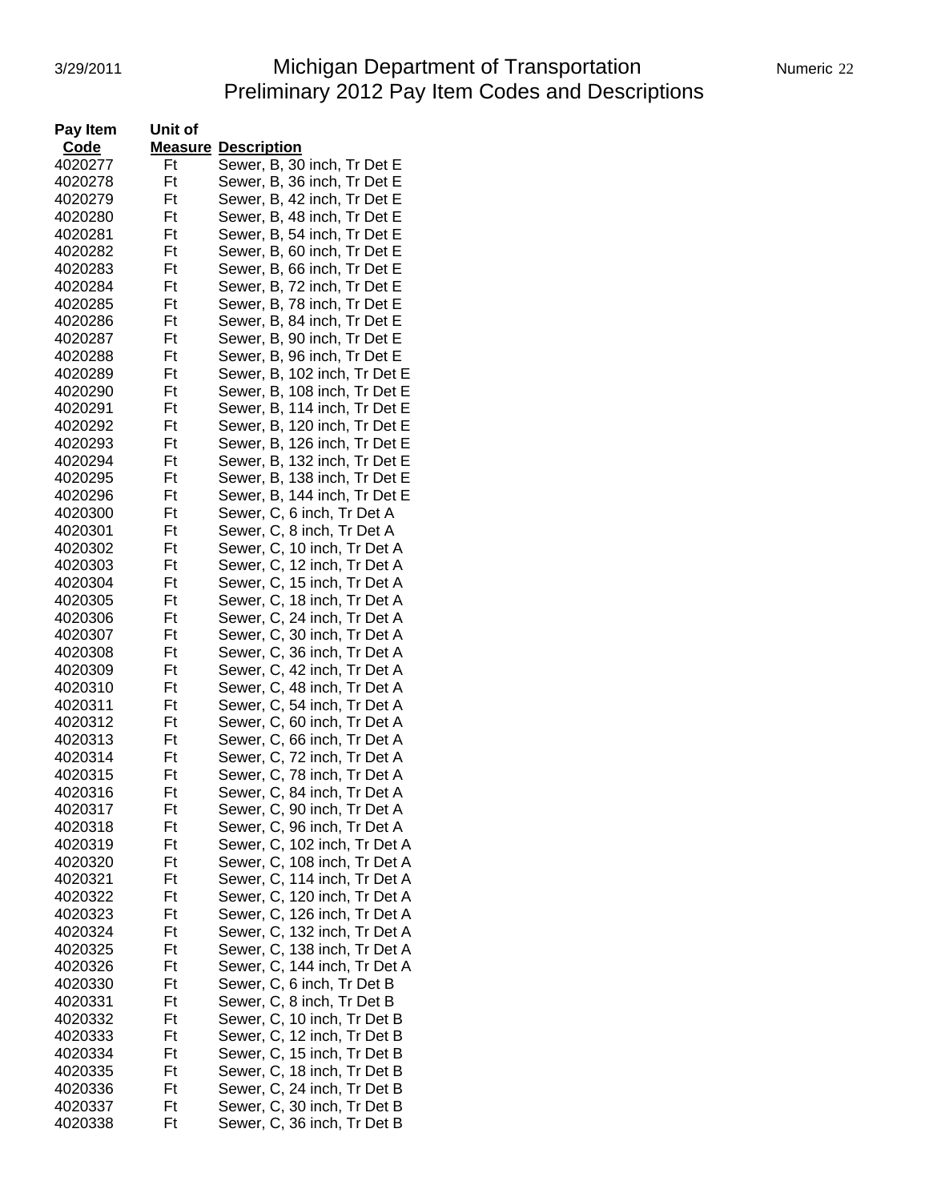| Pay Item Code | Unit of Measure | Description |
|---|---|---|
| 4020277 | Ft | Sewer, B, 30 inch, Tr Det E |
| 4020278 | Ft | Sewer, B, 36 inch, Tr Det E |
| 4020279 | Ft | Sewer, B, 42 inch, Tr Det E |
| 4020280 | Ft | Sewer, B, 48 inch, Tr Det E |
| 4020281 | Ft | Sewer, B, 54 inch, Tr Det E |
| 4020282 | Ft | Sewer, B, 60 inch, Tr Det E |
| 4020283 | Ft | Sewer, B, 66 inch, Tr Det E |
| 4020284 | Ft | Sewer, B, 72 inch, Tr Det E |
| 4020285 | Ft | Sewer, B, 78 inch, Tr Det E |
| 4020286 | Ft | Sewer, B, 84 inch, Tr Det E |
| 4020287 | Ft | Sewer, B, 90 inch, Tr Det E |
| 4020288 | Ft | Sewer, B, 96 inch, Tr Det E |
| 4020289 | Ft | Sewer, B, 102 inch, Tr Det E |
| 4020290 | Ft | Sewer, B, 108 inch, Tr Det E |
| 4020291 | Ft | Sewer, B, 114 inch, Tr Det E |
| 4020292 | Ft | Sewer, B, 120 inch, Tr Det E |
| 4020293 | Ft | Sewer, B, 126 inch, Tr Det E |
| 4020294 | Ft | Sewer, B, 132 inch, Tr Det E |
| 4020295 | Ft | Sewer, B, 138 inch, Tr Det E |
| 4020296 | Ft | Sewer, B, 144 inch, Tr Det E |
| 4020300 | Ft | Sewer, C, 6 inch, Tr Det A |
| 4020301 | Ft | Sewer, C, 8 inch, Tr Det A |
| 4020302 | Ft | Sewer, C, 10 inch, Tr Det A |
| 4020303 | Ft | Sewer, C, 12 inch, Tr Det A |
| 4020304 | Ft | Sewer, C, 15 inch, Tr Det A |
| 4020305 | Ft | Sewer, C, 18 inch, Tr Det A |
| 4020306 | Ft | Sewer, C, 24 inch, Tr Det A |
| 4020307 | Ft | Sewer, C, 30 inch, Tr Det A |
| 4020308 | Ft | Sewer, C, 36 inch, Tr Det A |
| 4020309 | Ft | Sewer, C, 42 inch, Tr Det A |
| 4020310 | Ft | Sewer, C, 48 inch, Tr Det A |
| 4020311 | Ft | Sewer, C, 54 inch, Tr Det A |
| 4020312 | Ft | Sewer, C, 60 inch, Tr Det A |
| 4020313 | Ft | Sewer, C, 66 inch, Tr Det A |
| 4020314 | Ft | Sewer, C, 72 inch, Tr Det A |
| 4020315 | Ft | Sewer, C, 78 inch, Tr Det A |
| 4020316 | Ft | Sewer, C, 84 inch, Tr Det A |
| 4020317 | Ft | Sewer, C, 90 inch, Tr Det A |
| 4020318 | Ft | Sewer, C, 96 inch, Tr Det A |
| 4020319 | Ft | Sewer, C, 102 inch, Tr Det A |
| 4020320 | Ft | Sewer, C, 108 inch, Tr Det A |
| 4020321 | Ft | Sewer, C, 114 inch, Tr Det A |
| 4020322 | Ft | Sewer, C, 120 inch, Tr Det A |
| 4020323 | Ft | Sewer, C, 126 inch, Tr Det A |
| 4020324 | Ft | Sewer, C, 132 inch, Tr Det A |
| 4020325 | Ft | Sewer, C, 138 inch, Tr Det A |
| 4020326 | Ft | Sewer, C, 144 inch, Tr Det A |
| 4020330 | Ft | Sewer, C, 6 inch, Tr Det B |
| 4020331 | Ft | Sewer, C, 8 inch, Tr Det B |
| 4020332 | Ft | Sewer, C, 10 inch, Tr Det B |
| 4020333 | Ft | Sewer, C, 12 inch, Tr Det B |
| 4020334 | Ft | Sewer, C, 15 inch, Tr Det B |
| 4020335 | Ft | Sewer, C, 18 inch, Tr Det B |
| 4020336 | Ft | Sewer, C, 24 inch, Tr Det B |
| 4020337 | Ft | Sewer, C, 30 inch, Tr Det B |
| 4020338 | Ft | Sewer, C, 36 inch, Tr Det B |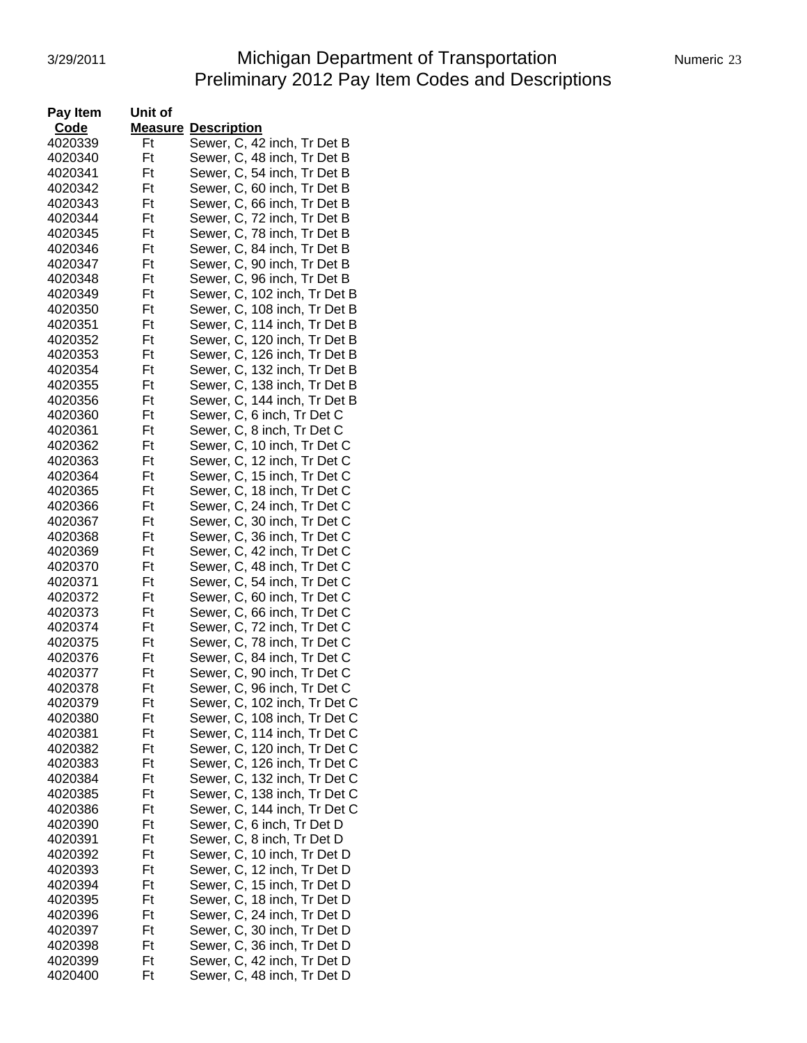# Michigan Department of Transportation
## Preliminary 2012 Pay Item Codes and Descriptions

| Pay Item Code | Unit of Measure | Description |
|---|---|---|
| 4020339 | Ft | Sewer, C, 42 inch, Tr Det B |
| 4020340 | Ft | Sewer, C, 48 inch, Tr Det B |
| 4020341 | Ft | Sewer, C, 54 inch, Tr Det B |
| 4020342 | Ft | Sewer, C, 60 inch, Tr Det B |
| 4020343 | Ft | Sewer, C, 66 inch, Tr Det B |
| 4020344 | Ft | Sewer, C, 72 inch, Tr Det B |
| 4020345 | Ft | Sewer, C, 78 inch, Tr Det B |
| 4020346 | Ft | Sewer, C, 84 inch, Tr Det B |
| 4020347 | Ft | Sewer, C, 90 inch, Tr Det B |
| 4020348 | Ft | Sewer, C, 96 inch, Tr Det B |
| 4020349 | Ft | Sewer, C, 102 inch, Tr Det B |
| 4020350 | Ft | Sewer, C, 108 inch, Tr Det B |
| 4020351 | Ft | Sewer, C, 114 inch, Tr Det B |
| 4020352 | Ft | Sewer, C, 120 inch, Tr Det B |
| 4020353 | Ft | Sewer, C, 126 inch, Tr Det B |
| 4020354 | Ft | Sewer, C, 132 inch, Tr Det B |
| 4020355 | Ft | Sewer, C, 138 inch, Tr Det B |
| 4020356 | Ft | Sewer, C, 144 inch, Tr Det B |
| 4020360 | Ft | Sewer, C, 6 inch, Tr Det C |
| 4020361 | Ft | Sewer, C, 8 inch, Tr Det C |
| 4020362 | Ft | Sewer, C, 10 inch, Tr Det C |
| 4020363 | Ft | Sewer, C, 12 inch, Tr Det C |
| 4020364 | Ft | Sewer, C, 15 inch, Tr Det C |
| 4020365 | Ft | Sewer, C, 18 inch, Tr Det C |
| 4020366 | Ft | Sewer, C, 24 inch, Tr Det C |
| 4020367 | Ft | Sewer, C, 30 inch, Tr Det C |
| 4020368 | Ft | Sewer, C, 36 inch, Tr Det C |
| 4020369 | Ft | Sewer, C, 42 inch, Tr Det C |
| 4020370 | Ft | Sewer, C, 48 inch, Tr Det C |
| 4020371 | Ft | Sewer, C, 54 inch, Tr Det C |
| 4020372 | Ft | Sewer, C, 60 inch, Tr Det C |
| 4020373 | Ft | Sewer, C, 66 inch, Tr Det C |
| 4020374 | Ft | Sewer, C, 72 inch, Tr Det C |
| 4020375 | Ft | Sewer, C, 78 inch, Tr Det C |
| 4020376 | Ft | Sewer, C, 84 inch, Tr Det C |
| 4020377 | Ft | Sewer, C, 90 inch, Tr Det C |
| 4020378 | Ft | Sewer, C, 96 inch, Tr Det C |
| 4020379 | Ft | Sewer, C, 102 inch, Tr Det C |
| 4020380 | Ft | Sewer, C, 108 inch, Tr Det C |
| 4020381 | Ft | Sewer, C, 114 inch, Tr Det C |
| 4020382 | Ft | Sewer, C, 120 inch, Tr Det C |
| 4020383 | Ft | Sewer, C, 126 inch, Tr Det C |
| 4020384 | Ft | Sewer, C, 132 inch, Tr Det C |
| 4020385 | Ft | Sewer, C, 138 inch, Tr Det C |
| 4020386 | Ft | Sewer, C, 144 inch, Tr Det C |
| 4020390 | Ft | Sewer, C, 6 inch, Tr Det D |
| 4020391 | Ft | Sewer, C, 8 inch, Tr Det D |
| 4020392 | Ft | Sewer, C, 10 inch, Tr Det D |
| 4020393 | Ft | Sewer, C, 12 inch, Tr Det D |
| 4020394 | Ft | Sewer, C, 15 inch, Tr Det D |
| 4020395 | Ft | Sewer, C, 18 inch, Tr Det D |
| 4020396 | Ft | Sewer, C, 24 inch, Tr Det D |
| 4020397 | Ft | Sewer, C, 30 inch, Tr Det D |
| 4020398 | Ft | Sewer, C, 36 inch, Tr Det D |
| 4020399 | Ft | Sewer, C, 42 inch, Tr Det D |
| 4020400 | Ft | Sewer, C, 48 inch, Tr Det D |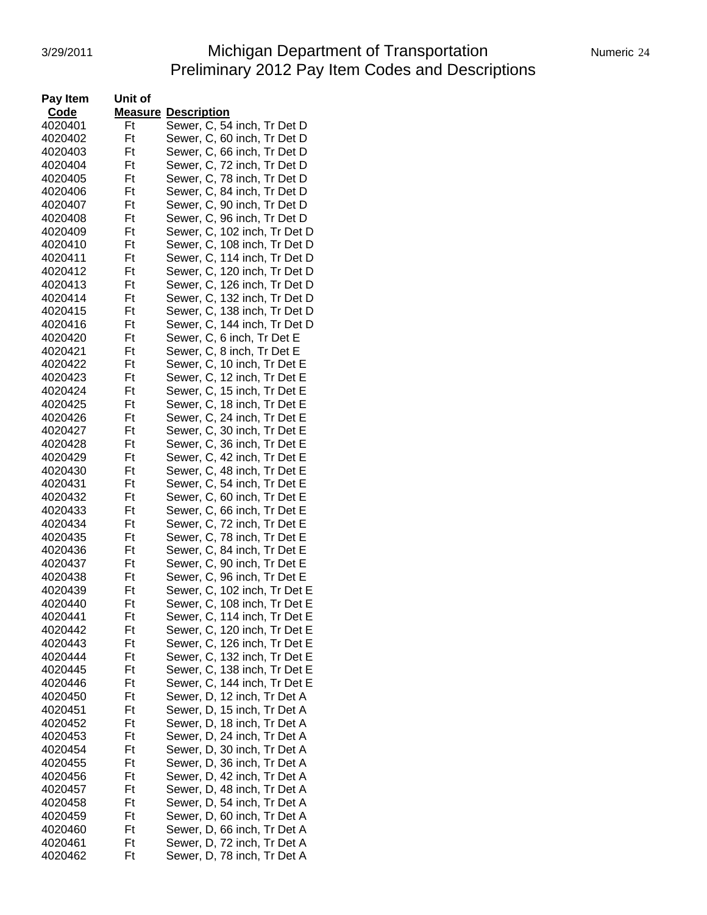# Michigan Department of Transportation
## Preliminary 2012 Pay Item Codes and Descriptions

| Pay Item Code | Unit of Measure | Description |
|---|---|---|
| 4020401 | Ft | Sewer, C, 54 inch, Tr Det D |
| 4020402 | Ft | Sewer, C, 60 inch, Tr Det D |
| 4020403 | Ft | Sewer, C, 66 inch, Tr Det D |
| 4020404 | Ft | Sewer, C, 72 inch, Tr Det D |
| 4020405 | Ft | Sewer, C, 78 inch, Tr Det D |
| 4020406 | Ft | Sewer, C, 84 inch, Tr Det D |
| 4020407 | Ft | Sewer, C, 90 inch, Tr Det D |
| 4020408 | Ft | Sewer, C, 96 inch, Tr Det D |
| 4020409 | Ft | Sewer, C, 102 inch, Tr Det D |
| 4020410 | Ft | Sewer, C, 108 inch, Tr Det D |
| 4020411 | Ft | Sewer, C, 114 inch, Tr Det D |
| 4020412 | Ft | Sewer, C, 120 inch, Tr Det D |
| 4020413 | Ft | Sewer, C, 126 inch, Tr Det D |
| 4020414 | Ft | Sewer, C, 132 inch, Tr Det D |
| 4020415 | Ft | Sewer, C, 138 inch, Tr Det D |
| 4020416 | Ft | Sewer, C, 144 inch, Tr Det D |
| 4020420 | Ft | Sewer, C, 6 inch, Tr Det E |
| 4020421 | Ft | Sewer, C, 8 inch, Tr Det E |
| 4020422 | Ft | Sewer, C, 10 inch, Tr Det E |
| 4020423 | Ft | Sewer, C, 12 inch, Tr Det E |
| 4020424 | Ft | Sewer, C, 15 inch, Tr Det E |
| 4020425 | Ft | Sewer, C, 18 inch, Tr Det E |
| 4020426 | Ft | Sewer, C, 24 inch, Tr Det E |
| 4020427 | Ft | Sewer, C, 30 inch, Tr Det E |
| 4020428 | Ft | Sewer, C, 36 inch, Tr Det E |
| 4020429 | Ft | Sewer, C, 42 inch, Tr Det E |
| 4020430 | Ft | Sewer, C, 48 inch, Tr Det E |
| 4020431 | Ft | Sewer, C, 54 inch, Tr Det E |
| 4020432 | Ft | Sewer, C, 60 inch, Tr Det E |
| 4020433 | Ft | Sewer, C, 66 inch, Tr Det E |
| 4020434 | Ft | Sewer, C, 72 inch, Tr Det E |
| 4020435 | Ft | Sewer, C, 78 inch, Tr Det E |
| 4020436 | Ft | Sewer, C, 84 inch, Tr Det E |
| 4020437 | Ft | Sewer, C, 90 inch, Tr Det E |
| 4020438 | Ft | Sewer, C, 96 inch, Tr Det E |
| 4020439 | Ft | Sewer, C, 102 inch, Tr Det E |
| 4020440 | Ft | Sewer, C, 108 inch, Tr Det E |
| 4020441 | Ft | Sewer, C, 114 inch, Tr Det E |
| 4020442 | Ft | Sewer, C, 120 inch, Tr Det E |
| 4020443 | Ft | Sewer, C, 126 inch, Tr Det E |
| 4020444 | Ft | Sewer, C, 132 inch, Tr Det E |
| 4020445 | Ft | Sewer, C, 138 inch, Tr Det E |
| 4020446 | Ft | Sewer, C, 144 inch, Tr Det E |
| 4020450 | Ft | Sewer, D, 12 inch, Tr Det A |
| 4020451 | Ft | Sewer, D, 15 inch, Tr Det A |
| 4020452 | Ft | Sewer, D, 18 inch, Tr Det A |
| 4020453 | Ft | Sewer, D, 24 inch, Tr Det A |
| 4020454 | Ft | Sewer, D, 30 inch, Tr Det A |
| 4020455 | Ft | Sewer, D, 36 inch, Tr Det A |
| 4020456 | Ft | Sewer, D, 42 inch, Tr Det A |
| 4020457 | Ft | Sewer, D, 48 inch, Tr Det A |
| 4020458 | Ft | Sewer, D, 54 inch, Tr Det A |
| 4020459 | Ft | Sewer, D, 60 inch, Tr Det A |
| 4020460 | Ft | Sewer, D, 66 inch, Tr Det A |
| 4020461 | Ft | Sewer, D, 72 inch, Tr Det A |
| 4020462 | Ft | Sewer, D, 78 inch, Tr Det A |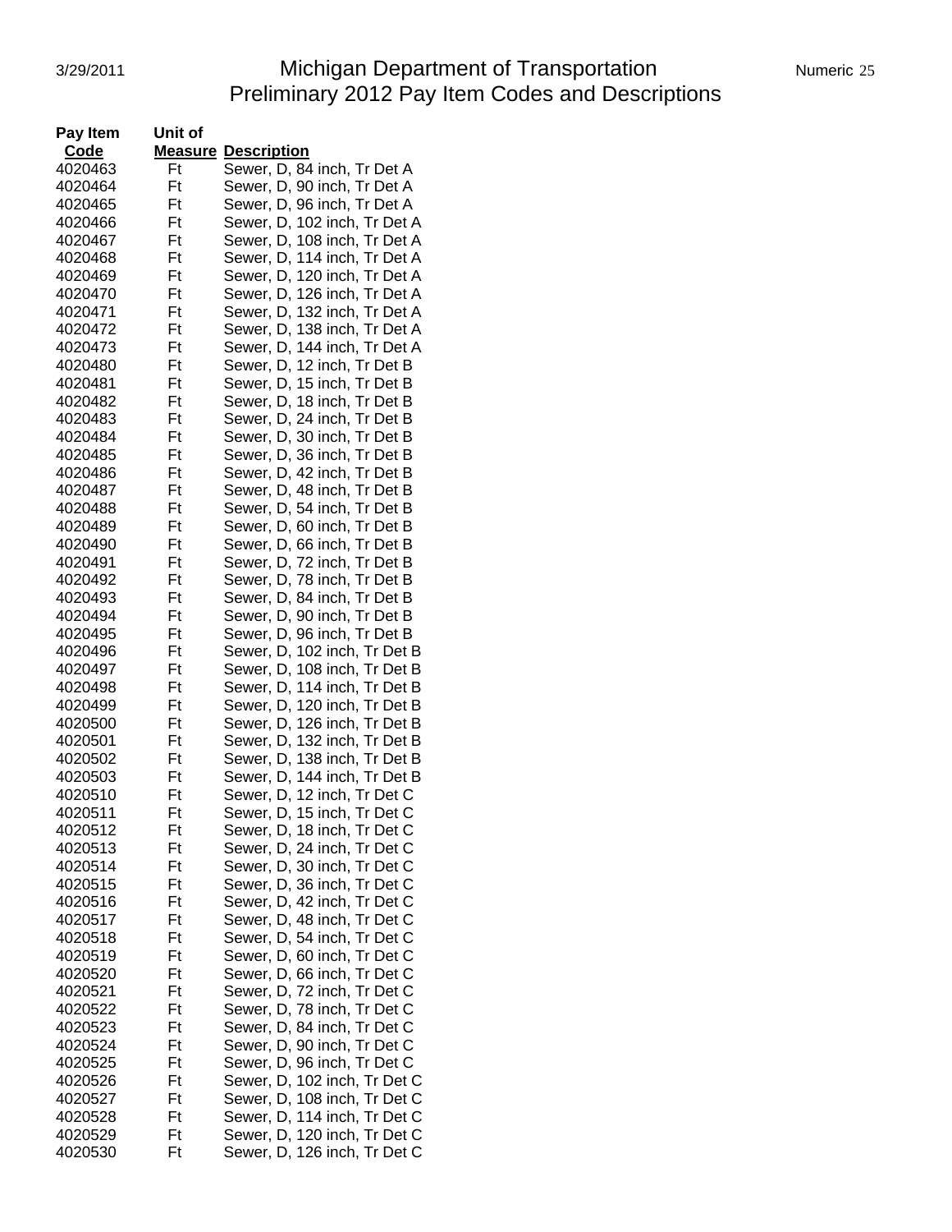# Michigan Department of Transportation
## Preliminary 2012 Pay Item Codes and Descriptions

| Pay Item Code | Unit of Measure | Description |
|---|---|---|
| 4020463 | Ft | Sewer, D, 84 inch, Tr Det A |
| 4020464 | Ft | Sewer, D, 90 inch, Tr Det A |
| 4020465 | Ft | Sewer, D, 96 inch, Tr Det A |
| 4020466 | Ft | Sewer, D, 102 inch, Tr Det A |
| 4020467 | Ft | Sewer, D, 108 inch, Tr Det A |
| 4020468 | Ft | Sewer, D, 114 inch, Tr Det A |
| 4020469 | Ft | Sewer, D, 120 inch, Tr Det A |
| 4020470 | Ft | Sewer, D, 126 inch, Tr Det A |
| 4020471 | Ft | Sewer, D, 132 inch, Tr Det A |
| 4020472 | Ft | Sewer, D, 138 inch, Tr Det A |
| 4020473 | Ft | Sewer, D, 144 inch, Tr Det A |
| 4020480 | Ft | Sewer, D, 12 inch, Tr Det B |
| 4020481 | Ft | Sewer, D, 15 inch, Tr Det B |
| 4020482 | Ft | Sewer, D, 18 inch, Tr Det B |
| 4020483 | Ft | Sewer, D, 24 inch, Tr Det B |
| 4020484 | Ft | Sewer, D, 30 inch, Tr Det B |
| 4020485 | Ft | Sewer, D, 36 inch, Tr Det B |
| 4020486 | Ft | Sewer, D, 42 inch, Tr Det B |
| 4020487 | Ft | Sewer, D, 48 inch, Tr Det B |
| 4020488 | Ft | Sewer, D, 54 inch, Tr Det B |
| 4020489 | Ft | Sewer, D, 60 inch, Tr Det B |
| 4020490 | Ft | Sewer, D, 66 inch, Tr Det B |
| 4020491 | Ft | Sewer, D, 72 inch, Tr Det B |
| 4020492 | Ft | Sewer, D, 78 inch, Tr Det B |
| 4020493 | Ft | Sewer, D, 84 inch, Tr Det B |
| 4020494 | Ft | Sewer, D, 90 inch, Tr Det B |
| 4020495 | Ft | Sewer, D, 96 inch, Tr Det B |
| 4020496 | Ft | Sewer, D, 102 inch, Tr Det B |
| 4020497 | Ft | Sewer, D, 108 inch, Tr Det B |
| 4020498 | Ft | Sewer, D, 114 inch, Tr Det B |
| 4020499 | Ft | Sewer, D, 120 inch, Tr Det B |
| 4020500 | Ft | Sewer, D, 126 inch, Tr Det B |
| 4020501 | Ft | Sewer, D, 132 inch, Tr Det B |
| 4020502 | Ft | Sewer, D, 138 inch, Tr Det B |
| 4020503 | Ft | Sewer, D, 144 inch, Tr Det B |
| 4020510 | Ft | Sewer, D, 12 inch, Tr Det C |
| 4020511 | Ft | Sewer, D, 15 inch, Tr Det C |
| 4020512 | Ft | Sewer, D, 18 inch, Tr Det C |
| 4020513 | Ft | Sewer, D, 24 inch, Tr Det C |
| 4020514 | Ft | Sewer, D, 30 inch, Tr Det C |
| 4020515 | Ft | Sewer, D, 36 inch, Tr Det C |
| 4020516 | Ft | Sewer, D, 42 inch, Tr Det C |
| 4020517 | Ft | Sewer, D, 48 inch, Tr Det C |
| 4020518 | Ft | Sewer, D, 54 inch, Tr Det C |
| 4020519 | Ft | Sewer, D, 60 inch, Tr Det C |
| 4020520 | Ft | Sewer, D, 66 inch, Tr Det C |
| 4020521 | Ft | Sewer, D, 72 inch, Tr Det C |
| 4020522 | Ft | Sewer, D, 78 inch, Tr Det C |
| 4020523 | Ft | Sewer, D, 84 inch, Tr Det C |
| 4020524 | Ft | Sewer, D, 90 inch, Tr Det C |
| 4020525 | Ft | Sewer, D, 96 inch, Tr Det C |
| 4020526 | Ft | Sewer, D, 102 inch, Tr Det C |
| 4020527 | Ft | Sewer, D, 108 inch, Tr Det C |
| 4020528 | Ft | Sewer, D, 114 inch, Tr Det C |
| 4020529 | Ft | Sewer, D, 120 inch, Tr Det C |
| 4020530 | Ft | Sewer, D, 126 inch, Tr Det C |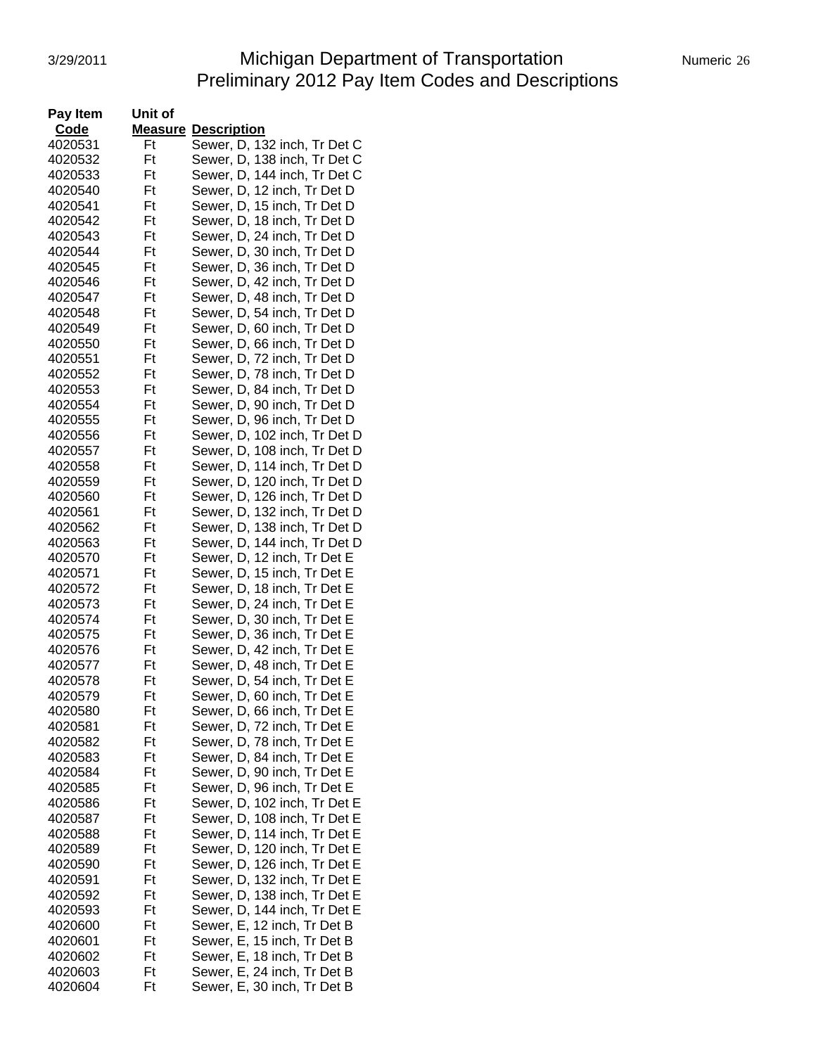# Michigan Department of Transportation
## Preliminary 2012 Pay Item Codes and Descriptions

| Pay Item Code | Unit of Measure | Description |
|---|---|---|
| 4020531 | Ft | Sewer, D, 132 inch, Tr Det C |
| 4020532 | Ft | Sewer, D, 138 inch, Tr Det C |
| 4020533 | Ft | Sewer, D, 144 inch, Tr Det C |
| 4020540 | Ft | Sewer, D, 12 inch, Tr Det D |
| 4020541 | Ft | Sewer, D, 15 inch, Tr Det D |
| 4020542 | Ft | Sewer, D, 18 inch, Tr Det D |
| 4020543 | Ft | Sewer, D, 24 inch, Tr Det D |
| 4020544 | Ft | Sewer, D, 30 inch, Tr Det D |
| 4020545 | Ft | Sewer, D, 36 inch, Tr Det D |
| 4020546 | Ft | Sewer, D, 42 inch, Tr Det D |
| 4020547 | Ft | Sewer, D, 48 inch, Tr Det D |
| 4020548 | Ft | Sewer, D, 54 inch, Tr Det D |
| 4020549 | Ft | Sewer, D, 60 inch, Tr Det D |
| 4020550 | Ft | Sewer, D, 66 inch, Tr Det D |
| 4020551 | Ft | Sewer, D, 72 inch, Tr Det D |
| 4020552 | Ft | Sewer, D, 78 inch, Tr Det D |
| 4020553 | Ft | Sewer, D, 84 inch, Tr Det D |
| 4020554 | Ft | Sewer, D, 90 inch, Tr Det D |
| 4020555 | Ft | Sewer, D, 96 inch, Tr Det D |
| 4020556 | Ft | Sewer, D, 102 inch, Tr Det D |
| 4020557 | Ft | Sewer, D, 108 inch, Tr Det D |
| 4020558 | Ft | Sewer, D, 114 inch, Tr Det D |
| 4020559 | Ft | Sewer, D, 120 inch, Tr Det D |
| 4020560 | Ft | Sewer, D, 126 inch, Tr Det D |
| 4020561 | Ft | Sewer, D, 132 inch, Tr Det D |
| 4020562 | Ft | Sewer, D, 138 inch, Tr Det D |
| 4020563 | Ft | Sewer, D, 144 inch, Tr Det D |
| 4020570 | Ft | Sewer, D, 12 inch, Tr Det E |
| 4020571 | Ft | Sewer, D, 15 inch, Tr Det E |
| 4020572 | Ft | Sewer, D, 18 inch, Tr Det E |
| 4020573 | Ft | Sewer, D, 24 inch, Tr Det E |
| 4020574 | Ft | Sewer, D, 30 inch, Tr Det E |
| 4020575 | Ft | Sewer, D, 36 inch, Tr Det E |
| 4020576 | Ft | Sewer, D, 42 inch, Tr Det E |
| 4020577 | Ft | Sewer, D, 48 inch, Tr Det E |
| 4020578 | Ft | Sewer, D, 54 inch, Tr Det E |
| 4020579 | Ft | Sewer, D, 60 inch, Tr Det E |
| 4020580 | Ft | Sewer, D, 66 inch, Tr Det E |
| 4020581 | Ft | Sewer, D, 72 inch, Tr Det E |
| 4020582 | Ft | Sewer, D, 78 inch, Tr Det E |
| 4020583 | Ft | Sewer, D, 84 inch, Tr Det E |
| 4020584 | Ft | Sewer, D, 90 inch, Tr Det E |
| 4020585 | Ft | Sewer, D, 96 inch, Tr Det E |
| 4020586 | Ft | Sewer, D, 102 inch, Tr Det E |
| 4020587 | Ft | Sewer, D, 108 inch, Tr Det E |
| 4020588 | Ft | Sewer, D, 114 inch, Tr Det E |
| 4020589 | Ft | Sewer, D, 120 inch, Tr Det E |
| 4020590 | Ft | Sewer, D, 126 inch, Tr Det E |
| 4020591 | Ft | Sewer, D, 132 inch, Tr Det E |
| 4020592 | Ft | Sewer, D, 138 inch, Tr Det E |
| 4020593 | Ft | Sewer, D, 144 inch, Tr Det E |
| 4020600 | Ft | Sewer, E, 12 inch, Tr Det B |
| 4020601 | Ft | Sewer, E, 15 inch, Tr Det B |
| 4020602 | Ft | Sewer, E, 18 inch, Tr Det B |
| 4020603 | Ft | Sewer, E, 24 inch, Tr Det B |
| 4020604 | Ft | Sewer, E, 30 inch, Tr Det B |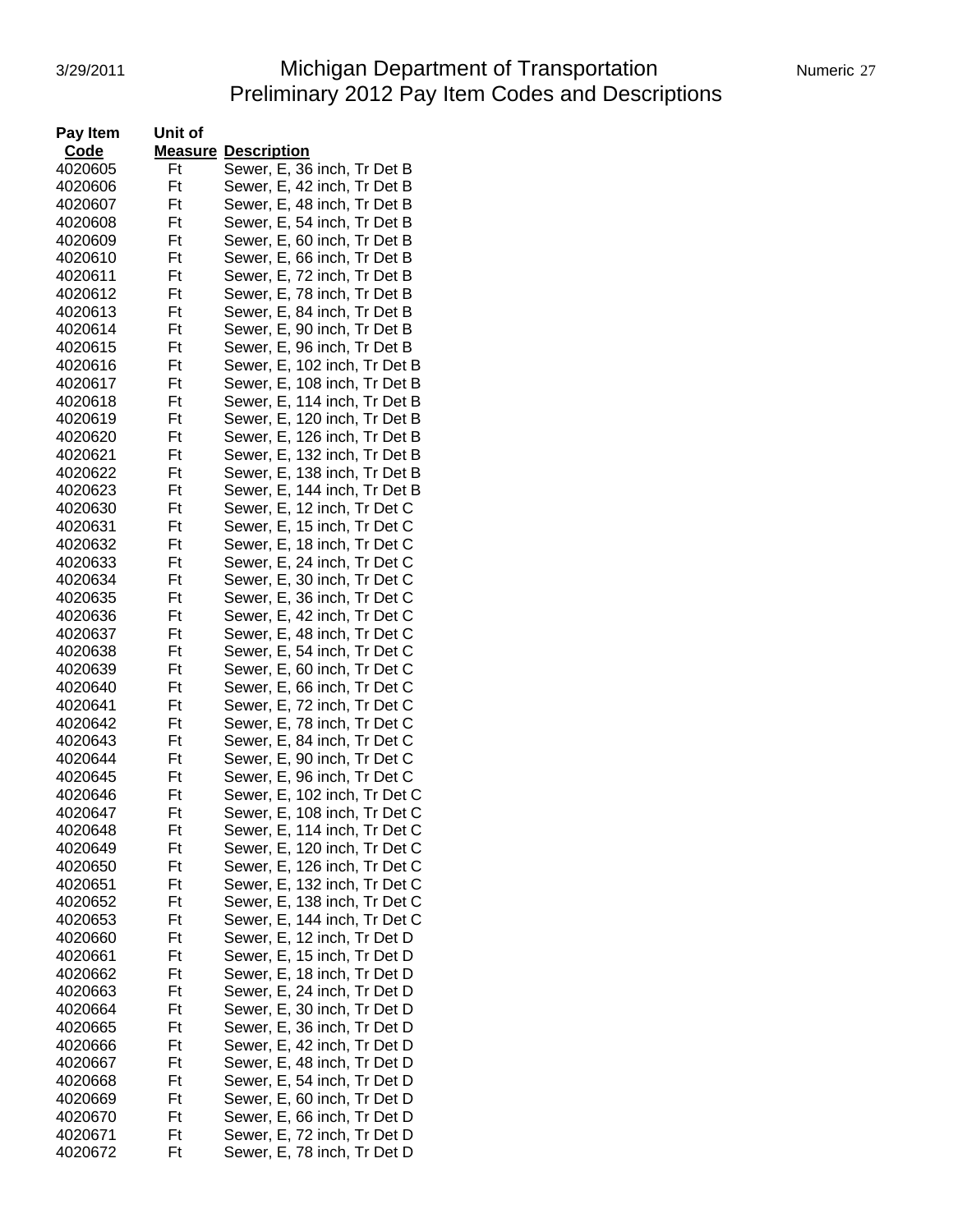| Pay Item Code | Unit of Measure | Description |
|---|---|---|
| 4020605 | Ft | Sewer, E, 36 inch, Tr Det B |
| 4020606 | Ft | Sewer, E, 42 inch, Tr Det B |
| 4020607 | Ft | Sewer, E, 48 inch, Tr Det B |
| 4020608 | Ft | Sewer, E, 54 inch, Tr Det B |
| 4020609 | Ft | Sewer, E, 60 inch, Tr Det B |
| 4020610 | Ft | Sewer, E, 66 inch, Tr Det B |
| 4020611 | Ft | Sewer, E, 72 inch, Tr Det B |
| 4020612 | Ft | Sewer, E, 78 inch, Tr Det B |
| 4020613 | Ft | Sewer, E, 84 inch, Tr Det B |
| 4020614 | Ft | Sewer, E, 90 inch, Tr Det B |
| 4020615 | Ft | Sewer, E, 96 inch, Tr Det B |
| 4020616 | Ft | Sewer, E, 102 inch, Tr Det B |
| 4020617 | Ft | Sewer, E, 108 inch, Tr Det B |
| 4020618 | Ft | Sewer, E, 114 inch, Tr Det B |
| 4020619 | Ft | Sewer, E, 120 inch, Tr Det B |
| 4020620 | Ft | Sewer, E, 126 inch, Tr Det B |
| 4020621 | Ft | Sewer, E, 132 inch, Tr Det B |
| 4020622 | Ft | Sewer, E, 138 inch, Tr Det B |
| 4020623 | Ft | Sewer, E, 144 inch, Tr Det B |
| 4020630 | Ft | Sewer, E, 12 inch, Tr Det C |
| 4020631 | Ft | Sewer, E, 15 inch, Tr Det C |
| 4020632 | Ft | Sewer, E, 18 inch, Tr Det C |
| 4020633 | Ft | Sewer, E, 24 inch, Tr Det C |
| 4020634 | Ft | Sewer, E, 30 inch, Tr Det C |
| 4020635 | Ft | Sewer, E, 36 inch, Tr Det C |
| 4020636 | Ft | Sewer, E, 42 inch, Tr Det C |
| 4020637 | Ft | Sewer, E, 48 inch, Tr Det C |
| 4020638 | Ft | Sewer, E, 54 inch, Tr Det C |
| 4020639 | Ft | Sewer, E, 60 inch, Tr Det C |
| 4020640 | Ft | Sewer, E, 66 inch, Tr Det C |
| 4020641 | Ft | Sewer, E, 72 inch, Tr Det C |
| 4020642 | Ft | Sewer, E, 78 inch, Tr Det C |
| 4020643 | Ft | Sewer, E, 84 inch, Tr Det C |
| 4020644 | Ft | Sewer, E, 90 inch, Tr Det C |
| 4020645 | Ft | Sewer, E, 96 inch, Tr Det C |
| 4020646 | Ft | Sewer, E, 102 inch, Tr Det C |
| 4020647 | Ft | Sewer, E, 108 inch, Tr Det C |
| 4020648 | Ft | Sewer, E, 114 inch, Tr Det C |
| 4020649 | Ft | Sewer, E, 120 inch, Tr Det C |
| 4020650 | Ft | Sewer, E, 126 inch, Tr Det C |
| 4020651 | Ft | Sewer, E, 132 inch, Tr Det C |
| 4020652 | Ft | Sewer, E, 138 inch, Tr Det C |
| 4020653 | Ft | Sewer, E, 144 inch, Tr Det C |
| 4020660 | Ft | Sewer, E, 12 inch, Tr Det D |
| 4020661 | Ft | Sewer, E, 15 inch, Tr Det D |
| 4020662 | Ft | Sewer, E, 18 inch, Tr Det D |
| 4020663 | Ft | Sewer, E, 24 inch, Tr Det D |
| 4020664 | Ft | Sewer, E, 30 inch, Tr Det D |
| 4020665 | Ft | Sewer, E, 36 inch, Tr Det D |
| 4020666 | Ft | Sewer, E, 42 inch, Tr Det D |
| 4020667 | Ft | Sewer, E, 48 inch, Tr Det D |
| 4020668 | Ft | Sewer, E, 54 inch, Tr Det D |
| 4020669 | Ft | Sewer, E, 60 inch, Tr Det D |
| 4020670 | Ft | Sewer, E, 66 inch, Tr Det D |
| 4020671 | Ft | Sewer, E, 72 inch, Tr Det D |
| 4020672 | Ft | Sewer, E, 78 inch, Tr Det D |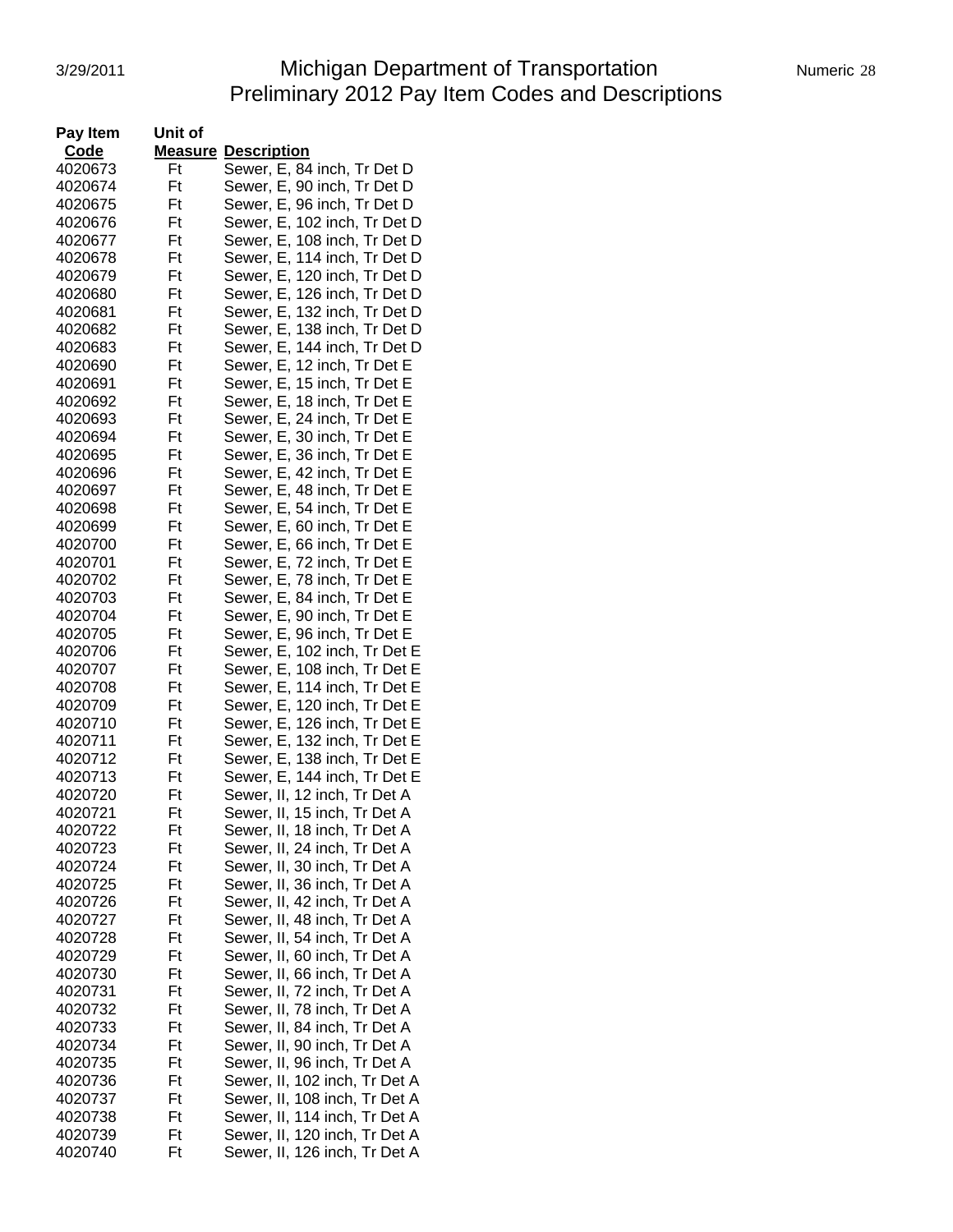# Michigan Department of Transportation
## Preliminary 2012 Pay Item Codes and Descriptions

| Pay Item Code | Unit of Measure | Description |
|---|---|---|
| 4020673 | Ft | Sewer, E, 84 inch, Tr Det D |
| 4020674 | Ft | Sewer, E, 90 inch, Tr Det D |
| 4020675 | Ft | Sewer, E, 96 inch, Tr Det D |
| 4020676 | Ft | Sewer, E, 102 inch, Tr Det D |
| 4020677 | Ft | Sewer, E, 108 inch, Tr Det D |
| 4020678 | Ft | Sewer, E, 114 inch, Tr Det D |
| 4020679 | Ft | Sewer, E, 120 inch, Tr Det D |
| 4020680 | Ft | Sewer, E, 126 inch, Tr Det D |
| 4020681 | Ft | Sewer, E, 132 inch, Tr Det D |
| 4020682 | Ft | Sewer, E, 138 inch, Tr Det D |
| 4020683 | Ft | Sewer, E, 144 inch, Tr Det D |
| 4020690 | Ft | Sewer, E, 12 inch, Tr Det E |
| 4020691 | Ft | Sewer, E, 15 inch, Tr Det E |
| 4020692 | Ft | Sewer, E, 18 inch, Tr Det E |
| 4020693 | Ft | Sewer, E, 24 inch, Tr Det E |
| 4020694 | Ft | Sewer, E, 30 inch, Tr Det E |
| 4020695 | Ft | Sewer, E, 36 inch, Tr Det E |
| 4020696 | Ft | Sewer, E, 42 inch, Tr Det E |
| 4020697 | Ft | Sewer, E, 48 inch, Tr Det E |
| 4020698 | Ft | Sewer, E, 54 inch, Tr Det E |
| 4020699 | Ft | Sewer, E, 60 inch, Tr Det E |
| 4020700 | Ft | Sewer, E, 66 inch, Tr Det E |
| 4020701 | Ft | Sewer, E, 72 inch, Tr Det E |
| 4020702 | Ft | Sewer, E, 78 inch, Tr Det E |
| 4020703 | Ft | Sewer, E, 84 inch, Tr Det E |
| 4020704 | Ft | Sewer, E, 90 inch, Tr Det E |
| 4020705 | Ft | Sewer, E, 96 inch, Tr Det E |
| 4020706 | Ft | Sewer, E, 102 inch, Tr Det E |
| 4020707 | Ft | Sewer, E, 108 inch, Tr Det E |
| 4020708 | Ft | Sewer, E, 114 inch, Tr Det E |
| 4020709 | Ft | Sewer, E, 120 inch, Tr Det E |
| 4020710 | Ft | Sewer, E, 126 inch, Tr Det E |
| 4020711 | Ft | Sewer, E, 132 inch, Tr Det E |
| 4020712 | Ft | Sewer, E, 138 inch, Tr Det E |
| 4020713 | Ft | Sewer, E, 144 inch, Tr Det E |
| 4020720 | Ft | Sewer, II, 12 inch, Tr Det A |
| 4020721 | Ft | Sewer, II, 15 inch, Tr Det A |
| 4020722 | Ft | Sewer, II, 18 inch, Tr Det A |
| 4020723 | Ft | Sewer, II, 24 inch, Tr Det A |
| 4020724 | Ft | Sewer, II, 30 inch, Tr Det A |
| 4020725 | Ft | Sewer, II, 36 inch, Tr Det A |
| 4020726 | Ft | Sewer, II, 42 inch, Tr Det A |
| 4020727 | Ft | Sewer, II, 48 inch, Tr Det A |
| 4020728 | Ft | Sewer, II, 54 inch, Tr Det A |
| 4020729 | Ft | Sewer, II, 60 inch, Tr Det A |
| 4020730 | Ft | Sewer, II, 66 inch, Tr Det A |
| 4020731 | Ft | Sewer, II, 72 inch, Tr Det A |
| 4020732 | Ft | Sewer, II, 78 inch, Tr Det A |
| 4020733 | Ft | Sewer, II, 84 inch, Tr Det A |
| 4020734 | Ft | Sewer, II, 90 inch, Tr Det A |
| 4020735 | Ft | Sewer, II, 96 inch, Tr Det A |
| 4020736 | Ft | Sewer, II, 102 inch, Tr Det A |
| 4020737 | Ft | Sewer, II, 108 inch, Tr Det A |
| 4020738 | Ft | Sewer, II, 114 inch, Tr Det A |
| 4020739 | Ft | Sewer, II, 120 inch, Tr Det A |
| 4020740 | Ft | Sewer, II, 126 inch, Tr Det A |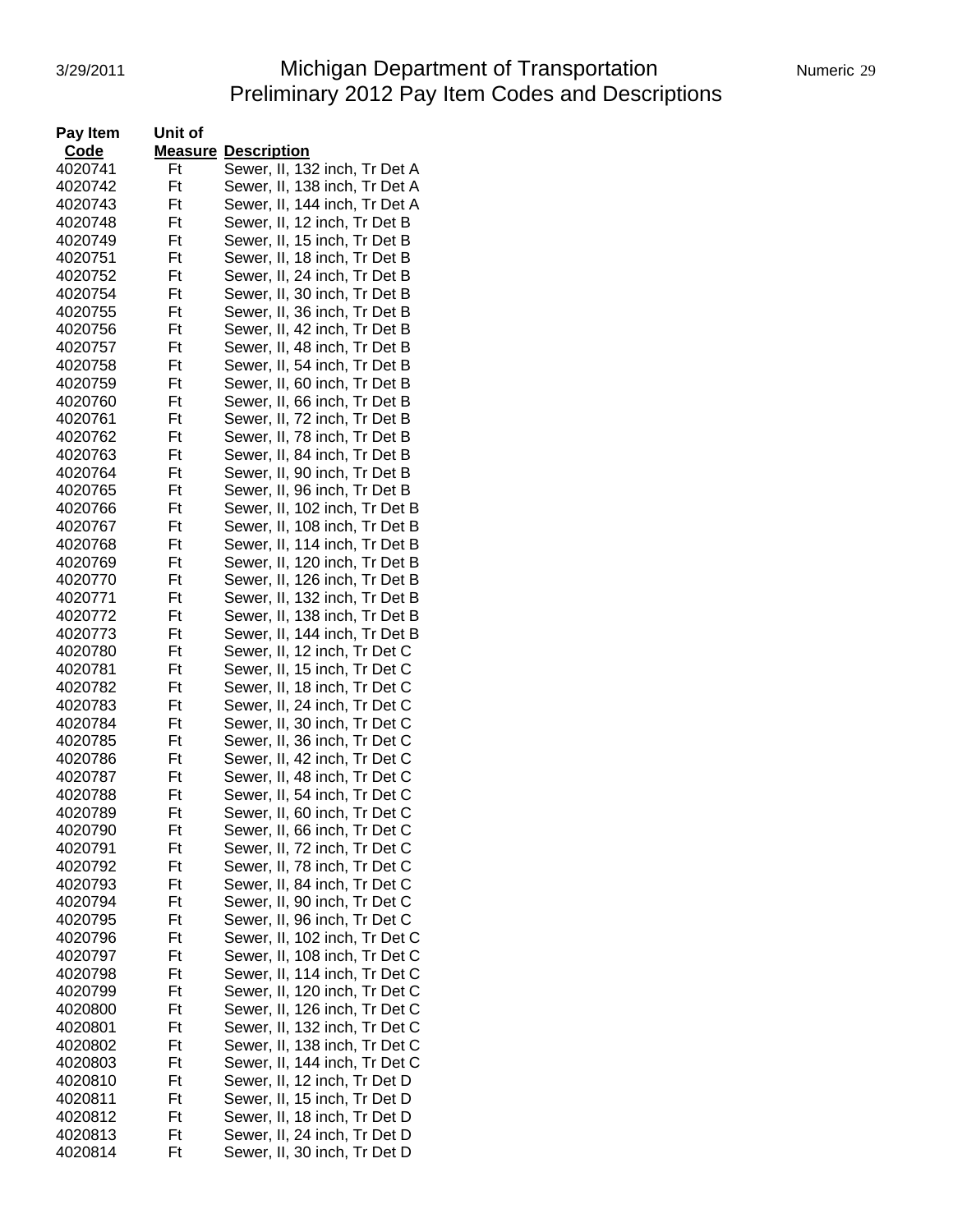# Michigan Department of Transportation
## Preliminary 2012 Pay Item Codes and Descriptions

| Pay Item Code | Unit of Measure | Description |
|---|---|---|
| 4020741 | Ft | Sewer, II, 132 inch, Tr Det A |
| 4020742 | Ft | Sewer, II, 138 inch, Tr Det A |
| 4020743 | Ft | Sewer, II, 144 inch, Tr Det A |
| 4020748 | Ft | Sewer, II, 12 inch, Tr Det B |
| 4020749 | Ft | Sewer, II, 15 inch, Tr Det B |
| 4020751 | Ft | Sewer, II, 18 inch, Tr Det B |
| 4020752 | Ft | Sewer, II, 24 inch, Tr Det B |
| 4020754 | Ft | Sewer, II, 30 inch, Tr Det B |
| 4020755 | Ft | Sewer, II, 36 inch, Tr Det B |
| 4020756 | Ft | Sewer, II, 42 inch, Tr Det B |
| 4020757 | Ft | Sewer, II, 48 inch, Tr Det B |
| 4020758 | Ft | Sewer, II, 54 inch, Tr Det B |
| 4020759 | Ft | Sewer, II, 60 inch, Tr Det B |
| 4020760 | Ft | Sewer, II, 66 inch, Tr Det B |
| 4020761 | Ft | Sewer, II, 72 inch, Tr Det B |
| 4020762 | Ft | Sewer, II, 78 inch, Tr Det B |
| 4020763 | Ft | Sewer, II, 84 inch, Tr Det B |
| 4020764 | Ft | Sewer, II, 90 inch, Tr Det B |
| 4020765 | Ft | Sewer, II, 96 inch, Tr Det B |
| 4020766 | Ft | Sewer, II, 102 inch, Tr Det B |
| 4020767 | Ft | Sewer, II, 108 inch, Tr Det B |
| 4020768 | Ft | Sewer, II, 114 inch, Tr Det B |
| 4020769 | Ft | Sewer, II, 120 inch, Tr Det B |
| 4020770 | Ft | Sewer, II, 126 inch, Tr Det B |
| 4020771 | Ft | Sewer, II, 132 inch, Tr Det B |
| 4020772 | Ft | Sewer, II, 138 inch, Tr Det B |
| 4020773 | Ft | Sewer, II, 144 inch, Tr Det B |
| 4020780 | Ft | Sewer, II, 12 inch, Tr Det C |
| 4020781 | Ft | Sewer, II, 15 inch, Tr Det C |
| 4020782 | Ft | Sewer, II, 18 inch, Tr Det C |
| 4020783 | Ft | Sewer, II, 24 inch, Tr Det C |
| 4020784 | Ft | Sewer, II, 30 inch, Tr Det C |
| 4020785 | Ft | Sewer, II, 36 inch, Tr Det C |
| 4020786 | Ft | Sewer, II, 42 inch, Tr Det C |
| 4020787 | Ft | Sewer, II, 48 inch, Tr Det C |
| 4020788 | Ft | Sewer, II, 54 inch, Tr Det C |
| 4020789 | Ft | Sewer, II, 60 inch, Tr Det C |
| 4020790 | Ft | Sewer, II, 66 inch, Tr Det C |
| 4020791 | Ft | Sewer, II, 72 inch, Tr Det C |
| 4020792 | Ft | Sewer, II, 78 inch, Tr Det C |
| 4020793 | Ft | Sewer, II, 84 inch, Tr Det C |
| 4020794 | Ft | Sewer, II, 90 inch, Tr Det C |
| 4020795 | Ft | Sewer, II, 96 inch, Tr Det C |
| 4020796 | Ft | Sewer, II, 102 inch, Tr Det C |
| 4020797 | Ft | Sewer, II, 108 inch, Tr Det C |
| 4020798 | Ft | Sewer, II, 114 inch, Tr Det C |
| 4020799 | Ft | Sewer, II, 120 inch, Tr Det C |
| 4020800 | Ft | Sewer, II, 126 inch, Tr Det C |
| 4020801 | Ft | Sewer, II, 132 inch, Tr Det C |
| 4020802 | Ft | Sewer, II, 138 inch, Tr Det C |
| 4020803 | Ft | Sewer, II, 144 inch, Tr Det C |
| 4020810 | Ft | Sewer, II, 12 inch, Tr Det D |
| 4020811 | Ft | Sewer, II, 15 inch, Tr Det D |
| 4020812 | Ft | Sewer, II, 18 inch, Tr Det D |
| 4020813 | Ft | Sewer, II, 24 inch, Tr Det D |
| 4020814 | Ft | Sewer, II, 30 inch, Tr Det D |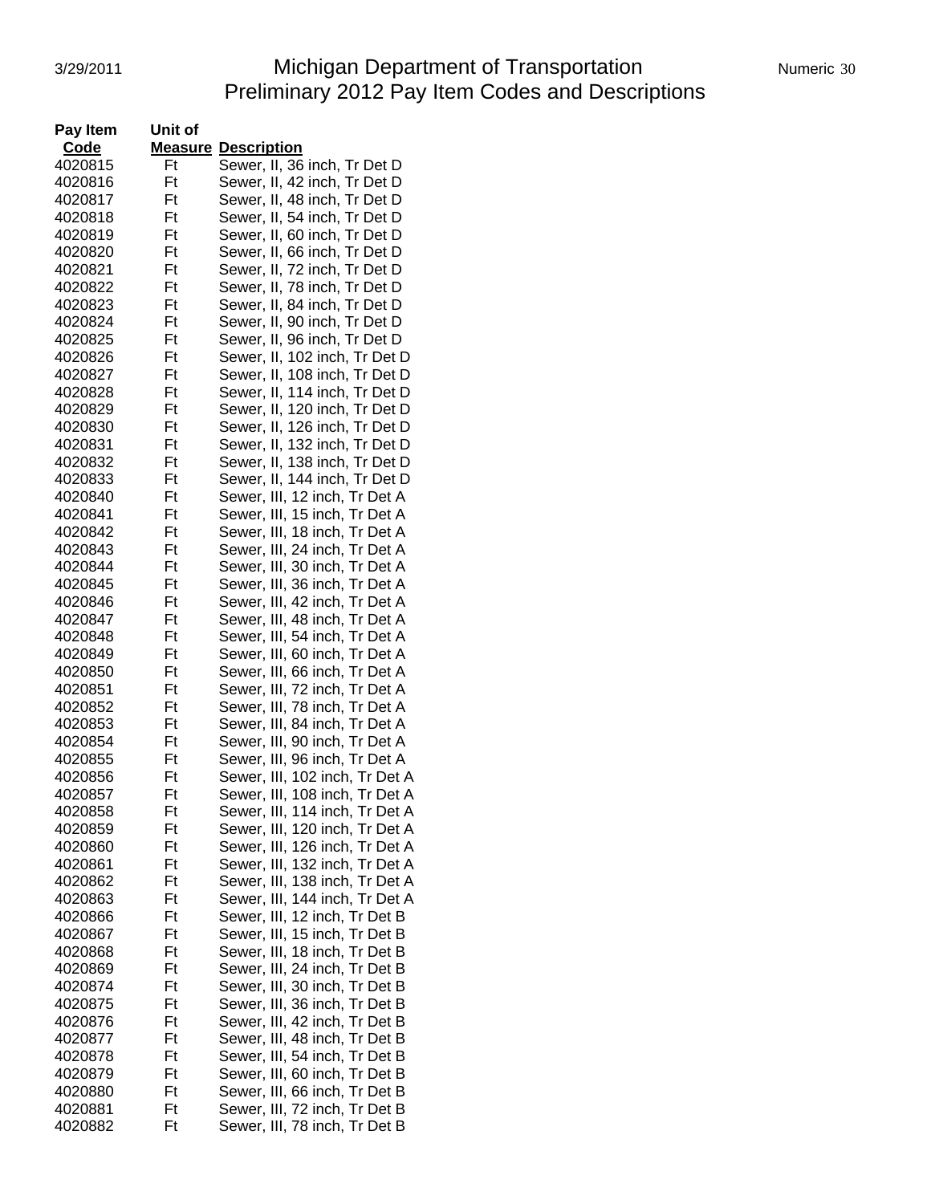| Pay Item Code | Unit of Measure | Description |
|---|---|---|
| 4020815 | Ft | Sewer, II, 36 inch, Tr Det D |
| 4020816 | Ft | Sewer, II, 42 inch, Tr Det D |
| 4020817 | Ft | Sewer, II, 48 inch, Tr Det D |
| 4020818 | Ft | Sewer, II, 54 inch, Tr Det D |
| 4020819 | Ft | Sewer, II, 60 inch, Tr Det D |
| 4020820 | Ft | Sewer, II, 66 inch, Tr Det D |
| 4020821 | Ft | Sewer, II, 72 inch, Tr Det D |
| 4020822 | Ft | Sewer, II, 78 inch, Tr Det D |
| 4020823 | Ft | Sewer, II, 84 inch, Tr Det D |
| 4020824 | Ft | Sewer, II, 90 inch, Tr Det D |
| 4020825 | Ft | Sewer, II, 96 inch, Tr Det D |
| 4020826 | Ft | Sewer, II, 102 inch, Tr Det D |
| 4020827 | Ft | Sewer, II, 108 inch, Tr Det D |
| 4020828 | Ft | Sewer, II, 114 inch, Tr Det D |
| 4020829 | Ft | Sewer, II, 120 inch, Tr Det D |
| 4020830 | Ft | Sewer, II, 126 inch, Tr Det D |
| 4020831 | Ft | Sewer, II, 132 inch, Tr Det D |
| 4020832 | Ft | Sewer, II, 138 inch, Tr Det D |
| 4020833 | Ft | Sewer, II, 144 inch, Tr Det D |
| 4020840 | Ft | Sewer, III, 12 inch, Tr Det A |
| 4020841 | Ft | Sewer, III, 15 inch, Tr Det A |
| 4020842 | Ft | Sewer, III, 18 inch, Tr Det A |
| 4020843 | Ft | Sewer, III, 24 inch, Tr Det A |
| 4020844 | Ft | Sewer, III, 30 inch, Tr Det A |
| 4020845 | Ft | Sewer, III, 36 inch, Tr Det A |
| 4020846 | Ft | Sewer, III, 42 inch, Tr Det A |
| 4020847 | Ft | Sewer, III, 48 inch, Tr Det A |
| 4020848 | Ft | Sewer, III, 54 inch, Tr Det A |
| 4020849 | Ft | Sewer, III, 60 inch, Tr Det A |
| 4020850 | Ft | Sewer, III, 66 inch, Tr Det A |
| 4020851 | Ft | Sewer, III, 72 inch, Tr Det A |
| 4020852 | Ft | Sewer, III, 78 inch, Tr Det A |
| 4020853 | Ft | Sewer, III, 84 inch, Tr Det A |
| 4020854 | Ft | Sewer, III, 90 inch, Tr Det A |
| 4020855 | Ft | Sewer, III, 96 inch, Tr Det A |
| 4020856 | Ft | Sewer, III, 102 inch, Tr Det A |
| 4020857 | Ft | Sewer, III, 108 inch, Tr Det A |
| 4020858 | Ft | Sewer, III, 114 inch, Tr Det A |
| 4020859 | Ft | Sewer, III, 120 inch, Tr Det A |
| 4020860 | Ft | Sewer, III, 126 inch, Tr Det A |
| 4020861 | Ft | Sewer, III, 132 inch, Tr Det A |
| 4020862 | Ft | Sewer, III, 138 inch, Tr Det A |
| 4020863 | Ft | Sewer, III, 144 inch, Tr Det A |
| 4020866 | Ft | Sewer, III, 12 inch, Tr Det B |
| 4020867 | Ft | Sewer, III, 15 inch, Tr Det B |
| 4020868 | Ft | Sewer, III, 18 inch, Tr Det B |
| 4020869 | Ft | Sewer, III, 24 inch, Tr Det B |
| 4020874 | Ft | Sewer, III, 30 inch, Tr Det B |
| 4020875 | Ft | Sewer, III, 36 inch, Tr Det B |
| 4020876 | Ft | Sewer, III, 42 inch, Tr Det B |
| 4020877 | Ft | Sewer, III, 48 inch, Tr Det B |
| 4020878 | Ft | Sewer, III, 54 inch, Tr Det B |
| 4020879 | Ft | Sewer, III, 60 inch, Tr Det B |
| 4020880 | Ft | Sewer, III, 66 inch, Tr Det B |
| 4020881 | Ft | Sewer, III, 72 inch, Tr Det B |
| 4020882 | Ft | Sewer, III, 78 inch, Tr Det B |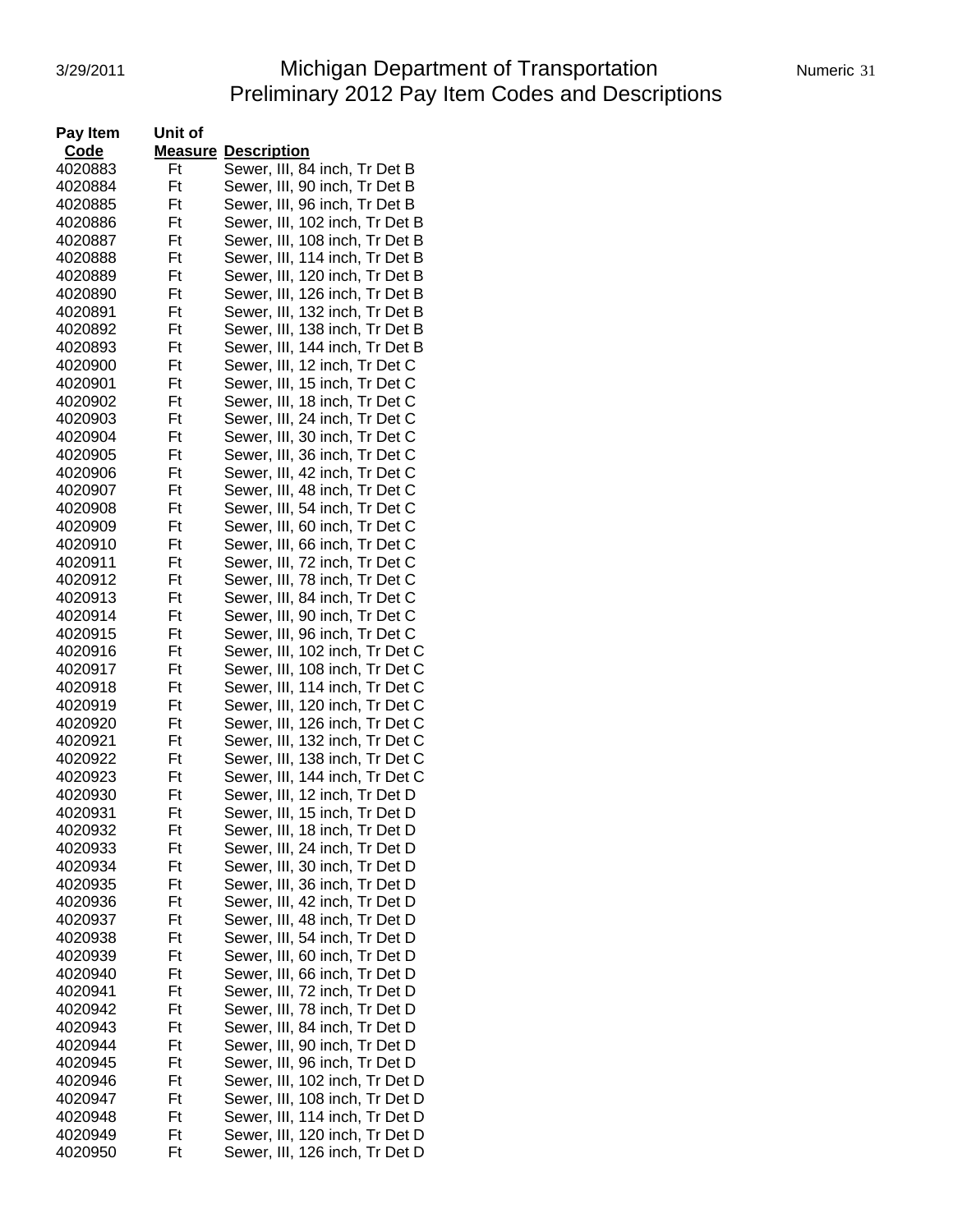# Michigan Department of Transportation
## Preliminary 2012 Pay Item Codes and Descriptions

| Pay Item Code | Unit of Measure | Description |
|---|---|---|
| 4020883 | Ft | Sewer, III, 84 inch, Tr Det B |
| 4020884 | Ft | Sewer, III, 90 inch, Tr Det B |
| 4020885 | Ft | Sewer, III, 96 inch, Tr Det B |
| 4020886 | Ft | Sewer, III, 102 inch, Tr Det B |
| 4020887 | Ft | Sewer, III, 108 inch, Tr Det B |
| 4020888 | Ft | Sewer, III, 114 inch, Tr Det B |
| 4020889 | Ft | Sewer, III, 120 inch, Tr Det B |
| 4020890 | Ft | Sewer, III, 126 inch, Tr Det B |
| 4020891 | Ft | Sewer, III, 132 inch, Tr Det B |
| 4020892 | Ft | Sewer, III, 138 inch, Tr Det B |
| 4020893 | Ft | Sewer, III, 144 inch, Tr Det B |
| 4020900 | Ft | Sewer, III, 12 inch, Tr Det C |
| 4020901 | Ft | Sewer, III, 15 inch, Tr Det C |
| 4020902 | Ft | Sewer, III, 18 inch, Tr Det C |
| 4020903 | Ft | Sewer, III, 24 inch, Tr Det C |
| 4020904 | Ft | Sewer, III, 30 inch, Tr Det C |
| 4020905 | Ft | Sewer, III, 36 inch, Tr Det C |
| 4020906 | Ft | Sewer, III, 42 inch, Tr Det C |
| 4020907 | Ft | Sewer, III, 48 inch, Tr Det C |
| 4020908 | Ft | Sewer, III, 54 inch, Tr Det C |
| 4020909 | Ft | Sewer, III, 60 inch, Tr Det C |
| 4020910 | Ft | Sewer, III, 66 inch, Tr Det C |
| 4020911 | Ft | Sewer, III, 72 inch, Tr Det C |
| 4020912 | Ft | Sewer, III, 78 inch, Tr Det C |
| 4020913 | Ft | Sewer, III, 84 inch, Tr Det C |
| 4020914 | Ft | Sewer, III, 90 inch, Tr Det C |
| 4020915 | Ft | Sewer, III, 96 inch, Tr Det C |
| 4020916 | Ft | Sewer, III, 102 inch, Tr Det C |
| 4020917 | Ft | Sewer, III, 108 inch, Tr Det C |
| 4020918 | Ft | Sewer, III, 114 inch, Tr Det C |
| 4020919 | Ft | Sewer, III, 120 inch, Tr Det C |
| 4020920 | Ft | Sewer, III, 126 inch, Tr Det C |
| 4020921 | Ft | Sewer, III, 132 inch, Tr Det C |
| 4020922 | Ft | Sewer, III, 138 inch, Tr Det C |
| 4020923 | Ft | Sewer, III, 144 inch, Tr Det C |
| 4020930 | Ft | Sewer, III, 12 inch, Tr Det D |
| 4020931 | Ft | Sewer, III, 15 inch, Tr Det D |
| 4020932 | Ft | Sewer, III, 18 inch, Tr Det D |
| 4020933 | Ft | Sewer, III, 24 inch, Tr Det D |
| 4020934 | Ft | Sewer, III, 30 inch, Tr Det D |
| 4020935 | Ft | Sewer, III, 36 inch, Tr Det D |
| 4020936 | Ft | Sewer, III, 42 inch, Tr Det D |
| 4020937 | Ft | Sewer, III, 48 inch, Tr Det D |
| 4020938 | Ft | Sewer, III, 54 inch, Tr Det D |
| 4020939 | Ft | Sewer, III, 60 inch, Tr Det D |
| 4020940 | Ft | Sewer, III, 66 inch, Tr Det D |
| 4020941 | Ft | Sewer, III, 72 inch, Tr Det D |
| 4020942 | Ft | Sewer, III, 78 inch, Tr Det D |
| 4020943 | Ft | Sewer, III, 84 inch, Tr Det D |
| 4020944 | Ft | Sewer, III, 90 inch, Tr Det D |
| 4020945 | Ft | Sewer, III, 96 inch, Tr Det D |
| 4020946 | Ft | Sewer, III, 102 inch, Tr Det D |
| 4020947 | Ft | Sewer, III, 108 inch, Tr Det D |
| 4020948 | Ft | Sewer, III, 114 inch, Tr Det D |
| 4020949 | Ft | Sewer, III, 120 inch, Tr Det D |
| 4020950 | Ft | Sewer, III, 126 inch, Tr Det D |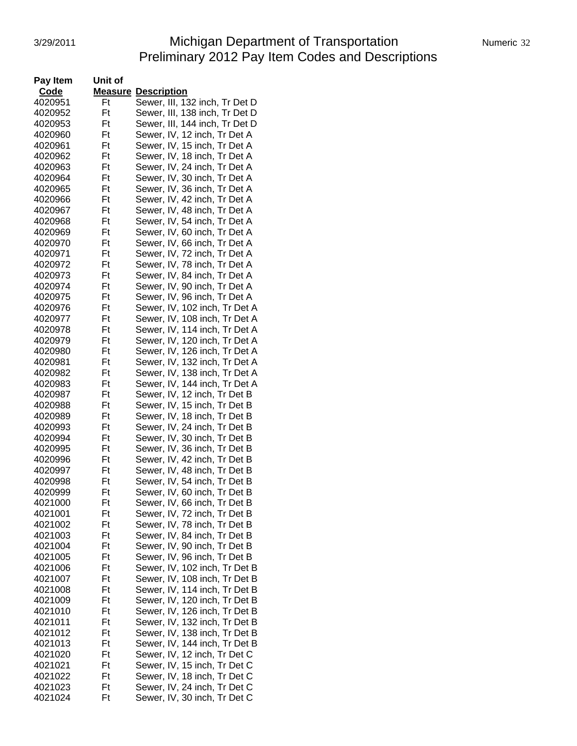# Michigan Department of Transportation
## Preliminary 2012 Pay Item Codes and Descriptions

| Pay Item Code | Unit of Measure | Description |
|---|---|---|
| 4020951 | Ft | Sewer, III, 132 inch, Tr Det D |
| 4020952 | Ft | Sewer, III, 138 inch, Tr Det D |
| 4020953 | Ft | Sewer, III, 144 inch, Tr Det D |
| 4020960 | Ft | Sewer, IV, 12 inch, Tr Det A |
| 4020961 | Ft | Sewer, IV, 15 inch, Tr Det A |
| 4020962 | Ft | Sewer, IV, 18 inch, Tr Det A |
| 4020963 | Ft | Sewer, IV, 24 inch, Tr Det A |
| 4020964 | Ft | Sewer, IV, 30 inch, Tr Det A |
| 4020965 | Ft | Sewer, IV, 36 inch, Tr Det A |
| 4020966 | Ft | Sewer, IV, 42 inch, Tr Det A |
| 4020967 | Ft | Sewer, IV, 48 inch, Tr Det A |
| 4020968 | Ft | Sewer, IV, 54 inch, Tr Det A |
| 4020969 | Ft | Sewer, IV, 60 inch, Tr Det A |
| 4020970 | Ft | Sewer, IV, 66 inch, Tr Det A |
| 4020971 | Ft | Sewer, IV, 72 inch, Tr Det A |
| 4020972 | Ft | Sewer, IV, 78 inch, Tr Det A |
| 4020973 | Ft | Sewer, IV, 84 inch, Tr Det A |
| 4020974 | Ft | Sewer, IV, 90 inch, Tr Det A |
| 4020975 | Ft | Sewer, IV, 96 inch, Tr Det A |
| 4020976 | Ft | Sewer, IV, 102 inch, Tr Det A |
| 4020977 | Ft | Sewer, IV, 108 inch, Tr Det A |
| 4020978 | Ft | Sewer, IV, 114 inch, Tr Det A |
| 4020979 | Ft | Sewer, IV, 120 inch, Tr Det A |
| 4020980 | Ft | Sewer, IV, 126 inch, Tr Det A |
| 4020981 | Ft | Sewer, IV, 132 inch, Tr Det A |
| 4020982 | Ft | Sewer, IV, 138 inch, Tr Det A |
| 4020983 | Ft | Sewer, IV, 144 inch, Tr Det A |
| 4020987 | Ft | Sewer, IV, 12 inch, Tr Det B |
| 4020988 | Ft | Sewer, IV, 15 inch, Tr Det B |
| 4020989 | Ft | Sewer, IV, 18 inch, Tr Det B |
| 4020993 | Ft | Sewer, IV, 24 inch, Tr Det B |
| 4020994 | Ft | Sewer, IV, 30 inch, Tr Det B |
| 4020995 | Ft | Sewer, IV, 36 inch, Tr Det B |
| 4020996 | Ft | Sewer, IV, 42 inch, Tr Det B |
| 4020997 | Ft | Sewer, IV, 48 inch, Tr Det B |
| 4020998 | Ft | Sewer, IV, 54 inch, Tr Det B |
| 4020999 | Ft | Sewer, IV, 60 inch, Tr Det B |
| 4021000 | Ft | Sewer, IV, 66 inch, Tr Det B |
| 4021001 | Ft | Sewer, IV, 72 inch, Tr Det B |
| 4021002 | Ft | Sewer, IV, 78 inch, Tr Det B |
| 4021003 | Ft | Sewer, IV, 84 inch, Tr Det B |
| 4021004 | Ft | Sewer, IV, 90 inch, Tr Det B |
| 4021005 | Ft | Sewer, IV, 96 inch, Tr Det B |
| 4021006 | Ft | Sewer, IV, 102 inch, Tr Det B |
| 4021007 | Ft | Sewer, IV, 108 inch, Tr Det B |
| 4021008 | Ft | Sewer, IV, 114 inch, Tr Det B |
| 4021009 | Ft | Sewer, IV, 120 inch, Tr Det B |
| 4021010 | Ft | Sewer, IV, 126 inch, Tr Det B |
| 4021011 | Ft | Sewer, IV, 132 inch, Tr Det B |
| 4021012 | Ft | Sewer, IV, 138 inch, Tr Det B |
| 4021013 | Ft | Sewer, IV, 144 inch, Tr Det B |
| 4021020 | Ft | Sewer, IV, 12 inch, Tr Det C |
| 4021021 | Ft | Sewer, IV, 15 inch, Tr Det C |
| 4021022 | Ft | Sewer, IV, 18 inch, Tr Det C |
| 4021023 | Ft | Sewer, IV, 24 inch, Tr Det C |
| 4021024 | Ft | Sewer, IV, 30 inch, Tr Det C |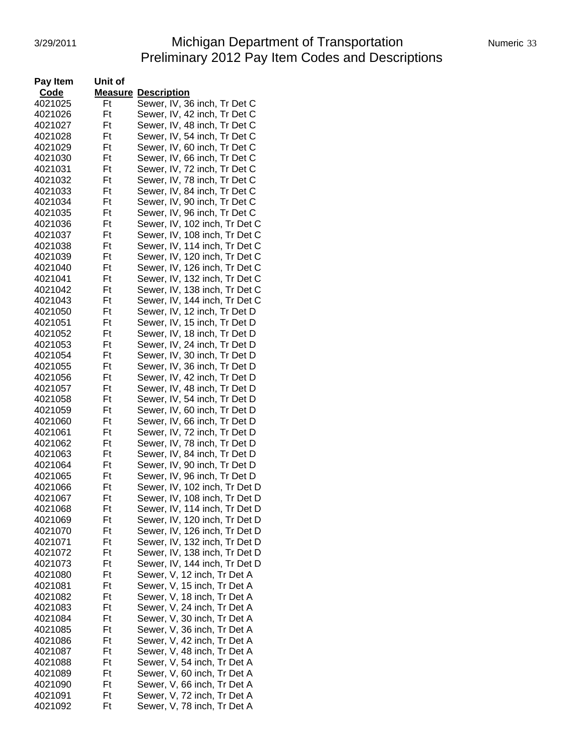# Michigan Department of Transportation
## Preliminary 2012 Pay Item Codes and Descriptions

| Pay Item Code | Unit of Measure | Description |
|---|---|---|
| 4021025 | Ft | Sewer, IV, 36 inch, Tr Det C |
| 4021026 | Ft | Sewer, IV, 42 inch, Tr Det C |
| 4021027 | Ft | Sewer, IV, 48 inch, Tr Det C |
| 4021028 | Ft | Sewer, IV, 54 inch, Tr Det C |
| 4021029 | Ft | Sewer, IV, 60 inch, Tr Det C |
| 4021030 | Ft | Sewer, IV, 66 inch, Tr Det C |
| 4021031 | Ft | Sewer, IV, 72 inch, Tr Det C |
| 4021032 | Ft | Sewer, IV, 78 inch, Tr Det C |
| 4021033 | Ft | Sewer, IV, 84 inch, Tr Det C |
| 4021034 | Ft | Sewer, IV, 90 inch, Tr Det C |
| 4021035 | Ft | Sewer, IV, 96 inch, Tr Det C |
| 4021036 | Ft | Sewer, IV, 102 inch, Tr Det C |
| 4021037 | Ft | Sewer, IV, 108 inch, Tr Det C |
| 4021038 | Ft | Sewer, IV, 114 inch, Tr Det C |
| 4021039 | Ft | Sewer, IV, 120 inch, Tr Det C |
| 4021040 | Ft | Sewer, IV, 126 inch, Tr Det C |
| 4021041 | Ft | Sewer, IV, 132 inch, Tr Det C |
| 4021042 | Ft | Sewer, IV, 138 inch, Tr Det C |
| 4021043 | Ft | Sewer, IV, 144 inch, Tr Det C |
| 4021050 | Ft | Sewer, IV, 12 inch, Tr Det D |
| 4021051 | Ft | Sewer, IV, 15 inch, Tr Det D |
| 4021052 | Ft | Sewer, IV, 18 inch, Tr Det D |
| 4021053 | Ft | Sewer, IV, 24 inch, Tr Det D |
| 4021054 | Ft | Sewer, IV, 30 inch, Tr Det D |
| 4021055 | Ft | Sewer, IV, 36 inch, Tr Det D |
| 4021056 | Ft | Sewer, IV, 42 inch, Tr Det D |
| 4021057 | Ft | Sewer, IV, 48 inch, Tr Det D |
| 4021058 | Ft | Sewer, IV, 54 inch, Tr Det D |
| 4021059 | Ft | Sewer, IV, 60 inch, Tr Det D |
| 4021060 | Ft | Sewer, IV, 66 inch, Tr Det D |
| 4021061 | Ft | Sewer, IV, 72 inch, Tr Det D |
| 4021062 | Ft | Sewer, IV, 78 inch, Tr Det D |
| 4021063 | Ft | Sewer, IV, 84 inch, Tr Det D |
| 4021064 | Ft | Sewer, IV, 90 inch, Tr Det D |
| 4021065 | Ft | Sewer, IV, 96 inch, Tr Det D |
| 4021066 | Ft | Sewer, IV, 102 inch, Tr Det D |
| 4021067 | Ft | Sewer, IV, 108 inch, Tr Det D |
| 4021068 | Ft | Sewer, IV, 114 inch, Tr Det D |
| 4021069 | Ft | Sewer, IV, 120 inch, Tr Det D |
| 4021070 | Ft | Sewer, IV, 126 inch, Tr Det D |
| 4021071 | Ft | Sewer, IV, 132 inch, Tr Det D |
| 4021072 | Ft | Sewer, IV, 138 inch, Tr Det D |
| 4021073 | Ft | Sewer, IV, 144 inch, Tr Det D |
| 4021080 | Ft | Sewer, V, 12 inch, Tr Det A |
| 4021081 | Ft | Sewer, V, 15 inch, Tr Det A |
| 4021082 | Ft | Sewer, V, 18 inch, Tr Det A |
| 4021083 | Ft | Sewer, V, 24 inch, Tr Det A |
| 4021084 | Ft | Sewer, V, 30 inch, Tr Det A |
| 4021085 | Ft | Sewer, V, 36 inch, Tr Det A |
| 4021086 | Ft | Sewer, V, 42 inch, Tr Det A |
| 4021087 | Ft | Sewer, V, 48 inch, Tr Det A |
| 4021088 | Ft | Sewer, V, 54 inch, Tr Det A |
| 4021089 | Ft | Sewer, V, 60 inch, Tr Det A |
| 4021090 | Ft | Sewer, V, 66 inch, Tr Det A |
| 4021091 | Ft | Sewer, V, 72 inch, Tr Det A |
| 4021092 | Ft | Sewer, V, 78 inch, Tr Det A |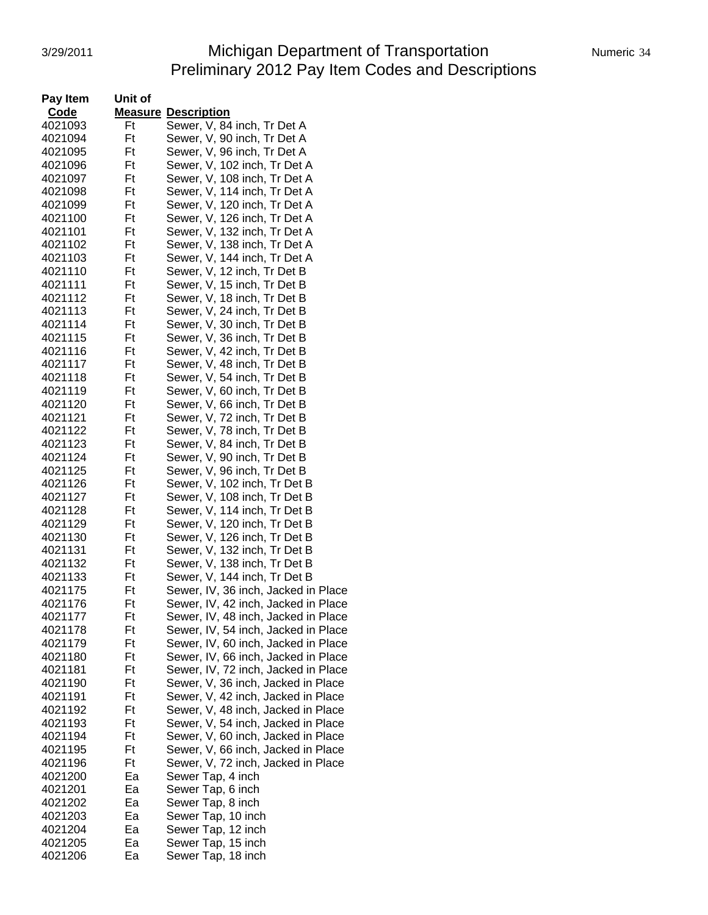| Pay Item Code | Unit of Measure | Description |
|---|---|---|
| 4021093 | Ft | Sewer, V, 84 inch, Tr Det A |
| 4021094 | Ft | Sewer, V, 90 inch, Tr Det A |
| 4021095 | Ft | Sewer, V, 96 inch, Tr Det A |
| 4021096 | Ft | Sewer, V, 102 inch, Tr Det A |
| 4021097 | Ft | Sewer, V, 108 inch, Tr Det A |
| 4021098 | Ft | Sewer, V, 114 inch, Tr Det A |
| 4021099 | Ft | Sewer, V, 120 inch, Tr Det A |
| 4021100 | Ft | Sewer, V, 126 inch, Tr Det A |
| 4021101 | Ft | Sewer, V, 132 inch, Tr Det A |
| 4021102 | Ft | Sewer, V, 138 inch, Tr Det A |
| 4021103 | Ft | Sewer, V, 144 inch, Tr Det A |
| 4021110 | Ft | Sewer, V, 12 inch, Tr Det B |
| 4021111 | Ft | Sewer, V, 15 inch, Tr Det B |
| 4021112 | Ft | Sewer, V, 18 inch, Tr Det B |
| 4021113 | Ft | Sewer, V, 24 inch, Tr Det B |
| 4021114 | Ft | Sewer, V, 30 inch, Tr Det B |
| 4021115 | Ft | Sewer, V, 36 inch, Tr Det B |
| 4021116 | Ft | Sewer, V, 42 inch, Tr Det B |
| 4021117 | Ft | Sewer, V, 48 inch, Tr Det B |
| 4021118 | Ft | Sewer, V, 54 inch, Tr Det B |
| 4021119 | Ft | Sewer, V, 60 inch, Tr Det B |
| 4021120 | Ft | Sewer, V, 66 inch, Tr Det B |
| 4021121 | Ft | Sewer, V, 72 inch, Tr Det B |
| 4021122 | Ft | Sewer, V, 78 inch, Tr Det B |
| 4021123 | Ft | Sewer, V, 84 inch, Tr Det B |
| 4021124 | Ft | Sewer, V, 90 inch, Tr Det B |
| 4021125 | Ft | Sewer, V, 96 inch, Tr Det B |
| 4021126 | Ft | Sewer, V, 102 inch, Tr Det B |
| 4021127 | Ft | Sewer, V, 108 inch, Tr Det B |
| 4021128 | Ft | Sewer, V, 114 inch, Tr Det B |
| 4021129 | Ft | Sewer, V, 120 inch, Tr Det B |
| 4021130 | Ft | Sewer, V, 126 inch, Tr Det B |
| 4021131 | Ft | Sewer, V, 132 inch, Tr Det B |
| 4021132 | Ft | Sewer, V, 138 inch, Tr Det B |
| 4021133 | Ft | Sewer, V, 144 inch, Tr Det B |
| 4021175 | Ft | Sewer, IV, 36 inch, Jacked in Place |
| 4021176 | Ft | Sewer, IV, 42 inch, Jacked in Place |
| 4021177 | Ft | Sewer, IV, 48 inch, Jacked in Place |
| 4021178 | Ft | Sewer, IV, 54 inch, Jacked in Place |
| 4021179 | Ft | Sewer, IV, 60 inch, Jacked in Place |
| 4021180 | Ft | Sewer, IV, 66 inch, Jacked in Place |
| 4021181 | Ft | Sewer, IV, 72 inch, Jacked in Place |
| 4021190 | Ft | Sewer, V, 36 inch, Jacked in Place |
| 4021191 | Ft | Sewer, V, 42 inch, Jacked in Place |
| 4021192 | Ft | Sewer, V, 48 inch, Jacked in Place |
| 4021193 | Ft | Sewer, V, 54 inch, Jacked in Place |
| 4021194 | Ft | Sewer, V, 60 inch, Jacked in Place |
| 4021195 | Ft | Sewer, V, 66 inch, Jacked in Place |
| 4021196 | Ft | Sewer, V, 72 inch, Jacked in Place |
| 4021200 | Ea | Sewer Tap, 4 inch |
| 4021201 | Ea | Sewer Tap, 6 inch |
| 4021202 | Ea | Sewer Tap, 8 inch |
| 4021203 | Ea | Sewer Tap, 10 inch |
| 4021204 | Ea | Sewer Tap, 12 inch |
| 4021205 | Ea | Sewer Tap, 15 inch |
| 4021206 | Ea | Sewer Tap, 18 inch |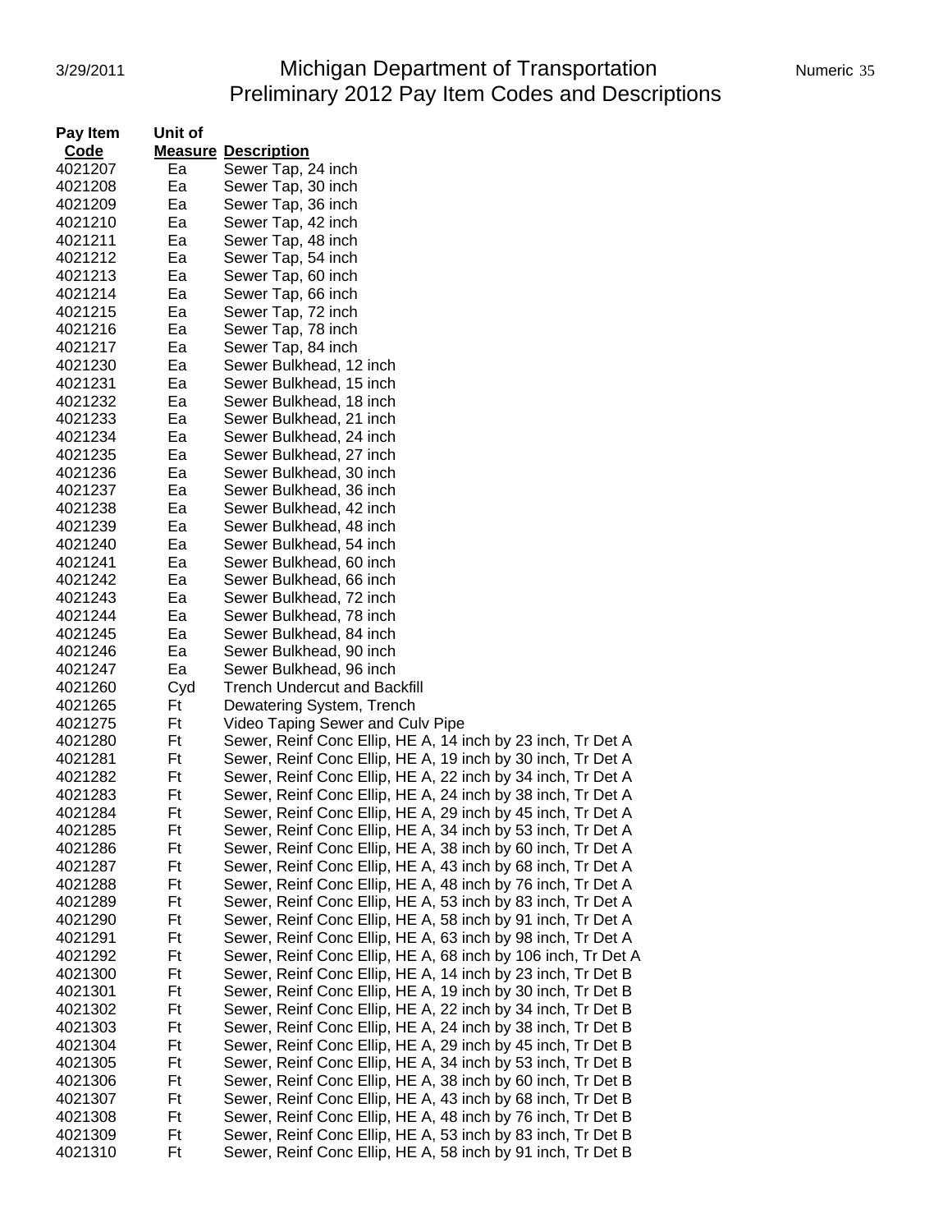# Michigan Department of Transportation
## Preliminary 2012 Pay Item Codes and Descriptions

| Pay Item Code | Unit of Measure | Description |
|---|---|---|
| 4021207 | Ea | Sewer Tap, 24 inch |
| 4021208 | Ea | Sewer Tap, 30 inch |
| 4021209 | Ea | Sewer Tap, 36 inch |
| 4021210 | Ea | Sewer Tap, 42 inch |
| 4021211 | Ea | Sewer Tap, 48 inch |
| 4021212 | Ea | Sewer Tap, 54 inch |
| 4021213 | Ea | Sewer Tap, 60 inch |
| 4021214 | Ea | Sewer Tap, 66 inch |
| 4021215 | Ea | Sewer Tap, 72 inch |
| 4021216 | Ea | Sewer Tap, 78 inch |
| 4021217 | Ea | Sewer Tap, 84 inch |
| 4021230 | Ea | Sewer Bulkhead, 12 inch |
| 4021231 | Ea | Sewer Bulkhead, 15 inch |
| 4021232 | Ea | Sewer Bulkhead, 18 inch |
| 4021233 | Ea | Sewer Bulkhead, 21 inch |
| 4021234 | Ea | Sewer Bulkhead, 24 inch |
| 4021235 | Ea | Sewer Bulkhead, 27 inch |
| 4021236 | Ea | Sewer Bulkhead, 30 inch |
| 4021237 | Ea | Sewer Bulkhead, 36 inch |
| 4021238 | Ea | Sewer Bulkhead, 42 inch |
| 4021239 | Ea | Sewer Bulkhead, 48 inch |
| 4021240 | Ea | Sewer Bulkhead, 54 inch |
| 4021241 | Ea | Sewer Bulkhead, 60 inch |
| 4021242 | Ea | Sewer Bulkhead, 66 inch |
| 4021243 | Ea | Sewer Bulkhead, 72 inch |
| 4021244 | Ea | Sewer Bulkhead, 78 inch |
| 4021245 | Ea | Sewer Bulkhead, 84 inch |
| 4021246 | Ea | Sewer Bulkhead, 90 inch |
| 4021247 | Ea | Sewer Bulkhead, 96 inch |
| 4021260 | Cyd | Trench Undercut and Backfill |
| 4021265 | Ft | Dewatering System, Trench |
| 4021275 | Ft | Video Taping Sewer and Culv Pipe |
| 4021280 | Ft | Sewer, Reinf Conc Ellip, HE A, 14 inch by 23 inch, Tr Det A |
| 4021281 | Ft | Sewer, Reinf Conc Ellip, HE A, 19 inch by 30 inch, Tr Det A |
| 4021282 | Ft | Sewer, Reinf Conc Ellip, HE A, 22 inch by 34 inch, Tr Det A |
| 4021283 | Ft | Sewer, Reinf Conc Ellip, HE A, 24 inch by 38 inch, Tr Det A |
| 4021284 | Ft | Sewer, Reinf Conc Ellip, HE A, 29 inch by 45 inch, Tr Det A |
| 4021285 | Ft | Sewer, Reinf Conc Ellip, HE A, 34 inch by 53 inch, Tr Det A |
| 4021286 | Ft | Sewer, Reinf Conc Ellip, HE A, 38 inch by 60 inch, Tr Det A |
| 4021287 | Ft | Sewer, Reinf Conc Ellip, HE A, 43 inch by 68 inch, Tr Det A |
| 4021288 | Ft | Sewer, Reinf Conc Ellip, HE A, 48 inch by 76 inch, Tr Det A |
| 4021289 | Ft | Sewer, Reinf Conc Ellip, HE A, 53 inch by 83 inch, Tr Det A |
| 4021290 | Ft | Sewer, Reinf Conc Ellip, HE A, 58 inch by 91 inch, Tr Det A |
| 4021291 | Ft | Sewer, Reinf Conc Ellip, HE A, 63 inch by 98 inch, Tr Det A |
| 4021292 | Ft | Sewer, Reinf Conc Ellip, HE A, 68 inch by 106 inch, Tr Det A |
| 4021300 | Ft | Sewer, Reinf Conc Ellip, HE A, 14 inch by 23 inch, Tr Det B |
| 4021301 | Ft | Sewer, Reinf Conc Ellip, HE A, 19 inch by 30 inch, Tr Det B |
| 4021302 | Ft | Sewer, Reinf Conc Ellip, HE A, 22 inch by 34 inch, Tr Det B |
| 4021303 | Ft | Sewer, Reinf Conc Ellip, HE A, 24 inch by 38 inch, Tr Det B |
| 4021304 | Ft | Sewer, Reinf Conc Ellip, HE A, 29 inch by 45 inch, Tr Det B |
| 4021305 | Ft | Sewer, Reinf Conc Ellip, HE A, 34 inch by 53 inch, Tr Det B |
| 4021306 | Ft | Sewer, Reinf Conc Ellip, HE A, 38 inch by 60 inch, Tr Det B |
| 4021307 | Ft | Sewer, Reinf Conc Ellip, HE A, 43 inch by 68 inch, Tr Det B |
| 4021308 | Ft | Sewer, Reinf Conc Ellip, HE A, 48 inch by 76 inch, Tr Det B |
| 4021309 | Ft | Sewer, Reinf Conc Ellip, HE A, 53 inch by 83 inch, Tr Det B |
| 4021310 | Ft | Sewer, Reinf Conc Ellip, HE A, 58 inch by 91 inch, Tr Det B |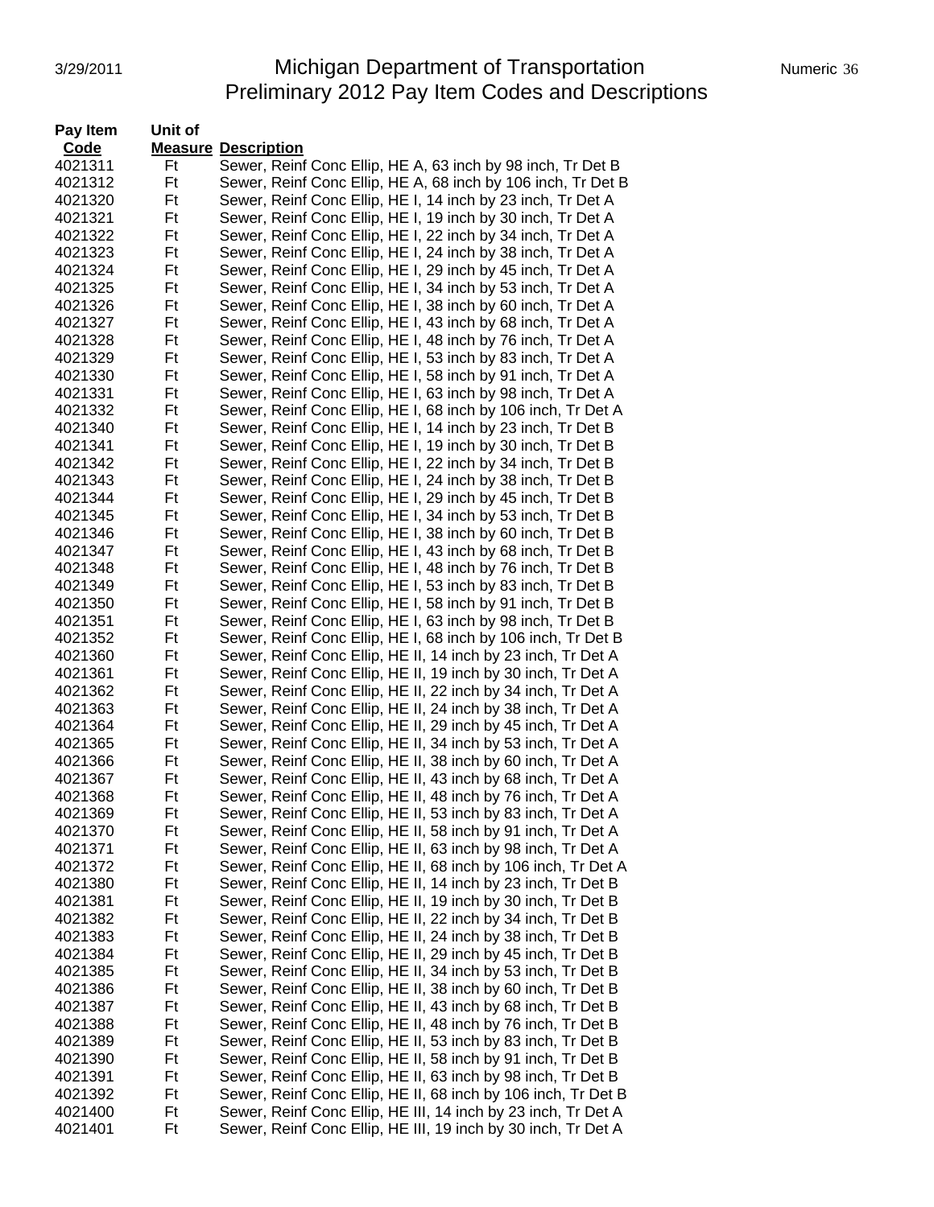# Michigan Department of Transportation
## Preliminary 2012 Pay Item Codes and Descriptions

| Pay Item Code | Unit of Measure | Description |
|---|---|---|
| 4021311 | Ft | Sewer, Reinf Conc Ellip, HE A, 63 inch by 98 inch, Tr Det B |
| 4021312 | Ft | Sewer, Reinf Conc Ellip, HE A, 68 inch by 106 inch, Tr Det B |
| 4021320 | Ft | Sewer, Reinf Conc Ellip, HE I, 14 inch by 23 inch, Tr Det A |
| 4021321 | Ft | Sewer, Reinf Conc Ellip, HE I, 19 inch by 30 inch, Tr Det A |
| 4021322 | Ft | Sewer, Reinf Conc Ellip, HE I, 22 inch by 34 inch, Tr Det A |
| 4021323 | Ft | Sewer, Reinf Conc Ellip, HE I, 24 inch by 38 inch, Tr Det A |
| 4021324 | Ft | Sewer, Reinf Conc Ellip, HE I, 29 inch by 45 inch, Tr Det A |
| 4021325 | Ft | Sewer, Reinf Conc Ellip, HE I, 34 inch by 53 inch, Tr Det A |
| 4021326 | Ft | Sewer, Reinf Conc Ellip, HE I, 38 inch by 60 inch, Tr Det A |
| 4021327 | Ft | Sewer, Reinf Conc Ellip, HE I, 43 inch by 68 inch, Tr Det A |
| 4021328 | Ft | Sewer, Reinf Conc Ellip, HE I, 48 inch by 76 inch, Tr Det A |
| 4021329 | Ft | Sewer, Reinf Conc Ellip, HE I, 53 inch by 83 inch, Tr Det A |
| 4021330 | Ft | Sewer, Reinf Conc Ellip, HE I, 58 inch by 91 inch, Tr Det A |
| 4021331 | Ft | Sewer, Reinf Conc Ellip, HE I, 63 inch by 98 inch, Tr Det A |
| 4021332 | Ft | Sewer, Reinf Conc Ellip, HE I, 68 inch by 106 inch, Tr Det A |
| 4021340 | Ft | Sewer, Reinf Conc Ellip, HE I, 14 inch by 23 inch, Tr Det B |
| 4021341 | Ft | Sewer, Reinf Conc Ellip, HE I, 19 inch by 30 inch, Tr Det B |
| 4021342 | Ft | Sewer, Reinf Conc Ellip, HE I, 22 inch by 34 inch, Tr Det B |
| 4021343 | Ft | Sewer, Reinf Conc Ellip, HE I, 24 inch by 38 inch, Tr Det B |
| 4021344 | Ft | Sewer, Reinf Conc Ellip, HE I, 29 inch by 45 inch, Tr Det B |
| 4021345 | Ft | Sewer, Reinf Conc Ellip, HE I, 34 inch by 53 inch, Tr Det B |
| 4021346 | Ft | Sewer, Reinf Conc Ellip, HE I, 38 inch by 60 inch, Tr Det B |
| 4021347 | Ft | Sewer, Reinf Conc Ellip, HE I, 43 inch by 68 inch, Tr Det B |
| 4021348 | Ft | Sewer, Reinf Conc Ellip, HE I, 48 inch by 76 inch, Tr Det B |
| 4021349 | Ft | Sewer, Reinf Conc Ellip, HE I, 53 inch by 83 inch, Tr Det B |
| 4021350 | Ft | Sewer, Reinf Conc Ellip, HE I, 58 inch by 91 inch, Tr Det B |
| 4021351 | Ft | Sewer, Reinf Conc Ellip, HE I, 63 inch by 98 inch, Tr Det B |
| 4021352 | Ft | Sewer, Reinf Conc Ellip, HE I, 68 inch by 106 inch, Tr Det B |
| 4021360 | Ft | Sewer, Reinf Conc Ellip, HE II, 14 inch by 23 inch, Tr Det A |
| 4021361 | Ft | Sewer, Reinf Conc Ellip, HE II, 19 inch by 30 inch, Tr Det A |
| 4021362 | Ft | Sewer, Reinf Conc Ellip, HE II, 22 inch by 34 inch, Tr Det A |
| 4021363 | Ft | Sewer, Reinf Conc Ellip, HE II, 24 inch by 38 inch, Tr Det A |
| 4021364 | Ft | Sewer, Reinf Conc Ellip, HE II, 29 inch by 45 inch, Tr Det A |
| 4021365 | Ft | Sewer, Reinf Conc Ellip, HE II, 34 inch by 53 inch, Tr Det A |
| 4021366 | Ft | Sewer, Reinf Conc Ellip, HE II, 38 inch by 60 inch, Tr Det A |
| 4021367 | Ft | Sewer, Reinf Conc Ellip, HE II, 43 inch by 68 inch, Tr Det A |
| 4021368 | Ft | Sewer, Reinf Conc Ellip, HE II, 48 inch by 76 inch, Tr Det A |
| 4021369 | Ft | Sewer, Reinf Conc Ellip, HE II, 53 inch by 83 inch, Tr Det A |
| 4021370 | Ft | Sewer, Reinf Conc Ellip, HE II, 58 inch by 91 inch, Tr Det A |
| 4021371 | Ft | Sewer, Reinf Conc Ellip, HE II, 63 inch by 98 inch, Tr Det A |
| 4021372 | Ft | Sewer, Reinf Conc Ellip, HE II, 68 inch by 106 inch, Tr Det A |
| 4021380 | Ft | Sewer, Reinf Conc Ellip, HE II, 14 inch by 23 inch, Tr Det B |
| 4021381 | Ft | Sewer, Reinf Conc Ellip, HE II, 19 inch by 30 inch, Tr Det B |
| 4021382 | Ft | Sewer, Reinf Conc Ellip, HE II, 22 inch by 34 inch, Tr Det B |
| 4021383 | Ft | Sewer, Reinf Conc Ellip, HE II, 24 inch by 38 inch, Tr Det B |
| 4021384 | Ft | Sewer, Reinf Conc Ellip, HE II, 29 inch by 45 inch, Tr Det B |
| 4021385 | Ft | Sewer, Reinf Conc Ellip, HE II, 34 inch by 53 inch, Tr Det B |
| 4021386 | Ft | Sewer, Reinf Conc Ellip, HE II, 38 inch by 60 inch, Tr Det B |
| 4021387 | Ft | Sewer, Reinf Conc Ellip, HE II, 43 inch by 68 inch, Tr Det B |
| 4021388 | Ft | Sewer, Reinf Conc Ellip, HE II, 48 inch by 76 inch, Tr Det B |
| 4021389 | Ft | Sewer, Reinf Conc Ellip, HE II, 53 inch by 83 inch, Tr Det B |
| 4021390 | Ft | Sewer, Reinf Conc Ellip, HE II, 58 inch by 91 inch, Tr Det B |
| 4021391 | Ft | Sewer, Reinf Conc Ellip, HE II, 63 inch by 98 inch, Tr Det B |
| 4021392 | Ft | Sewer, Reinf Conc Ellip, HE II, 68 inch by 106 inch, Tr Det B |
| 4021400 | Ft | Sewer, Reinf Conc Ellip, HE III, 14 inch by 23 inch, Tr Det A |
| 4021401 | Ft | Sewer, Reinf Conc Ellip, HE III, 19 inch by 30 inch, Tr Det A |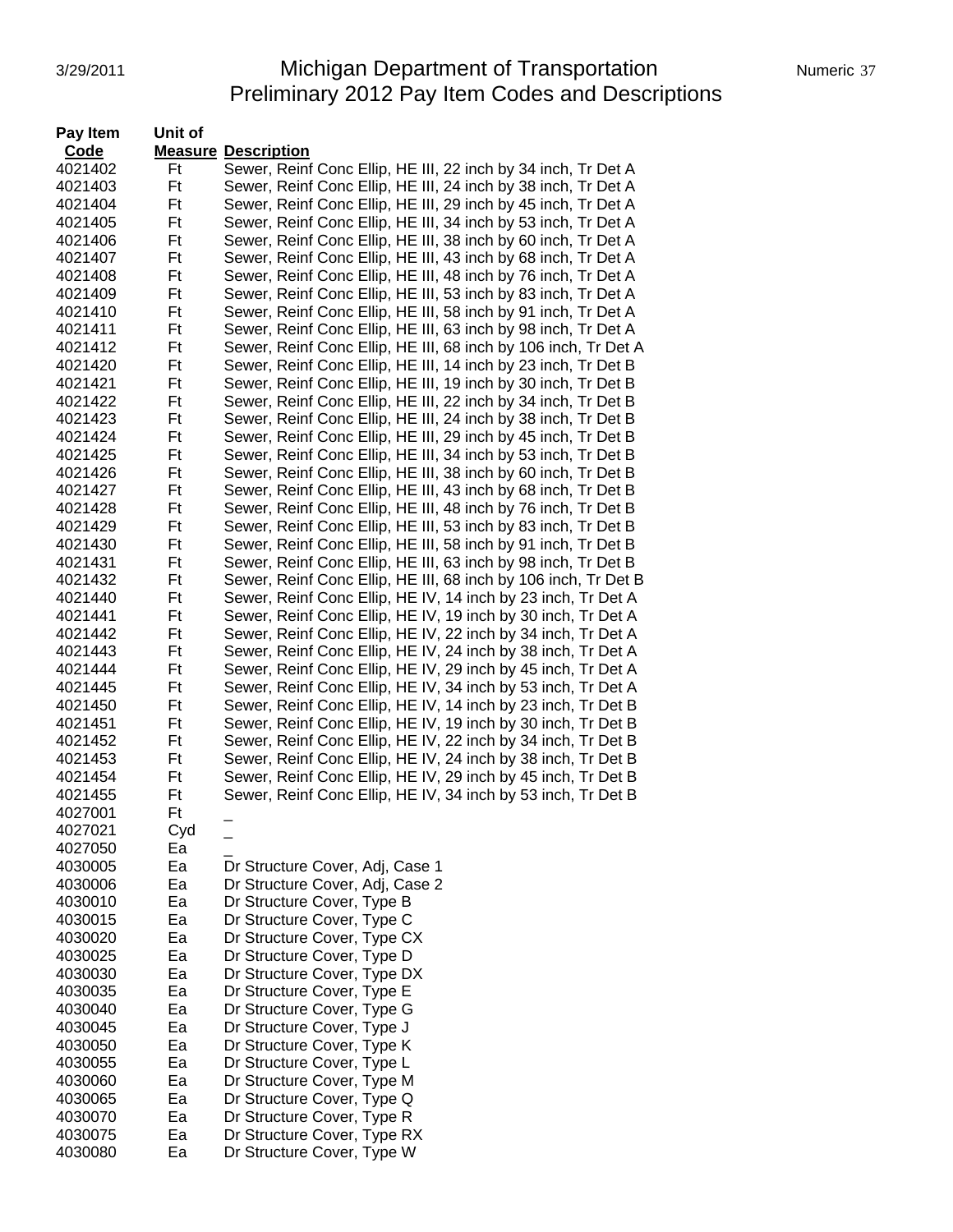| Pay Item Code | Unit of Measure | Description |
|---|---|---|
| 4021402 | Ft | Sewer, Reinf Conc Ellip, HE III, 22 inch by 34 inch, Tr Det A |
| 4021403 | Ft | Sewer, Reinf Conc Ellip, HE III, 24 inch by 38 inch, Tr Det A |
| 4021404 | Ft | Sewer, Reinf Conc Ellip, HE III, 29 inch by 45 inch, Tr Det A |
| 4021405 | Ft | Sewer, Reinf Conc Ellip, HE III, 34 inch by 53 inch, Tr Det A |
| 4021406 | Ft | Sewer, Reinf Conc Ellip, HE III, 38 inch by 60 inch, Tr Det A |
| 4021407 | Ft | Sewer, Reinf Conc Ellip, HE III, 43 inch by 68 inch, Tr Det A |
| 4021408 | Ft | Sewer, Reinf Conc Ellip, HE III, 48 inch by 76 inch, Tr Det A |
| 4021409 | Ft | Sewer, Reinf Conc Ellip, HE III, 53 inch by 83 inch, Tr Det A |
| 4021410 | Ft | Sewer, Reinf Conc Ellip, HE III, 58 inch by 91 inch, Tr Det A |
| 4021411 | Ft | Sewer, Reinf Conc Ellip, HE III, 63 inch by 98 inch, Tr Det A |
| 4021412 | Ft | Sewer, Reinf Conc Ellip, HE III, 68 inch by 106 inch, Tr Det A |
| 4021420 | Ft | Sewer, Reinf Conc Ellip, HE III, 14 inch by 23 inch, Tr Det B |
| 4021421 | Ft | Sewer, Reinf Conc Ellip, HE III, 19 inch by 30 inch, Tr Det B |
| 4021422 | Ft | Sewer, Reinf Conc Ellip, HE III, 22 inch by 34 inch, Tr Det B |
| 4021423 | Ft | Sewer, Reinf Conc Ellip, HE III, 24 inch by 38 inch, Tr Det B |
| 4021424 | Ft | Sewer, Reinf Conc Ellip, HE III, 29 inch by 45 inch, Tr Det B |
| 4021425 | Ft | Sewer, Reinf Conc Ellip, HE III, 34 inch by 53 inch, Tr Det B |
| 4021426 | Ft | Sewer, Reinf Conc Ellip, HE III, 38 inch by 60 inch, Tr Det B |
| 4021427 | Ft | Sewer, Reinf Conc Ellip, HE III, 43 inch by 68 inch, Tr Det B |
| 4021428 | Ft | Sewer, Reinf Conc Ellip, HE III, 48 inch by 76 inch, Tr Det B |
| 4021429 | Ft | Sewer, Reinf Conc Ellip, HE III, 53 inch by 83 inch, Tr Det B |
| 4021430 | Ft | Sewer, Reinf Conc Ellip, HE III, 58 inch by 91 inch, Tr Det B |
| 4021431 | Ft | Sewer, Reinf Conc Ellip, HE III, 63 inch by 98 inch, Tr Det B |
| 4021432 | Ft | Sewer, Reinf Conc Ellip, HE III, 68 inch by 106 inch, Tr Det B |
| 4021440 | Ft | Sewer, Reinf Conc Ellip, HE IV, 14 inch by 23 inch, Tr Det A |
| 4021441 | Ft | Sewer, Reinf Conc Ellip, HE IV, 19 inch by 30 inch, Tr Det A |
| 4021442 | Ft | Sewer, Reinf Conc Ellip, HE IV, 22 inch by 34 inch, Tr Det A |
| 4021443 | Ft | Sewer, Reinf Conc Ellip, HE IV, 24 inch by 38 inch, Tr Det A |
| 4021444 | Ft | Sewer, Reinf Conc Ellip, HE IV, 29 inch by 45 inch, Tr Det A |
| 4021445 | Ft | Sewer, Reinf Conc Ellip, HE IV, 34 inch by 53 inch, Tr Det A |
| 4021450 | Ft | Sewer, Reinf Conc Ellip, HE IV, 14 inch by 23 inch, Tr Det B |
| 4021451 | Ft | Sewer, Reinf Conc Ellip, HE IV, 19 inch by 30 inch, Tr Det B |
| 4021452 | Ft | Sewer, Reinf Conc Ellip, HE IV, 22 inch by 34 inch, Tr Det B |
| 4021453 | Ft | Sewer, Reinf Conc Ellip, HE IV, 24 inch by 38 inch, Tr Det B |
| 4021454 | Ft | Sewer, Reinf Conc Ellip, HE IV, 29 inch by 45 inch, Tr Det B |
| 4021455 | Ft | Sewer, Reinf Conc Ellip, HE IV, 34 inch by 53 inch, Tr Det B |
| 4027001 | Ft | _ |
| 4027021 | Cyd | _ |
| 4027050 | Ea | _ |
| 4030005 | Ea | Dr Structure Cover, Adj, Case 1 |
| 4030006 | Ea | Dr Structure Cover, Adj, Case 2 |
| 4030010 | Ea | Dr Structure Cover, Type B |
| 4030015 | Ea | Dr Structure Cover, Type C |
| 4030020 | Ea | Dr Structure Cover, Type CX |
| 4030025 | Ea | Dr Structure Cover, Type D |
| 4030030 | Ea | Dr Structure Cover, Type DX |
| 4030035 | Ea | Dr Structure Cover, Type E |
| 4030040 | Ea | Dr Structure Cover, Type G |
| 4030045 | Ea | Dr Structure Cover, Type J |
| 4030050 | Ea | Dr Structure Cover, Type K |
| 4030055 | Ea | Dr Structure Cover, Type L |
| 4030060 | Ea | Dr Structure Cover, Type M |
| 4030065 | Ea | Dr Structure Cover, Type Q |
| 4030070 | Ea | Dr Structure Cover, Type R |
| 4030075 | Ea | Dr Structure Cover, Type RX |
| 4030080 | Ea | Dr Structure Cover, Type W |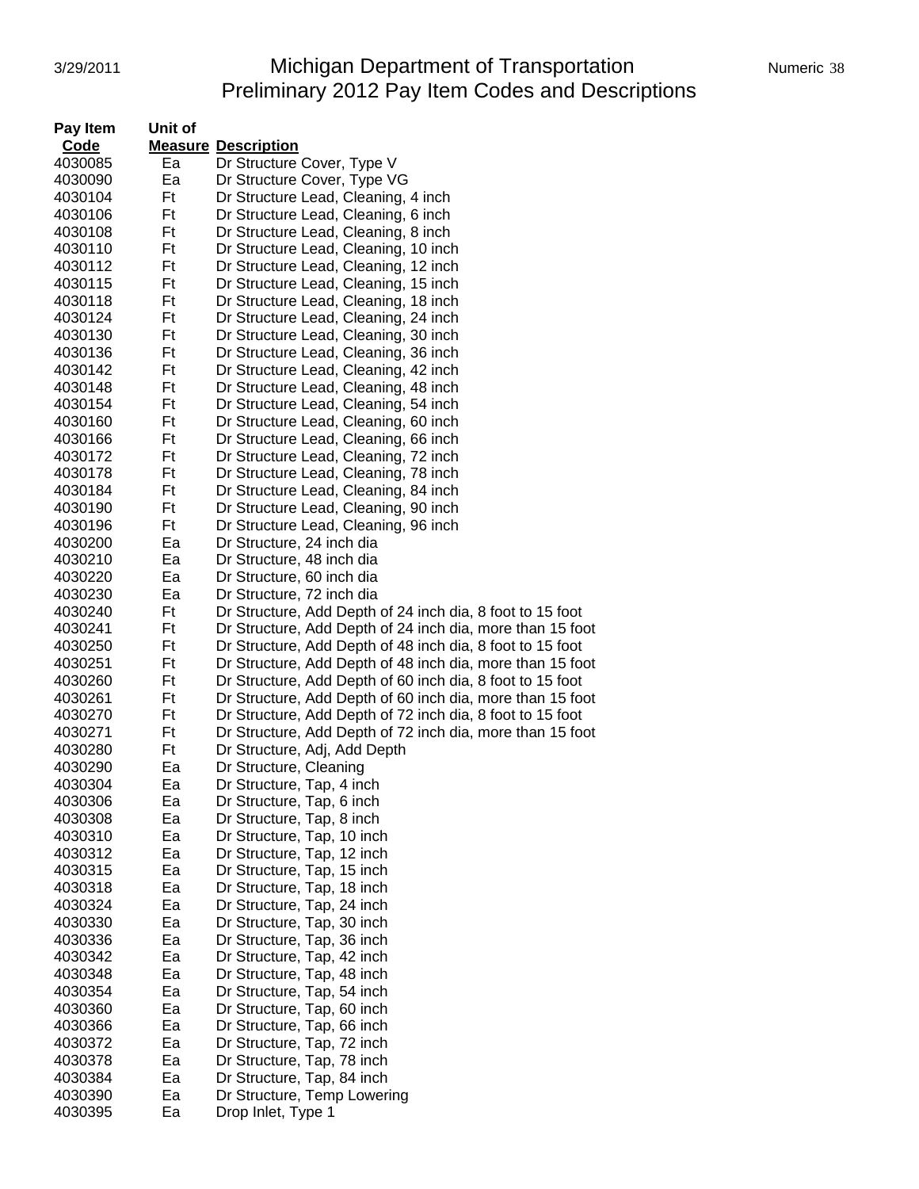# Michigan Department of Transportation
## Preliminary 2012 Pay Item Codes and Descriptions

| Pay Item Code | Unit of Measure | Description |
|---|---|---|
| 4030085 | Ea | Dr Structure Cover, Type V |
| 4030090 | Ea | Dr Structure Cover, Type VG |
| 4030104 | Ft | Dr Structure Lead, Cleaning, 4 inch |
| 4030106 | Ft | Dr Structure Lead, Cleaning, 6 inch |
| 4030108 | Ft | Dr Structure Lead, Cleaning, 8 inch |
| 4030110 | Ft | Dr Structure Lead, Cleaning, 10 inch |
| 4030112 | Ft | Dr Structure Lead, Cleaning, 12 inch |
| 4030115 | Ft | Dr Structure Lead, Cleaning, 15 inch |
| 4030118 | Ft | Dr Structure Lead, Cleaning, 18 inch |
| 4030124 | Ft | Dr Structure Lead, Cleaning, 24 inch |
| 4030130 | Ft | Dr Structure Lead, Cleaning, 30 inch |
| 4030136 | Ft | Dr Structure Lead, Cleaning, 36 inch |
| 4030142 | Ft | Dr Structure Lead, Cleaning, 42 inch |
| 4030148 | Ft | Dr Structure Lead, Cleaning, 48 inch |
| 4030154 | Ft | Dr Structure Lead, Cleaning, 54 inch |
| 4030160 | Ft | Dr Structure Lead, Cleaning, 60 inch |
| 4030166 | Ft | Dr Structure Lead, Cleaning, 66 inch |
| 4030172 | Ft | Dr Structure Lead, Cleaning, 72 inch |
| 4030178 | Ft | Dr Structure Lead, Cleaning, 78 inch |
| 4030184 | Ft | Dr Structure Lead, Cleaning, 84 inch |
| 4030190 | Ft | Dr Structure Lead, Cleaning, 90 inch |
| 4030196 | Ft | Dr Structure Lead, Cleaning, 96 inch |
| 4030200 | Ea | Dr Structure, 24 inch dia |
| 4030210 | Ea | Dr Structure, 48 inch dia |
| 4030220 | Ea | Dr Structure, 60 inch dia |
| 4030230 | Ea | Dr Structure, 72 inch dia |
| 4030240 | Ft | Dr Structure, Add Depth of 24 inch dia, 8 foot to 15 foot |
| 4030241 | Ft | Dr Structure, Add Depth of 24 inch dia, more than 15 foot |
| 4030250 | Ft | Dr Structure, Add Depth of 48 inch dia, 8 foot to 15 foot |
| 4030251 | Ft | Dr Structure, Add Depth of 48 inch dia, more than 15 foot |
| 4030260 | Ft | Dr Structure, Add Depth of 60 inch dia, 8 foot to 15 foot |
| 4030261 | Ft | Dr Structure, Add Depth of 60 inch dia, more than 15 foot |
| 4030270 | Ft | Dr Structure, Add Depth of 72 inch dia, 8 foot to 15 foot |
| 4030271 | Ft | Dr Structure, Add Depth of 72 inch dia, more than 15 foot |
| 4030280 | Ft | Dr Structure, Adj, Add Depth |
| 4030290 | Ea | Dr Structure, Cleaning |
| 4030304 | Ea | Dr Structure, Tap, 4 inch |
| 4030306 | Ea | Dr Structure, Tap, 6 inch |
| 4030308 | Ea | Dr Structure, Tap, 8 inch |
| 4030310 | Ea | Dr Structure, Tap, 10 inch |
| 4030312 | Ea | Dr Structure, Tap, 12 inch |
| 4030315 | Ea | Dr Structure, Tap, 15 inch |
| 4030318 | Ea | Dr Structure, Tap, 18 inch |
| 4030324 | Ea | Dr Structure, Tap, 24 inch |
| 4030330 | Ea | Dr Structure, Tap, 30 inch |
| 4030336 | Ea | Dr Structure, Tap, 36 inch |
| 4030342 | Ea | Dr Structure, Tap, 42 inch |
| 4030348 | Ea | Dr Structure, Tap, 48 inch |
| 4030354 | Ea | Dr Structure, Tap, 54 inch |
| 4030360 | Ea | Dr Structure, Tap, 60 inch |
| 4030366 | Ea | Dr Structure, Tap, 66 inch |
| 4030372 | Ea | Dr Structure, Tap, 72 inch |
| 4030378 | Ea | Dr Structure, Tap, 78 inch |
| 4030384 | Ea | Dr Structure, Tap, 84 inch |
| 4030390 | Ea | Dr Structure, Temp Lowering |
| 4030395 | Ea | Drop Inlet, Type 1 |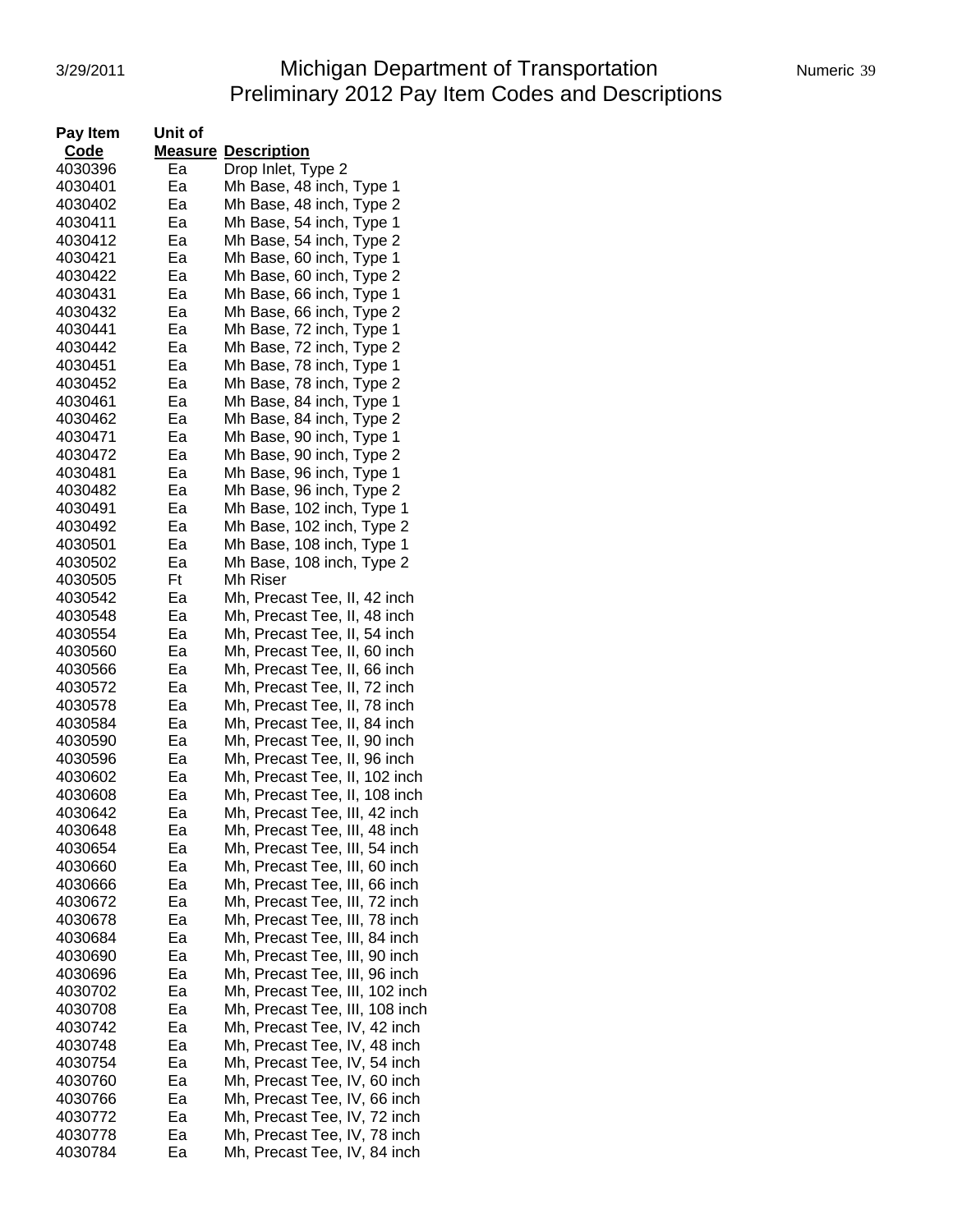# Michigan Department of Transportation
## Preliminary 2012 Pay Item Codes and Descriptions

| Pay Item Code | Unit of Measure | Description |
|---|---|---|
| 4030396 | Ea | Drop Inlet, Type 2 |
| 4030401 | Ea | Mh Base, 48 inch, Type 1 |
| 4030402 | Ea | Mh Base, 48 inch, Type 2 |
| 4030411 | Ea | Mh Base, 54 inch, Type 1 |
| 4030412 | Ea | Mh Base, 54 inch, Type 2 |
| 4030421 | Ea | Mh Base, 60 inch, Type 1 |
| 4030422 | Ea | Mh Base, 60 inch, Type 2 |
| 4030431 | Ea | Mh Base, 66 inch, Type 1 |
| 4030432 | Ea | Mh Base, 66 inch, Type 2 |
| 4030441 | Ea | Mh Base, 72 inch, Type 1 |
| 4030442 | Ea | Mh Base, 72 inch, Type 2 |
| 4030451 | Ea | Mh Base, 78 inch, Type 1 |
| 4030452 | Ea | Mh Base, 78 inch, Type 2 |
| 4030461 | Ea | Mh Base, 84 inch, Type 1 |
| 4030462 | Ea | Mh Base, 84 inch, Type 2 |
| 4030471 | Ea | Mh Base, 90 inch, Type 1 |
| 4030472 | Ea | Mh Base, 90 inch, Type 2 |
| 4030481 | Ea | Mh Base, 96 inch, Type 1 |
| 4030482 | Ea | Mh Base, 96 inch, Type 2 |
| 4030491 | Ea | Mh Base, 102 inch, Type 1 |
| 4030492 | Ea | Mh Base, 102 inch, Type 2 |
| 4030501 | Ea | Mh Base, 108 inch, Type 1 |
| 4030502 | Ea | Mh Base, 108 inch, Type 2 |
| 4030505 | Ft | Mh Riser |
| 4030542 | Ea | Mh, Precast Tee, II, 42 inch |
| 4030548 | Ea | Mh, Precast Tee, II, 48 inch |
| 4030554 | Ea | Mh, Precast Tee, II, 54 inch |
| 4030560 | Ea | Mh, Precast Tee, II, 60 inch |
| 4030566 | Ea | Mh, Precast Tee, II, 66 inch |
| 4030572 | Ea | Mh, Precast Tee, II, 72 inch |
| 4030578 | Ea | Mh, Precast Tee, II, 78 inch |
| 4030584 | Ea | Mh, Precast Tee, II, 84 inch |
| 4030590 | Ea | Mh, Precast Tee, II, 90 inch |
| 4030596 | Ea | Mh, Precast Tee, II, 96 inch |
| 4030602 | Ea | Mh, Precast Tee, II, 102 inch |
| 4030608 | Ea | Mh, Precast Tee, II, 108 inch |
| 4030642 | Ea | Mh, Precast Tee, III, 42 inch |
| 4030648 | Ea | Mh, Precast Tee, III, 48 inch |
| 4030654 | Ea | Mh, Precast Tee, III, 54 inch |
| 4030660 | Ea | Mh, Precast Tee, III, 60 inch |
| 4030666 | Ea | Mh, Precast Tee, III, 66 inch |
| 4030672 | Ea | Mh, Precast Tee, III, 72 inch |
| 4030678 | Ea | Mh, Precast Tee, III, 78 inch |
| 4030684 | Ea | Mh, Precast Tee, III, 84 inch |
| 4030690 | Ea | Mh, Precast Tee, III, 90 inch |
| 4030696 | Ea | Mh, Precast Tee, III, 96 inch |
| 4030702 | Ea | Mh, Precast Tee, III, 102 inch |
| 4030708 | Ea | Mh, Precast Tee, III, 108 inch |
| 4030742 | Ea | Mh, Precast Tee, IV, 42 inch |
| 4030748 | Ea | Mh, Precast Tee, IV, 48 inch |
| 4030754 | Ea | Mh, Precast Tee, IV, 54 inch |
| 4030760 | Ea | Mh, Precast Tee, IV, 60 inch |
| 4030766 | Ea | Mh, Precast Tee, IV, 66 inch |
| 4030772 | Ea | Mh, Precast Tee, IV, 72 inch |
| 4030778 | Ea | Mh, Precast Tee, IV, 78 inch |
| 4030784 | Ea | Mh, Precast Tee, IV, 84 inch |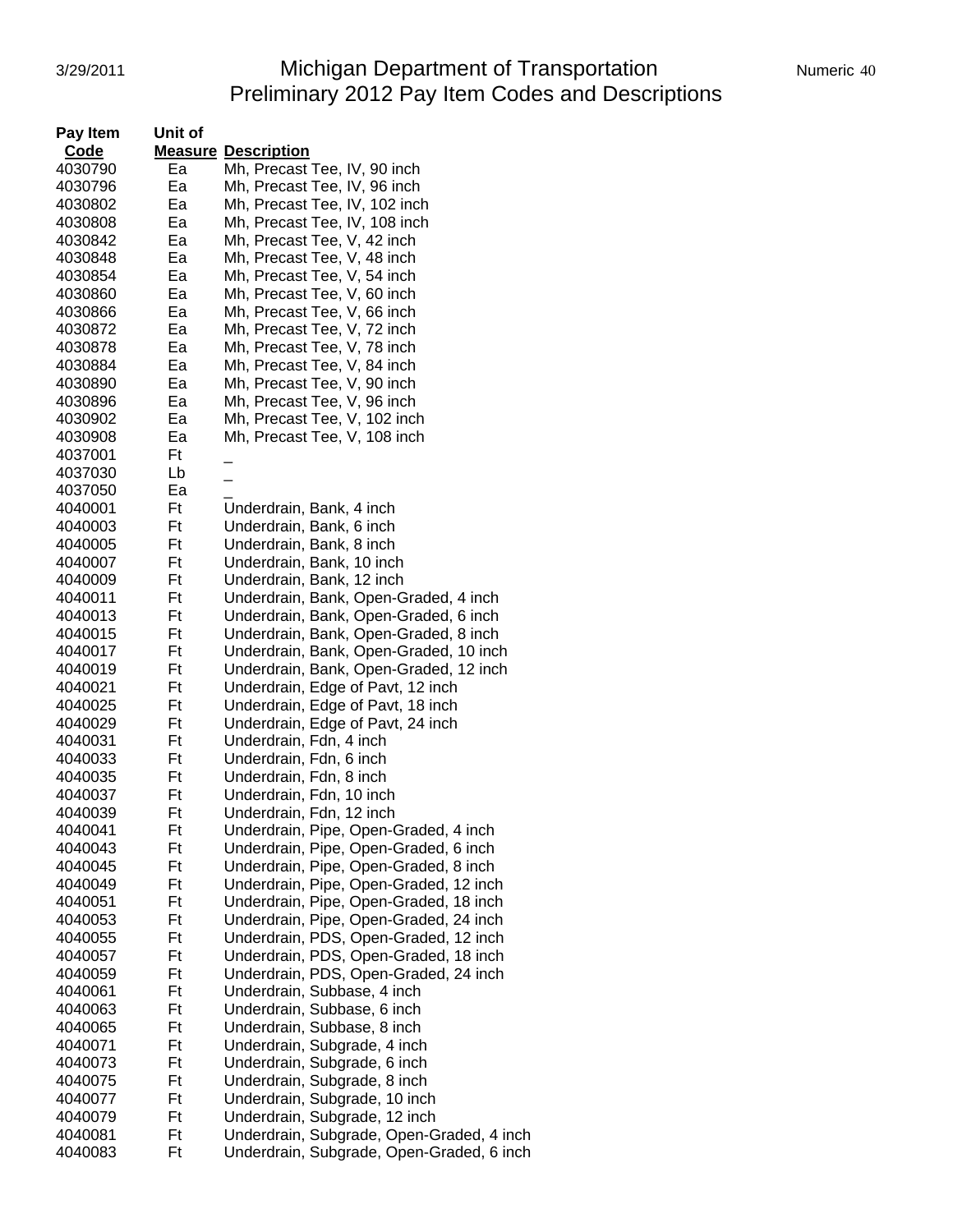# Michigan Department of Transportation
## Preliminary 2012 Pay Item Codes and Descriptions

| Pay Item Code | Unit of Measure | Description |
|---|---|---|
| 4030790 | Ea | Mh, Precast Tee, IV, 90 inch |
| 4030796 | Ea | Mh, Precast Tee, IV, 96 inch |
| 4030802 | Ea | Mh, Precast Tee, IV, 102 inch |
| 4030808 | Ea | Mh, Precast Tee, IV, 108 inch |
| 4030842 | Ea | Mh, Precast Tee, V, 42 inch |
| 4030848 | Ea | Mh, Precast Tee, V, 48 inch |
| 4030854 | Ea | Mh, Precast Tee, V, 54 inch |
| 4030860 | Ea | Mh, Precast Tee, V, 60 inch |
| 4030866 | Ea | Mh, Precast Tee, V, 66 inch |
| 4030872 | Ea | Mh, Precast Tee, V, 72 inch |
| 4030878 | Ea | Mh, Precast Tee, V, 78 inch |
| 4030884 | Ea | Mh, Precast Tee, V, 84 inch |
| 4030890 | Ea | Mh, Precast Tee, V, 90 inch |
| 4030896 | Ea | Mh, Precast Tee, V, 96 inch |
| 4030902 | Ea | Mh, Precast Tee, V, 102 inch |
| 4030908 | Ea | Mh, Precast Tee, V, 108 inch |
| 4037001 | Ft | _ |
| 4037030 | Lb | _ |
| 4037050 | Ea | _ |
| 4040001 | Ft | Underdrain, Bank, 4 inch |
| 4040003 | Ft | Underdrain, Bank, 6 inch |
| 4040005 | Ft | Underdrain, Bank, 8 inch |
| 4040007 | Ft | Underdrain, Bank, 10 inch |
| 4040009 | Ft | Underdrain, Bank, 12 inch |
| 4040011 | Ft | Underdrain, Bank, Open-Graded, 4 inch |
| 4040013 | Ft | Underdrain, Bank, Open-Graded, 6 inch |
| 4040015 | Ft | Underdrain, Bank, Open-Graded, 8 inch |
| 4040017 | Ft | Underdrain, Bank, Open-Graded, 10 inch |
| 4040019 | Ft | Underdrain, Bank, Open-Graded, 12 inch |
| 4040021 | Ft | Underdrain, Edge of Pavt, 12 inch |
| 4040025 | Ft | Underdrain, Edge of Pavt, 18 inch |
| 4040029 | Ft | Underdrain, Edge of Pavt, 24 inch |
| 4040031 | Ft | Underdrain, Fdn, 4 inch |
| 4040033 | Ft | Underdrain, Fdn, 6 inch |
| 4040035 | Ft | Underdrain, Fdn, 8 inch |
| 4040037 | Ft | Underdrain, Fdn, 10 inch |
| 4040039 | Ft | Underdrain, Fdn, 12 inch |
| 4040041 | Ft | Underdrain, Pipe, Open-Graded, 4 inch |
| 4040043 | Ft | Underdrain, Pipe, Open-Graded, 6 inch |
| 4040045 | Ft | Underdrain, Pipe, Open-Graded, 8 inch |
| 4040049 | Ft | Underdrain, Pipe, Open-Graded, 12 inch |
| 4040051 | Ft | Underdrain, Pipe, Open-Graded, 18 inch |
| 4040053 | Ft | Underdrain, Pipe, Open-Graded, 24 inch |
| 4040055 | Ft | Underdrain, PDS, Open-Graded, 12 inch |
| 4040057 | Ft | Underdrain, PDS, Open-Graded, 18 inch |
| 4040059 | Ft | Underdrain, PDS, Open-Graded, 24 inch |
| 4040061 | Ft | Underdrain, Subbase, 4 inch |
| 4040063 | Ft | Underdrain, Subbase, 6 inch |
| 4040065 | Ft | Underdrain, Subbase, 8 inch |
| 4040071 | Ft | Underdrain, Subgrade, 4 inch |
| 4040073 | Ft | Underdrain, Subgrade, 6 inch |
| 4040075 | Ft | Underdrain, Subgrade, 8 inch |
| 4040077 | Ft | Underdrain, Subgrade, 10 inch |
| 4040079 | Ft | Underdrain, Subgrade, 12 inch |
| 4040081 | Ft | Underdrain, Subgrade, Open-Graded, 4 inch |
| 4040083 | Ft | Underdrain, Subgrade, Open-Graded, 6 inch |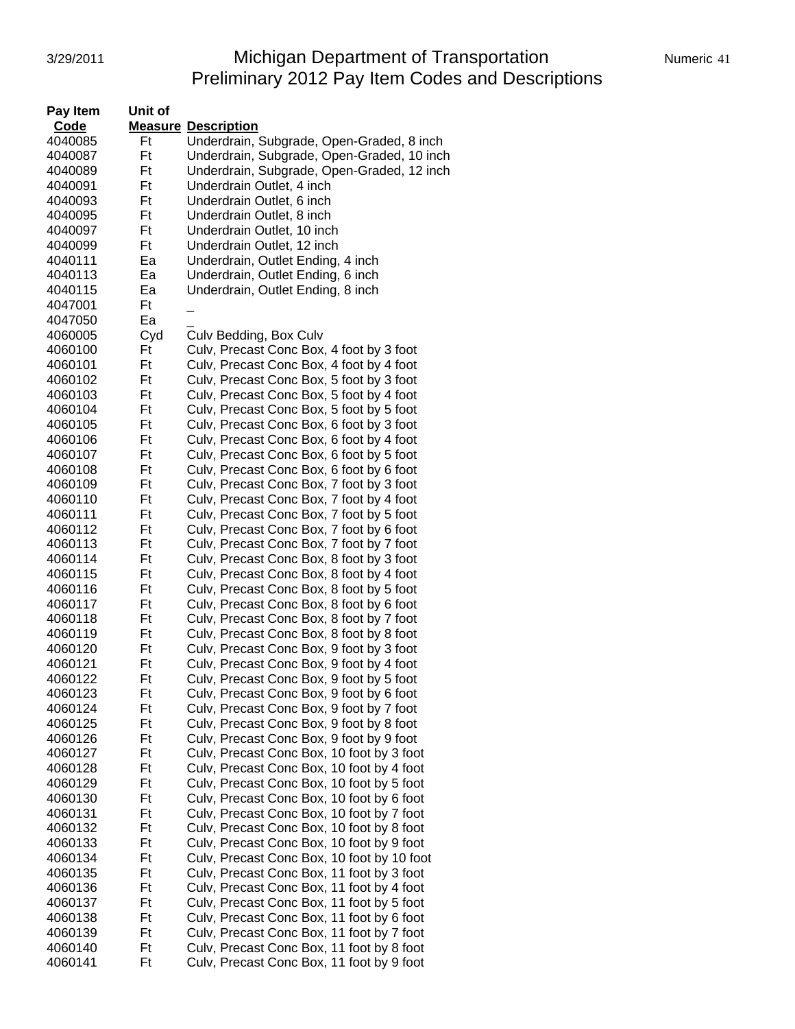# Michigan Department of Transportation
## Preliminary 2012 Pay Item Codes and Descriptions

| Pay Item Code | Unit of Measure | Description |
|---|---|---|
| 4040085 | Ft | Underdrain, Subgrade, Open-Graded, 8 inch |
| 4040087 | Ft | Underdrain, Subgrade, Open-Graded, 10 inch |
| 4040089 | Ft | Underdrain, Subgrade, Open-Graded, 12 inch |
| 4040091 | Ft | Underdrain Outlet, 4 inch |
| 4040093 | Ft | Underdrain Outlet, 6 inch |
| 4040095 | Ft | Underdrain Outlet, 8 inch |
| 4040097 | Ft | Underdrain Outlet, 10 inch |
| 4040099 | Ft | Underdrain Outlet, 12 inch |
| 4040111 | Ea | Underdrain, Outlet Ending, 4 inch |
| 4040113 | Ea | Underdrain, Outlet Ending, 6 inch |
| 4040115 | Ea | Underdrain, Outlet Ending, 8 inch |
| 4047001 | Ft | _ |
| 4047050 | Ea | _ |
| 4060005 | Cyd | Culv Bedding, Box Culv |
| 4060100 | Ft | Culv, Precast Conc Box, 4 foot by 3 foot |
| 4060101 | Ft | Culv, Precast Conc Box, 4 foot by 4 foot |
| 4060102 | Ft | Culv, Precast Conc Box, 5 foot by 3 foot |
| 4060103 | Ft | Culv, Precast Conc Box, 5 foot by 4 foot |
| 4060104 | Ft | Culv, Precast Conc Box, 5 foot by 5 foot |
| 4060105 | Ft | Culv, Precast Conc Box, 6 foot by 3 foot |
| 4060106 | Ft | Culv, Precast Conc Box, 6 foot by 4 foot |
| 4060107 | Ft | Culv, Precast Conc Box, 6 foot by 5 foot |
| 4060108 | Ft | Culv, Precast Conc Box, 6 foot by 6 foot |
| 4060109 | Ft | Culv, Precast Conc Box, 7 foot by 3 foot |
| 4060110 | Ft | Culv, Precast Conc Box, 7 foot by 4 foot |
| 4060111 | Ft | Culv, Precast Conc Box, 7 foot by 5 foot |
| 4060112 | Ft | Culv, Precast Conc Box, 7 foot by 6 foot |
| 4060113 | Ft | Culv, Precast Conc Box, 7 foot by 7 foot |
| 4060114 | Ft | Culv, Precast Conc Box, 8 foot by 3 foot |
| 4060115 | Ft | Culv, Precast Conc Box, 8 foot by 4 foot |
| 4060116 | Ft | Culv, Precast Conc Box, 8 foot by 5 foot |
| 4060117 | Ft | Culv, Precast Conc Box, 8 foot by 6 foot |
| 4060118 | Ft | Culv, Precast Conc Box, 8 foot by 7 foot |
| 4060119 | Ft | Culv, Precast Conc Box, 8 foot by 8 foot |
| 4060120 | Ft | Culv, Precast Conc Box, 9 foot by 3 foot |
| 4060121 | Ft | Culv, Precast Conc Box, 9 foot by 4 foot |
| 4060122 | Ft | Culv, Precast Conc Box, 9 foot by 5 foot |
| 4060123 | Ft | Culv, Precast Conc Box, 9 foot by 6 foot |
| 4060124 | Ft | Culv, Precast Conc Box, 9 foot by 7 foot |
| 4060125 | Ft | Culv, Precast Conc Box, 9 foot by 8 foot |
| 4060126 | Ft | Culv, Precast Conc Box, 9 foot by 9 foot |
| 4060127 | Ft | Culv, Precast Conc Box, 10 foot by 3 foot |
| 4060128 | Ft | Culv, Precast Conc Box, 10 foot by 4 foot |
| 4060129 | Ft | Culv, Precast Conc Box, 10 foot by 5 foot |
| 4060130 | Ft | Culv, Precast Conc Box, 10 foot by 6 foot |
| 4060131 | Ft | Culv, Precast Conc Box, 10 foot by 7 foot |
| 4060132 | Ft | Culv, Precast Conc Box, 10 foot by 8 foot |
| 4060133 | Ft | Culv, Precast Conc Box, 10 foot by 9 foot |
| 4060134 | Ft | Culv, Precast Conc Box, 10 foot by 10 foot |
| 4060135 | Ft | Culv, Precast Conc Box, 11 foot by 3 foot |
| 4060136 | Ft | Culv, Precast Conc Box, 11 foot by 4 foot |
| 4060137 | Ft | Culv, Precast Conc Box, 11 foot by 5 foot |
| 4060138 | Ft | Culv, Precast Conc Box, 11 foot by 6 foot |
| 4060139 | Ft | Culv, Precast Conc Box, 11 foot by 7 foot |
| 4060140 | Ft | Culv, Precast Conc Box, 11 foot by 8 foot |
| 4060141 | Ft | Culv, Precast Conc Box, 11 foot by 9 foot |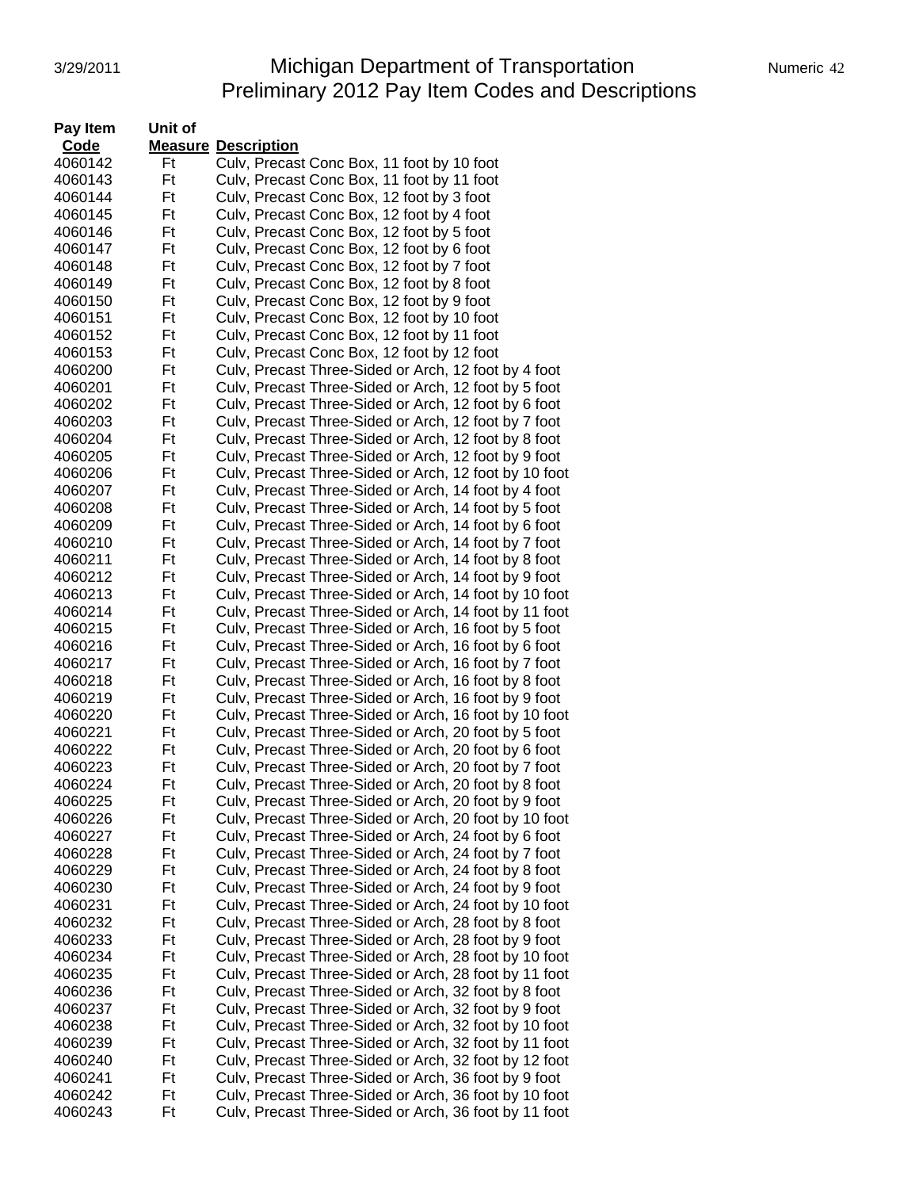| Pay Item Code | Unit of Measure | Description |
|---|---|---|
| 4060142 | Ft | Culv, Precast Conc Box, 11 foot by 10 foot |
| 4060143 | Ft | Culv, Precast Conc Box, 11 foot by 11 foot |
| 4060144 | Ft | Culv, Precast Conc Box, 12 foot by 3 foot |
| 4060145 | Ft | Culv, Precast Conc Box, 12 foot by 4 foot |
| 4060146 | Ft | Culv, Precast Conc Box, 12 foot by 5 foot |
| 4060147 | Ft | Culv, Precast Conc Box, 12 foot by 6 foot |
| 4060148 | Ft | Culv, Precast Conc Box, 12 foot by 7 foot |
| 4060149 | Ft | Culv, Precast Conc Box, 12 foot by 8 foot |
| 4060150 | Ft | Culv, Precast Conc Box, 12 foot by 9 foot |
| 4060151 | Ft | Culv, Precast Conc Box, 12 foot by 10 foot |
| 4060152 | Ft | Culv, Precast Conc Box, 12 foot by 11 foot |
| 4060153 | Ft | Culv, Precast Conc Box, 12 foot by 12 foot |
| 4060200 | Ft | Culv, Precast Three-Sided or Arch, 12 foot by 4 foot |
| 4060201 | Ft | Culv, Precast Three-Sided or Arch, 12 foot by 5 foot |
| 4060202 | Ft | Culv, Precast Three-Sided or Arch, 12 foot by 6 foot |
| 4060203 | Ft | Culv, Precast Three-Sided or Arch, 12 foot by 7 foot |
| 4060204 | Ft | Culv, Precast Three-Sided or Arch, 12 foot by 8 foot |
| 4060205 | Ft | Culv, Precast Three-Sided or Arch, 12 foot by 9 foot |
| 4060206 | Ft | Culv, Precast Three-Sided or Arch, 12 foot by 10 foot |
| 4060207 | Ft | Culv, Precast Three-Sided or Arch, 14 foot by 4 foot |
| 4060208 | Ft | Culv, Precast Three-Sided or Arch, 14 foot by 5 foot |
| 4060209 | Ft | Culv, Precast Three-Sided or Arch, 14 foot by 6 foot |
| 4060210 | Ft | Culv, Precast Three-Sided or Arch, 14 foot by 7 foot |
| 4060211 | Ft | Culv, Precast Three-Sided or Arch, 14 foot by 8 foot |
| 4060212 | Ft | Culv, Precast Three-Sided or Arch, 14 foot by 9 foot |
| 4060213 | Ft | Culv, Precast Three-Sided or Arch, 14 foot by 10 foot |
| 4060214 | Ft | Culv, Precast Three-Sided or Arch, 14 foot by 11 foot |
| 4060215 | Ft | Culv, Precast Three-Sided or Arch, 16 foot by 5 foot |
| 4060216 | Ft | Culv, Precast Three-Sided or Arch, 16 foot by 6 foot |
| 4060217 | Ft | Culv, Precast Three-Sided or Arch, 16 foot by 7 foot |
| 4060218 | Ft | Culv, Precast Three-Sided or Arch, 16 foot by 8 foot |
| 4060219 | Ft | Culv, Precast Three-Sided or Arch, 16 foot by 9 foot |
| 4060220 | Ft | Culv, Precast Three-Sided or Arch, 16 foot by 10 foot |
| 4060221 | Ft | Culv, Precast Three-Sided or Arch, 20 foot by 5 foot |
| 4060222 | Ft | Culv, Precast Three-Sided or Arch, 20 foot by 6 foot |
| 4060223 | Ft | Culv, Precast Three-Sided or Arch, 20 foot by 7 foot |
| 4060224 | Ft | Culv, Precast Three-Sided or Arch, 20 foot by 8 foot |
| 4060225 | Ft | Culv, Precast Three-Sided or Arch, 20 foot by 9 foot |
| 4060226 | Ft | Culv, Precast Three-Sided or Arch, 20 foot by 10 foot |
| 4060227 | Ft | Culv, Precast Three-Sided or Arch, 24 foot by 6 foot |
| 4060228 | Ft | Culv, Precast Three-Sided or Arch, 24 foot by 7 foot |
| 4060229 | Ft | Culv, Precast Three-Sided or Arch, 24 foot by 8 foot |
| 4060230 | Ft | Culv, Precast Three-Sided or Arch, 24 foot by 9 foot |
| 4060231 | Ft | Culv, Precast Three-Sided or Arch, 24 foot by 10 foot |
| 4060232 | Ft | Culv, Precast Three-Sided or Arch, 28 foot by 8 foot |
| 4060233 | Ft | Culv, Precast Three-Sided or Arch, 28 foot by 9 foot |
| 4060234 | Ft | Culv, Precast Three-Sided or Arch, 28 foot by 10 foot |
| 4060235 | Ft | Culv, Precast Three-Sided or Arch, 28 foot by 11 foot |
| 4060236 | Ft | Culv, Precast Three-Sided or Arch, 32 foot by 8 foot |
| 4060237 | Ft | Culv, Precast Three-Sided or Arch, 32 foot by 9 foot |
| 4060238 | Ft | Culv, Precast Three-Sided or Arch, 32 foot by 10 foot |
| 4060239 | Ft | Culv, Precast Three-Sided or Arch, 32 foot by 11 foot |
| 4060240 | Ft | Culv, Precast Three-Sided or Arch, 32 foot by 12 foot |
| 4060241 | Ft | Culv, Precast Three-Sided or Arch, 36 foot by 9 foot |
| 4060242 | Ft | Culv, Precast Three-Sided or Arch, 36 foot by 10 foot |
| 4060243 | Ft | Culv, Precast Three-Sided or Arch, 36 foot by 11 foot |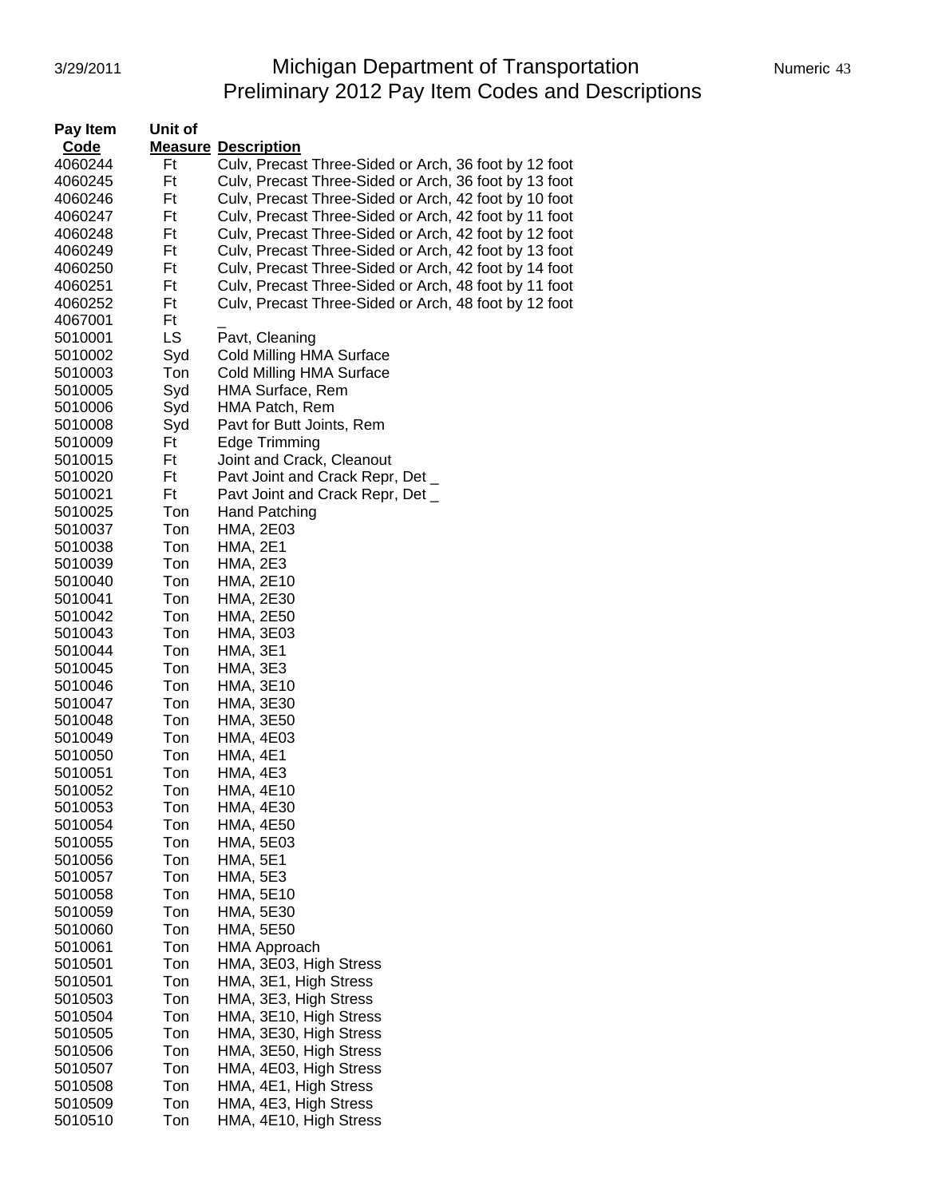# Michigan Department of Transportation
## Preliminary 2012 Pay Item Codes and Descriptions

| Pay Item Code | Unit of Measure | Description |
|---|---|---|
| 4060244 | Ft | Culv, Precast Three-Sided or Arch, 36 foot by 12 foot |
| 4060245 | Ft | Culv, Precast Three-Sided or Arch, 36 foot by 13 foot |
| 4060246 | Ft | Culv, Precast Three-Sided or Arch, 42 foot by 10 foot |
| 4060247 | Ft | Culv, Precast Three-Sided or Arch, 42 foot by 11 foot |
| 4060248 | Ft | Culv, Precast Three-Sided or Arch, 42 foot by 12 foot |
| 4060249 | Ft | Culv, Precast Three-Sided or Arch, 42 foot by 13 foot |
| 4060250 | Ft | Culv, Precast Three-Sided or Arch, 42 foot by 14 foot |
| 4060251 | Ft | Culv, Precast Three-Sided or Arch, 48 foot by 11 foot |
| 4060252 | Ft | Culv, Precast Three-Sided or Arch, 48 foot by 12 foot |
| 4067001 | Ft | _ |
| 5010001 | LS | Pavt, Cleaning |
| 5010002 | Syd | Cold Milling HMA Surface |
| 5010003 | Ton | Cold Milling HMA Surface |
| 5010005 | Syd | HMA Surface, Rem |
| 5010006 | Syd | HMA Patch, Rem |
| 5010008 | Syd | Pavt for Butt Joints, Rem |
| 5010009 | Ft | Edge Trimming |
| 5010015 | Ft | Joint and Crack, Cleanout |
| 5010020 | Ft | Pavt Joint and Crack Repr, Det _ |
| 5010021 | Ft | Pavt Joint and Crack Repr, Det _ |
| 5010025 | Ton | Hand Patching |
| 5010037 | Ton | HMA, 2E03 |
| 5010038 | Ton | HMA, 2E1 |
| 5010039 | Ton | HMA, 2E3 |
| 5010040 | Ton | HMA, 2E10 |
| 5010041 | Ton | HMA, 2E30 |
| 5010042 | Ton | HMA, 2E50 |
| 5010043 | Ton | HMA, 3E03 |
| 5010044 | Ton | HMA, 3E1 |
| 5010045 | Ton | HMA, 3E3 |
| 5010046 | Ton | HMA, 3E10 |
| 5010047 | Ton | HMA, 3E30 |
| 5010048 | Ton | HMA, 3E50 |
| 5010049 | Ton | HMA, 4E03 |
| 5010050 | Ton | HMA, 4E1 |
| 5010051 | Ton | HMA, 4E3 |
| 5010052 | Ton | HMA, 4E10 |
| 5010053 | Ton | HMA, 4E30 |
| 5010054 | Ton | HMA, 4E50 |
| 5010055 | Ton | HMA, 5E03 |
| 5010056 | Ton | HMA, 5E1 |
| 5010057 | Ton | HMA, 5E3 |
| 5010058 | Ton | HMA, 5E10 |
| 5010059 | Ton | HMA, 5E30 |
| 5010060 | Ton | HMA, 5E50 |
| 5010061 | Ton | HMA Approach |
| 5010501 | Ton | HMA, 3E03, High Stress |
| 5010501 | Ton | HMA, 3E1, High Stress |
| 5010503 | Ton | HMA, 3E3, High Stress |
| 5010504 | Ton | HMA, 3E10, High Stress |
| 5010505 | Ton | HMA, 3E30, High Stress |
| 5010506 | Ton | HMA, 3E50, High Stress |
| 5010507 | Ton | HMA, 4E03, High Stress |
| 5010508 | Ton | HMA, 4E1, High Stress |
| 5010509 | Ton | HMA, 4E3, High Stress |
| 5010510 | Ton | HMA, 4E10, High Stress |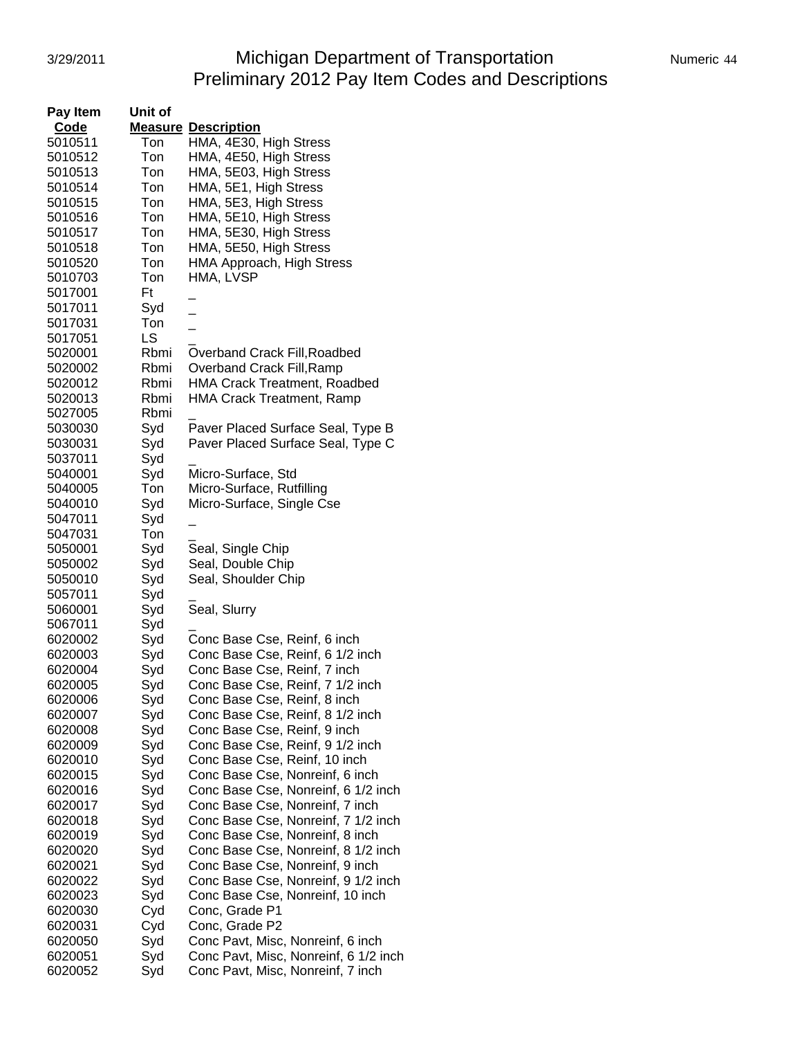# Michigan Department of Transportation
## Preliminary 2012 Pay Item Codes and Descriptions

| Pay Item Code | Unit of Measure | Description |
|---|---|---|
| 5010511 | Ton | HMA, 4E30, High Stress |
| 5010512 | Ton | HMA, 4E50, High Stress |
| 5010513 | Ton | HMA, 5E03, High Stress |
| 5010514 | Ton | HMA, 5E1, High Stress |
| 5010515 | Ton | HMA, 5E3, High Stress |
| 5010516 | Ton | HMA, 5E10, High Stress |
| 5010517 | Ton | HMA, 5E30, High Stress |
| 5010518 | Ton | HMA, 5E50, High Stress |
| 5010520 | Ton | HMA Approach, High Stress |
| 5010703 | Ton | HMA, LVSP |
| 5017001 | Ft | _ |
| 5017011 | Syd | _ |
| 5017031 | Ton | _ |
| 5017051 | LS | _ |
| 5020001 | Rbmi | Overband Crack Fill,Roadbed |
| 5020002 | Rbmi | Overband Crack Fill,Ramp |
| 5020012 | Rbmi | HMA Crack Treatment, Roadbed |
| 5020013 | Rbmi | HMA Crack Treatment, Ramp |
| 5027005 | Rbmi | _ |
| 5030030 | Syd | Paver Placed Surface Seal, Type B |
| 5030031 | Syd | Paver Placed Surface Seal, Type C |
| 5037011 | Syd | _ |
| 5040001 | Syd | Micro-Surface, Std |
| 5040005 | Ton | Micro-Surface, Rutfilling |
| 5040010 | Syd | Micro-Surface, Single Cse |
| 5047011 | Syd | _ |
| 5047031 | Ton | _ |
| 5050001 | Syd | Seal, Single Chip |
| 5050002 | Syd | Seal, Double Chip |
| 5050010 | Syd | Seal, Shoulder Chip |
| 5057011 | Syd | _ |
| 5060001 | Syd | Seal, Slurry |
| 5067011 | Syd | _ |
| 6020002 | Syd | Conc Base Cse, Reinf, 6 inch |
| 6020003 | Syd | Conc Base Cse, Reinf, 6 1/2 inch |
| 6020004 | Syd | Conc Base Cse, Reinf, 7 inch |
| 6020005 | Syd | Conc Base Cse, Reinf, 7 1/2 inch |
| 6020006 | Syd | Conc Base Cse, Reinf, 8 inch |
| 6020007 | Syd | Conc Base Cse, Reinf, 8 1/2 inch |
| 6020008 | Syd | Conc Base Cse, Reinf, 9 inch |
| 6020009 | Syd | Conc Base Cse, Reinf, 9 1/2 inch |
| 6020010 | Syd | Conc Base Cse, Reinf, 10 inch |
| 6020015 | Syd | Conc Base Cse, Nonreinf, 6 inch |
| 6020016 | Syd | Conc Base Cse, Nonreinf, 6 1/2 inch |
| 6020017 | Syd | Conc Base Cse, Nonreinf, 7 inch |
| 6020018 | Syd | Conc Base Cse, Nonreinf, 7 1/2 inch |
| 6020019 | Syd | Conc Base Cse, Nonreinf, 8 inch |
| 6020020 | Syd | Conc Base Cse, Nonreinf, 8 1/2 inch |
| 6020021 | Syd | Conc Base Cse, Nonreinf, 9 inch |
| 6020022 | Syd | Conc Base Cse, Nonreinf, 9 1/2 inch |
| 6020023 | Syd | Conc Base Cse, Nonreinf, 10 inch |
| 6020030 | Cyd | Conc, Grade P1 |
| 6020031 | Cyd | Conc, Grade P2 |
| 6020050 | Syd | Conc Pavt, Misc, Nonreinf, 6 inch |
| 6020051 | Syd | Conc Pavt, Misc, Nonreinf, 6 1/2 inch |
| 6020052 | Syd | Conc Pavt, Misc, Nonreinf, 7 inch |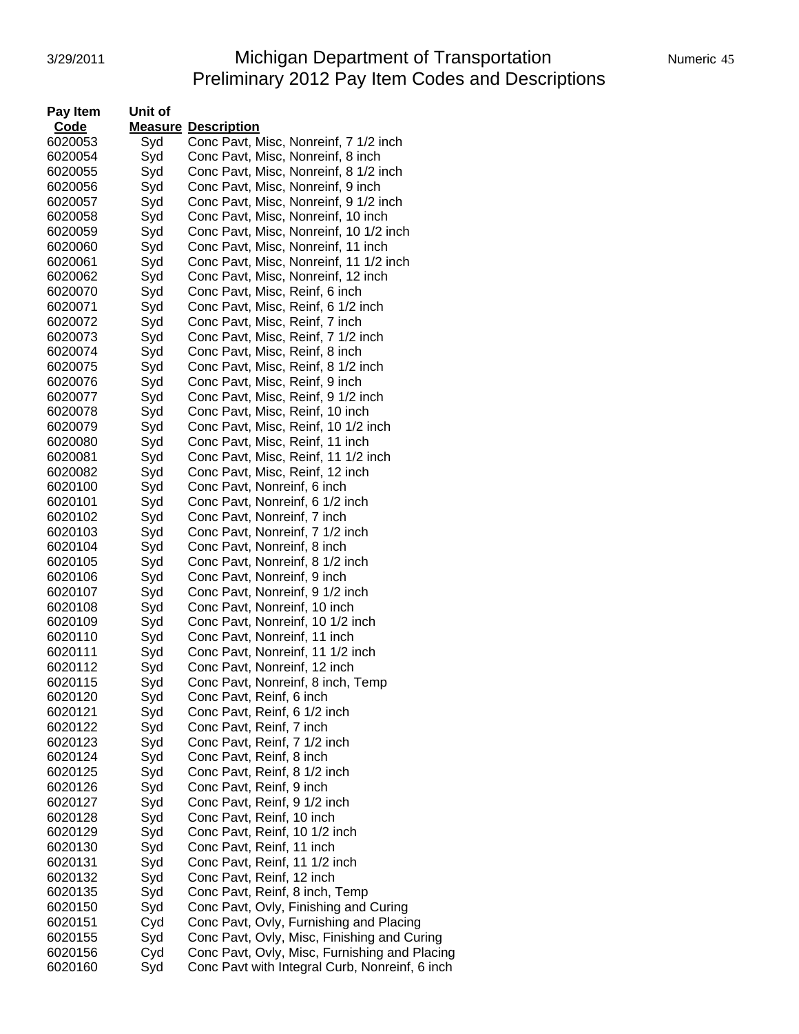| Pay Item Code | Unit of Measure | Description |
|---|---|---|
| 6020053 | Syd | Conc Pavt, Misc, Nonreinf, 7 1/2 inch |
| 6020054 | Syd | Conc Pavt, Misc, Nonreinf, 8 inch |
| 6020055 | Syd | Conc Pavt, Misc, Nonreinf, 8 1/2 inch |
| 6020056 | Syd | Conc Pavt, Misc, Nonreinf, 9 inch |
| 6020057 | Syd | Conc Pavt, Misc, Nonreinf, 9 1/2 inch |
| 6020058 | Syd | Conc Pavt, Misc, Nonreinf, 10 inch |
| 6020059 | Syd | Conc Pavt, Misc, Nonreinf, 10 1/2 inch |
| 6020060 | Syd | Conc Pavt, Misc, Nonreinf, 11 inch |
| 6020061 | Syd | Conc Pavt, Misc, Nonreinf, 11 1/2 inch |
| 6020062 | Syd | Conc Pavt, Misc, Nonreinf, 12 inch |
| 6020070 | Syd | Conc Pavt, Misc, Reinf, 6 inch |
| 6020071 | Syd | Conc Pavt, Misc, Reinf, 6 1/2 inch |
| 6020072 | Syd | Conc Pavt, Misc, Reinf, 7 inch |
| 6020073 | Syd | Conc Pavt, Misc, Reinf, 7 1/2 inch |
| 6020074 | Syd | Conc Pavt, Misc, Reinf, 8 inch |
| 6020075 | Syd | Conc Pavt, Misc, Reinf, 8 1/2 inch |
| 6020076 | Syd | Conc Pavt, Misc, Reinf, 9 inch |
| 6020077 | Syd | Conc Pavt, Misc, Reinf, 9 1/2 inch |
| 6020078 | Syd | Conc Pavt, Misc, Reinf, 10 inch |
| 6020079 | Syd | Conc Pavt, Misc, Reinf, 10 1/2 inch |
| 6020080 | Syd | Conc Pavt, Misc, Reinf, 11 inch |
| 6020081 | Syd | Conc Pavt, Misc, Reinf, 11 1/2 inch |
| 6020082 | Syd | Conc Pavt, Misc, Reinf, 12 inch |
| 6020100 | Syd | Conc Pavt, Nonreinf, 6 inch |
| 6020101 | Syd | Conc Pavt, Nonreinf, 6 1/2 inch |
| 6020102 | Syd | Conc Pavt, Nonreinf, 7 inch |
| 6020103 | Syd | Conc Pavt, Nonreinf, 7 1/2 inch |
| 6020104 | Syd | Conc Pavt, Nonreinf, 8 inch |
| 6020105 | Syd | Conc Pavt, Nonreinf, 8 1/2 inch |
| 6020106 | Syd | Conc Pavt, Nonreinf, 9 inch |
| 6020107 | Syd | Conc Pavt, Nonreinf, 9 1/2 inch |
| 6020108 | Syd | Conc Pavt, Nonreinf, 10 inch |
| 6020109 | Syd | Conc Pavt, Nonreinf, 10 1/2 inch |
| 6020110 | Syd | Conc Pavt, Nonreinf, 11 inch |
| 6020111 | Syd | Conc Pavt, Nonreinf, 11 1/2 inch |
| 6020112 | Syd | Conc Pavt, Nonreinf, 12 inch |
| 6020115 | Syd | Conc Pavt, Nonreinf, 8 inch, Temp |
| 6020120 | Syd | Conc Pavt, Reinf, 6 inch |
| 6020121 | Syd | Conc Pavt, Reinf, 6 1/2 inch |
| 6020122 | Syd | Conc Pavt, Reinf, 7 inch |
| 6020123 | Syd | Conc Pavt, Reinf, 7 1/2 inch |
| 6020124 | Syd | Conc Pavt, Reinf, 8 inch |
| 6020125 | Syd | Conc Pavt, Reinf, 8 1/2 inch |
| 6020126 | Syd | Conc Pavt, Reinf, 9 inch |
| 6020127 | Syd | Conc Pavt, Reinf, 9 1/2 inch |
| 6020128 | Syd | Conc Pavt, Reinf, 10 inch |
| 6020129 | Syd | Conc Pavt, Reinf, 10 1/2 inch |
| 6020130 | Syd | Conc Pavt, Reinf, 11 inch |
| 6020131 | Syd | Conc Pavt, Reinf, 11 1/2 inch |
| 6020132 | Syd | Conc Pavt, Reinf, 12 inch |
| 6020135 | Syd | Conc Pavt, Reinf, 8 inch, Temp |
| 6020150 | Syd | Conc Pavt, Ovly, Finishing and Curing |
| 6020151 | Cyd | Conc Pavt, Ovly, Furnishing and Placing |
| 6020155 | Syd | Conc Pavt, Ovly, Misc, Finishing and Curing |
| 6020156 | Cyd | Conc Pavt, Ovly, Misc, Furnishing and Placing |
| 6020160 | Syd | Conc Pavt with Integral Curb, Nonreinf, 6 inch |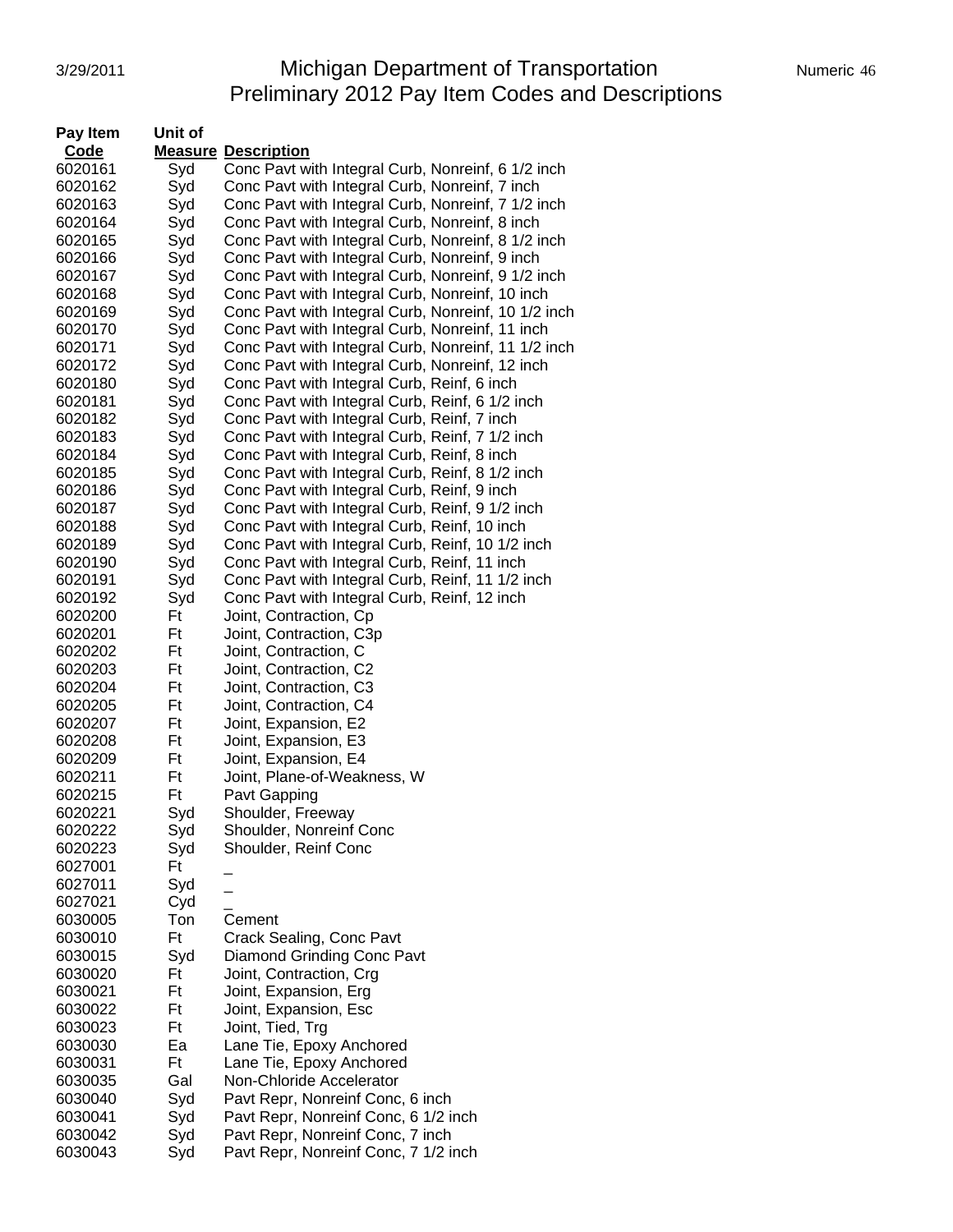# Michigan Department of Transportation
## Preliminary 2012 Pay Item Codes and Descriptions

| Pay Item Code | Unit of Measure | Description |
|---|---|---|
| 6020161 | Syd | Conc Pavt with Integral Curb, Nonreinf, 6 1/2 inch |
| 6020162 | Syd | Conc Pavt with Integral Curb, Nonreinf, 7 inch |
| 6020163 | Syd | Conc Pavt with Integral Curb, Nonreinf, 7 1/2 inch |
| 6020164 | Syd | Conc Pavt with Integral Curb, Nonreinf, 8 inch |
| 6020165 | Syd | Conc Pavt with Integral Curb, Nonreinf, 8 1/2 inch |
| 6020166 | Syd | Conc Pavt with Integral Curb, Nonreinf, 9 inch |
| 6020167 | Syd | Conc Pavt with Integral Curb, Nonreinf, 9 1/2 inch |
| 6020168 | Syd | Conc Pavt with Integral Curb, Nonreinf, 10 inch |
| 6020169 | Syd | Conc Pavt with Integral Curb, Nonreinf, 10 1/2 inch |
| 6020170 | Syd | Conc Pavt with Integral Curb, Nonreinf, 11 inch |
| 6020171 | Syd | Conc Pavt with Integral Curb, Nonreinf, 11 1/2 inch |
| 6020172 | Syd | Conc Pavt with Integral Curb, Nonreinf, 12 inch |
| 6020180 | Syd | Conc Pavt with Integral Curb, Reinf, 6 inch |
| 6020181 | Syd | Conc Pavt with Integral Curb, Reinf, 6 1/2 inch |
| 6020182 | Syd | Conc Pavt with Integral Curb, Reinf, 7 inch |
| 6020183 | Syd | Conc Pavt with Integral Curb, Reinf, 7 1/2 inch |
| 6020184 | Syd | Conc Pavt with Integral Curb, Reinf, 8 inch |
| 6020185 | Syd | Conc Pavt with Integral Curb, Reinf, 8 1/2 inch |
| 6020186 | Syd | Conc Pavt with Integral Curb, Reinf, 9 inch |
| 6020187 | Syd | Conc Pavt with Integral Curb, Reinf, 9 1/2 inch |
| 6020188 | Syd | Conc Pavt with Integral Curb, Reinf, 10 inch |
| 6020189 | Syd | Conc Pavt with Integral Curb, Reinf, 10 1/2 inch |
| 6020190 | Syd | Conc Pavt with Integral Curb, Reinf, 11 inch |
| 6020191 | Syd | Conc Pavt with Integral Curb, Reinf, 11 1/2 inch |
| 6020192 | Syd | Conc Pavt with Integral Curb, Reinf, 12 inch |
| 6020200 | Ft | Joint, Contraction, Cp |
| 6020201 | Ft | Joint, Contraction, C3p |
| 6020202 | Ft | Joint, Contraction, C |
| 6020203 | Ft | Joint, Contraction, C2 |
| 6020204 | Ft | Joint, Contraction, C3 |
| 6020205 | Ft | Joint, Contraction, C4 |
| 6020207 | Ft | Joint, Expansion, E2 |
| 6020208 | Ft | Joint, Expansion, E3 |
| 6020209 | Ft | Joint, Expansion, E4 |
| 6020211 | Ft | Joint, Plane-of-Weakness, W |
| 6020215 | Ft | Pavt Gapping |
| 6020221 | Syd | Shoulder, Freeway |
| 6020222 | Syd | Shoulder, Nonreinf Conc |
| 6020223 | Syd | Shoulder, Reinf Conc |
| 6027001 | Ft | _ |
| 6027011 | Syd | _ |
| 6027021 | Cyd | _ |
| 6030005 | Ton | Cement |
| 6030010 | Ft | Crack Sealing, Conc Pavt |
| 6030015 | Syd | Diamond Grinding Conc Pavt |
| 6030020 | Ft | Joint, Contraction, Crg |
| 6030021 | Ft | Joint, Expansion, Erg |
| 6030022 | Ft | Joint, Expansion, Esc |
| 6030023 | Ft | Joint, Tied, Trg |
| 6030030 | Ea | Lane Tie, Epoxy Anchored |
| 6030031 | Ft | Lane Tie, Epoxy Anchored |
| 6030035 | Gal | Non-Chloride Accelerator |
| 6030040 | Syd | Pavt Repr, Nonreinf Conc, 6 inch |
| 6030041 | Syd | Pavt Repr, Nonreinf Conc, 6 1/2 inch |
| 6030042 | Syd | Pavt Repr, Nonreinf Conc, 7 inch |
| 6030043 | Syd | Pavt Repr, Nonreinf Conc, 7 1/2 inch |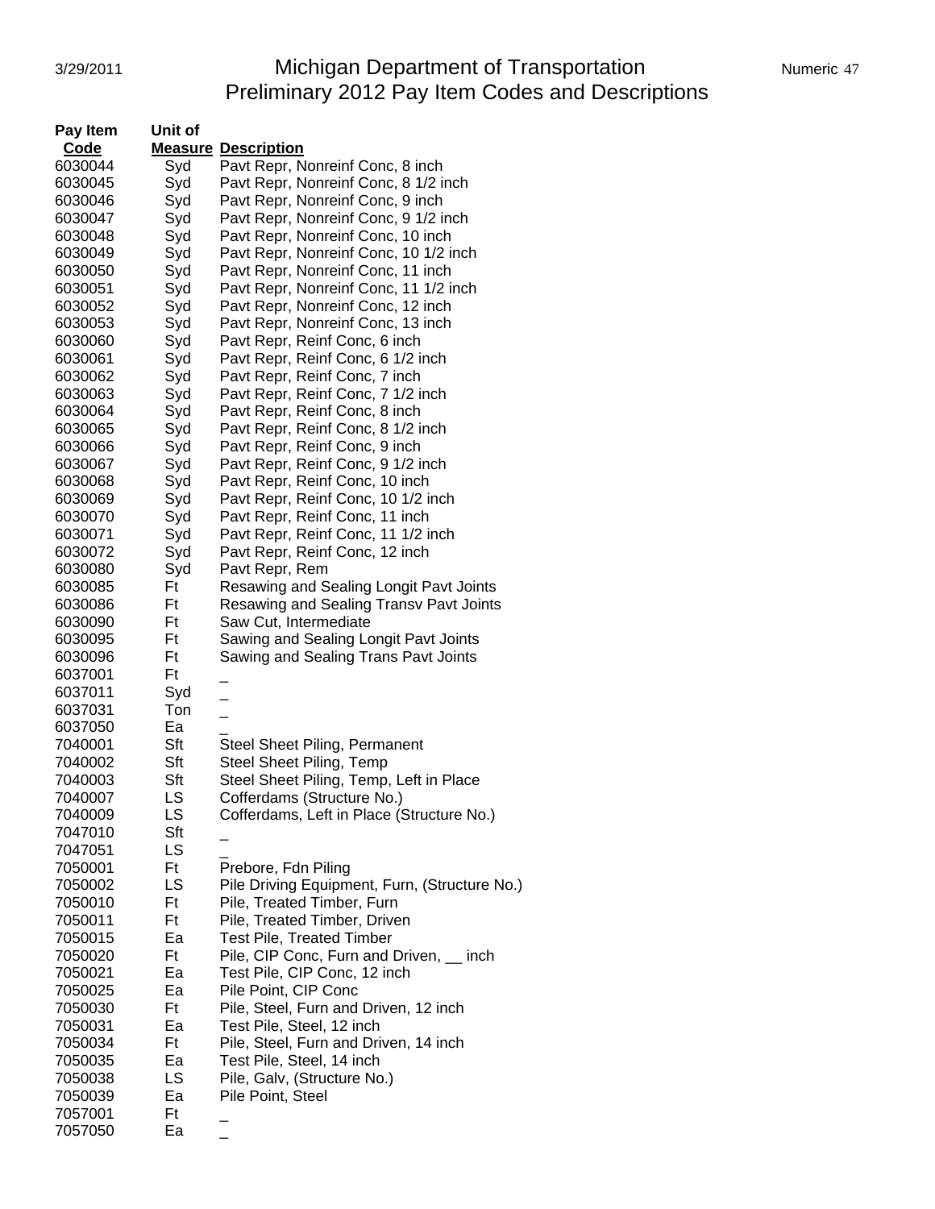# Michigan Department of Transportation
## Preliminary 2012 Pay Item Codes and Descriptions

| Pay Item Code | Unit of Measure | Description |
|---|---|---|
| 6030044 | Syd | Pavt Repr, Nonreinf Conc, 8 inch |
| 6030045 | Syd | Pavt Repr, Nonreinf Conc, 8 1/2 inch |
| 6030046 | Syd | Pavt Repr, Nonreinf Conc, 9 inch |
| 6030047 | Syd | Pavt Repr, Nonreinf Conc, 9 1/2 inch |
| 6030048 | Syd | Pavt Repr, Nonreinf Conc, 10 inch |
| 6030049 | Syd | Pavt Repr, Nonreinf Conc, 10 1/2 inch |
| 6030050 | Syd | Pavt Repr, Nonreinf Conc, 11 inch |
| 6030051 | Syd | Pavt Repr, Nonreinf Conc, 11 1/2 inch |
| 6030052 | Syd | Pavt Repr, Nonreinf Conc, 12 inch |
| 6030053 | Syd | Pavt Repr, Nonreinf Conc, 13 inch |
| 6030060 | Syd | Pavt Repr, Reinf Conc, 6 inch |
| 6030061 | Syd | Pavt Repr, Reinf Conc, 6 1/2 inch |
| 6030062 | Syd | Pavt Repr, Reinf Conc, 7 inch |
| 6030063 | Syd | Pavt Repr, Reinf Conc, 7 1/2 inch |
| 6030064 | Syd | Pavt Repr, Reinf Conc, 8 inch |
| 6030065 | Syd | Pavt Repr, Reinf Conc, 8 1/2 inch |
| 6030066 | Syd | Pavt Repr, Reinf Conc, 9 inch |
| 6030067 | Syd | Pavt Repr, Reinf Conc, 9 1/2 inch |
| 6030068 | Syd | Pavt Repr, Reinf Conc, 10 inch |
| 6030069 | Syd | Pavt Repr, Reinf Conc, 10 1/2 inch |
| 6030070 | Syd | Pavt Repr, Reinf Conc, 11 inch |
| 6030071 | Syd | Pavt Repr, Reinf Conc, 11 1/2 inch |
| 6030072 | Syd | Pavt Repr, Reinf Conc, 12 inch |
| 6030080 | Syd | Pavt Repr, Rem |
| 6030085 | Ft | Resawing and Sealing Longit Pavt Joints |
| 6030086 | Ft | Resawing and Sealing Transv Pavt Joints |
| 6030090 | Ft | Saw Cut, Intermediate |
| 6030095 | Ft | Sawing and Sealing Longit Pavt Joints |
| 6030096 | Ft | Sawing and Sealing Trans Pavt Joints |
| 6037001 | Ft | _ |
| 6037011 | Syd | _ |
| 6037031 | Ton | _ |
| 6037050 | Ea | _ |
| 7040001 | Sft | Steel Sheet Piling, Permanent |
| 7040002 | Sft | Steel Sheet Piling, Temp |
| 7040003 | Sft | Steel Sheet Piling, Temp, Left in Place |
| 7040007 | LS | Cofferdams (Structure No.) |
| 7040009 | LS | Cofferdams, Left in Place (Structure No.) |
| 7047010 | Sft | _ |
| 7047051 | LS | _ |
| 7050001 | Ft | Prebore, Fdn Piling |
| 7050002 | LS | Pile Driving Equipment, Furn, (Structure No.) |
| 7050010 | Ft | Pile, Treated Timber, Furn |
| 7050011 | Ft | Pile, Treated Timber, Driven |
| 7050015 | Ea | Test Pile, Treated Timber |
| 7050020 | Ft | Pile, CIP Conc, Furn and Driven, __ inch |
| 7050021 | Ea | Test Pile, CIP Conc, 12 inch |
| 7050025 | Ea | Pile Point, CIP Conc |
| 7050030 | Ft | Pile, Steel, Furn and Driven, 12 inch |
| 7050031 | Ea | Test Pile, Steel, 12 inch |
| 7050034 | Ft | Pile, Steel, Furn and Driven, 14 inch |
| 7050035 | Ea | Test Pile, Steel, 14 inch |
| 7050038 | LS | Pile, Galv, (Structure No.) |
| 7050039 | Ea | Pile Point, Steel |
| 7057001 | Ft | _ |
| 7057050 | Ea | _ |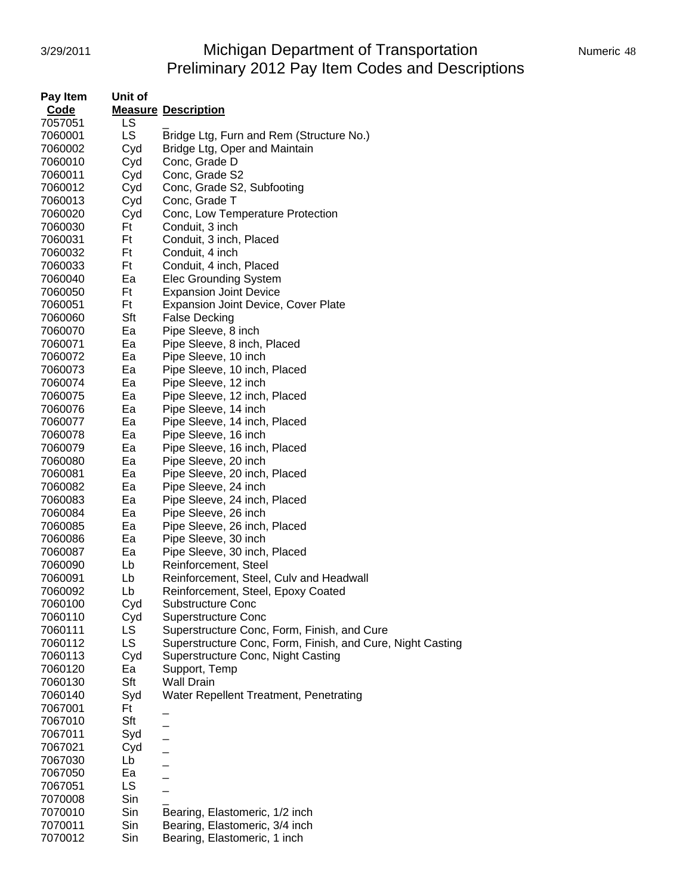# Michigan Department of Transportation
## Preliminary 2012 Pay Item Codes and Descriptions

| Pay Item Code | Unit of Measure | Description |
|---|---|---|
| 7057051 | LS | _ |
| 7060001 | LS | Bridge Ltg, Furn and Rem (Structure No.) |
| 7060002 | Cyd | Bridge Ltg, Oper and Maintain |
| 7060010 | Cyd | Conc, Grade D |
| 7060011 | Cyd | Conc, Grade S2 |
| 7060012 | Cyd | Conc, Grade S2, Subfooting |
| 7060013 | Cyd | Conc, Grade T |
| 7060020 | Cyd | Conc, Low Temperature Protection |
| 7060030 | Ft | Conduit, 3 inch |
| 7060031 | Ft | Conduit, 3 inch, Placed |
| 7060032 | Ft | Conduit, 4 inch |
| 7060033 | Ft | Conduit, 4 inch, Placed |
| 7060040 | Ea | Elec Grounding System |
| 7060050 | Ft | Expansion Joint Device |
| 7060051 | Ft | Expansion Joint Device, Cover Plate |
| 7060060 | Sft | False Decking |
| 7060070 | Ea | Pipe Sleeve, 8 inch |
| 7060071 | Ea | Pipe Sleeve, 8 inch, Placed |
| 7060072 | Ea | Pipe Sleeve, 10 inch |
| 7060073 | Ea | Pipe Sleeve, 10 inch, Placed |
| 7060074 | Ea | Pipe Sleeve, 12 inch |
| 7060075 | Ea | Pipe Sleeve, 12 inch, Placed |
| 7060076 | Ea | Pipe Sleeve, 14 inch |
| 7060077 | Ea | Pipe Sleeve, 14 inch, Placed |
| 7060078 | Ea | Pipe Sleeve, 16 inch |
| 7060079 | Ea | Pipe Sleeve, 16 inch, Placed |
| 7060080 | Ea | Pipe Sleeve, 20 inch |
| 7060081 | Ea | Pipe Sleeve, 20 inch, Placed |
| 7060082 | Ea | Pipe Sleeve, 24 inch |
| 7060083 | Ea | Pipe Sleeve, 24 inch, Placed |
| 7060084 | Ea | Pipe Sleeve, 26 inch |
| 7060085 | Ea | Pipe Sleeve, 26 inch, Placed |
| 7060086 | Ea | Pipe Sleeve, 30 inch |
| 7060087 | Ea | Pipe Sleeve, 30 inch, Placed |
| 7060090 | Lb | Reinforcement, Steel |
| 7060091 | Lb | Reinforcement, Steel, Culv and Headwall |
| 7060092 | Lb | Reinforcement, Steel, Epoxy Coated |
| 7060100 | Cyd | Substructure Conc |
| 7060110 | Cyd | Superstructure Conc |
| 7060111 | LS | Superstructure Conc, Form, Finish, and Cure |
| 7060112 | LS | Superstructure Conc, Form, Finish, and Cure, Night Casting |
| 7060113 | Cyd | Superstructure Conc, Night Casting |
| 7060120 | Ea | Support, Temp |
| 7060130 | Sft | Wall Drain |
| 7060140 | Syd | Water Repellent Treatment, Penetrating |
| 7067001 | Ft | _ |
| 7067010 | Sft | _ |
| 7067011 | Syd | _ |
| 7067021 | Cyd | _ |
| 7067030 | Lb | _ |
| 7067050 | Ea | _ |
| 7067051 | LS | _ |
| 7070008 | Sin | _ |
| 7070010 | Sin | Bearing, Elastomeric, 1/2 inch |
| 7070011 | Sin | Bearing, Elastomeric, 3/4 inch |
| 7070012 | Sin | Bearing, Elastomeric, 1 inch |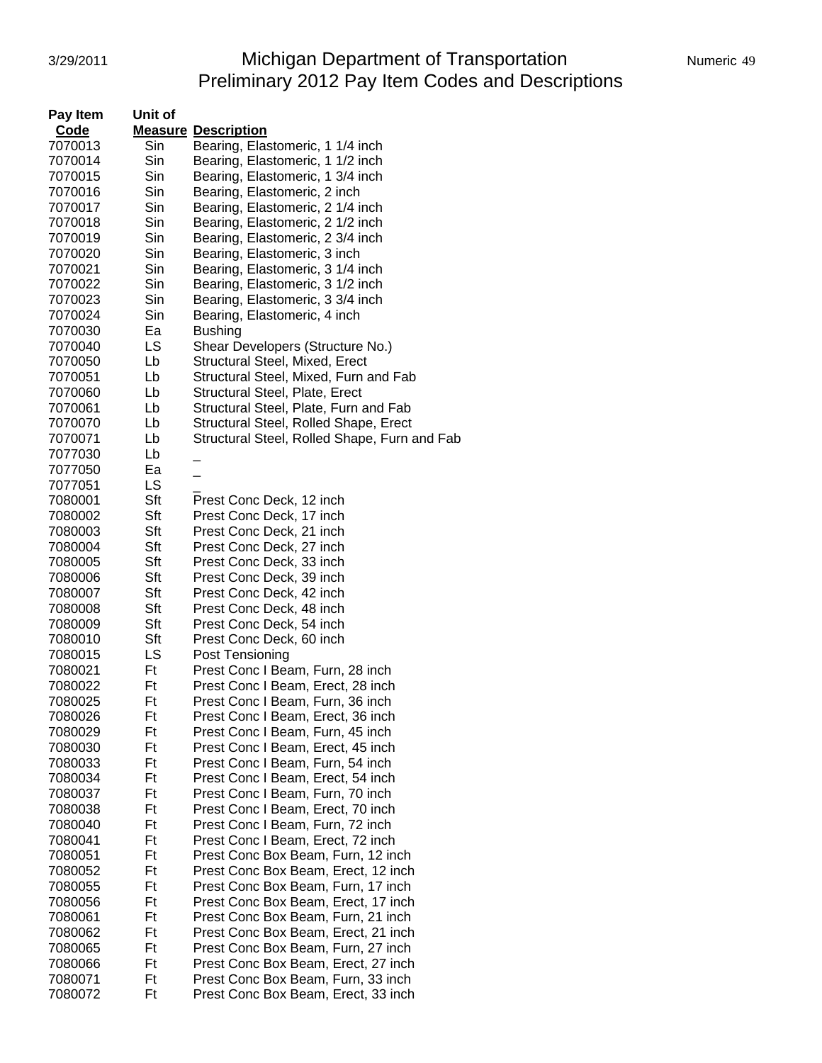# Michigan Department of Transportation
## Preliminary 2012 Pay Item Codes and Descriptions

| Pay Item Code | Unit of Measure | Description |
|---|---|---|
| 7070013 | Sin | Bearing, Elastomeric, 1 1/4 inch |
| 7070014 | Sin | Bearing, Elastomeric, 1 1/2 inch |
| 7070015 | Sin | Bearing, Elastomeric, 1 3/4 inch |
| 7070016 | Sin | Bearing, Elastomeric, 2 inch |
| 7070017 | Sin | Bearing, Elastomeric, 2 1/4 inch |
| 7070018 | Sin | Bearing, Elastomeric, 2 1/2 inch |
| 7070019 | Sin | Bearing, Elastomeric, 2 3/4 inch |
| 7070020 | Sin | Bearing, Elastomeric, 3 inch |
| 7070021 | Sin | Bearing, Elastomeric, 3 1/4 inch |
| 7070022 | Sin | Bearing, Elastomeric, 3 1/2 inch |
| 7070023 | Sin | Bearing, Elastomeric, 3 3/4 inch |
| 7070024 | Sin | Bearing, Elastomeric, 4 inch |
| 7070030 | Ea | Bushing |
| 7070040 | LS | Shear Developers (Structure No.) |
| 7070050 | Lb | Structural Steel, Mixed, Erect |
| 7070051 | Lb | Structural Steel, Mixed, Furn and Fab |
| 7070060 | Lb | Structural Steel, Plate, Erect |
| 7070061 | Lb | Structural Steel, Plate, Furn and Fab |
| 7070070 | Lb | Structural Steel, Rolled Shape, Erect |
| 7070071 | Lb | Structural Steel, Rolled Shape, Furn and Fab |
| 7077030 | Lb | _ |
| 7077050 | Ea | _ |
| 7077051 | LS | _ |
| 7080001 | Sft | Prest Conc Deck, 12 inch |
| 7080002 | Sft | Prest Conc Deck, 17 inch |
| 7080003 | Sft | Prest Conc Deck, 21 inch |
| 7080004 | Sft | Prest Conc Deck, 27 inch |
| 7080005 | Sft | Prest Conc Deck, 33 inch |
| 7080006 | Sft | Prest Conc Deck, 39 inch |
| 7080007 | Sft | Prest Conc Deck, 42 inch |
| 7080008 | Sft | Prest Conc Deck, 48 inch |
| 7080009 | Sft | Prest Conc Deck, 54 inch |
| 7080010 | Sft | Prest Conc Deck, 60 inch |
| 7080015 | LS | Post Tensioning |
| 7080021 | Ft | Prest Conc I Beam, Furn, 28 inch |
| 7080022 | Ft | Prest Conc I Beam, Erect, 28 inch |
| 7080025 | Ft | Prest Conc I Beam, Furn, 36 inch |
| 7080026 | Ft | Prest Conc I Beam, Erect, 36 inch |
| 7080029 | Ft | Prest Conc I Beam, Furn, 45 inch |
| 7080030 | Ft | Prest Conc I Beam, Erect, 45 inch |
| 7080033 | Ft | Prest Conc I Beam, Furn, 54 inch |
| 7080034 | Ft | Prest Conc I Beam, Erect, 54 inch |
| 7080037 | Ft | Prest Conc I Beam, Furn, 70 inch |
| 7080038 | Ft | Prest Conc I Beam, Erect, 70 inch |
| 7080040 | Ft | Prest Conc I Beam, Furn, 72 inch |
| 7080041 | Ft | Prest Conc I Beam, Erect, 72 inch |
| 7080051 | Ft | Prest Conc Box Beam, Furn, 12 inch |
| 7080052 | Ft | Prest Conc Box Beam, Erect, 12 inch |
| 7080055 | Ft | Prest Conc Box Beam, Furn, 17 inch |
| 7080056 | Ft | Prest Conc Box Beam, Erect, 17 inch |
| 7080061 | Ft | Prest Conc Box Beam, Furn, 21 inch |
| 7080062 | Ft | Prest Conc Box Beam, Erect, 21 inch |
| 7080065 | Ft | Prest Conc Box Beam, Furn, 27 inch |
| 7080066 | Ft | Prest Conc Box Beam, Erect, 27 inch |
| 7080071 | Ft | Prest Conc Box Beam, Furn, 33 inch |
| 7080072 | Ft | Prest Conc Box Beam, Erect, 33 inch |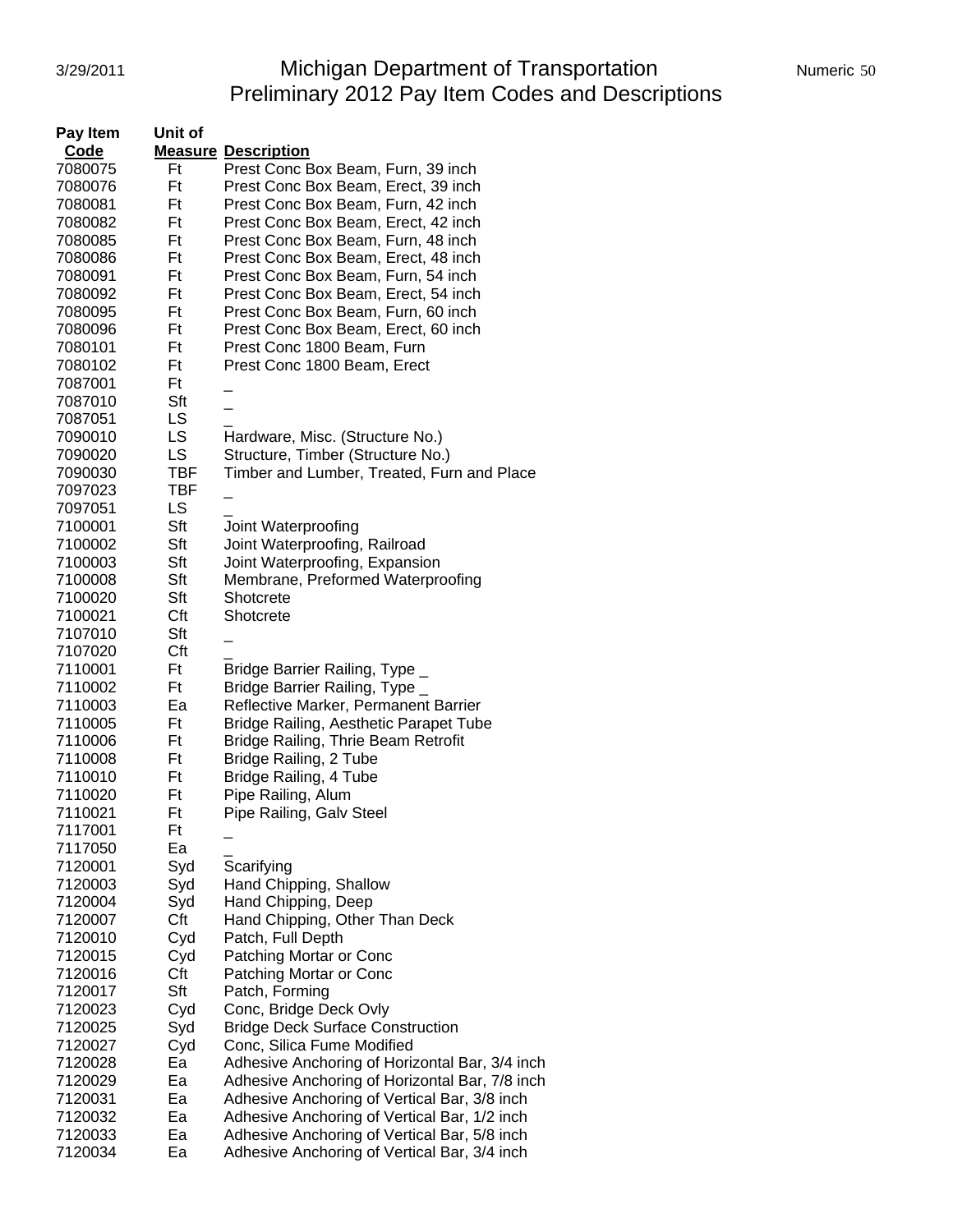# Michigan Department of Transportation
## Preliminary 2012 Pay Item Codes and Descriptions

| Pay Item Code | Unit of Measure | Description |
|---|---|---|
| 7080075 | Ft | Prest Conc Box Beam, Furn, 39 inch |
| 7080076 | Ft | Prest Conc Box Beam, Erect, 39 inch |
| 7080081 | Ft | Prest Conc Box Beam, Furn, 42 inch |
| 7080082 | Ft | Prest Conc Box Beam, Erect, 42 inch |
| 7080085 | Ft | Prest Conc Box Beam, Furn, 48 inch |
| 7080086 | Ft | Prest Conc Box Beam, Erect, 48 inch |
| 7080091 | Ft | Prest Conc Box Beam, Furn, 54 inch |
| 7080092 | Ft | Prest Conc Box Beam, Erect, 54 inch |
| 7080095 | Ft | Prest Conc Box Beam, Furn, 60 inch |
| 7080096 | Ft | Prest Conc Box Beam, Erect, 60 inch |
| 7080101 | Ft | Prest Conc 1800 Beam, Furn |
| 7080102 | Ft | Prest Conc 1800 Beam, Erect |
| 7087001 | Ft | _ |
| 7087010 | Sft | _ |
| 7087051 | LS | _ |
| 7090010 | LS | Hardware, Misc. (Structure No.) |
| 7090020 | LS | Structure, Timber (Structure No.) |
| 7090030 | TBF | Timber and Lumber, Treated, Furn and Place |
| 7097023 | TBF | _ |
| 7097051 | LS | _ |
| 7100001 | Sft | Joint Waterproofing |
| 7100002 | Sft | Joint Waterproofing, Railroad |
| 7100003 | Sft | Joint Waterproofing, Expansion |
| 7100008 | Sft | Membrane, Preformed Waterproofing |
| 7100020 | Sft | Shotcrete |
| 7100021 | Cft | Shotcrete |
| 7107010 | Sft | _ |
| 7107020 | Cft | _ |
| 7110001 | Ft | Bridge Barrier Railing, Type _ |
| 7110002 | Ft | Bridge Barrier Railing, Type _ |
| 7110003 | Ea | Reflective Marker, Permanent Barrier |
| 7110005 | Ft | Bridge Railing, Aesthetic Parapet Tube |
| 7110006 | Ft | Bridge Railing, Thrie Beam Retrofit |
| 7110008 | Ft | Bridge Railing, 2 Tube |
| 7110010 | Ft | Bridge Railing, 4 Tube |
| 7110020 | Ft | Pipe Railing, Alum |
| 7110021 | Ft | Pipe Railing, Galv Steel |
| 7117001 | Ft | _ |
| 7117050 | Ea | _ |
| 7120001 | Syd | Scarifying |
| 7120003 | Syd | Hand Chipping, Shallow |
| 7120004 | Syd | Hand Chipping, Deep |
| 7120007 | Cft | Hand Chipping, Other Than Deck |
| 7120010 | Cyd | Patch, Full Depth |
| 7120015 | Cyd | Patching Mortar or Conc |
| 7120016 | Cft | Patching Mortar or Conc |
| 7120017 | Sft | Patch, Forming |
| 7120023 | Cyd | Conc, Bridge Deck Ovly |
| 7120025 | Syd | Bridge Deck Surface Construction |
| 7120027 | Cyd | Conc, Silica Fume Modified |
| 7120028 | Ea | Adhesive Anchoring of Horizontal Bar, 3/4 inch |
| 7120029 | Ea | Adhesive Anchoring of Horizontal Bar, 7/8 inch |
| 7120031 | Ea | Adhesive Anchoring of Vertical Bar, 3/8 inch |
| 7120032 | Ea | Adhesive Anchoring of Vertical Bar, 1/2 inch |
| 7120033 | Ea | Adhesive Anchoring of Vertical Bar, 5/8 inch |
| 7120034 | Ea | Adhesive Anchoring of Vertical Bar, 3/4 inch |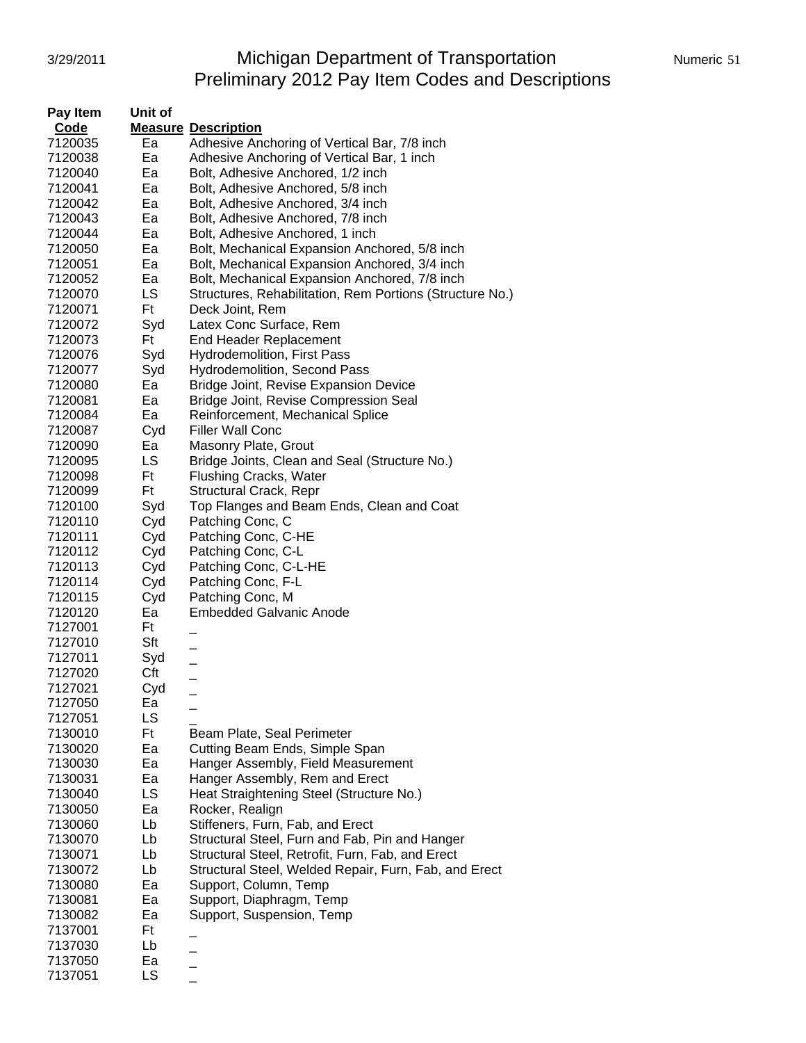# Michigan Department of Transportation
## Preliminary 2012 Pay Item Codes and Descriptions

| Pay Item Code | Unit of Measure | Description |
|---|---|---|
| 7120035 | Ea | Adhesive Anchoring of Vertical Bar, 7/8 inch |
| 7120038 | Ea | Adhesive Anchoring of Vertical Bar, 1 inch |
| 7120040 | Ea | Bolt, Adhesive Anchored, 1/2 inch |
| 7120041 | Ea | Bolt, Adhesive Anchored, 5/8 inch |
| 7120042 | Ea | Bolt, Adhesive Anchored, 3/4 inch |
| 7120043 | Ea | Bolt, Adhesive Anchored, 7/8 inch |
| 7120044 | Ea | Bolt, Adhesive Anchored, 1 inch |
| 7120050 | Ea | Bolt, Mechanical Expansion Anchored, 5/8 inch |
| 7120051 | Ea | Bolt, Mechanical Expansion Anchored, 3/4 inch |
| 7120052 | Ea | Bolt, Mechanical Expansion Anchored, 7/8 inch |
| 7120070 | LS | Structures, Rehabilitation, Rem Portions (Structure No.) |
| 7120071 | Ft | Deck Joint, Rem |
| 7120072 | Syd | Latex Conc Surface, Rem |
| 7120073 | Ft | End Header Replacement |
| 7120076 | Syd | Hydrodemolition, First Pass |
| 7120077 | Syd | Hydrodemolition, Second Pass |
| 7120080 | Ea | Bridge Joint, Revise Expansion Device |
| 7120081 | Ea | Bridge Joint, Revise Compression Seal |
| 7120084 | Ea | Reinforcement, Mechanical Splice |
| 7120087 | Cyd | Filler Wall Conc |
| 7120090 | Ea | Masonry Plate, Grout |
| 7120095 | LS | Bridge Joints, Clean and Seal (Structure No.) |
| 7120098 | Ft | Flushing Cracks, Water |
| 7120099 | Ft | Structural Crack, Repr |
| 7120100 | Syd | Top Flanges and Beam Ends, Clean and Coat |
| 7120110 | Cyd | Patching Conc, C |
| 7120111 | Cyd | Patching Conc, C-HE |
| 7120112 | Cyd | Patching Conc, C-L |
| 7120113 | Cyd | Patching Conc, C-L-HE |
| 7120114 | Cyd | Patching Conc, F-L |
| 7120115 | Cyd | Patching Conc, M |
| 7120120 | Ea | Embedded Galvanic Anode |
| 7127001 | Ft | _ |
| 7127010 | Sft | _ |
| 7127011 | Syd | _ |
| 7127020 | Cft | _ |
| 7127021 | Cyd | _ |
| 7127050 | Ea | _ |
| 7127051 | LS | _ |
| 7130010 | Ft | Beam Plate, Seal Perimeter |
| 7130020 | Ea | Cutting Beam Ends, Simple Span |
| 7130030 | Ea | Hanger Assembly, Field Measurement |
| 7130031 | Ea | Hanger Assembly, Rem and Erect |
| 7130040 | LS | Heat Straightening Steel (Structure No.) |
| 7130050 | Ea | Rocker, Realign |
| 7130060 | Lb | Stiffeners, Furn, Fab, and Erect |
| 7130070 | Lb | Structural Steel, Furn and Fab, Pin and Hanger |
| 7130071 | Lb | Structural Steel, Retrofit, Furn, Fab, and Erect |
| 7130072 | Lb | Structural Steel, Welded Repair, Furn, Fab, and Erect |
| 7130080 | Ea | Support, Column, Temp |
| 7130081 | Ea | Support, Diaphragm, Temp |
| 7130082 | Ea | Support, Suspension, Temp |
| 7137001 | Ft | _ |
| 7137030 | Lb | _ |
| 7137050 | Ea | _ |
| 7137051 | LS | _ |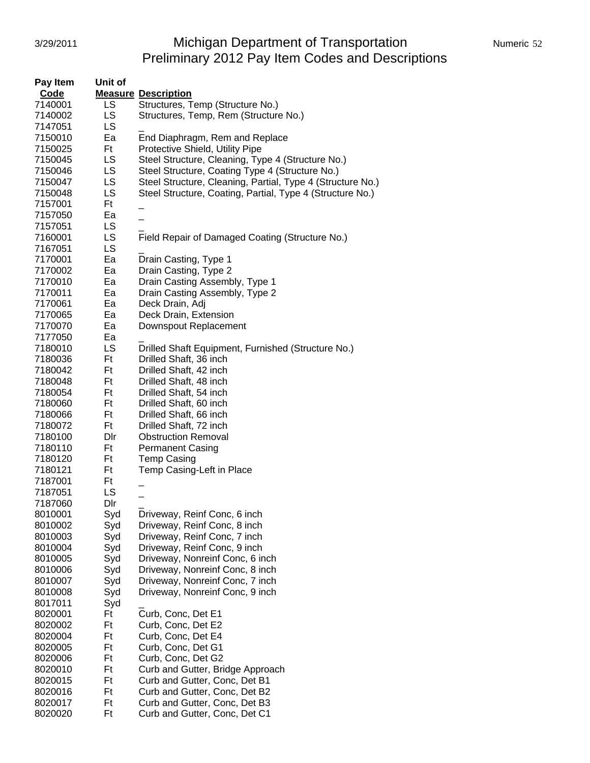# Michigan Department of Transportation
## Preliminary 2012 Pay Item Codes and Descriptions

| Pay Item Code | Unit of Measure | Description |
|---|---|---|
| 7140001 | LS | Structures, Temp (Structure No.) |
| 7140002 | LS | Structures, Temp, Rem (Structure No.) |
| 7147051 | LS | _ |
| 7150010 | Ea | End Diaphragm, Rem and Replace |
| 7150025 | Ft | Protective Shield, Utility Pipe |
| 7150045 | LS | Steel Structure, Cleaning, Type 4 (Structure No.) |
| 7150046 | LS | Steel Structure, Coating Type 4 (Structure No.) |
| 7150047 | LS | Steel Structure, Cleaning, Partial, Type 4 (Structure No.) |
| 7150048 | LS | Steel Structure, Coating, Partial, Type 4 (Structure No.) |
| 7157001 | Ft | _ |
| 7157050 | Ea | _ |
| 7157051 | LS | _ |
| 7160001 | LS | Field Repair of Damaged Coating (Structure No.) |
| 7167051 | LS | _ |
| 7170001 | Ea | Drain Casting, Type 1 |
| 7170002 | Ea | Drain Casting, Type 2 |
| 7170010 | Ea | Drain Casting Assembly, Type 1 |
| 7170011 | Ea | Drain Casting Assembly, Type 2 |
| 7170061 | Ea | Deck Drain, Adj |
| 7170065 | Ea | Deck Drain, Extension |
| 7170070 | Ea | Downspout Replacement |
| 7177050 | Ea | _ |
| 7180010 | LS | Drilled Shaft Equipment, Furnished (Structure No.) |
| 7180036 | Ft | Drilled Shaft, 36 inch |
| 7180042 | Ft | Drilled Shaft, 42 inch |
| 7180048 | Ft | Drilled Shaft, 48 inch |
| 7180054 | Ft | Drilled Shaft, 54 inch |
| 7180060 | Ft | Drilled Shaft, 60 inch |
| 7180066 | Ft | Drilled Shaft, 66 inch |
| 7180072 | Ft | Drilled Shaft, 72 inch |
| 7180100 | Dlr | Obstruction Removal |
| 7180110 | Ft | Permanent Casing |
| 7180120 | Ft | Temp Casing |
| 7180121 | Ft | Temp Casing-Left in Place |
| 7187001 | Ft | _ |
| 7187051 | LS | _ |
| 7187060 | Dlr | _ |
| 8010001 | Syd | Driveway, Reinf Conc, 6 inch |
| 8010002 | Syd | Driveway, Reinf Conc, 8 inch |
| 8010003 | Syd | Driveway, Reinf Conc, 7 inch |
| 8010004 | Syd | Driveway, Reinf Conc, 9 inch |
| 8010005 | Syd | Driveway, Nonreinf Conc, 6 inch |
| 8010006 | Syd | Driveway, Nonreinf Conc, 8 inch |
| 8010007 | Syd | Driveway, Nonreinf Conc, 7 inch |
| 8010008 | Syd | Driveway, Nonreinf Conc, 9 inch |
| 8017011 | Syd | _ |
| 8020001 | Ft | Curb, Conc, Det E1 |
| 8020002 | Ft | Curb, Conc, Det E2 |
| 8020004 | Ft | Curb, Conc, Det E4 |
| 8020005 | Ft | Curb, Conc, Det G1 |
| 8020006 | Ft | Curb, Conc, Det G2 |
| 8020010 | Ft | Curb and Gutter, Bridge Approach |
| 8020015 | Ft | Curb and Gutter, Conc, Det B1 |
| 8020016 | Ft | Curb and Gutter, Conc, Det B2 |
| 8020017 | Ft | Curb and Gutter, Conc, Det B3 |
| 8020020 | Ft | Curb and Gutter, Conc, Det C1 |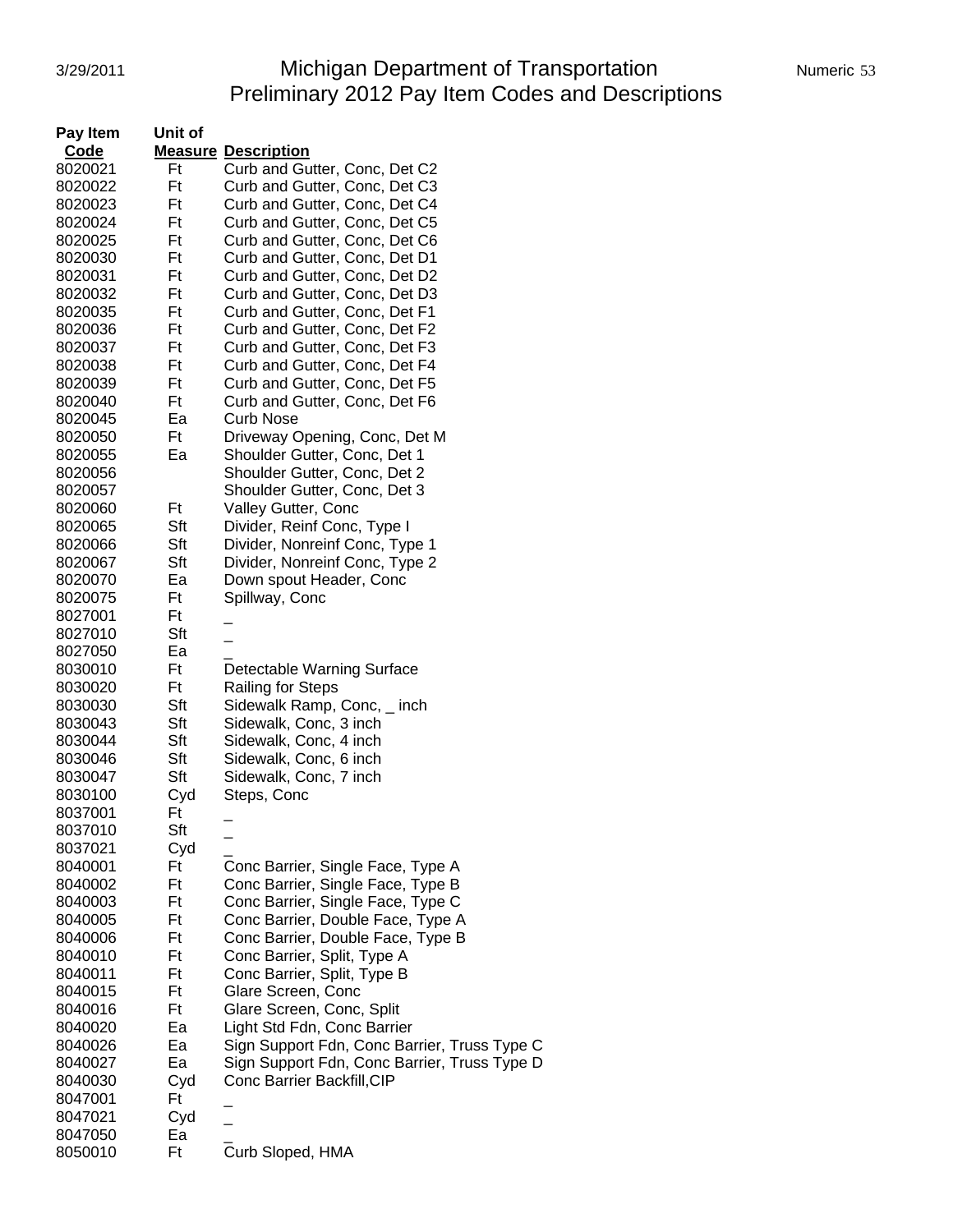# Michigan Department of Transportation
## Preliminary 2012 Pay Item Codes and Descriptions

| Pay Item Code | Unit of Measure | Description |
|---|---|---|
| 8020021 | Ft | Curb and Gutter, Conc, Det C2 |
| 8020022 | Ft | Curb and Gutter, Conc, Det C3 |
| 8020023 | Ft | Curb and Gutter, Conc, Det C4 |
| 8020024 | Ft | Curb and Gutter, Conc, Det C5 |
| 8020025 | Ft | Curb and Gutter, Conc, Det C6 |
| 8020030 | Ft | Curb and Gutter, Conc, Det D1 |
| 8020031 | Ft | Curb and Gutter, Conc, Det D2 |
| 8020032 | Ft | Curb and Gutter, Conc, Det D3 |
| 8020035 | Ft | Curb and Gutter, Conc, Det F1 |
| 8020036 | Ft | Curb and Gutter, Conc, Det F2 |
| 8020037 | Ft | Curb and Gutter, Conc, Det F3 |
| 8020038 | Ft | Curb and Gutter, Conc, Det F4 |
| 8020039 | Ft | Curb and Gutter, Conc, Det F5 |
| 8020040 | Ft | Curb and Gutter, Conc, Det F6 |
| 8020045 | Ea | Curb Nose |
| 8020050 | Ft | Driveway Opening, Conc, Det M |
| 8020055 | Ea | Shoulder Gutter, Conc, Det 1 |
| 8020056 | | Shoulder Gutter, Conc, Det 2 |
| 8020057 | | Shoulder Gutter, Conc, Det 3 |
| 8020060 | Ft | Valley Gutter, Conc |
| 8020065 | Sft | Divider, Reinf Conc, Type I |
| 8020066 | Sft | Divider, Nonreinf Conc, Type 1 |
| 8020067 | Sft | Divider, Nonreinf Conc, Type 2 |
| 8020070 | Ea | Down spout Header, Conc |
| 8020075 | Ft | Spillway, Conc |
| 8027001 | Ft | _ |
| 8027010 | Sft | _ |
| 8027050 | Ea | _ |
| 8030010 | Ft | Detectable Warning Surface |
| 8030020 | Ft | Railing for Steps |
| 8030030 | Sft | Sidewalk Ramp, Conc, _ inch |
| 8030043 | Sft | Sidewalk, Conc, 3 inch |
| 8030044 | Sft | Sidewalk, Conc, 4 inch |
| 8030046 | Sft | Sidewalk, Conc, 6 inch |
| 8030047 | Sft | Sidewalk, Conc, 7 inch |
| 8030100 | Cyd | Steps, Conc |
| 8037001 | Ft | _ |
| 8037010 | Sft | _ |
| 8037021 | Cyd | _ |
| 8040001 | Ft | Conc Barrier, Single Face, Type A |
| 8040002 | Ft | Conc Barrier, Single Face, Type B |
| 8040003 | Ft | Conc Barrier, Single Face, Type C |
| 8040005 | Ft | Conc Barrier, Double Face, Type A |
| 8040006 | Ft | Conc Barrier, Double Face, Type B |
| 8040010 | Ft | Conc Barrier, Split, Type A |
| 8040011 | Ft | Conc Barrier, Split, Type B |
| 8040015 | Ft | Glare Screen, Conc |
| 8040016 | Ft | Glare Screen, Conc, Split |
| 8040020 | Ea | Light Std Fdn, Conc Barrier |
| 8040026 | Ea | Sign Support Fdn, Conc Barrier, Truss Type C |
| 8040027 | Ea | Sign Support Fdn, Conc Barrier, Truss Type D |
| 8040030 | Cyd | Conc Barrier Backfill,CIP |
| 8047001 | Ft | _ |
| 8047021 | Cyd | _ |
| 8047050 | Ea | _ |
| 8050010 | Ft | Curb Sloped, HMA |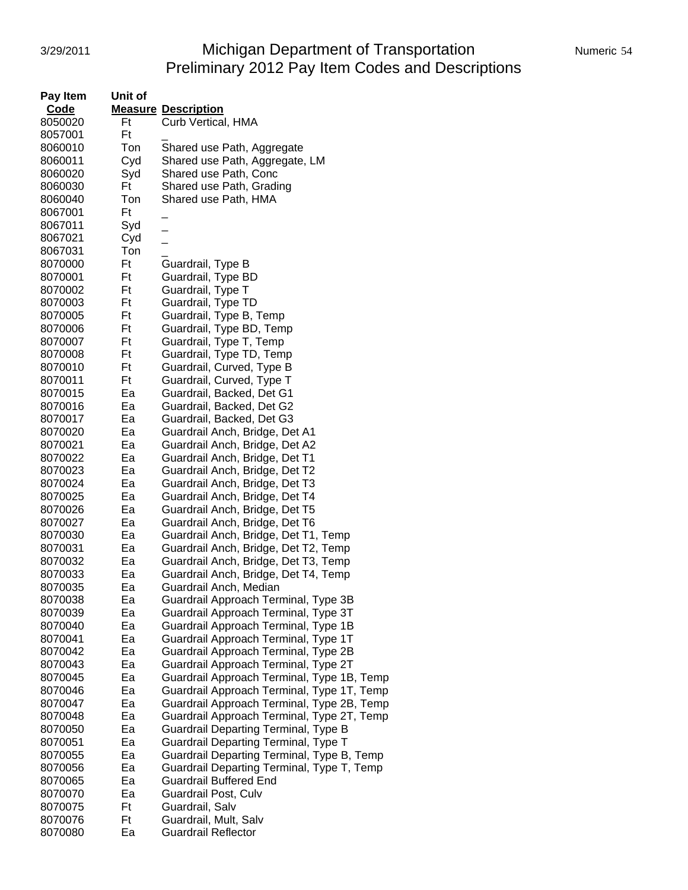# Michigan Department of Transportation
## Preliminary 2012 Pay Item Codes and Descriptions

| Pay Item Code | Unit of Measure | Description |
|---|---|---|
| 8050020 | Ft | Curb Vertical, HMA |
| 8057001 | Ft | _ |
| 8060010 | Ton | Shared use Path, Aggregate |
| 8060011 | Cyd | Shared use Path, Aggregate, LM |
| 8060020 | Syd | Shared use Path, Conc |
| 8060030 | Ft | Shared use Path, Grading |
| 8060040 | Ton | Shared use Path, HMA |
| 8067001 | Ft | _ |
| 8067011 | Syd | _ |
| 8067021 | Cyd | _ |
| 8067031 | Ton | _ |
| 8070000 | Ft | Guardrail, Type B |
| 8070001 | Ft | Guardrail, Type BD |
| 8070002 | Ft | Guardrail, Type T |
| 8070003 | Ft | Guardrail, Type TD |
| 8070005 | Ft | Guardrail, Type B, Temp |
| 8070006 | Ft | Guardrail, Type BD, Temp |
| 8070007 | Ft | Guardrail, Type T, Temp |
| 8070008 | Ft | Guardrail, Type TD, Temp |
| 8070010 | Ft | Guardrail, Curved, Type B |
| 8070011 | Ft | Guardrail, Curved, Type T |
| 8070015 | Ea | Guardrail, Backed, Det G1 |
| 8070016 | Ea | Guardrail, Backed, Det G2 |
| 8070017 | Ea | Guardrail, Backed, Det G3 |
| 8070020 | Ea | Guardrail Anch, Bridge, Det A1 |
| 8070021 | Ea | Guardrail Anch, Bridge, Det A2 |
| 8070022 | Ea | Guardrail Anch, Bridge, Det T1 |
| 8070023 | Ea | Guardrail Anch, Bridge, Det T2 |
| 8070024 | Ea | Guardrail Anch, Bridge, Det T3 |
| 8070025 | Ea | Guardrail Anch, Bridge, Det T4 |
| 8070026 | Ea | Guardrail Anch, Bridge, Det T5 |
| 8070027 | Ea | Guardrail Anch, Bridge, Det T6 |
| 8070030 | Ea | Guardrail Anch, Bridge, Det T1, Temp |
| 8070031 | Ea | Guardrail Anch, Bridge, Det T2, Temp |
| 8070032 | Ea | Guardrail Anch, Bridge, Det T3, Temp |
| 8070033 | Ea | Guardrail Anch, Bridge, Det T4, Temp |
| 8070035 | Ea | Guardrail Anch, Median |
| 8070038 | Ea | Guardrail Approach Terminal, Type 3B |
| 8070039 | Ea | Guardrail Approach Terminal, Type 3T |
| 8070040 | Ea | Guardrail Approach Terminal, Type 1B |
| 8070041 | Ea | Guardrail Approach Terminal, Type 1T |
| 8070042 | Ea | Guardrail Approach Terminal, Type 2B |
| 8070043 | Ea | Guardrail Approach Terminal, Type 2T |
| 8070045 | Ea | Guardrail Approach Terminal, Type 1B, Temp |
| 8070046 | Ea | Guardrail Approach Terminal, Type 1T, Temp |
| 8070047 | Ea | Guardrail Approach Terminal, Type 2B, Temp |
| 8070048 | Ea | Guardrail Approach Terminal, Type 2T, Temp |
| 8070050 | Ea | Guardrail Departing Terminal, Type B |
| 8070051 | Ea | Guardrail Departing Terminal, Type T |
| 8070055 | Ea | Guardrail Departing Terminal, Type B, Temp |
| 8070056 | Ea | Guardrail Departing Terminal, Type T, Temp |
| 8070065 | Ea | Guardrail Buffered End |
| 8070070 | Ea | Guardrail Post, Culv |
| 8070075 | Ft | Guardrail, Salv |
| 8070076 | Ft | Guardrail, Mult, Salv |
| 8070080 | Ea | Guardrail Reflector |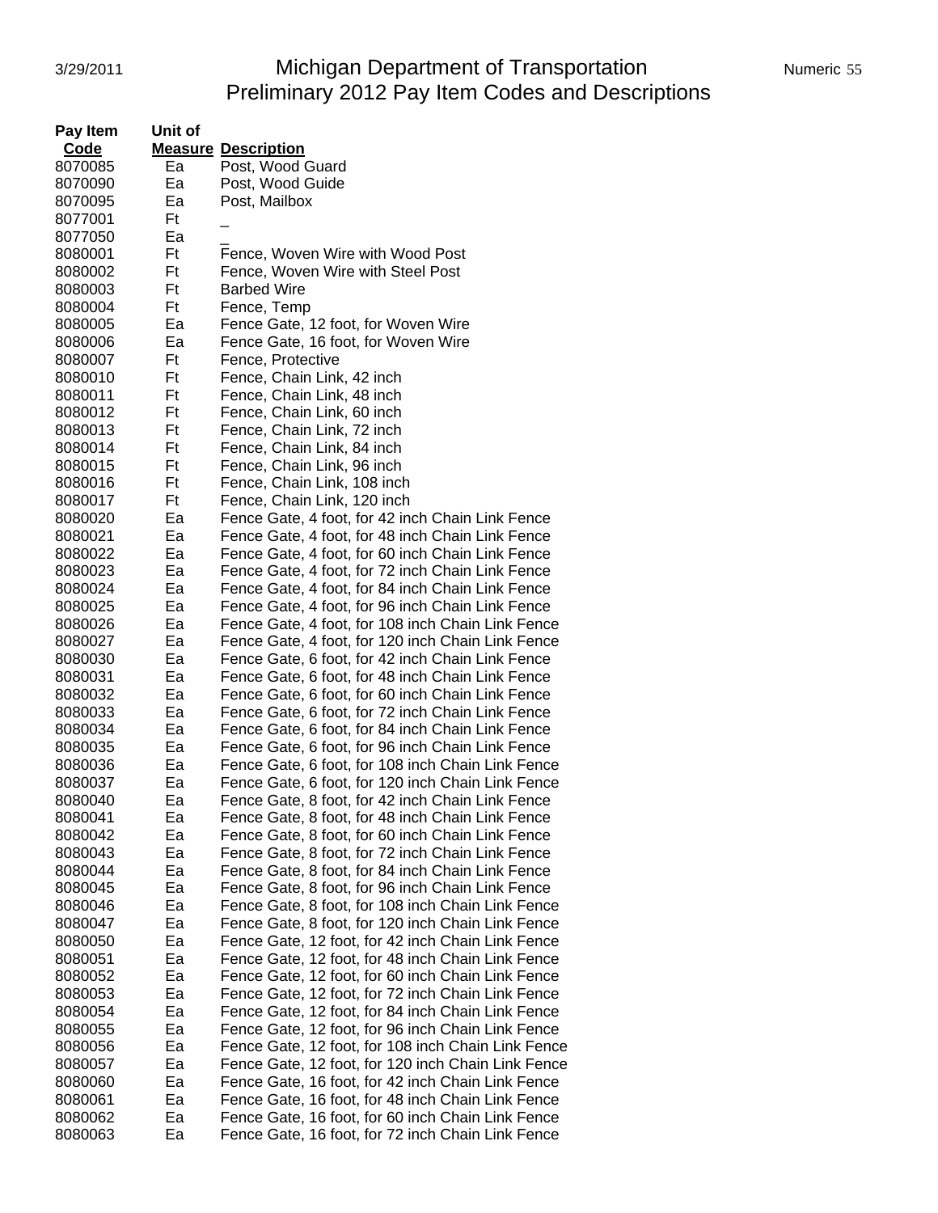| Pay Item Code | Unit of Measure | Description |
|---|---|---|
| 8070085 | Ea | Post, Wood Guard |
| 8070090 | Ea | Post, Wood Guide |
| 8070095 | Ea | Post, Mailbox |
| 8077001 | Ft | _ |
| 8077050 | Ea | _ |
| 8080001 | Ft | Fence, Woven Wire with Wood Post |
| 8080002 | Ft | Fence, Woven Wire with Steel Post |
| 8080003 | Ft | Barbed Wire |
| 8080004 | Ft | Fence, Temp |
| 8080005 | Ea | Fence Gate, 12 foot, for Woven Wire |
| 8080006 | Ea | Fence Gate, 16 foot, for Woven Wire |
| 8080007 | Ft | Fence, Protective |
| 8080010 | Ft | Fence, Chain Link, 42 inch |
| 8080011 | Ft | Fence, Chain Link, 48 inch |
| 8080012 | Ft | Fence, Chain Link, 60 inch |
| 8080013 | Ft | Fence, Chain Link, 72 inch |
| 8080014 | Ft | Fence, Chain Link, 84 inch |
| 8080015 | Ft | Fence, Chain Link, 96 inch |
| 8080016 | Ft | Fence, Chain Link, 108 inch |
| 8080017 | Ft | Fence, Chain Link, 120 inch |
| 8080020 | Ea | Fence Gate, 4 foot, for 42 inch Chain Link Fence |
| 8080021 | Ea | Fence Gate, 4 foot, for 48 inch Chain Link Fence |
| 8080022 | Ea | Fence Gate, 4 foot, for 60 inch Chain Link Fence |
| 8080023 | Ea | Fence Gate, 4 foot, for 72 inch Chain Link Fence |
| 8080024 | Ea | Fence Gate, 4 foot, for 84 inch Chain Link Fence |
| 8080025 | Ea | Fence Gate, 4 foot, for 96 inch Chain Link Fence |
| 8080026 | Ea | Fence Gate, 4 foot, for 108 inch Chain Link Fence |
| 8080027 | Ea | Fence Gate, 4 foot, for 120 inch Chain Link Fence |
| 8080030 | Ea | Fence Gate, 6 foot, for 42 inch Chain Link Fence |
| 8080031 | Ea | Fence Gate, 6 foot, for 48 inch Chain Link Fence |
| 8080032 | Ea | Fence Gate, 6 foot, for 60 inch Chain Link Fence |
| 8080033 | Ea | Fence Gate, 6 foot, for 72 inch Chain Link Fence |
| 8080034 | Ea | Fence Gate, 6 foot, for 84 inch Chain Link Fence |
| 8080035 | Ea | Fence Gate, 6 foot, for 96 inch Chain Link Fence |
| 8080036 | Ea | Fence Gate, 6 foot, for 108 inch Chain Link Fence |
| 8080037 | Ea | Fence Gate, 6 foot, for 120 inch Chain Link Fence |
| 8080040 | Ea | Fence Gate, 8 foot, for 42 inch Chain Link Fence |
| 8080041 | Ea | Fence Gate, 8 foot, for 48 inch Chain Link Fence |
| 8080042 | Ea | Fence Gate, 8 foot, for 60 inch Chain Link Fence |
| 8080043 | Ea | Fence Gate, 8 foot, for 72 inch Chain Link Fence |
| 8080044 | Ea | Fence Gate, 8 foot, for 84 inch Chain Link Fence |
| 8080045 | Ea | Fence Gate, 8 foot, for 96 inch Chain Link Fence |
| 8080046 | Ea | Fence Gate, 8 foot, for 108 inch Chain Link Fence |
| 8080047 | Ea | Fence Gate, 8 foot, for 120 inch Chain Link Fence |
| 8080050 | Ea | Fence Gate, 12 foot, for 42 inch Chain Link Fence |
| 8080051 | Ea | Fence Gate, 12 foot, for 48 inch Chain Link Fence |
| 8080052 | Ea | Fence Gate, 12 foot, for 60 inch Chain Link Fence |
| 8080053 | Ea | Fence Gate, 12 foot, for 72 inch Chain Link Fence |
| 8080054 | Ea | Fence Gate, 12 foot, for 84 inch Chain Link Fence |
| 8080055 | Ea | Fence Gate, 12 foot, for 96 inch Chain Link Fence |
| 8080056 | Ea | Fence Gate, 12 foot, for 108 inch Chain Link Fence |
| 8080057 | Ea | Fence Gate, 12 foot, for 120 inch Chain Link Fence |
| 8080060 | Ea | Fence Gate, 16 foot, for 42 inch Chain Link Fence |
| 8080061 | Ea | Fence Gate, 16 foot, for 48 inch Chain Link Fence |
| 8080062 | Ea | Fence Gate, 16 foot, for 60 inch Chain Link Fence |
| 8080063 | Ea | Fence Gate, 16 foot, for 72 inch Chain Link Fence |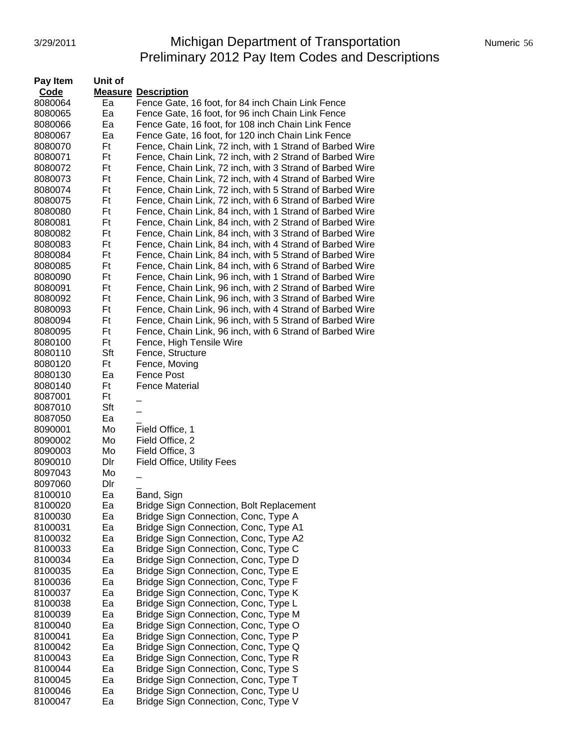# Michigan Department of Transportation
## Preliminary 2012 Pay Item Codes and Descriptions

| Pay Item Code | Unit of Measure | Description |
|---|---|---|
| 8080064 | Ea | Fence Gate, 16 foot, for 84 inch Chain Link Fence |
| 8080065 | Ea | Fence Gate, 16 foot, for 96 inch Chain Link Fence |
| 8080066 | Ea | Fence Gate, 16 foot, for 108 inch Chain Link Fence |
| 8080067 | Ea | Fence Gate, 16 foot, for 120 inch Chain Link Fence |
| 8080070 | Ft | Fence, Chain Link, 72 inch, with 1 Strand of Barbed Wire |
| 8080071 | Ft | Fence, Chain Link, 72 inch, with 2 Strand of Barbed Wire |
| 8080072 | Ft | Fence, Chain Link, 72 inch, with 3 Strand of Barbed Wire |
| 8080073 | Ft | Fence, Chain Link, 72 inch, with 4 Strand of Barbed Wire |
| 8080074 | Ft | Fence, Chain Link, 72 inch, with 5 Strand of Barbed Wire |
| 8080075 | Ft | Fence, Chain Link, 72 inch, with 6 Strand of Barbed Wire |
| 8080080 | Ft | Fence, Chain Link, 84 inch, with 1 Strand of Barbed Wire |
| 8080081 | Ft | Fence, Chain Link, 84 inch, with 2 Strand of Barbed Wire |
| 8080082 | Ft | Fence, Chain Link, 84 inch, with 3 Strand of Barbed Wire |
| 8080083 | Ft | Fence, Chain Link, 84 inch, with 4 Strand of Barbed Wire |
| 8080084 | Ft | Fence, Chain Link, 84 inch, with 5 Strand of Barbed Wire |
| 8080085 | Ft | Fence, Chain Link, 84 inch, with 6 Strand of Barbed Wire |
| 8080090 | Ft | Fence, Chain Link, 96 inch, with 1 Strand of Barbed Wire |
| 8080091 | Ft | Fence, Chain Link, 96 inch, with 2 Strand of Barbed Wire |
| 8080092 | Ft | Fence, Chain Link, 96 inch, with 3 Strand of Barbed Wire |
| 8080093 | Ft | Fence, Chain Link, 96 inch, with 4 Strand of Barbed Wire |
| 8080094 | Ft | Fence, Chain Link, 96 inch, with 5 Strand of Barbed Wire |
| 8080095 | Ft | Fence, Chain Link, 96 inch, with 6 Strand of Barbed Wire |
| 8080100 | Ft | Fence, High Tensile Wire |
| 8080110 | Sft | Fence, Structure |
| 8080120 | Ft | Fence, Moving |
| 8080130 | Ea | Fence Post |
| 8080140 | Ft | Fence Material |
| 8087001 | Ft | _ |
| 8087010 | Sft | _ |
| 8087050 | Ea | _ |
| 8090001 | Mo | Field Office, 1 |
| 8090002 | Mo | Field Office, 2 |
| 8090003 | Mo | Field Office, 3 |
| 8090010 | Dlr | Field Office, Utility Fees |
| 8097043 | Mo | _ |
| 8097060 | Dlr | _ |
| 8100010 | Ea | Band, Sign |
| 8100020 | Ea | Bridge Sign Connection, Bolt Replacement |
| 8100030 | Ea | Bridge Sign Connection, Conc, Type A |
| 8100031 | Ea | Bridge Sign Connection, Conc, Type A1 |
| 8100032 | Ea | Bridge Sign Connection, Conc, Type A2 |
| 8100033 | Ea | Bridge Sign Connection, Conc, Type C |
| 8100034 | Ea | Bridge Sign Connection, Conc, Type D |
| 8100035 | Ea | Bridge Sign Connection, Conc, Type E |
| 8100036 | Ea | Bridge Sign Connection, Conc, Type F |
| 8100037 | Ea | Bridge Sign Connection, Conc, Type K |
| 8100038 | Ea | Bridge Sign Connection, Conc, Type L |
| 8100039 | Ea | Bridge Sign Connection, Conc, Type M |
| 8100040 | Ea | Bridge Sign Connection, Conc, Type O |
| 8100041 | Ea | Bridge Sign Connection, Conc, Type P |
| 8100042 | Ea | Bridge Sign Connection, Conc, Type Q |
| 8100043 | Ea | Bridge Sign Connection, Conc, Type R |
| 8100044 | Ea | Bridge Sign Connection, Conc, Type S |
| 8100045 | Ea | Bridge Sign Connection, Conc, Type T |
| 8100046 | Ea | Bridge Sign Connection, Conc, Type U |
| 8100047 | Ea | Bridge Sign Connection, Conc, Type V |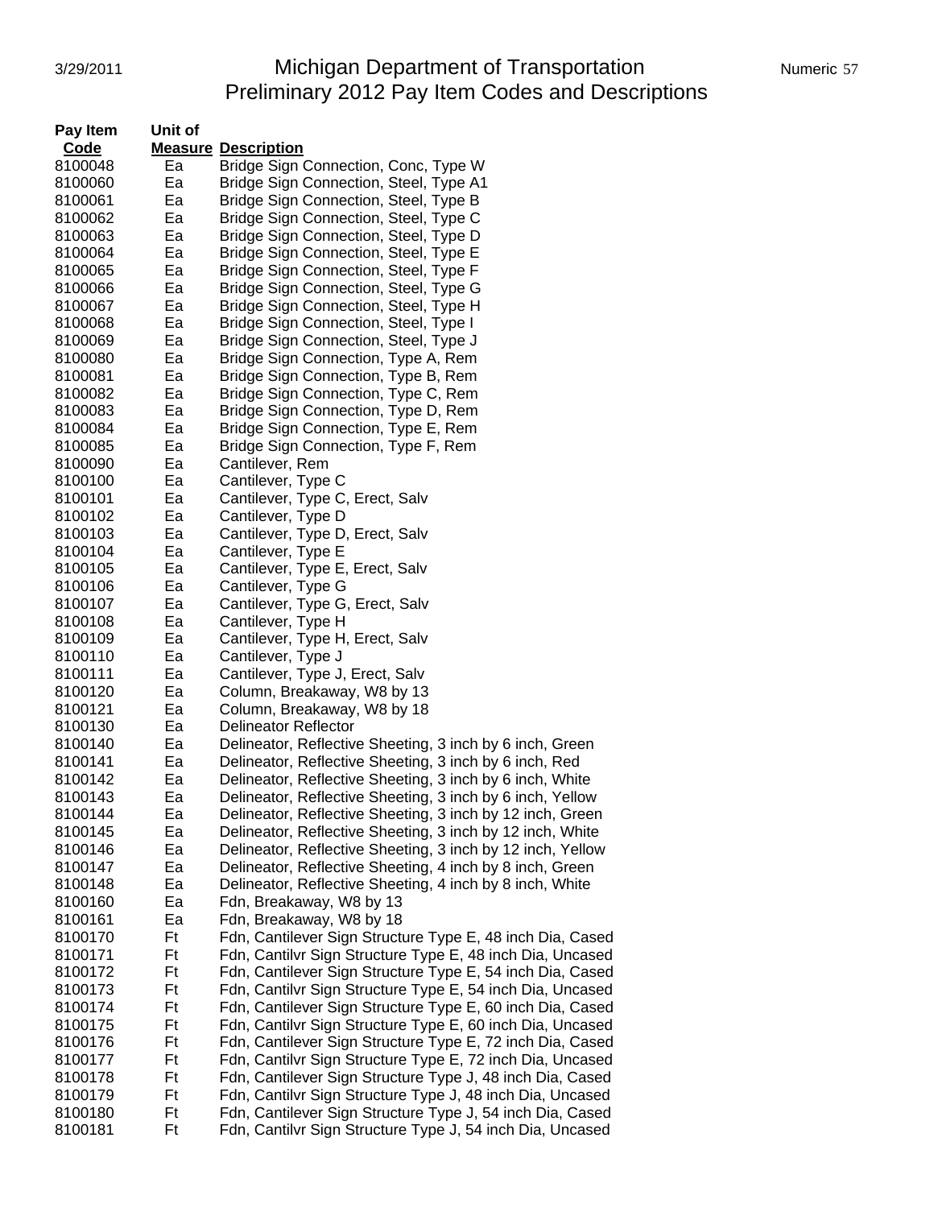# Michigan Department of Transportation
## Preliminary 2012 Pay Item Codes and Descriptions

| Pay Item Code | Unit of Measure | Description |
|---|---|---|
| 8100048 | Ea | Bridge Sign Connection, Conc, Type W |
| 8100060 | Ea | Bridge Sign Connection, Steel, Type A1 |
| 8100061 | Ea | Bridge Sign Connection, Steel, Type B |
| 8100062 | Ea | Bridge Sign Connection, Steel, Type C |
| 8100063 | Ea | Bridge Sign Connection, Steel, Type D |
| 8100064 | Ea | Bridge Sign Connection, Steel, Type E |
| 8100065 | Ea | Bridge Sign Connection, Steel, Type F |
| 8100066 | Ea | Bridge Sign Connection, Steel, Type G |
| 8100067 | Ea | Bridge Sign Connection, Steel, Type H |
| 8100068 | Ea | Bridge Sign Connection, Steel, Type I |
| 8100069 | Ea | Bridge Sign Connection, Steel, Type J |
| 8100080 | Ea | Bridge Sign Connection, Type A, Rem |
| 8100081 | Ea | Bridge Sign Connection, Type B, Rem |
| 8100082 | Ea | Bridge Sign Connection, Type C, Rem |
| 8100083 | Ea | Bridge Sign Connection, Type D, Rem |
| 8100084 | Ea | Bridge Sign Connection, Type E, Rem |
| 8100085 | Ea | Bridge Sign Connection, Type F, Rem |
| 8100090 | Ea | Cantilever, Rem |
| 8100100 | Ea | Cantilever, Type C |
| 8100101 | Ea | Cantilever, Type C, Erect, Salv |
| 8100102 | Ea | Cantilever, Type D |
| 8100103 | Ea | Cantilever, Type D, Erect, Salv |
| 8100104 | Ea | Cantilever, Type E |
| 8100105 | Ea | Cantilever, Type E, Erect, Salv |
| 8100106 | Ea | Cantilever, Type G |
| 8100107 | Ea | Cantilever, Type G, Erect, Salv |
| 8100108 | Ea | Cantilever, Type H |
| 8100109 | Ea | Cantilever, Type H, Erect, Salv |
| 8100110 | Ea | Cantilever, Type J |
| 8100111 | Ea | Cantilever, Type J, Erect, Salv |
| 8100120 | Ea | Column, Breakaway, W8 by 13 |
| 8100121 | Ea | Column, Breakaway, W8 by 18 |
| 8100130 | Ea | Delineator Reflector |
| 8100140 | Ea | Delineator, Reflective Sheeting, 3 inch by 6 inch, Green |
| 8100141 | Ea | Delineator, Reflective Sheeting, 3 inch by 6 inch, Red |
| 8100142 | Ea | Delineator, Reflective Sheeting, 3 inch by 6 inch, White |
| 8100143 | Ea | Delineator, Reflective Sheeting, 3 inch by 6 inch, Yellow |
| 8100144 | Ea | Delineator, Reflective Sheeting, 3 inch by 12 inch, Green |
| 8100145 | Ea | Delineator, Reflective Sheeting, 3 inch by 12 inch, White |
| 8100146 | Ea | Delineator, Reflective Sheeting, 3 inch by 12 inch, Yellow |
| 8100147 | Ea | Delineator, Reflective Sheeting, 4 inch by 8 inch, Green |
| 8100148 | Ea | Delineator, Reflective Sheeting, 4 inch by 8 inch, White |
| 8100160 | Ea | Fdn, Breakaway, W8 by 13 |
| 8100161 | Ea | Fdn, Breakaway, W8 by 18 |
| 8100170 | Ft | Fdn, Cantilever Sign Structure Type E, 48 inch Dia, Cased |
| 8100171 | Ft | Fdn, Cantilvr Sign Structure Type E, 48 inch Dia, Uncased |
| 8100172 | Ft | Fdn, Cantilever Sign Structure Type E, 54 inch Dia, Cased |
| 8100173 | Ft | Fdn, Cantilvr Sign Structure Type E, 54 inch Dia, Uncased |
| 8100174 | Ft | Fdn, Cantilever Sign Structure Type E, 60 inch Dia, Cased |
| 8100175 | Ft | Fdn, Cantilvr Sign Structure Type E, 60 inch Dia, Uncased |
| 8100176 | Ft | Fdn, Cantilever Sign Structure Type E, 72 inch Dia, Cased |
| 8100177 | Ft | Fdn, Cantilvr Sign Structure Type E, 72 inch Dia, Uncased |
| 8100178 | Ft | Fdn, Cantilever Sign Structure Type J, 48 inch Dia, Cased |
| 8100179 | Ft | Fdn, Cantilvr Sign Structure Type J, 48 inch Dia, Uncased |
| 8100180 | Ft | Fdn, Cantilever Sign Structure Type J, 54 inch Dia, Cased |
| 8100181 | Ft | Fdn, Cantilvr Sign Structure Type J, 54 inch Dia, Uncased |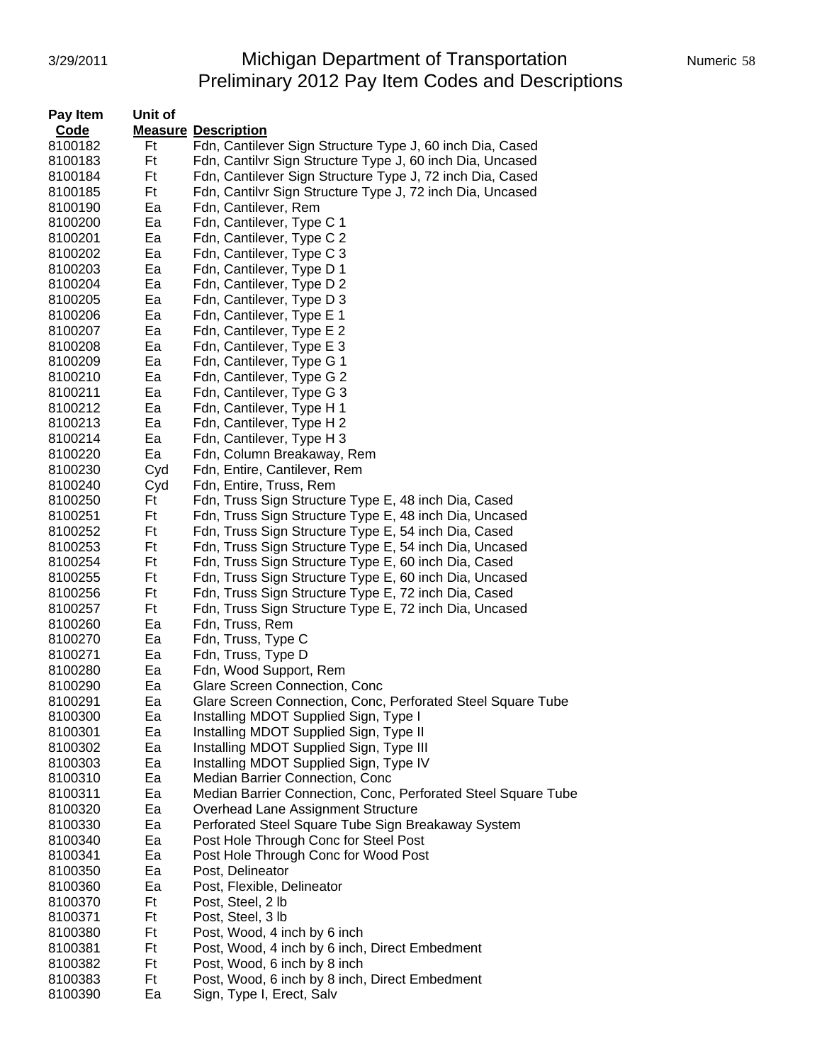# Michigan Department of Transportation
## Preliminary 2012 Pay Item Codes and Descriptions

| Pay Item Code | Unit of Measure | Description |
|---|---|---|
| 8100182 | Ft | Fdn, Cantilever Sign Structure Type J, 60 inch Dia, Cased |
| 8100183 | Ft | Fdn, Cantilvr Sign Structure Type J, 60 inch Dia, Uncased |
| 8100184 | Ft | Fdn, Cantilever Sign Structure Type J, 72 inch Dia, Cased |
| 8100185 | Ft | Fdn, Cantilvr Sign Structure Type J, 72 inch Dia, Uncased |
| 8100190 | Ea | Fdn, Cantilever, Rem |
| 8100200 | Ea | Fdn, Cantilever, Type C 1 |
| 8100201 | Ea | Fdn, Cantilever, Type C 2 |
| 8100202 | Ea | Fdn, Cantilever, Type C 3 |
| 8100203 | Ea | Fdn, Cantilever, Type D 1 |
| 8100204 | Ea | Fdn, Cantilever, Type D 2 |
| 8100205 | Ea | Fdn, Cantilever, Type D 3 |
| 8100206 | Ea | Fdn, Cantilever, Type E 1 |
| 8100207 | Ea | Fdn, Cantilever, Type E 2 |
| 8100208 | Ea | Fdn, Cantilever, Type E 3 |
| 8100209 | Ea | Fdn, Cantilever, Type G 1 |
| 8100210 | Ea | Fdn, Cantilever, Type G 2 |
| 8100211 | Ea | Fdn, Cantilever, Type G 3 |
| 8100212 | Ea | Fdn, Cantilever, Type H 1 |
| 8100213 | Ea | Fdn, Cantilever, Type H 2 |
| 8100214 | Ea | Fdn, Cantilever, Type H 3 |
| 8100220 | Ea | Fdn, Column Breakaway, Rem |
| 8100230 | Cyd | Fdn, Entire, Cantilever, Rem |
| 8100240 | Cyd | Fdn, Entire, Truss, Rem |
| 8100250 | Ft | Fdn, Truss Sign Structure Type E, 48 inch Dia, Cased |
| 8100251 | Ft | Fdn, Truss Sign Structure Type E, 48 inch Dia, Uncased |
| 8100252 | Ft | Fdn, Truss Sign Structure Type E, 54 inch Dia, Cased |
| 8100253 | Ft | Fdn, Truss Sign Structure Type E, 54 inch Dia, Uncased |
| 8100254 | Ft | Fdn, Truss Sign Structure Type E, 60 inch Dia, Cased |
| 8100255 | Ft | Fdn, Truss Sign Structure Type E, 60 inch Dia, Uncased |
| 8100256 | Ft | Fdn, Truss Sign Structure Type E, 72 inch Dia, Cased |
| 8100257 | Ft | Fdn, Truss Sign Structure Type E, 72 inch Dia, Uncased |
| 8100260 | Ea | Fdn, Truss, Rem |
| 8100270 | Ea | Fdn, Truss, Type C |
| 8100271 | Ea | Fdn, Truss, Type D |
| 8100280 | Ea | Fdn, Wood Support, Rem |
| 8100290 | Ea | Glare Screen Connection, Conc |
| 8100291 | Ea | Glare Screen Connection, Conc, Perforated Steel Square Tube |
| 8100300 | Ea | Installing MDOT Supplied Sign, Type I |
| 8100301 | Ea | Installing MDOT Supplied Sign, Type II |
| 8100302 | Ea | Installing MDOT Supplied Sign, Type III |
| 8100303 | Ea | Installing MDOT Supplied Sign, Type IV |
| 8100310 | Ea | Median Barrier Connection, Conc |
| 8100311 | Ea | Median Barrier Connection, Conc, Perforated Steel Square Tube |
| 8100320 | Ea | Overhead Lane Assignment Structure |
| 8100330 | Ea | Perforated Steel Square Tube Sign Breakaway System |
| 8100340 | Ea | Post Hole Through Conc for Steel Post |
| 8100341 | Ea | Post Hole Through Conc for Wood Post |
| 8100350 | Ea | Post, Delineator |
| 8100360 | Ea | Post, Flexible, Delineator |
| 8100370 | Ft | Post, Steel, 2 lb |
| 8100371 | Ft | Post, Steel, 3 lb |
| 8100380 | Ft | Post, Wood, 4 inch by 6 inch |
| 8100381 | Ft | Post, Wood, 4 inch by 6 inch, Direct Embedment |
| 8100382 | Ft | Post, Wood, 6 inch by 8 inch |
| 8100383 | Ft | Post, Wood, 6 inch by 8 inch, Direct Embedment |
| 8100390 | Ea | Sign, Type I, Erect, Salv |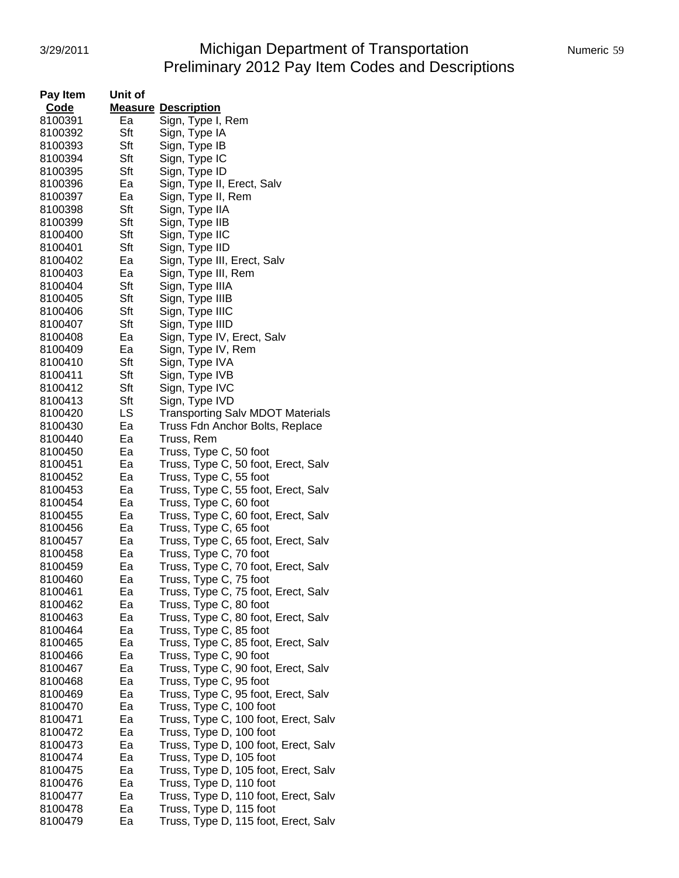# Michigan Department of Transportation
## Preliminary 2012 Pay Item Codes and Descriptions

| Pay Item Code | Unit of Measure | Description |
|---|---|---|
| 8100391 | Ea | Sign, Type I, Rem |
| 8100392 | Sft | Sign, Type IA |
| 8100393 | Sft | Sign, Type IB |
| 8100394 | Sft | Sign, Type IC |
| 8100395 | Sft | Sign, Type ID |
| 8100396 | Ea | Sign, Type II, Erect, Salv |
| 8100397 | Ea | Sign, Type II, Rem |
| 8100398 | Sft | Sign, Type IIA |
| 8100399 | Sft | Sign, Type IIB |
| 8100400 | Sft | Sign, Type IIC |
| 8100401 | Sft | Sign, Type IID |
| 8100402 | Ea | Sign, Type III, Erect, Salv |
| 8100403 | Ea | Sign, Type III, Rem |
| 8100404 | Sft | Sign, Type IIIA |
| 8100405 | Sft | Sign, Type IIIB |
| 8100406 | Sft | Sign, Type IIIC |
| 8100407 | Sft | Sign, Type IIID |
| 8100408 | Ea | Sign, Type IV, Erect, Salv |
| 8100409 | Ea | Sign, Type IV, Rem |
| 8100410 | Sft | Sign, Type IVA |
| 8100411 | Sft | Sign, Type IVB |
| 8100412 | Sft | Sign, Type IVC |
| 8100413 | Sft | Sign, Type IVD |
| 8100420 | LS | Transporting Salv MDOT Materials |
| 8100430 | Ea | Truss Fdn Anchor Bolts, Replace |
| 8100440 | Ea | Truss, Rem |
| 8100450 | Ea | Truss, Type C, 50 foot |
| 8100451 | Ea | Truss, Type C, 50 foot, Erect, Salv |
| 8100452 | Ea | Truss, Type C, 55 foot |
| 8100453 | Ea | Truss, Type C, 55 foot, Erect, Salv |
| 8100454 | Ea | Truss, Type C, 60 foot |
| 8100455 | Ea | Truss, Type C, 60 foot, Erect, Salv |
| 8100456 | Ea | Truss, Type C, 65 foot |
| 8100457 | Ea | Truss, Type C, 65 foot, Erect, Salv |
| 8100458 | Ea | Truss, Type C, 70 foot |
| 8100459 | Ea | Truss, Type C, 70 foot, Erect, Salv |
| 8100460 | Ea | Truss, Type C, 75 foot |
| 8100461 | Ea | Truss, Type C, 75 foot, Erect, Salv |
| 8100462 | Ea | Truss, Type C, 80 foot |
| 8100463 | Ea | Truss, Type C, 80 foot, Erect, Salv |
| 8100464 | Ea | Truss, Type C, 85 foot |
| 8100465 | Ea | Truss, Type C, 85 foot, Erect, Salv |
| 8100466 | Ea | Truss, Type C, 90 foot |
| 8100467 | Ea | Truss, Type C, 90 foot, Erect, Salv |
| 8100468 | Ea | Truss, Type C, 95 foot |
| 8100469 | Ea | Truss, Type C, 95 foot, Erect, Salv |
| 8100470 | Ea | Truss, Type C, 100 foot |
| 8100471 | Ea | Truss, Type C, 100 foot, Erect, Salv |
| 8100472 | Ea | Truss, Type D, 100 foot |
| 8100473 | Ea | Truss, Type D, 100 foot, Erect, Salv |
| 8100474 | Ea | Truss, Type D, 105 foot |
| 8100475 | Ea | Truss, Type D, 105 foot, Erect, Salv |
| 8100476 | Ea | Truss, Type D, 110 foot |
| 8100477 | Ea | Truss, Type D, 110 foot, Erect, Salv |
| 8100478 | Ea | Truss, Type D, 115 foot |
| 8100479 | Ea | Truss, Type D, 115 foot, Erect, Salv |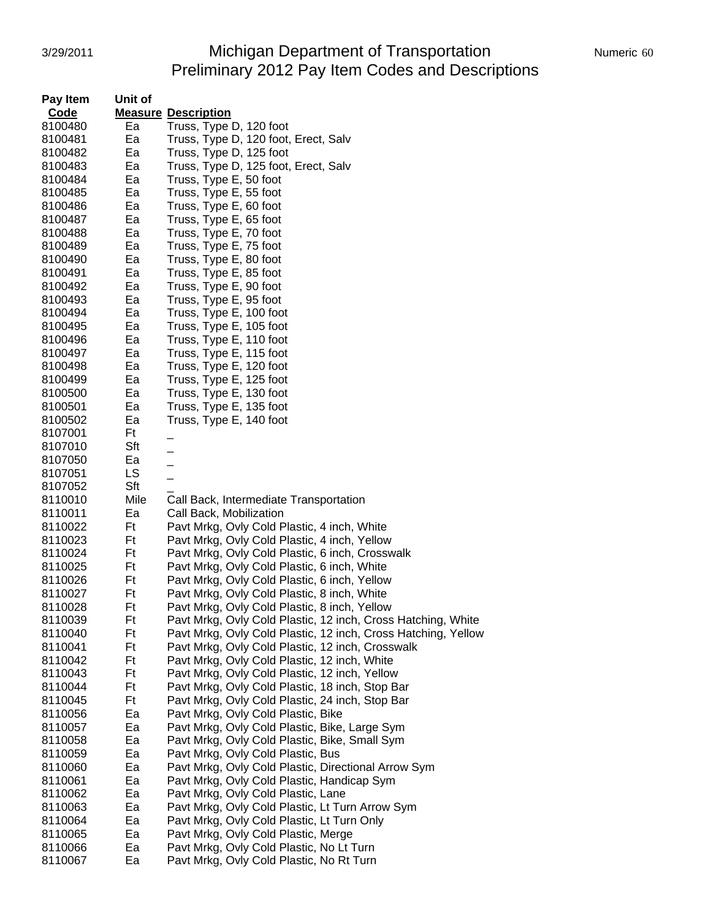# Michigan Department of Transportation
## Preliminary 2012 Pay Item Codes and Descriptions

| Pay Item Code | Unit of Measure | Description |
|---|---|---|
| 8100480 | Ea | Truss, Type D, 120 foot |
| 8100481 | Ea | Truss, Type D, 120 foot, Erect, Salv |
| 8100482 | Ea | Truss, Type D, 125 foot |
| 8100483 | Ea | Truss, Type D, 125 foot, Erect, Salv |
| 8100484 | Ea | Truss, Type E, 50 foot |
| 8100485 | Ea | Truss, Type E, 55 foot |
| 8100486 | Ea | Truss, Type E, 60 foot |
| 8100487 | Ea | Truss, Type E, 65 foot |
| 8100488 | Ea | Truss, Type E, 70 foot |
| 8100489 | Ea | Truss, Type E, 75 foot |
| 8100490 | Ea | Truss, Type E, 80 foot |
| 8100491 | Ea | Truss, Type E, 85 foot |
| 8100492 | Ea | Truss, Type E, 90 foot |
| 8100493 | Ea | Truss, Type E, 95 foot |
| 8100494 | Ea | Truss, Type E, 100 foot |
| 8100495 | Ea | Truss, Type E, 105 foot |
| 8100496 | Ea | Truss, Type E, 110 foot |
| 8100497 | Ea | Truss, Type E, 115 foot |
| 8100498 | Ea | Truss, Type E, 120 foot |
| 8100499 | Ea | Truss, Type E, 125 foot |
| 8100500 | Ea | Truss, Type E, 130 foot |
| 8100501 | Ea | Truss, Type E, 135 foot |
| 8100502 | Ea | Truss, Type E, 140 foot |
| 8107001 | Ft | _ |
| 8107010 | Sft | _ |
| 8107050 | Ea | _ |
| 8107051 | LS | _ |
| 8107052 | Sft | _ |
| 8110010 | Mile | Call Back, Intermediate Transportation |
| 8110011 | Ea | Call Back, Mobilization |
| 8110022 | Ft | Pavt Mrkg, Ovly Cold Plastic, 4 inch, White |
| 8110023 | Ft | Pavt Mrkg, Ovly Cold Plastic, 4 inch, Yellow |
| 8110024 | Ft | Pavt Mrkg, Ovly Cold Plastic, 6 inch, Crosswalk |
| 8110025 | Ft | Pavt Mrkg, Ovly Cold Plastic, 6 inch, White |
| 8110026 | Ft | Pavt Mrkg, Ovly Cold Plastic, 6 inch, Yellow |
| 8110027 | Ft | Pavt Mrkg, Ovly Cold Plastic, 8 inch, White |
| 8110028 | Ft | Pavt Mrkg, Ovly Cold Plastic, 8 inch, Yellow |
| 8110039 | Ft | Pavt Mrkg, Ovly Cold Plastic, 12 inch, Cross Hatching, White |
| 8110040 | Ft | Pavt Mrkg, Ovly Cold Plastic, 12 inch, Cross Hatching, Yellow |
| 8110041 | Ft | Pavt Mrkg, Ovly Cold Plastic, 12 inch, Crosswalk |
| 8110042 | Ft | Pavt Mrkg, Ovly Cold Plastic, 12 inch, White |
| 8110043 | Ft | Pavt Mrkg, Ovly Cold Plastic, 12 inch, Yellow |
| 8110044 | Ft | Pavt Mrkg, Ovly Cold Plastic, 18 inch, Stop Bar |
| 8110045 | Ft | Pavt Mrkg, Ovly Cold Plastic, 24 inch, Stop Bar |
| 8110056 | Ea | Pavt Mrkg, Ovly Cold Plastic, Bike |
| 8110057 | Ea | Pavt Mrkg, Ovly Cold Plastic, Bike, Large Sym |
| 8110058 | Ea | Pavt Mrkg, Ovly Cold Plastic, Bike, Small Sym |
| 8110059 | Ea | Pavt Mrkg, Ovly Cold Plastic, Bus |
| 8110060 | Ea | Pavt Mrkg, Ovly Cold Plastic, Directional Arrow Sym |
| 8110061 | Ea | Pavt Mrkg, Ovly Cold Plastic, Handicap Sym |
| 8110062 | Ea | Pavt Mrkg, Ovly Cold Plastic, Lane |
| 8110063 | Ea | Pavt Mrkg, Ovly Cold Plastic, Lt Turn Arrow Sym |
| 8110064 | Ea | Pavt Mrkg, Ovly Cold Plastic, Lt Turn Only |
| 8110065 | Ea | Pavt Mrkg, Ovly Cold Plastic, Merge |
| 8110066 | Ea | Pavt Mrkg, Ovly Cold Plastic, No Lt Turn |
| 8110067 | Ea | Pavt Mrkg, Ovly Cold Plastic, No Rt Turn |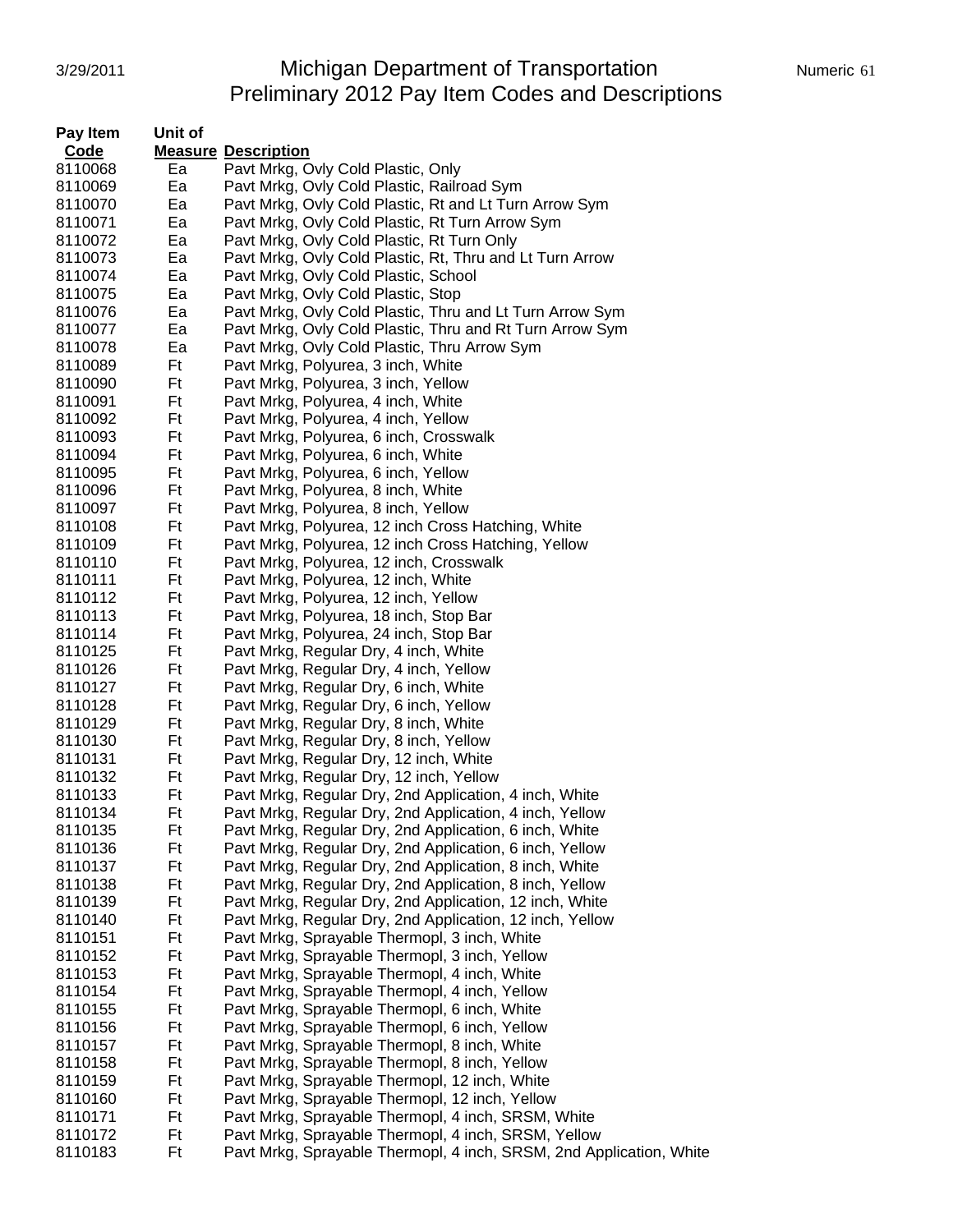| Pay Item Code | Unit of Measure | Description |
|---|---|---|
| 8110068 | Ea | Pavt Mrkg, Ovly Cold Plastic, Only |
| 8110069 | Ea | Pavt Mrkg, Ovly Cold Plastic, Railroad Sym |
| 8110070 | Ea | Pavt Mrkg, Ovly Cold Plastic, Rt and Lt Turn Arrow Sym |
| 8110071 | Ea | Pavt Mrkg, Ovly Cold Plastic, Rt Turn Arrow Sym |
| 8110072 | Ea | Pavt Mrkg, Ovly Cold Plastic, Rt Turn Only |
| 8110073 | Ea | Pavt Mrkg, Ovly Cold Plastic, Rt, Thru and Lt Turn Arrow |
| 8110074 | Ea | Pavt Mrkg, Ovly Cold Plastic, School |
| 8110075 | Ea | Pavt Mrkg, Ovly Cold Plastic, Stop |
| 8110076 | Ea | Pavt Mrkg, Ovly Cold Plastic, Thru and Lt Turn Arrow Sym |
| 8110077 | Ea | Pavt Mrkg, Ovly Cold Plastic, Thru and Rt Turn Arrow Sym |
| 8110078 | Ea | Pavt Mrkg, Ovly Cold Plastic, Thru Arrow Sym |
| 8110089 | Ft | Pavt Mrkg, Polyurea, 3 inch, White |
| 8110090 | Ft | Pavt Mrkg, Polyurea, 3 inch, Yellow |
| 8110091 | Ft | Pavt Mrkg, Polyurea, 4 inch, White |
| 8110092 | Ft | Pavt Mrkg, Polyurea, 4 inch, Yellow |
| 8110093 | Ft | Pavt Mrkg, Polyurea, 6 inch, Crosswalk |
| 8110094 | Ft | Pavt Mrkg, Polyurea, 6 inch, White |
| 8110095 | Ft | Pavt Mrkg, Polyurea, 6 inch, Yellow |
| 8110096 | Ft | Pavt Mrkg, Polyurea, 8 inch, White |
| 8110097 | Ft | Pavt Mrkg, Polyurea, 8 inch, Yellow |
| 8110108 | Ft | Pavt Mrkg, Polyurea, 12 inch Cross Hatching, White |
| 8110109 | Ft | Pavt Mrkg, Polyurea, 12 inch Cross Hatching, Yellow |
| 8110110 | Ft | Pavt Mrkg, Polyurea, 12 inch, Crosswalk |
| 8110111 | Ft | Pavt Mrkg, Polyurea, 12 inch, White |
| 8110112 | Ft | Pavt Mrkg, Polyurea, 12 inch, Yellow |
| 8110113 | Ft | Pavt Mrkg, Polyurea, 18 inch, Stop Bar |
| 8110114 | Ft | Pavt Mrkg, Polyurea, 24 inch, Stop Bar |
| 8110125 | Ft | Pavt Mrkg, Regular Dry, 4 inch, White |
| 8110126 | Ft | Pavt Mrkg, Regular Dry, 4 inch, Yellow |
| 8110127 | Ft | Pavt Mrkg, Regular Dry, 6 inch, White |
| 8110128 | Ft | Pavt Mrkg, Regular Dry, 6 inch, Yellow |
| 8110129 | Ft | Pavt Mrkg, Regular Dry, 8 inch, White |
| 8110130 | Ft | Pavt Mrkg, Regular Dry, 8 inch, Yellow |
| 8110131 | Ft | Pavt Mrkg, Regular Dry, 12 inch, White |
| 8110132 | Ft | Pavt Mrkg, Regular Dry, 12 inch, Yellow |
| 8110133 | Ft | Pavt Mrkg, Regular Dry, 2nd Application, 4 inch, White |
| 8110134 | Ft | Pavt Mrkg, Regular Dry, 2nd Application, 4 inch, Yellow |
| 8110135 | Ft | Pavt Mrkg, Regular Dry, 2nd Application, 6 inch, White |
| 8110136 | Ft | Pavt Mrkg, Regular Dry, 2nd Application, 6 inch, Yellow |
| 8110137 | Ft | Pavt Mrkg, Regular Dry, 2nd Application, 8 inch, White |
| 8110138 | Ft | Pavt Mrkg, Regular Dry, 2nd Application, 8 inch, Yellow |
| 8110139 | Ft | Pavt Mrkg, Regular Dry, 2nd Application, 12 inch, White |
| 8110140 | Ft | Pavt Mrkg, Regular Dry, 2nd Application, 12 inch, Yellow |
| 8110151 | Ft | Pavt Mrkg, Sprayable Thermopl, 3 inch, White |
| 8110152 | Ft | Pavt Mrkg, Sprayable Thermopl, 3 inch, Yellow |
| 8110153 | Ft | Pavt Mrkg, Sprayable Thermopl, 4 inch, White |
| 8110154 | Ft | Pavt Mrkg, Sprayable Thermopl, 4 inch, Yellow |
| 8110155 | Ft | Pavt Mrkg, Sprayable Thermopl, 6 inch, White |
| 8110156 | Ft | Pavt Mrkg, Sprayable Thermopl, 6 inch, Yellow |
| 8110157 | Ft | Pavt Mrkg, Sprayable Thermopl, 8 inch, White |
| 8110158 | Ft | Pavt Mrkg, Sprayable Thermopl, 8 inch, Yellow |
| 8110159 | Ft | Pavt Mrkg, Sprayable Thermopl, 12 inch, White |
| 8110160 | Ft | Pavt Mrkg, Sprayable Thermopl, 12 inch, Yellow |
| 8110171 | Ft | Pavt Mrkg, Sprayable Thermopl, 4 inch, SRSM, White |
| 8110172 | Ft | Pavt Mrkg, Sprayable Thermopl, 4 inch, SRSM, Yellow |
| 8110183 | Ft | Pavt Mrkg, Sprayable Thermopl, 4 inch, SRSM, 2nd Application, White |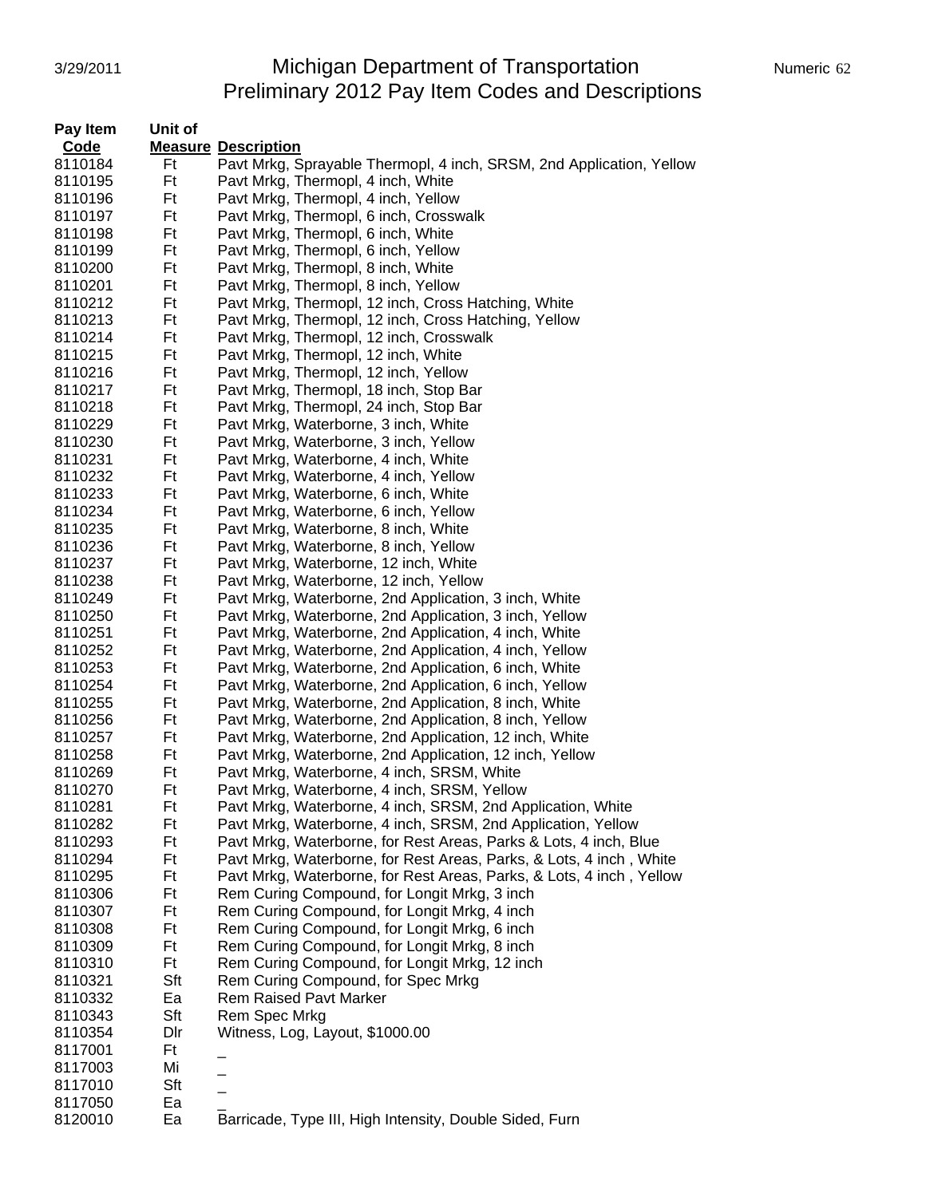# Michigan Department of Transportation
## Preliminary 2012 Pay Item Codes and Descriptions

| Pay Item Code | Unit of Measure | Description |
|---|---|---|
| 8110184 | Ft | Pavt Mrkg, Sprayable Thermopl, 4 inch, SRSM, 2nd Application, Yellow |
| 8110195 | Ft | Pavt Mrkg, Thermopl, 4 inch, White |
| 8110196 | Ft | Pavt Mrkg, Thermopl, 4 inch, Yellow |
| 8110197 | Ft | Pavt Mrkg, Thermopl, 6 inch, Crosswalk |
| 8110198 | Ft | Pavt Mrkg, Thermopl, 6 inch, White |
| 8110199 | Ft | Pavt Mrkg, Thermopl, 6 inch, Yellow |
| 8110200 | Ft | Pavt Mrkg, Thermopl, 8 inch, White |
| 8110201 | Ft | Pavt Mrkg, Thermopl, 8 inch, Yellow |
| 8110212 | Ft | Pavt Mrkg, Thermopl, 12 inch, Cross Hatching, White |
| 8110213 | Ft | Pavt Mrkg, Thermopl, 12 inch, Cross Hatching, Yellow |
| 8110214 | Ft | Pavt Mrkg, Thermopl, 12 inch, Crosswalk |
| 8110215 | Ft | Pavt Mrkg, Thermopl, 12 inch, White |
| 8110216 | Ft | Pavt Mrkg, Thermopl, 12 inch, Yellow |
| 8110217 | Ft | Pavt Mrkg, Thermopl, 18 inch, Stop Bar |
| 8110218 | Ft | Pavt Mrkg, Thermopl, 24 inch, Stop Bar |
| 8110229 | Ft | Pavt Mrkg, Waterborne, 3 inch, White |
| 8110230 | Ft | Pavt Mrkg, Waterborne, 3 inch, Yellow |
| 8110231 | Ft | Pavt Mrkg, Waterborne, 4 inch, White |
| 8110232 | Ft | Pavt Mrkg, Waterborne, 4 inch, Yellow |
| 8110233 | Ft | Pavt Mrkg, Waterborne, 6 inch, White |
| 8110234 | Ft | Pavt Mrkg, Waterborne, 6 inch, Yellow |
| 8110235 | Ft | Pavt Mrkg, Waterborne, 8 inch, White |
| 8110236 | Ft | Pavt Mrkg, Waterborne, 8 inch, Yellow |
| 8110237 | Ft | Pavt Mrkg, Waterborne, 12 inch, White |
| 8110238 | Ft | Pavt Mrkg, Waterborne, 12 inch, Yellow |
| 8110249 | Ft | Pavt Mrkg, Waterborne, 2nd Application, 3 inch, White |
| 8110250 | Ft | Pavt Mrkg, Waterborne, 2nd Application, 3 inch, Yellow |
| 8110251 | Ft | Pavt Mrkg, Waterborne, 2nd Application, 4 inch, White |
| 8110252 | Ft | Pavt Mrkg, Waterborne, 2nd Application, 4 inch, Yellow |
| 8110253 | Ft | Pavt Mrkg, Waterborne, 2nd Application, 6 inch, White |
| 8110254 | Ft | Pavt Mrkg, Waterborne, 2nd Application, 6 inch, Yellow |
| 8110255 | Ft | Pavt Mrkg, Waterborne, 2nd Application, 8 inch, White |
| 8110256 | Ft | Pavt Mrkg, Waterborne, 2nd Application, 8 inch, Yellow |
| 8110257 | Ft | Pavt Mrkg, Waterborne, 2nd Application, 12 inch, White |
| 8110258 | Ft | Pavt Mrkg, Waterborne, 2nd Application, 12 inch, Yellow |
| 8110269 | Ft | Pavt Mrkg, Waterborne, 4 inch, SRSM, White |
| 8110270 | Ft | Pavt Mrkg, Waterborne, 4 inch, SRSM, Yellow |
| 8110281 | Ft | Pavt Mrkg, Waterborne, 4 inch, SRSM, 2nd Application, White |
| 8110282 | Ft | Pavt Mrkg, Waterborne, 4 inch, SRSM, 2nd Application, Yellow |
| 8110293 | Ft | Pavt Mrkg, Waterborne, for Rest Areas, Parks & Lots, 4 inch, Blue |
| 8110294 | Ft | Pavt Mrkg, Waterborne, for Rest Areas, Parks, & Lots, 4 inch , White |
| 8110295 | Ft | Pavt Mrkg, Waterborne, for Rest Areas, Parks, & Lots, 4 inch , Yellow |
| 8110306 | Ft | Rem Curing Compound, for Longit Mrkg, 3 inch |
| 8110307 | Ft | Rem Curing Compound, for Longit Mrkg, 4 inch |
| 8110308 | Ft | Rem Curing Compound, for Longit Mrkg, 6 inch |
| 8110309 | Ft | Rem Curing Compound, for Longit Mrkg, 8 inch |
| 8110310 | Ft | Rem Curing Compound, for Longit Mrkg, 12 inch |
| 8110321 | Sft | Rem Curing Compound, for Spec Mrkg |
| 8110332 | Ea | Rem Raised Pavt Marker |
| 8110343 | Sft | Rem Spec Mrkg |
| 8110354 | Dlr | Witness, Log, Layout, $1000.00 |
| 8117001 | Ft | _ |
| 8117003 | Mi | _ |
| 8117010 | Sft | _ |
| 8117050 | Ea | _ |
| 8120010 | Ea | Barricade, Type III, High Intensity, Double Sided, Furn |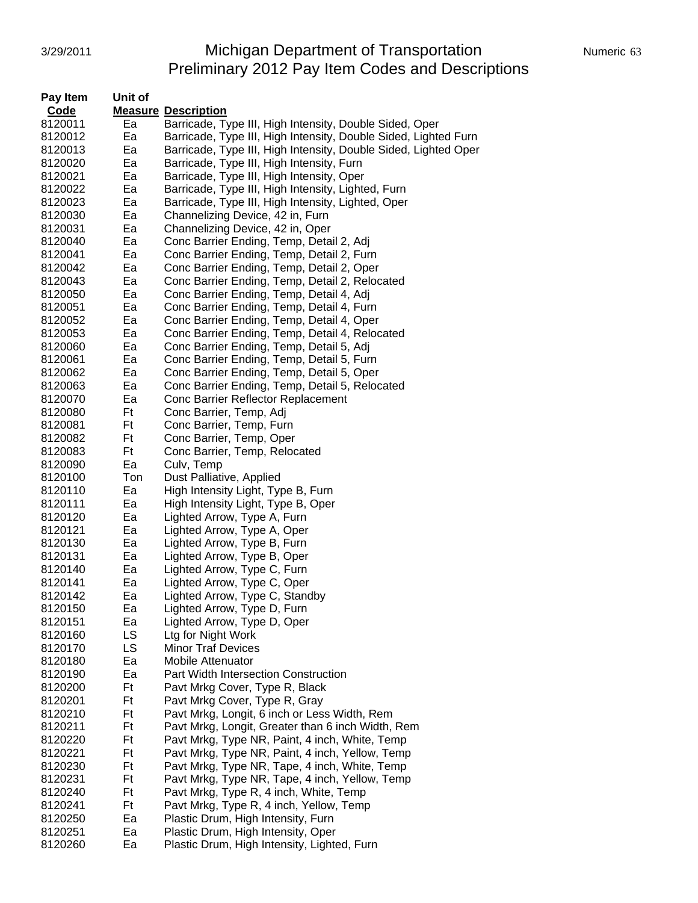# Michigan Department of Transportation
## Preliminary 2012 Pay Item Codes and Descriptions

| Pay Item Code | Unit of Measure | Description |
|---|---|---|
| 8120011 | Ea | Barricade, Type III, High Intensity, Double Sided, Oper |
| 8120012 | Ea | Barricade, Type III, High Intensity, Double Sided, Lighted Furn |
| 8120013 | Ea | Barricade, Type III, High Intensity, Double Sided, Lighted Oper |
| 8120020 | Ea | Barricade, Type III, High Intensity, Furn |
| 8120021 | Ea | Barricade, Type III, High Intensity, Oper |
| 8120022 | Ea | Barricade, Type III, High Intensity, Lighted, Furn |
| 8120023 | Ea | Barricade, Type III, High Intensity, Lighted, Oper |
| 8120030 | Ea | Channelizing Device, 42 in, Furn |
| 8120031 | Ea | Channelizing Device, 42 in, Oper |
| 8120040 | Ea | Conc Barrier Ending, Temp, Detail 2, Adj |
| 8120041 | Ea | Conc Barrier Ending, Temp, Detail 2, Furn |
| 8120042 | Ea | Conc Barrier Ending, Temp, Detail 2, Oper |
| 8120043 | Ea | Conc Barrier Ending, Temp, Detail 2, Relocated |
| 8120050 | Ea | Conc Barrier Ending, Temp, Detail 4, Adj |
| 8120051 | Ea | Conc Barrier Ending, Temp, Detail 4, Furn |
| 8120052 | Ea | Conc Barrier Ending, Temp, Detail 4, Oper |
| 8120053 | Ea | Conc Barrier Ending, Temp, Detail 4, Relocated |
| 8120060 | Ea | Conc Barrier Ending, Temp, Detail 5, Adj |
| 8120061 | Ea | Conc Barrier Ending, Temp, Detail 5, Furn |
| 8120062 | Ea | Conc Barrier Ending, Temp, Detail 5, Oper |
| 8120063 | Ea | Conc Barrier Ending, Temp, Detail 5, Relocated |
| 8120070 | Ea | Conc Barrier Reflector Replacement |
| 8120080 | Ft | Conc Barrier, Temp, Adj |
| 8120081 | Ft | Conc Barrier, Temp, Furn |
| 8120082 | Ft | Conc Barrier, Temp, Oper |
| 8120083 | Ft | Conc Barrier, Temp, Relocated |
| 8120090 | Ea | Culv, Temp |
| 8120100 | Ton | Dust Palliative, Applied |
| 8120110 | Ea | High Intensity Light, Type B, Furn |
| 8120111 | Ea | High Intensity Light, Type B, Oper |
| 8120120 | Ea | Lighted Arrow, Type A, Furn |
| 8120121 | Ea | Lighted Arrow, Type A, Oper |
| 8120130 | Ea | Lighted Arrow, Type B, Furn |
| 8120131 | Ea | Lighted Arrow, Type B, Oper |
| 8120140 | Ea | Lighted Arrow, Type C, Furn |
| 8120141 | Ea | Lighted Arrow, Type C, Oper |
| 8120142 | Ea | Lighted Arrow, Type C, Standby |
| 8120150 | Ea | Lighted Arrow, Type D, Furn |
| 8120151 | Ea | Lighted Arrow, Type D, Oper |
| 8120160 | LS | Ltg for Night Work |
| 8120170 | LS | Minor Traf Devices |
| 8120180 | Ea | Mobile Attenuator |
| 8120190 | Ea | Part Width Intersection Construction |
| 8120200 | Ft | Pavt Mrkg Cover, Type R, Black |
| 8120201 | Ft | Pavt Mrkg Cover, Type R, Gray |
| 8120210 | Ft | Pavt Mrkg, Longit, 6 inch or Less Width, Rem |
| 8120211 | Ft | Pavt Mrkg, Longit, Greater than 6 inch Width, Rem |
| 8120220 | Ft | Pavt Mrkg, Type NR, Paint, 4 inch, White, Temp |
| 8120221 | Ft | Pavt Mrkg, Type NR, Paint, 4 inch, Yellow, Temp |
| 8120230 | Ft | Pavt Mrkg, Type NR, Tape, 4 inch, White, Temp |
| 8120231 | Ft | Pavt Mrkg, Type NR, Tape, 4 inch, Yellow, Temp |
| 8120240 | Ft | Pavt Mrkg, Type R, 4 inch, White, Temp |
| 8120241 | Ft | Pavt Mrkg, Type R, 4 inch, Yellow, Temp |
| 8120250 | Ea | Plastic Drum, High Intensity, Furn |
| 8120251 | Ea | Plastic Drum, High Intensity, Oper |
| 8120260 | Ea | Plastic Drum, High Intensity, Lighted, Furn |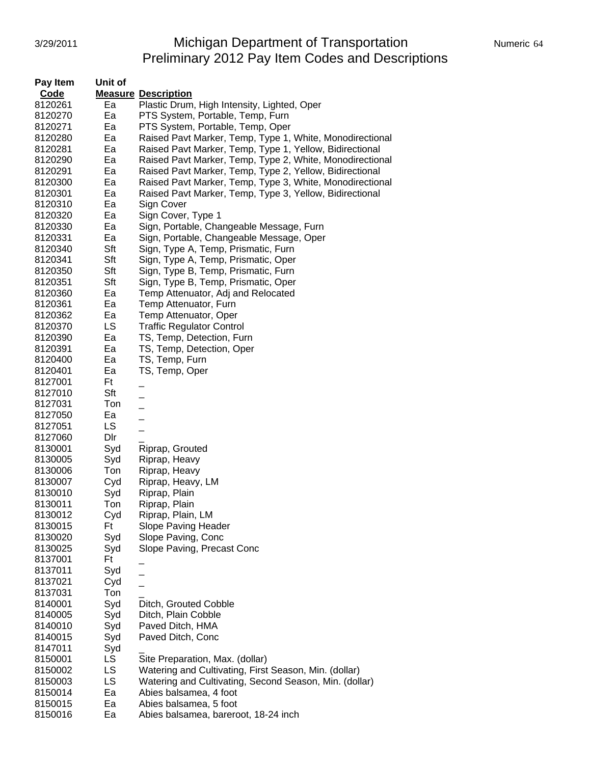# Michigan Department of Transportation
## Preliminary 2012 Pay Item Codes and Descriptions

| Pay Item Code | Unit of Measure | Description |
|---|---|---|
| 8120261 | Ea | Plastic Drum, High Intensity, Lighted, Oper |
| 8120270 | Ea | PTS System, Portable, Temp, Furn |
| 8120271 | Ea | PTS System, Portable, Temp, Oper |
| 8120280 | Ea | Raised Pavt Marker, Temp, Type 1, White, Monodirectional |
| 8120281 | Ea | Raised Pavt Marker, Temp, Type 1, Yellow, Bidirectional |
| 8120290 | Ea | Raised Pavt Marker, Temp, Type 2, White, Monodirectional |
| 8120291 | Ea | Raised Pavt Marker, Temp, Type 2, Yellow, Bidirectional |
| 8120300 | Ea | Raised Pavt Marker, Temp, Type 3, White, Monodirectional |
| 8120301 | Ea | Raised Pavt Marker, Temp, Type 3, Yellow, Bidirectional |
| 8120310 | Ea | Sign Cover |
| 8120320 | Ea | Sign Cover, Type 1 |
| 8120330 | Ea | Sign, Portable, Changeable Message, Furn |
| 8120331 | Ea | Sign, Portable, Changeable Message, Oper |
| 8120340 | Sft | Sign, Type A, Temp, Prismatic, Furn |
| 8120341 | Sft | Sign, Type A, Temp, Prismatic, Oper |
| 8120350 | Sft | Sign, Type B, Temp, Prismatic, Furn |
| 8120351 | Sft | Sign, Type B, Temp, Prismatic, Oper |
| 8120360 | Ea | Temp Attenuator, Adj and Relocated |
| 8120361 | Ea | Temp Attenuator, Furn |
| 8120362 | Ea | Temp Attenuator, Oper |
| 8120370 | LS | Traffic Regulator Control |
| 8120390 | Ea | TS, Temp, Detection, Furn |
| 8120391 | Ea | TS, Temp, Detection, Oper |
| 8120400 | Ea | TS, Temp, Furn |
| 8120401 | Ea | TS, Temp, Oper |
| 8127001 | Ft | _ |
| 8127010 | Sft | _ |
| 8127031 | Ton | _ |
| 8127050 | Ea | _ |
| 8127051 | LS | _ |
| 8127060 | Dlr | _ |
| 8130001 | Syd | Riprap, Grouted |
| 8130005 | Syd | Riprap, Heavy |
| 8130006 | Ton | Riprap, Heavy |
| 8130007 | Cyd | Riprap, Heavy, LM |
| 8130010 | Syd | Riprap, Plain |
| 8130011 | Ton | Riprap, Plain |
| 8130012 | Cyd | Riprap, Plain, LM |
| 8130015 | Ft | Slope Paving Header |
| 8130020 | Syd | Slope Paving, Conc |
| 8130025 | Syd | Slope Paving, Precast Conc |
| 8137001 | Ft | _ |
| 8137011 | Syd | _ |
| 8137021 | Cyd | _ |
| 8137031 | Ton | _ |
| 8140001 | Syd | Ditch, Grouted Cobble |
| 8140005 | Syd | Ditch, Plain Cobble |
| 8140010 | Syd | Paved Ditch, HMA |
| 8140015 | Syd | Paved Ditch, Conc |
| 8147011 | Syd | _ |
| 8150001 | LS | Site Preparation, Max. (dollar) |
| 8150002 | LS | Watering and Cultivating, First Season, Min. (dollar) |
| 8150003 | LS | Watering and Cultivating, Second Season, Min. (dollar) |
| 8150014 | Ea | Abies balsamea, 4 foot |
| 8150015 | Ea | Abies balsamea, 5 foot |
| 8150016 | Ea | Abies balsamea, bareroot, 18-24 inch |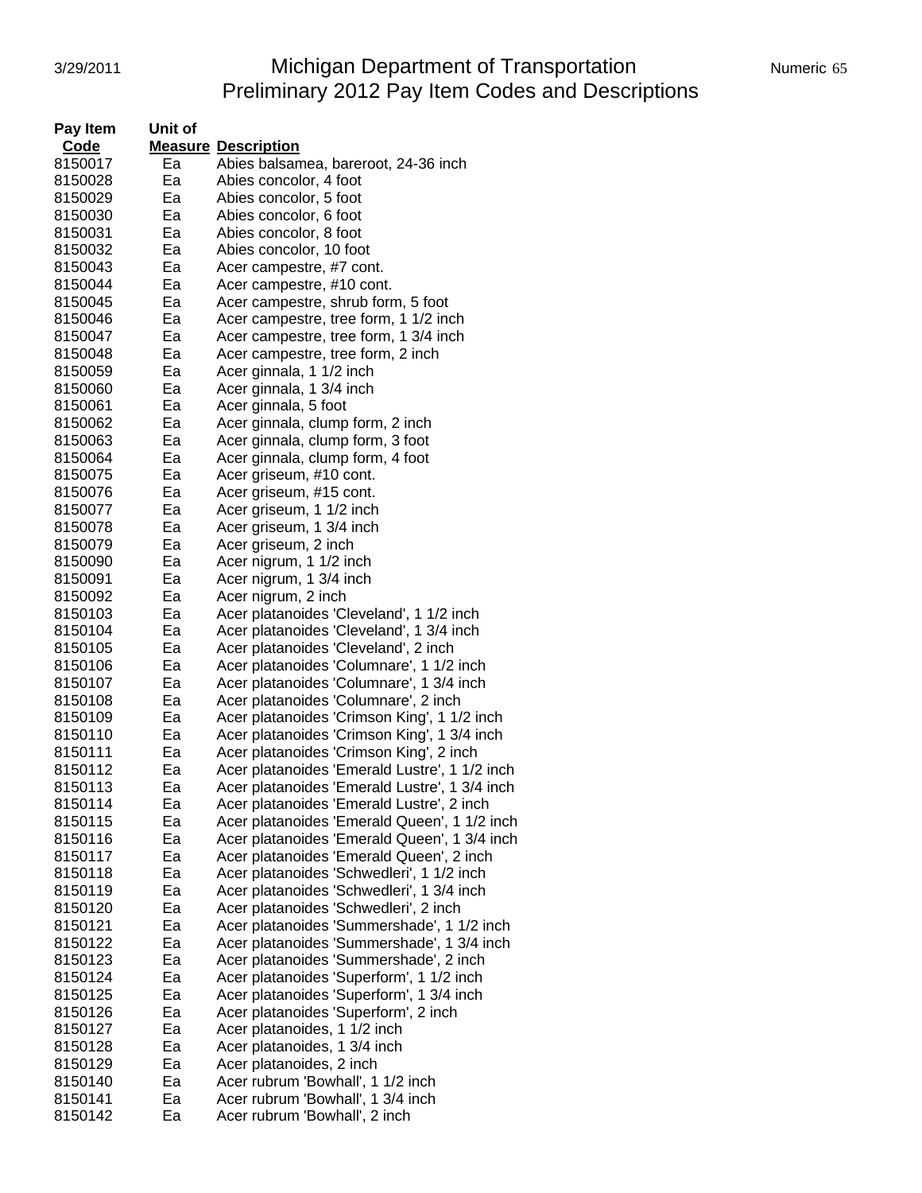| Pay Item Code | Unit of Measure | Description |
|---|---|---|
| 8150017 | Ea | Abies balsamea, bareroot, 24-36 inch |
| 8150028 | Ea | Abies concolor, 4 foot |
| 8150029 | Ea | Abies concolor, 5 foot |
| 8150030 | Ea | Abies concolor, 6 foot |
| 8150031 | Ea | Abies concolor, 8 foot |
| 8150032 | Ea | Abies concolor, 10 foot |
| 8150043 | Ea | Acer campestre, #7 cont. |
| 8150044 | Ea | Acer campestre, #10 cont. |
| 8150045 | Ea | Acer campestre, shrub form, 5 foot |
| 8150046 | Ea | Acer campestre, tree form, 1 1/2 inch |
| 8150047 | Ea | Acer campestre, tree form, 1 3/4 inch |
| 8150048 | Ea | Acer campestre, tree form, 2 inch |
| 8150059 | Ea | Acer ginnala, 1 1/2 inch |
| 8150060 | Ea | Acer ginnala, 1 3/4 inch |
| 8150061 | Ea | Acer ginnala, 5 foot |
| 8150062 | Ea | Acer ginnala, clump form, 2 inch |
| 8150063 | Ea | Acer ginnala, clump form, 3 foot |
| 8150064 | Ea | Acer ginnala, clump form, 4 foot |
| 8150075 | Ea | Acer griseum, #10 cont. |
| 8150076 | Ea | Acer griseum, #15 cont. |
| 8150077 | Ea | Acer griseum, 1 1/2 inch |
| 8150078 | Ea | Acer griseum, 1 3/4 inch |
| 8150079 | Ea | Acer griseum, 2 inch |
| 8150090 | Ea | Acer nigrum, 1 1/2 inch |
| 8150091 | Ea | Acer nigrum, 1 3/4 inch |
| 8150092 | Ea | Acer nigrum, 2 inch |
| 8150103 | Ea | Acer platanoides 'Cleveland', 1 1/2 inch |
| 8150104 | Ea | Acer platanoides 'Cleveland', 1 3/4 inch |
| 8150105 | Ea | Acer platanoides 'Cleveland', 2 inch |
| 8150106 | Ea | Acer platanoides 'Columnare', 1 1/2 inch |
| 8150107 | Ea | Acer platanoides 'Columnare', 1 3/4 inch |
| 8150108 | Ea | Acer platanoides 'Columnare', 2 inch |
| 8150109 | Ea | Acer platanoides 'Crimson King', 1 1/2 inch |
| 8150110 | Ea | Acer platanoides 'Crimson King', 1 3/4 inch |
| 8150111 | Ea | Acer platanoides 'Crimson King', 2 inch |
| 8150112 | Ea | Acer platanoides 'Emerald Lustre', 1 1/2 inch |
| 8150113 | Ea | Acer platanoides 'Emerald Lustre', 1 3/4 inch |
| 8150114 | Ea | Acer platanoides 'Emerald Lustre', 2 inch |
| 8150115 | Ea | Acer platanoides 'Emerald Queen', 1 1/2 inch |
| 8150116 | Ea | Acer platanoides 'Emerald Queen', 1 3/4 inch |
| 8150117 | Ea | Acer platanoides 'Emerald Queen', 2 inch |
| 8150118 | Ea | Acer platanoides 'Schwedleri', 1 1/2 inch |
| 8150119 | Ea | Acer platanoides 'Schwedleri', 1 3/4 inch |
| 8150120 | Ea | Acer platanoides 'Schwedleri', 2 inch |
| 8150121 | Ea | Acer platanoides 'Summershade', 1 1/2 inch |
| 8150122 | Ea | Acer platanoides 'Summershade', 1 3/4 inch |
| 8150123 | Ea | Acer platanoides 'Summershade', 2 inch |
| 8150124 | Ea | Acer platanoides 'Superform', 1 1/2 inch |
| 8150125 | Ea | Acer platanoides 'Superform', 1 3/4 inch |
| 8150126 | Ea | Acer platanoides 'Superform', 2 inch |
| 8150127 | Ea | Acer platanoides, 1 1/2 inch |
| 8150128 | Ea | Acer platanoides, 1 3/4 inch |
| 8150129 | Ea | Acer platanoides, 2 inch |
| 8150140 | Ea | Acer rubrum 'Bowhall', 1 1/2 inch |
| 8150141 | Ea | Acer rubrum 'Bowhall', 1 3/4 inch |
| 8150142 | Ea | Acer rubrum 'Bowhall', 2 inch |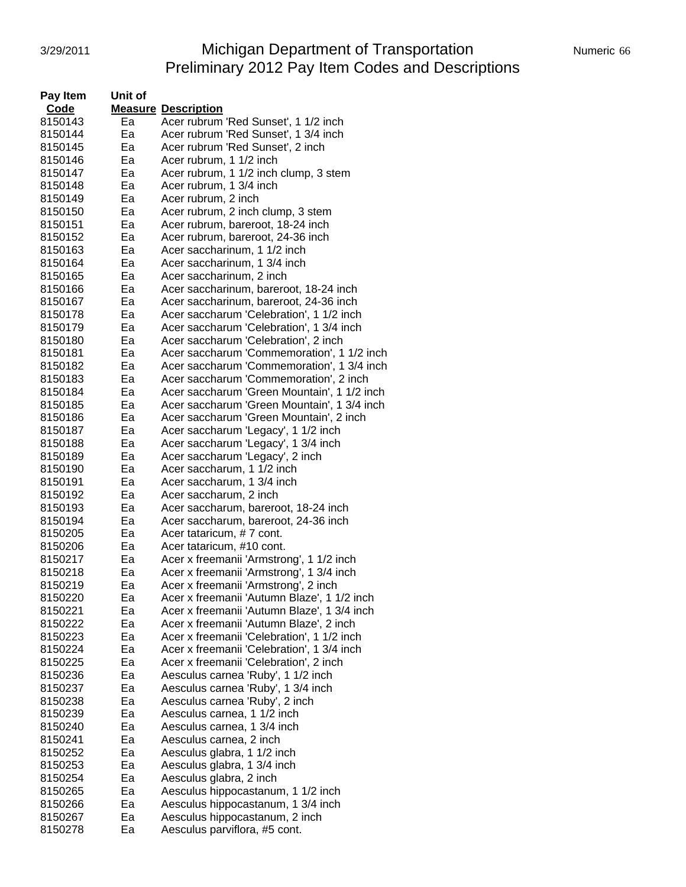| Pay Item Code | Unit of Measure | Description |
|---|---|---|
| 8150143 | Ea | Acer rubrum 'Red Sunset', 1 1/2 inch |
| 8150144 | Ea | Acer rubrum 'Red Sunset', 1 3/4 inch |
| 8150145 | Ea | Acer rubrum 'Red Sunset', 2 inch |
| 8150146 | Ea | Acer rubrum, 1 1/2 inch |
| 8150147 | Ea | Acer rubrum, 1 1/2 inch clump, 3 stem |
| 8150148 | Ea | Acer rubrum, 1 3/4 inch |
| 8150149 | Ea | Acer rubrum, 2 inch |
| 8150150 | Ea | Acer rubrum, 2 inch clump, 3 stem |
| 8150151 | Ea | Acer rubrum, bareroot, 18-24 inch |
| 8150152 | Ea | Acer rubrum, bareroot, 24-36 inch |
| 8150163 | Ea | Acer saccharinum, 1 1/2 inch |
| 8150164 | Ea | Acer saccharinum, 1 3/4 inch |
| 8150165 | Ea | Acer saccharinum, 2 inch |
| 8150166 | Ea | Acer saccharinum, bareroot, 18-24 inch |
| 8150167 | Ea | Acer saccharinum, bareroot, 24-36 inch |
| 8150178 | Ea | Acer saccharum 'Celebration', 1 1/2 inch |
| 8150179 | Ea | Acer saccharum 'Celebration', 1 3/4 inch |
| 8150180 | Ea | Acer saccharum 'Celebration', 2 inch |
| 8150181 | Ea | Acer saccharum 'Commemoration', 1 1/2 inch |
| 8150182 | Ea | Acer saccharum 'Commemoration', 1 3/4 inch |
| 8150183 | Ea | Acer saccharum 'Commemoration', 2 inch |
| 8150184 | Ea | Acer saccharum 'Green Mountain', 1 1/2 inch |
| 8150185 | Ea | Acer saccharum 'Green Mountain', 1 3/4 inch |
| 8150186 | Ea | Acer saccharum 'Green Mountain', 2 inch |
| 8150187 | Ea | Acer saccharum 'Legacy', 1 1/2 inch |
| 8150188 | Ea | Acer saccharum 'Legacy', 1 3/4 inch |
| 8150189 | Ea | Acer saccharum 'Legacy', 2 inch |
| 8150190 | Ea | Acer saccharum, 1 1/2 inch |
| 8150191 | Ea | Acer saccharum, 1 3/4 inch |
| 8150192 | Ea | Acer saccharum, 2 inch |
| 8150193 | Ea | Acer saccharum, bareroot, 18-24 inch |
| 8150194 | Ea | Acer saccharum, bareroot, 24-36 inch |
| 8150205 | Ea | Acer tataricum, # 7 cont. |
| 8150206 | Ea | Acer tataricum, #10 cont. |
| 8150217 | Ea | Acer x freemanii 'Armstrong', 1 1/2 inch |
| 8150218 | Ea | Acer x freemanii 'Armstrong', 1 3/4 inch |
| 8150219 | Ea | Acer x freemanii 'Armstrong', 2 inch |
| 8150220 | Ea | Acer x freemanii 'Autumn Blaze', 1 1/2 inch |
| 8150221 | Ea | Acer x freemanii 'Autumn Blaze', 1 3/4 inch |
| 8150222 | Ea | Acer x freemanii 'Autumn Blaze', 2 inch |
| 8150223 | Ea | Acer x freemanii 'Celebration', 1 1/2 inch |
| 8150224 | Ea | Acer x freemanii 'Celebration', 1 3/4 inch |
| 8150225 | Ea | Acer x freemanii 'Celebration', 2 inch |
| 8150236 | Ea | Aesculus carnea 'Ruby', 1 1/2 inch |
| 8150237 | Ea | Aesculus carnea 'Ruby', 1 3/4 inch |
| 8150238 | Ea | Aesculus carnea 'Ruby', 2 inch |
| 8150239 | Ea | Aesculus carnea, 1 1/2 inch |
| 8150240 | Ea | Aesculus carnea, 1 3/4 inch |
| 8150241 | Ea | Aesculus carnea, 2 inch |
| 8150252 | Ea | Aesculus glabra, 1 1/2 inch |
| 8150253 | Ea | Aesculus glabra, 1 3/4 inch |
| 8150254 | Ea | Aesculus glabra, 2 inch |
| 8150265 | Ea | Aesculus hippocastanum, 1 1/2 inch |
| 8150266 | Ea | Aesculus hippocastanum, 1 3/4 inch |
| 8150267 | Ea | Aesculus hippocastanum, 2 inch |
| 8150278 | Ea | Aesculus parviflora, #5 cont. |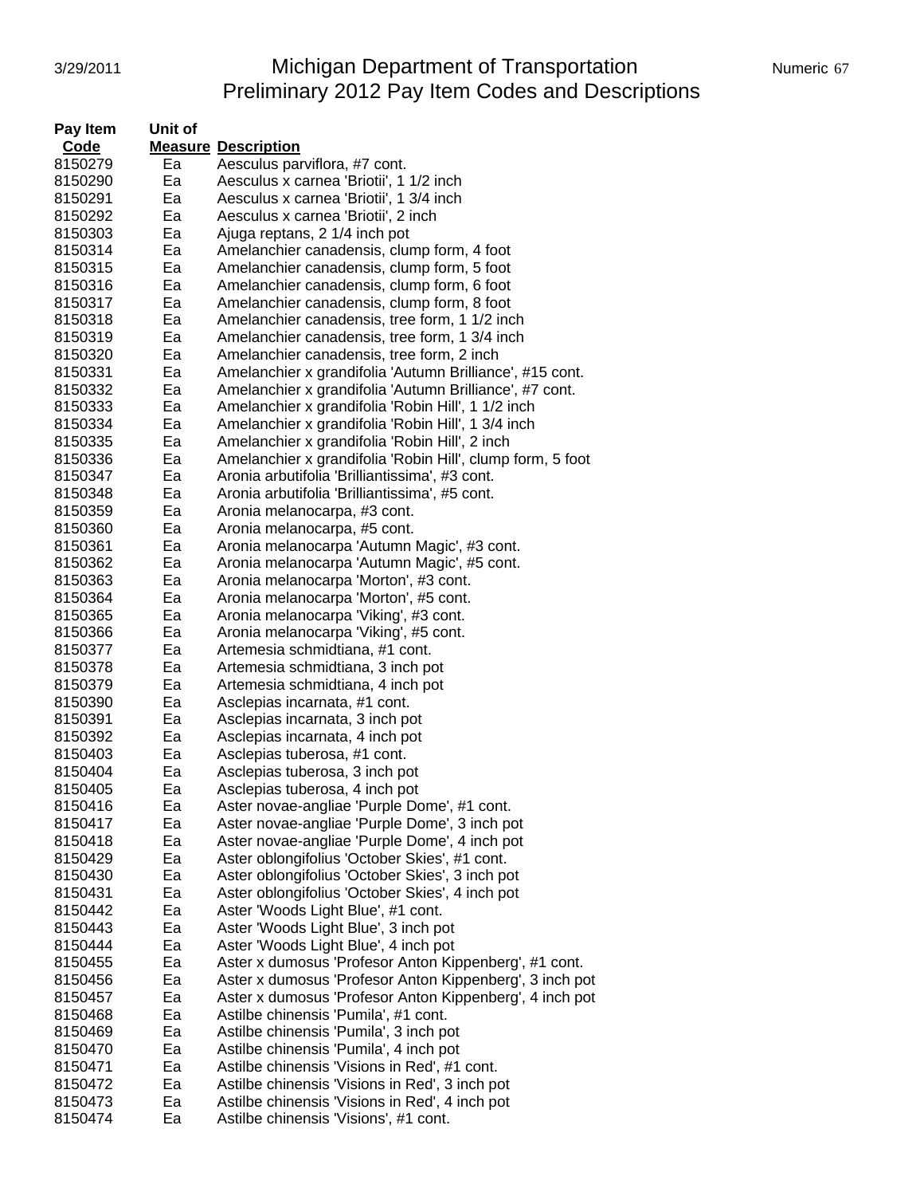| Pay Item Code | Unit of Measure | Description |
|---|---|---|
| 8150279 | Ea | Aesculus parviflora, #7 cont. |
| 8150290 | Ea | Aesculus x carnea 'Briotii', 1 1/2 inch |
| 8150291 | Ea | Aesculus x carnea 'Briotii', 1 3/4 inch |
| 8150292 | Ea | Aesculus x carnea 'Briotii', 2 inch |
| 8150303 | Ea | Ajuga reptans, 2 1/4 inch pot |
| 8150314 | Ea | Amelanchier canadensis, clump form, 4 foot |
| 8150315 | Ea | Amelanchier canadensis, clump form, 5 foot |
| 8150316 | Ea | Amelanchier canadensis, clump form, 6 foot |
| 8150317 | Ea | Amelanchier canadensis, clump form, 8 foot |
| 8150318 | Ea | Amelanchier canadensis, tree form, 1 1/2 inch |
| 8150319 | Ea | Amelanchier canadensis, tree form, 1 3/4 inch |
| 8150320 | Ea | Amelanchier canadensis, tree form, 2 inch |
| 8150331 | Ea | Amelanchier x grandifolia 'Autumn Brilliance', #15 cont. |
| 8150332 | Ea | Amelanchier x grandifolia 'Autumn Brilliance', #7 cont. |
| 8150333 | Ea | Amelanchier x grandifolia 'Robin Hill', 1 1/2 inch |
| 8150334 | Ea | Amelanchier x grandifolia 'Robin Hill', 1 3/4 inch |
| 8150335 | Ea | Amelanchier x grandifolia 'Robin Hill', 2 inch |
| 8150336 | Ea | Amelanchier x grandifolia 'Robin Hill', clump form, 5 foot |
| 8150347 | Ea | Aronia arbutifolia 'Brilliantissima', #3 cont. |
| 8150348 | Ea | Aronia arbutifolia 'Brilliantissima', #5 cont. |
| 8150359 | Ea | Aronia melanocarpa, #3 cont. |
| 8150360 | Ea | Aronia melanocarpa, #5 cont. |
| 8150361 | Ea | Aronia melanocarpa 'Autumn Magic', #3 cont. |
| 8150362 | Ea | Aronia melanocarpa 'Autumn Magic', #5 cont. |
| 8150363 | Ea | Aronia melanocarpa 'Morton', #3 cont. |
| 8150364 | Ea | Aronia melanocarpa 'Morton', #5 cont. |
| 8150365 | Ea | Aronia melanocarpa 'Viking', #3 cont. |
| 8150366 | Ea | Aronia melanocarpa 'Viking', #5 cont. |
| 8150377 | Ea | Artemesia schmidtiana, #1 cont. |
| 8150378 | Ea | Artemesia schmidtiana, 3 inch pot |
| 8150379 | Ea | Artemesia schmidtiana, 4 inch pot |
| 8150390 | Ea | Asclepias incarnata, #1 cont. |
| 8150391 | Ea | Asclepias incarnata, 3 inch pot |
| 8150392 | Ea | Asclepias incarnata, 4 inch pot |
| 8150403 | Ea | Asclepias tuberosa, #1 cont. |
| 8150404 | Ea | Asclepias tuberosa, 3 inch pot |
| 8150405 | Ea | Asclepias tuberosa, 4 inch pot |
| 8150416 | Ea | Aster novae-angliae 'Purple Dome', #1 cont. |
| 8150417 | Ea | Aster novae-angliae 'Purple Dome', 3 inch pot |
| 8150418 | Ea | Aster novae-angliae 'Purple Dome', 4 inch pot |
| 8150429 | Ea | Aster oblongifolius 'October Skies', #1 cont. |
| 8150430 | Ea | Aster oblongifolius 'October Skies', 3 inch pot |
| 8150431 | Ea | Aster oblongifolius 'October Skies', 4 inch pot |
| 8150442 | Ea | Aster 'Woods Light Blue', #1 cont. |
| 8150443 | Ea | Aster 'Woods Light Blue', 3 inch pot |
| 8150444 | Ea | Aster 'Woods Light Blue', 4 inch pot |
| 8150455 | Ea | Aster x dumosus 'Profesor Anton Kippenberg', #1 cont. |
| 8150456 | Ea | Aster x dumosus 'Profesor Anton Kippenberg', 3 inch pot |
| 8150457 | Ea | Aster x dumosus 'Profesor Anton Kippenberg', 4 inch pot |
| 8150468 | Ea | Astilbe chinensis 'Pumila', #1 cont. |
| 8150469 | Ea | Astilbe chinensis 'Pumila', 3 inch pot |
| 8150470 | Ea | Astilbe chinensis 'Pumila', 4 inch pot |
| 8150471 | Ea | Astilbe chinensis 'Visions in Red', #1 cont. |
| 8150472 | Ea | Astilbe chinensis 'Visions in Red', 3 inch pot |
| 8150473 | Ea | Astilbe chinensis 'Visions in Red', 4 inch pot |
| 8150474 | Ea | Astilbe chinensis 'Visions', #1 cont. |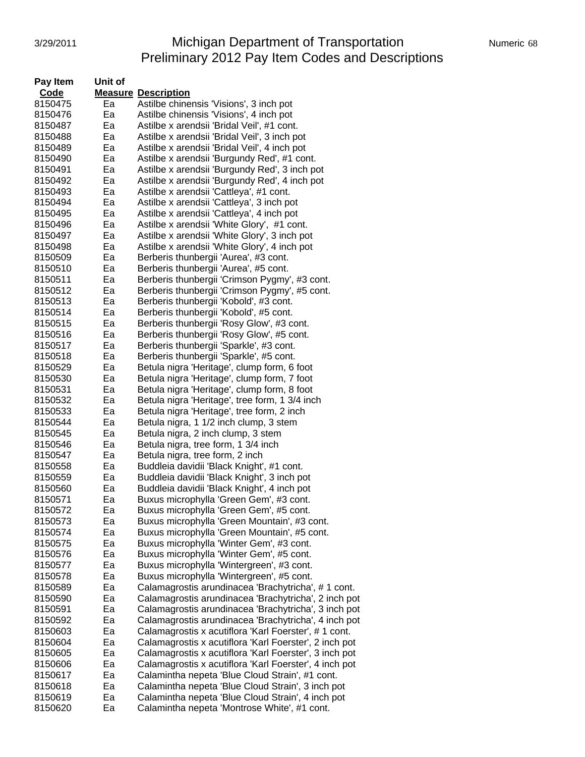# Michigan Department of Transportation
## Preliminary 2012 Pay Item Codes and Descriptions

| Pay Item Code | Unit of Measure | Description |
|---|---|---|
| 8150475 | Ea | Astilbe chinensis 'Visions', 3 inch pot |
| 8150476 | Ea | Astilbe chinensis 'Visions', 4 inch pot |
| 8150487 | Ea | Astilbe x arendsii 'Bridal Veil', #1 cont. |
| 8150488 | Ea | Astilbe x arendsii 'Bridal Veil', 3 inch pot |
| 8150489 | Ea | Astilbe x arendsii 'Bridal Veil', 4 inch pot |
| 8150490 | Ea | Astilbe x arendsii 'Burgundy Red', #1 cont. |
| 8150491 | Ea | Astilbe x arendsii 'Burgundy Red', 3 inch pot |
| 8150492 | Ea | Astilbe x arendsii 'Burgundy Red', 4 inch pot |
| 8150493 | Ea | Astilbe x arendsii 'Cattleya', #1 cont. |
| 8150494 | Ea | Astilbe x arendsii 'Cattleya', 3 inch pot |
| 8150495 | Ea | Astilbe x arendsii 'Cattleya', 4 inch pot |
| 8150496 | Ea | Astilbe x arendsii 'White Glory', #1 cont. |
| 8150497 | Ea | Astilbe x arendsii 'White Glory', 3 inch pot |
| 8150498 | Ea | Astilbe x arendsii 'White Glory', 4 inch pot |
| 8150509 | Ea | Berberis thunbergii 'Aurea', #3 cont. |
| 8150510 | Ea | Berberis thunbergii 'Aurea', #5 cont. |
| 8150511 | Ea | Berberis thunbergii 'Crimson Pygmy', #3 cont. |
| 8150512 | Ea | Berberis thunbergii 'Crimson Pygmy', #5 cont. |
| 8150513 | Ea | Berberis thunbergii 'Kobold', #3 cont. |
| 8150514 | Ea | Berberis thunbergii 'Kobold', #5 cont. |
| 8150515 | Ea | Berberis thunbergii 'Rosy Glow', #3 cont. |
| 8150516 | Ea | Berberis thunbergii 'Rosy Glow', #5 cont. |
| 8150517 | Ea | Berberis thunbergii 'Sparkle', #3 cont. |
| 8150518 | Ea | Berberis thunbergii 'Sparkle', #5 cont. |
| 8150529 | Ea | Betula nigra 'Heritage', clump form, 6 foot |
| 8150530 | Ea | Betula nigra 'Heritage', clump form, 7 foot |
| 8150531 | Ea | Betula nigra 'Heritage', clump form, 8 foot |
| 8150532 | Ea | Betula nigra 'Heritage', tree form, 1 3/4 inch |
| 8150533 | Ea | Betula nigra 'Heritage', tree form, 2 inch |
| 8150544 | Ea | Betula nigra, 1 1/2 inch clump, 3 stem |
| 8150545 | Ea | Betula nigra, 2 inch clump, 3 stem |
| 8150546 | Ea | Betula nigra, tree form, 1 3/4 inch |
| 8150547 | Ea | Betula nigra, tree form, 2 inch |
| 8150558 | Ea | Buddleia davidii 'Black Knight', #1 cont. |
| 8150559 | Ea | Buddleia davidii 'Black Knight', 3 inch pot |
| 8150560 | Ea | Buddleia davidii 'Black Knight', 4 inch pot |
| 8150571 | Ea | Buxus microphylla 'Green Gem', #3 cont. |
| 8150572 | Ea | Buxus microphylla 'Green Gem', #5 cont. |
| 8150573 | Ea | Buxus microphylla 'Green Mountain', #3 cont. |
| 8150574 | Ea | Buxus microphylla 'Green Mountain', #5 cont. |
| 8150575 | Ea | Buxus microphylla 'Winter Gem', #3 cont. |
| 8150576 | Ea | Buxus microphylla 'Winter Gem', #5 cont. |
| 8150577 | Ea | Buxus microphylla 'Wintergreen', #3 cont. |
| 8150578 | Ea | Buxus microphylla 'Wintergreen', #5 cont. |
| 8150589 | Ea | Calamagrostis arundinacea 'Brachytricha', # 1 cont. |
| 8150590 | Ea | Calamagrostis arundinacea 'Brachytricha', 2 inch pot |
| 8150591 | Ea | Calamagrostis arundinacea 'Brachytricha', 3 inch pot |
| 8150592 | Ea | Calamagrostis arundinacea 'Brachytricha', 4 inch pot |
| 8150603 | Ea | Calamagrostis x acutiflora 'Karl Foerster', # 1 cont. |
| 8150604 | Ea | Calamagrostis x acutiflora 'Karl Foerster', 2 inch pot |
| 8150605 | Ea | Calamagrostis x acutiflora 'Karl Foerster', 3 inch pot |
| 8150606 | Ea | Calamagrostis x acutiflora 'Karl Foerster', 4 inch pot |
| 8150617 | Ea | Calamintha nepeta 'Blue Cloud Strain', #1 cont. |
| 8150618 | Ea | Calamintha nepeta 'Blue Cloud Strain', 3 inch pot |
| 8150619 | Ea | Calamintha nepeta 'Blue Cloud Strain', 4 inch pot |
| 8150620 | Ea | Calamintha nepeta 'Montrose White', #1 cont. |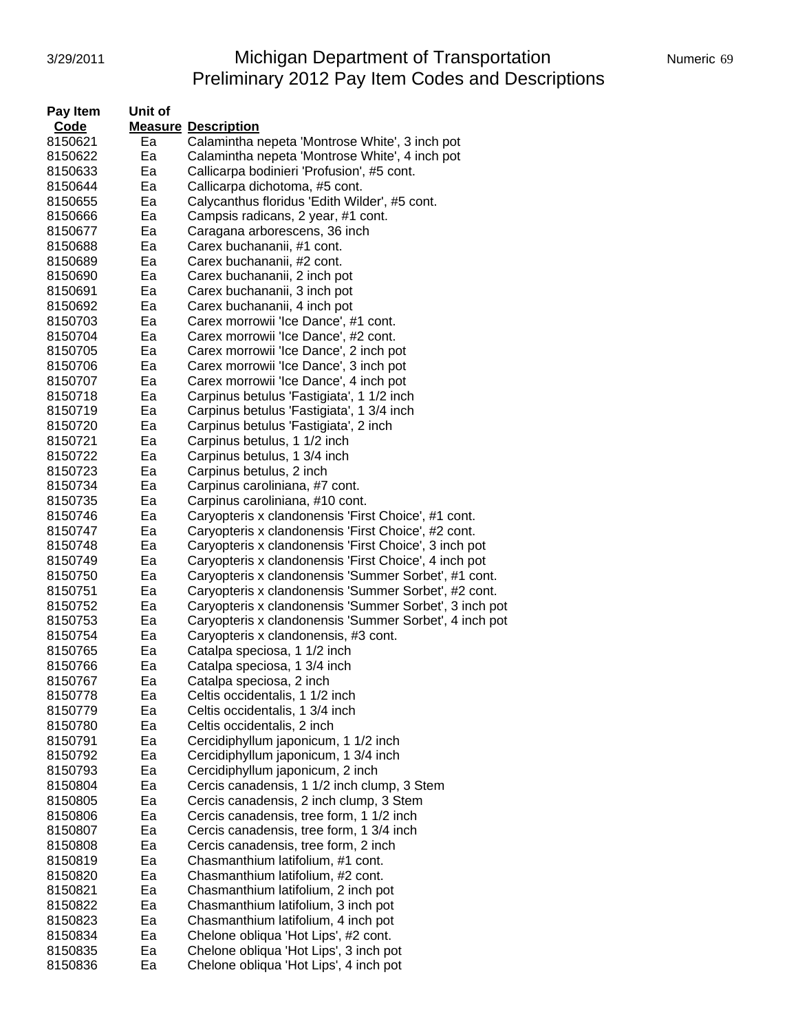# Michigan Department of Transportation
## Preliminary 2012 Pay Item Codes and Descriptions

| Pay Item Code | Unit of Measure | Description |
|---|---|---|
| 8150621 | Ea | Calamintha nepeta 'Montrose White', 3 inch pot |
| 8150622 | Ea | Calamintha nepeta 'Montrose White', 4 inch pot |
| 8150633 | Ea | Callicarpa bodinieri 'Profusion', #5 cont. |
| 8150644 | Ea | Callicarpa dichotoma, #5 cont. |
| 8150655 | Ea | Calycanthus floridus 'Edith Wilder', #5 cont. |
| 8150666 | Ea | Campsis radicans, 2 year, #1 cont. |
| 8150677 | Ea | Caragana arborescens, 36 inch |
| 8150688 | Ea | Carex buchananii, #1 cont. |
| 8150689 | Ea | Carex buchananii, #2 cont. |
| 8150690 | Ea | Carex buchananii, 2 inch pot |
| 8150691 | Ea | Carex buchananii, 3 inch pot |
| 8150692 | Ea | Carex buchananii, 4 inch pot |
| 8150703 | Ea | Carex morrowii 'Ice Dance', #1 cont. |
| 8150704 | Ea | Carex morrowii 'Ice Dance', #2 cont. |
| 8150705 | Ea | Carex morrowii 'Ice Dance', 2 inch pot |
| 8150706 | Ea | Carex morrowii 'Ice Dance', 3 inch pot |
| 8150707 | Ea | Carex morrowii 'Ice Dance', 4 inch pot |
| 8150718 | Ea | Carpinus betulus 'Fastigiata', 1 1/2 inch |
| 8150719 | Ea | Carpinus betulus 'Fastigiata', 1 3/4 inch |
| 8150720 | Ea | Carpinus betulus 'Fastigiata', 2 inch |
| 8150721 | Ea | Carpinus betulus, 1 1/2 inch |
| 8150722 | Ea | Carpinus betulus, 1 3/4 inch |
| 8150723 | Ea | Carpinus betulus, 2 inch |
| 8150734 | Ea | Carpinus caroliniana, #7 cont. |
| 8150735 | Ea | Carpinus caroliniana, #10 cont. |
| 8150746 | Ea | Caryopteris x clandonensis 'First Choice', #1 cont. |
| 8150747 | Ea | Caryopteris x clandonensis 'First Choice', #2 cont. |
| 8150748 | Ea | Caryopteris x clandonensis 'First Choice', 3 inch pot |
| 8150749 | Ea | Caryopteris x clandonensis 'First Choice', 4 inch pot |
| 8150750 | Ea | Caryopteris x clandonensis 'Summer Sorbet', #1 cont. |
| 8150751 | Ea | Caryopteris x clandonensis 'Summer Sorbet', #2 cont. |
| 8150752 | Ea | Caryopteris x clandonensis 'Summer Sorbet', 3 inch pot |
| 8150753 | Ea | Caryopteris x clandonensis 'Summer Sorbet', 4 inch pot |
| 8150754 | Ea | Caryopteris x clandonensis, #3 cont. |
| 8150765 | Ea | Catalpa speciosa, 1 1/2 inch |
| 8150766 | Ea | Catalpa speciosa, 1 3/4 inch |
| 8150767 | Ea | Catalpa speciosa, 2 inch |
| 8150778 | Ea | Celtis occidentalis, 1 1/2 inch |
| 8150779 | Ea | Celtis occidentalis, 1 3/4 inch |
| 8150780 | Ea | Celtis occidentalis, 2 inch |
| 8150791 | Ea | Cercidiphyllum japonicum, 1 1/2 inch |
| 8150792 | Ea | Cercidiphyllum japonicum, 1 3/4 inch |
| 8150793 | Ea | Cercidiphyllum japonicum, 2 inch |
| 8150804 | Ea | Cercis canadensis, 1 1/2 inch clump, 3 Stem |
| 8150805 | Ea | Cercis canadensis, 2 inch clump, 3 Stem |
| 8150806 | Ea | Cercis canadensis, tree form, 1 1/2 inch |
| 8150807 | Ea | Cercis canadensis, tree form, 1 3/4 inch |
| 8150808 | Ea | Cercis canadensis, tree form, 2 inch |
| 8150819 | Ea | Chasmanthium latifolium, #1 cont. |
| 8150820 | Ea | Chasmanthium latifolium, #2 cont. |
| 8150821 | Ea | Chasmanthium latifolium, 2 inch pot |
| 8150822 | Ea | Chasmanthium latifolium, 3 inch pot |
| 8150823 | Ea | Chasmanthium latifolium, 4 inch pot |
| 8150834 | Ea | Chelone obliqua 'Hot Lips', #2 cont. |
| 8150835 | Ea | Chelone obliqua 'Hot Lips', 3 inch pot |
| 8150836 | Ea | Chelone obliqua 'Hot Lips', 4 inch pot |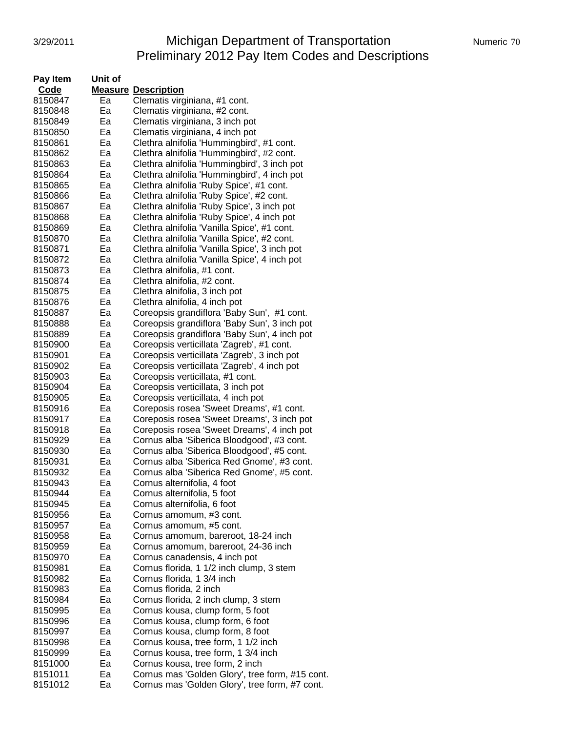# Michigan Department of Transportation
## Preliminary 2012 Pay Item Codes and Descriptions

| Pay Item Code | Unit of Measure | Description |
|---|---|---|
| 8150847 | Ea | Clematis virginiana, #1 cont. |
| 8150848 | Ea | Clematis virginiana, #2 cont. |
| 8150849 | Ea | Clematis virginiana, 3 inch pot |
| 8150850 | Ea | Clematis virginiana, 4 inch pot |
| 8150861 | Ea | Clethra alnifolia 'Hummingbird', #1 cont. |
| 8150862 | Ea | Clethra alnifolia 'Hummingbird', #2 cont. |
| 8150863 | Ea | Clethra alnifolia 'Hummingbird', 3 inch pot |
| 8150864 | Ea | Clethra alnifolia 'Hummingbird', 4 inch pot |
| 8150865 | Ea | Clethra alnifolia 'Ruby Spice', #1 cont. |
| 8150866 | Ea | Clethra alnifolia 'Ruby Spice', #2 cont. |
| 8150867 | Ea | Clethra alnifolia 'Ruby Spice', 3 inch pot |
| 8150868 | Ea | Clethra alnifolia 'Ruby Spice', 4 inch pot |
| 8150869 | Ea | Clethra alnifolia 'Vanilla Spice', #1 cont. |
| 8150870 | Ea | Clethra alnifolia 'Vanilla Spice', #2 cont. |
| 8150871 | Ea | Clethra alnifolia 'Vanilla Spice', 3 inch pot |
| 8150872 | Ea | Clethra alnifolia 'Vanilla Spice', 4 inch pot |
| 8150873 | Ea | Clethra alnifolia, #1 cont. |
| 8150874 | Ea | Clethra alnifolia, #2 cont. |
| 8150875 | Ea | Clethra alnifolia, 3 inch pot |
| 8150876 | Ea | Clethra alnifolia, 4 inch pot |
| 8150887 | Ea | Coreopsis grandiflora 'Baby Sun',  #1 cont. |
| 8150888 | Ea | Coreopsis grandiflora 'Baby Sun', 3 inch pot |
| 8150889 | Ea | Coreopsis grandiflora 'Baby Sun', 4 inch pot |
| 8150900 | Ea | Coreopsis verticillata 'Zagreb', #1 cont. |
| 8150901 | Ea | Coreopsis verticillata 'Zagreb', 3 inch pot |
| 8150902 | Ea | Coreopsis verticillata 'Zagreb', 4 inch pot |
| 8150903 | Ea | Coreopsis verticillata, #1 cont. |
| 8150904 | Ea | Coreopsis verticillata, 3 inch pot |
| 8150905 | Ea | Coreopsis verticillata, 4 inch pot |
| 8150916 | Ea | Coreposis rosea 'Sweet Dreams', #1 cont. |
| 8150917 | Ea | Coreposis rosea 'Sweet Dreams', 3 inch pot |
| 8150918 | Ea | Coreposis rosea 'Sweet Dreams', 4 inch pot |
| 8150929 | Ea | Cornus alba 'Siberica Bloodgood', #3 cont. |
| 8150930 | Ea | Cornus alba 'Siberica Bloodgood', #5 cont. |
| 8150931 | Ea | Cornus alba 'Siberica Red Gnome', #3 cont. |
| 8150932 | Ea | Cornus alba 'Siberica Red Gnome', #5 cont. |
| 8150943 | Ea | Cornus alternifolia, 4 foot |
| 8150944 | Ea | Cornus alternifolia, 5 foot |
| 8150945 | Ea | Cornus alternifolia, 6 foot |
| 8150956 | Ea | Cornus amomum, #3 cont. |
| 8150957 | Ea | Cornus amomum, #5 cont. |
| 8150958 | Ea | Cornus amomum, bareroot, 18-24 inch |
| 8150959 | Ea | Cornus amomum, bareroot, 24-36 inch |
| 8150970 | Ea | Cornus canadensis, 4 inch pot |
| 8150981 | Ea | Cornus florida, 1 1/2 inch clump, 3 stem |
| 8150982 | Ea | Cornus florida, 1 3/4 inch |
| 8150983 | Ea | Cornus florida, 2 inch |
| 8150984 | Ea | Cornus florida, 2 inch clump, 3 stem |
| 8150995 | Ea | Cornus kousa, clump form, 5 foot |
| 8150996 | Ea | Cornus kousa, clump form, 6 foot |
| 8150997 | Ea | Cornus kousa, clump form, 8 foot |
| 8150998 | Ea | Cornus kousa, tree form, 1 1/2 inch |
| 8150999 | Ea | Cornus kousa, tree form, 1 3/4 inch |
| 8151000 | Ea | Cornus kousa, tree form, 2 inch |
| 8151011 | Ea | Cornus mas 'Golden Glory', tree form, #15 cont. |
| 8151012 | Ea | Cornus mas 'Golden Glory', tree form, #7 cont. |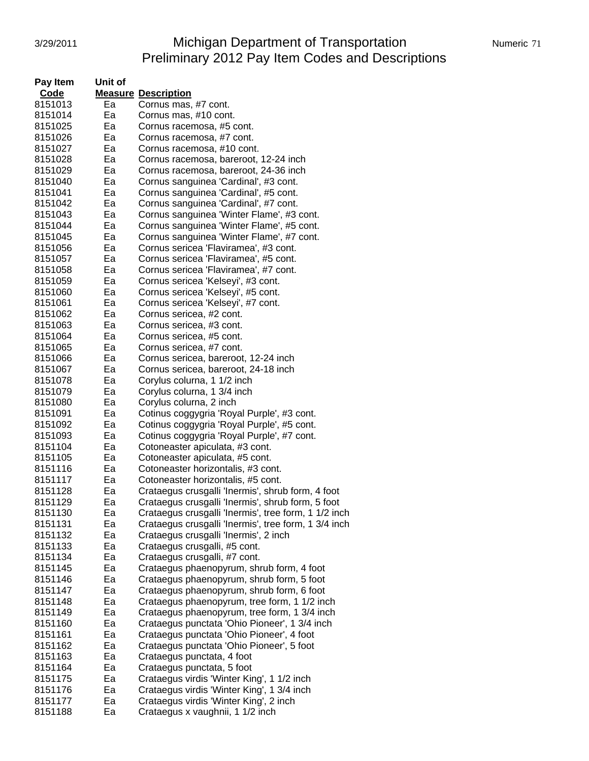# Michigan Department of Transportation
## Preliminary 2012 Pay Item Codes and Descriptions

| Pay Item Code | Unit of Measure | Description |
|---|---|---|
| 8151013 | Ea | Cornus mas, #7 cont. |
| 8151014 | Ea | Cornus mas, #10 cont. |
| 8151025 | Ea | Cornus racemosa, #5 cont. |
| 8151026 | Ea | Cornus racemosa, #7 cont. |
| 8151027 | Ea | Cornus racemosa, #10 cont. |
| 8151028 | Ea | Cornus racemosa, bareroot, 12-24 inch |
| 8151029 | Ea | Cornus racemosa, bareroot, 24-36 inch |
| 8151040 | Ea | Cornus sanguinea 'Cardinal', #3 cont. |
| 8151041 | Ea | Cornus sanguinea 'Cardinal', #5 cont. |
| 8151042 | Ea | Cornus sanguinea 'Cardinal', #7 cont. |
| 8151043 | Ea | Cornus sanguinea 'Winter Flame', #3 cont. |
| 8151044 | Ea | Cornus sanguinea 'Winter Flame', #5 cont. |
| 8151045 | Ea | Cornus sanguinea 'Winter Flame', #7 cont. |
| 8151056 | Ea | Cornus sericea 'Flaviramea', #3 cont. |
| 8151057 | Ea | Cornus sericea 'Flaviramea', #5 cont. |
| 8151058 | Ea | Cornus sericea 'Flaviramea', #7 cont. |
| 8151059 | Ea | Cornus sericea 'Kelseyi', #3 cont. |
| 8151060 | Ea | Cornus sericea 'Kelseyi', #5 cont. |
| 8151061 | Ea | Cornus sericea 'Kelseyi', #7 cont. |
| 8151062 | Ea | Cornus sericea, #2 cont. |
| 8151063 | Ea | Cornus sericea, #3 cont. |
| 8151064 | Ea | Cornus sericea, #5 cont. |
| 8151065 | Ea | Cornus sericea, #7 cont. |
| 8151066 | Ea | Cornus sericea, bareroot, 12-24 inch |
| 8151067 | Ea | Cornus sericea, bareroot, 24-18 inch |
| 8151078 | Ea | Corylus colurna, 1 1/2 inch |
| 8151079 | Ea | Corylus colurna, 1 3/4 inch |
| 8151080 | Ea | Corylus colurna, 2 inch |
| 8151091 | Ea | Cotinus coggygria 'Royal Purple', #3 cont. |
| 8151092 | Ea | Cotinus coggygria 'Royal Purple', #5 cont. |
| 8151093 | Ea | Cotinus coggygria 'Royal Purple', #7 cont. |
| 8151104 | Ea | Cotoneaster apiculata, #3 cont. |
| 8151105 | Ea | Cotoneaster apiculata, #5 cont. |
| 8151116 | Ea | Cotoneaster horizontalis, #3 cont. |
| 8151117 | Ea | Cotoneaster horizontalis, #5 cont. |
| 8151128 | Ea | Crataegus crusgalli 'Inermis', shrub form, 4 foot |
| 8151129 | Ea | Crataegus crusgalli 'Inermis', shrub form, 5 foot |
| 8151130 | Ea | Crataegus crusgalli 'Inermis', tree form, 1 1/2 inch |
| 8151131 | Ea | Crataegus crusgalli 'Inermis', tree form, 1 3/4 inch |
| 8151132 | Ea | Crataegus crusgalli 'Inermis', 2 inch |
| 8151133 | Ea | Crataegus crusgalli, #5 cont. |
| 8151134 | Ea | Crataegus crusgalli, #7 cont. |
| 8151145 | Ea | Crataegus phaenopyrum, shrub form, 4 foot |
| 8151146 | Ea | Crataegus phaenopyrum, shrub form, 5 foot |
| 8151147 | Ea | Crataegus phaenopyrum, shrub form, 6 foot |
| 8151148 | Ea | Crataegus phaenopyrum, tree form, 1 1/2 inch |
| 8151149 | Ea | Crataegus phaenopyrum, tree form, 1 3/4 inch |
| 8151160 | Ea | Crataegus punctata 'Ohio Pioneer', 1 3/4 inch |
| 8151161 | Ea | Crataegus punctata 'Ohio Pioneer', 4 foot |
| 8151162 | Ea | Crataegus punctata 'Ohio Pioneer', 5 foot |
| 8151163 | Ea | Crataegus punctata, 4 foot |
| 8151164 | Ea | Crataegus punctata, 5 foot |
| 8151175 | Ea | Crataegus virdis 'Winter King', 1 1/2 inch |
| 8151176 | Ea | Crataegus virdis 'Winter King', 1 3/4 inch |
| 8151177 | Ea | Crataegus virdis 'Winter King', 2 inch |
| 8151188 | Ea | Crataegus x vaughnii, 1 1/2 inch |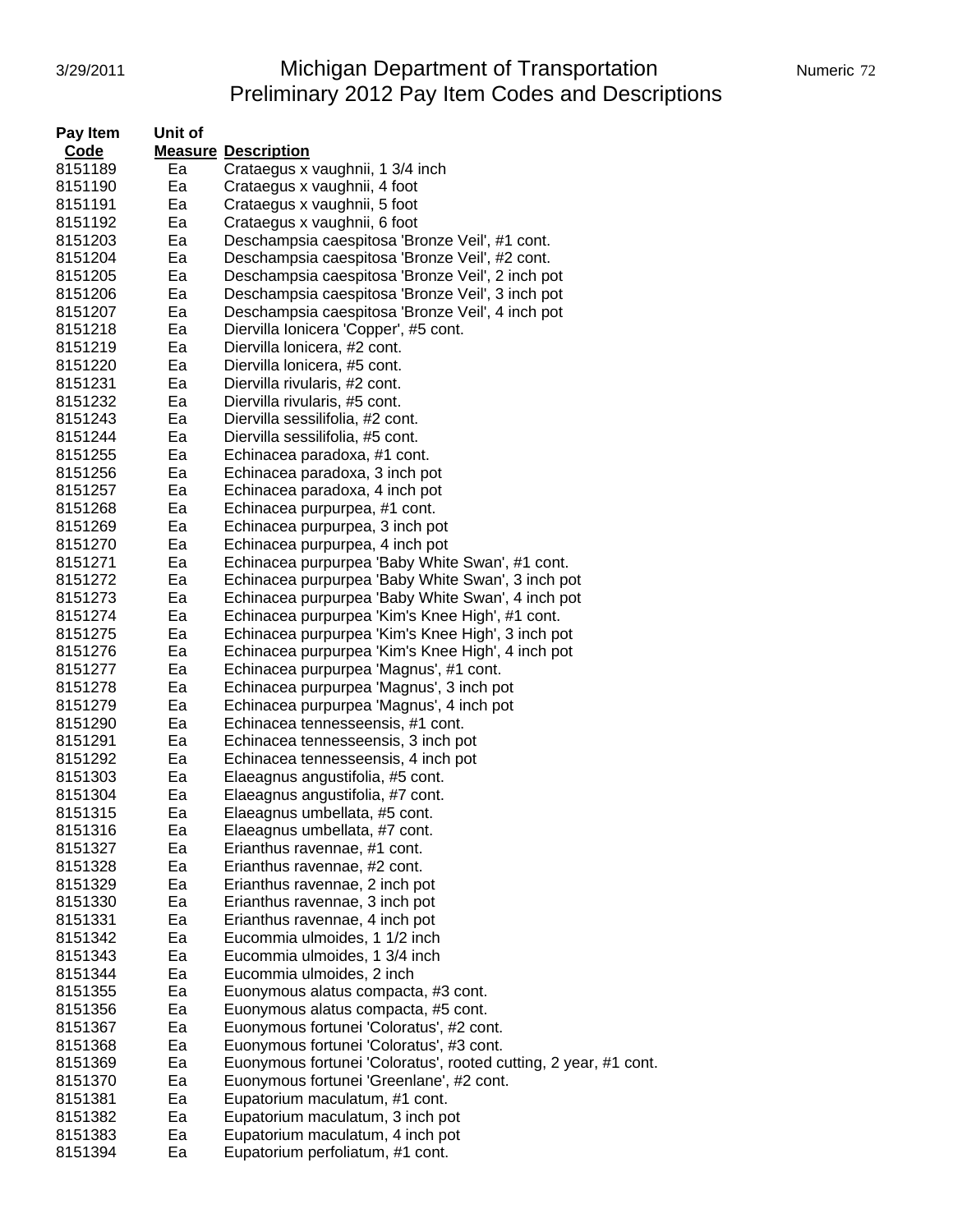# Michigan Department of Transportation
## Preliminary 2012 Pay Item Codes and Descriptions

| Pay Item Code | Unit of Measure | Description |
|---|---|---|
| 8151189 | Ea | Crataegus x vaughnii, 1 3/4 inch |
| 8151190 | Ea | Crataegus x vaughnii, 4 foot |
| 8151191 | Ea | Crataegus x vaughnii, 5 foot |
| 8151192 | Ea | Crataegus x vaughnii, 6 foot |
| 8151203 | Ea | Deschampsia caespitosa 'Bronze Veil', #1 cont. |
| 8151204 | Ea | Deschampsia caespitosa 'Bronze Veil', #2 cont. |
| 8151205 | Ea | Deschampsia caespitosa 'Bronze Veil', 2 inch pot |
| 8151206 | Ea | Deschampsia caespitosa 'Bronze Veil', 3 inch pot |
| 8151207 | Ea | Deschampsia caespitosa 'Bronze Veil', 4 inch pot |
| 8151218 | Ea | Diervilla lonicera 'Copper', #5 cont. |
| 8151219 | Ea | Diervilla lonicera, #2 cont. |
| 8151220 | Ea | Diervilla lonicera, #5 cont. |
| 8151231 | Ea | Diervilla rivularis, #2 cont. |
| 8151232 | Ea | Diervilla rivularis, #5 cont. |
| 8151243 | Ea | Diervilla sessilifolia, #2 cont. |
| 8151244 | Ea | Diervilla sessilifolia, #5 cont. |
| 8151255 | Ea | Echinacea paradoxa, #1 cont. |
| 8151256 | Ea | Echinacea paradoxa, 3 inch pot |
| 8151257 | Ea | Echinacea paradoxa, 4 inch pot |
| 8151268 | Ea | Echinacea purpurpea, #1 cont. |
| 8151269 | Ea | Echinacea purpurpea, 3 inch pot |
| 8151270 | Ea | Echinacea purpurpea, 4 inch pot |
| 8151271 | Ea | Echinacea purpurpea 'Baby White Swan', #1 cont. |
| 8151272 | Ea | Echinacea purpurpea 'Baby White Swan', 3 inch pot |
| 8151273 | Ea | Echinacea purpurpea 'Baby White Swan', 4 inch pot |
| 8151274 | Ea | Echinacea purpurpea 'Kim's Knee High', #1 cont. |
| 8151275 | Ea | Echinacea purpurpea 'Kim's Knee High', 3 inch pot |
| 8151276 | Ea | Echinacea purpurpea 'Kim's Knee High', 4 inch pot |
| 8151277 | Ea | Echinacea purpurpea 'Magnus', #1 cont. |
| 8151278 | Ea | Echinacea purpurpea 'Magnus', 3 inch pot |
| 8151279 | Ea | Echinacea purpurpea 'Magnus', 4 inch pot |
| 8151290 | Ea | Echinacea tennesseensis, #1 cont. |
| 8151291 | Ea | Echinacea tennesseensis, 3 inch pot |
| 8151292 | Ea | Echinacea tennesseensis, 4 inch pot |
| 8151303 | Ea | Elaeagnus angustifolia, #5 cont. |
| 8151304 | Ea | Elaeagnus angustifolia, #7 cont. |
| 8151315 | Ea | Elaeagnus umbellata, #5 cont. |
| 8151316 | Ea | Elaeagnus umbellata, #7 cont. |
| 8151327 | Ea | Erianthus ravennae, #1 cont. |
| 8151328 | Ea | Erianthus ravennae, #2 cont. |
| 8151329 | Ea | Erianthus ravennae, 2 inch pot |
| 8151330 | Ea | Erianthus ravennae, 3 inch pot |
| 8151331 | Ea | Erianthus ravennae, 4 inch pot |
| 8151342 | Ea | Eucommia ulmoides, 1 1/2 inch |
| 8151343 | Ea | Eucommia ulmoides, 1 3/4 inch |
| 8151344 | Ea | Eucommia ulmoides, 2 inch |
| 8151355 | Ea | Euonymous alatus compacta, #3 cont. |
| 8151356 | Ea | Euonymous alatus compacta, #5 cont. |
| 8151367 | Ea | Euonymous fortunei 'Coloratus', #2 cont. |
| 8151368 | Ea | Euonymous fortunei 'Coloratus', #3 cont. |
| 8151369 | Ea | Euonymous fortunei 'Coloratus', rooted cutting, 2 year, #1 cont. |
| 8151370 | Ea | Euonymous fortunei 'Greenlane', #2 cont. |
| 8151381 | Ea | Eupatorium maculatum, #1 cont. |
| 8151382 | Ea | Eupatorium maculatum, 3 inch pot |
| 8151383 | Ea | Eupatorium maculatum, 4 inch pot |
| 8151394 | Ea | Eupatorium perfoliatum, #1 cont. |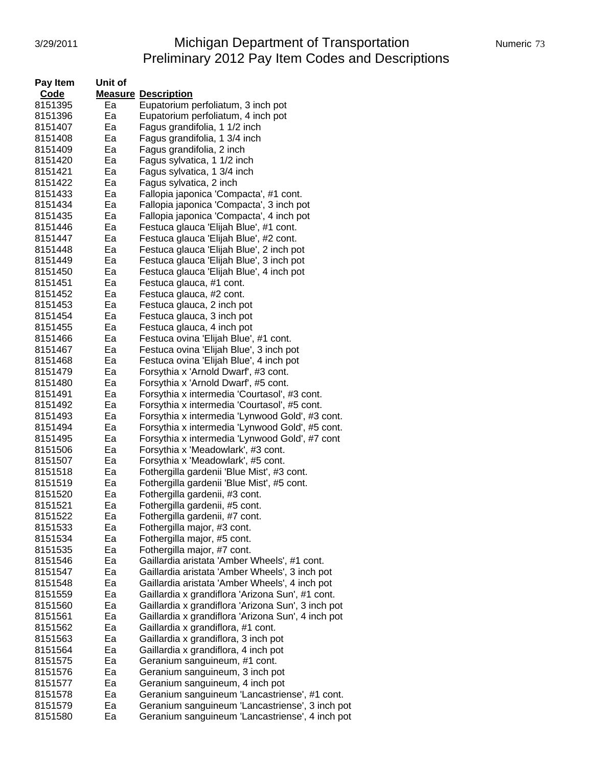| Pay Item Code | Unit of Measure | Description |
|---|---|---|
| 8151395 | Ea | Eupatorium perfoliatum, 3 inch pot |
| 8151396 | Ea | Eupatorium perfoliatum, 4 inch pot |
| 8151407 | Ea | Fagus grandifolia, 1 1/2 inch |
| 8151408 | Ea | Fagus grandifolia, 1 3/4 inch |
| 8151409 | Ea | Fagus grandifolia, 2 inch |
| 8151420 | Ea | Fagus sylvatica, 1 1/2 inch |
| 8151421 | Ea | Fagus sylvatica, 1 3/4 inch |
| 8151422 | Ea | Fagus sylvatica, 2 inch |
| 8151433 | Ea | Fallopia japonica 'Compacta', #1 cont. |
| 8151434 | Ea | Fallopia japonica 'Compacta', 3 inch pot |
| 8151435 | Ea | Fallopia japonica 'Compacta', 4 inch pot |
| 8151446 | Ea | Festuca glauca 'Elijah Blue', #1 cont. |
| 8151447 | Ea | Festuca glauca 'Elijah Blue', #2 cont. |
| 8151448 | Ea | Festuca glauca 'Elijah Blue', 2 inch pot |
| 8151449 | Ea | Festuca glauca 'Elijah Blue', 3 inch pot |
| 8151450 | Ea | Festuca glauca 'Elijah Blue', 4 inch pot |
| 8151451 | Ea | Festuca glauca, #1 cont. |
| 8151452 | Ea | Festuca glauca, #2 cont. |
| 8151453 | Ea | Festuca glauca, 2 inch pot |
| 8151454 | Ea | Festuca glauca, 3 inch pot |
| 8151455 | Ea | Festuca glauca, 4 inch pot |
| 8151466 | Ea | Festuca ovina 'Elijah Blue', #1 cont. |
| 8151467 | Ea | Festuca ovina 'Elijah Blue', 3 inch pot |
| 8151468 | Ea | Festuca ovina 'Elijah Blue', 4 inch pot |
| 8151479 | Ea | Forsythia x 'Arnold Dwarf', #3 cont. |
| 8151480 | Ea | Forsythia x 'Arnold Dwarf', #5 cont. |
| 8151491 | Ea | Forsythia x intermedia 'Courtasol', #3 cont. |
| 8151492 | Ea | Forsythia x intermedia 'Courtasol', #5 cont. |
| 8151493 | Ea | Forsythia x intermedia 'Lynwood Gold', #3 cont. |
| 8151494 | Ea | Forsythia x intermedia 'Lynwood Gold', #5 cont. |
| 8151495 | Ea | Forsythia x intermedia 'Lynwood Gold', #7 cont |
| 8151506 | Ea | Forsythia x 'Meadowlark', #3 cont. |
| 8151507 | Ea | Forsythia x 'Meadowlark', #5 cont. |
| 8151518 | Ea | Fothergilla gardenii 'Blue Mist', #3 cont. |
| 8151519 | Ea | Fothergilla gardenii 'Blue Mist', #5 cont. |
| 8151520 | Ea | Fothergilla gardenii, #3 cont. |
| 8151521 | Ea | Fothergilla gardenii, #5 cont. |
| 8151522 | Ea | Fothergilla gardenii, #7 cont. |
| 8151533 | Ea | Fothergilla major, #3 cont. |
| 8151534 | Ea | Fothergilla major, #5 cont. |
| 8151535 | Ea | Fothergilla major, #7 cont. |
| 8151546 | Ea | Gaillardia aristata 'Amber Wheels', #1 cont. |
| 8151547 | Ea | Gaillardia aristata 'Amber Wheels', 3 inch pot |
| 8151548 | Ea | Gaillardia aristata 'Amber Wheels', 4 inch pot |
| 8151559 | Ea | Gaillardia x grandiflora 'Arizona Sun', #1 cont. |
| 8151560 | Ea | Gaillardia x grandiflora 'Arizona Sun', 3 inch pot |
| 8151561 | Ea | Gaillardia x grandiflora 'Arizona Sun', 4 inch pot |
| 8151562 | Ea | Gaillardia x grandiflora, #1 cont. |
| 8151563 | Ea | Gaillardia x grandiflora, 3 inch pot |
| 8151564 | Ea | Gaillardia x grandiflora, 4 inch pot |
| 8151575 | Ea | Geranium sanguineum, #1 cont. |
| 8151576 | Ea | Geranium sanguineum, 3 inch pot |
| 8151577 | Ea | Geranium sanguineum, 4 inch pot |
| 8151578 | Ea | Geranium sanguineum 'Lancastriense', #1 cont. |
| 8151579 | Ea | Geranium sanguineum 'Lancastriense', 3 inch pot |
| 8151580 | Ea | Geranium sanguineum 'Lancastriense', 4 inch pot |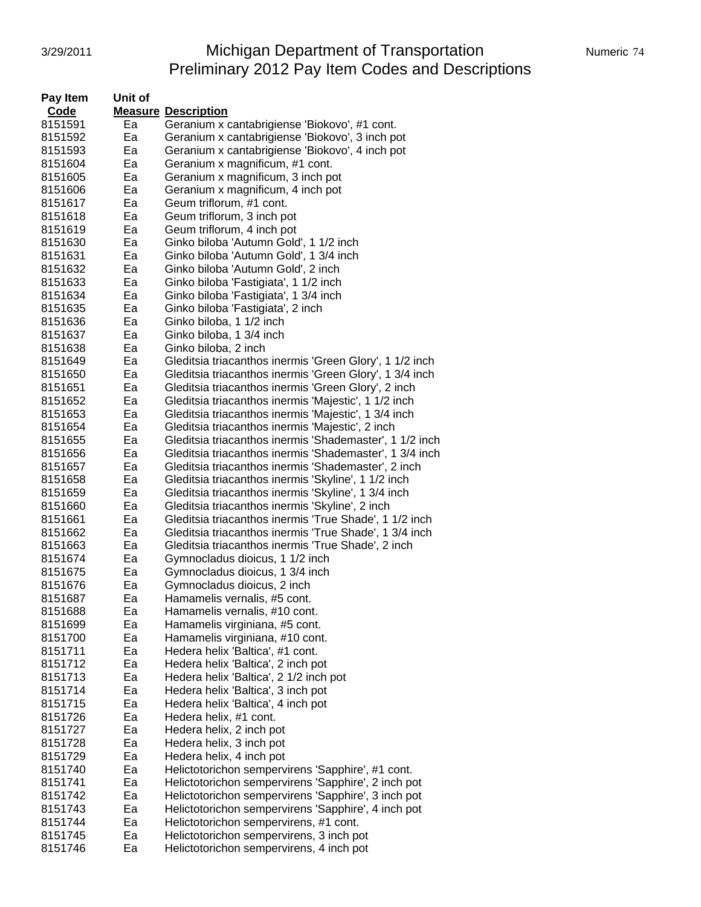# Michigan Department of Transportation
## Preliminary 2012 Pay Item Codes and Descriptions

| Pay Item Code | Unit of Measure | Description |
|---|---|---|
| 8151591 | Ea | Geranium x cantabrigiense 'Biokovo', #1 cont. |
| 8151592 | Ea | Geranium x cantabrigiense 'Biokovo', 3 inch pot |
| 8151593 | Ea | Geranium x cantabrigiense 'Biokovo', 4 inch pot |
| 8151604 | Ea | Geranium x magnificum, #1 cont. |
| 8151605 | Ea | Geranium x magnificum, 3 inch pot |
| 8151606 | Ea | Geranium x magnificum, 4 inch pot |
| 8151617 | Ea | Geum triflorum, #1 cont. |
| 8151618 | Ea | Geum triflorum, 3 inch pot |
| 8151619 | Ea | Geum triflorum, 4 inch pot |
| 8151630 | Ea | Ginko biloba 'Autumn Gold', 1 1/2 inch |
| 8151631 | Ea | Ginko biloba 'Autumn Gold', 1 3/4 inch |
| 8151632 | Ea | Ginko biloba 'Autumn Gold', 2 inch |
| 8151633 | Ea | Ginko biloba 'Fastigiata', 1 1/2 inch |
| 8151634 | Ea | Ginko biloba 'Fastigiata', 1 3/4 inch |
| 8151635 | Ea | Ginko biloba 'Fastigiata', 2 inch |
| 8151636 | Ea | Ginko biloba, 1 1/2 inch |
| 8151637 | Ea | Ginko biloba, 1 3/4 inch |
| 8151638 | Ea | Ginko biloba, 2 inch |
| 8151649 | Ea | Gleditsia triacanthos inermis 'Green Glory', 1 1/2 inch |
| 8151650 | Ea | Gleditsia triacanthos inermis 'Green Glory', 1 3/4 inch |
| 8151651 | Ea | Gleditsia triacanthos inermis 'Green Glory', 2 inch |
| 8151652 | Ea | Gleditsia triacanthos inermis 'Majestic', 1 1/2 inch |
| 8151653 | Ea | Gleditsia triacanthos inermis 'Majestic', 1 3/4 inch |
| 8151654 | Ea | Gleditsia triacanthos inermis 'Majestic', 2 inch |
| 8151655 | Ea | Gleditsia triacanthos inermis 'Shademaster', 1 1/2 inch |
| 8151656 | Ea | Gleditsia triacanthos inermis 'Shademaster', 1 3/4 inch |
| 8151657 | Ea | Gleditsia triacanthos inermis 'Shademaster', 2 inch |
| 8151658 | Ea | Gleditsia triacanthos inermis 'Skyline', 1 1/2 inch |
| 8151659 | Ea | Gleditsia triacanthos inermis 'Skyline', 1 3/4 inch |
| 8151660 | Ea | Gleditsia triacanthos inermis 'Skyline', 2 inch |
| 8151661 | Ea | Gleditsia triacanthos inermis 'True Shade', 1 1/2 inch |
| 8151662 | Ea | Gleditsia triacanthos inermis 'True Shade', 1 3/4 inch |
| 8151663 | Ea | Gleditsia triacanthos inermis 'True Shade', 2 inch |
| 8151674 | Ea | Gymnocladus dioicus, 1 1/2 inch |
| 8151675 | Ea | Gymnocladus dioicus, 1 3/4 inch |
| 8151676 | Ea | Gymnocladus dioicus, 2 inch |
| 8151687 | Ea | Hamamelis vernalis, #5 cont. |
| 8151688 | Ea | Hamamelis vernalis, #10 cont. |
| 8151699 | Ea | Hamamelis virginiana, #5 cont. |
| 8151700 | Ea | Hamamelis virginiana, #10 cont. |
| 8151711 | Ea | Hedera helix 'Baltica', #1 cont. |
| 8151712 | Ea | Hedera helix 'Baltica', 2 inch pot |
| 8151713 | Ea | Hedera helix 'Baltica', 2 1/2 inch pot |
| 8151714 | Ea | Hedera helix 'Baltica', 3 inch pot |
| 8151715 | Ea | Hedera helix 'Baltica', 4 inch pot |
| 8151726 | Ea | Hedera helix, #1 cont. |
| 8151727 | Ea | Hedera helix, 2 inch pot |
| 8151728 | Ea | Hedera helix, 3 inch pot |
| 8151729 | Ea | Hedera helix, 4 inch pot |
| 8151740 | Ea | Helictotorichon sempervirens 'Sapphire', #1 cont. |
| 8151741 | Ea | Helictotorichon sempervirens 'Sapphire', 2 inch pot |
| 8151742 | Ea | Helictotorichon sempervirens 'Sapphire', 3 inch pot |
| 8151743 | Ea | Helictotorichon sempervirens 'Sapphire', 4 inch pot |
| 8151744 | Ea | Helictotorichon sempervirens, #1 cont. |
| 8151745 | Ea | Helictotorichon sempervirens, 3 inch pot |
| 8151746 | Ea | Helictotorichon sempervirens, 4 inch pot |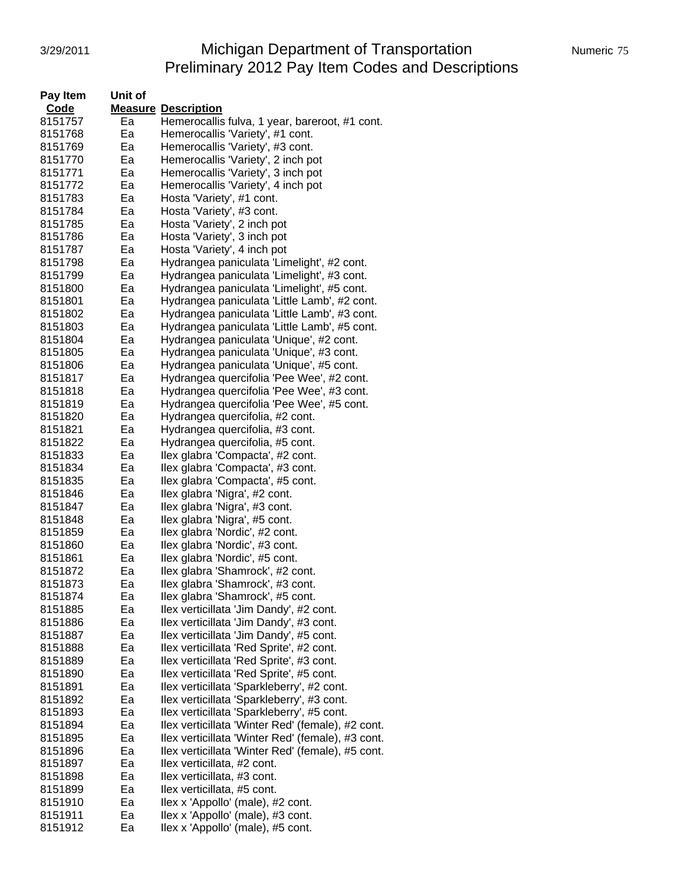# Michigan Department of Transportation
## Preliminary 2012 Pay Item Codes and Descriptions

| Pay Item Code | Unit of Measure | Description |
|---|---|---|
| 8151757 | Ea | Hemerocallis fulva, 1 year, bareroot, #1 cont. |
| 8151768 | Ea | Hemerocallis 'Variety', #1 cont. |
| 8151769 | Ea | Hemerocallis 'Variety', #3 cont. |
| 8151770 | Ea | Hemerocallis 'Variety', 2 inch pot |
| 8151771 | Ea | Hemerocallis 'Variety', 3 inch pot |
| 8151772 | Ea | Hemerocallis 'Variety', 4 inch pot |
| 8151783 | Ea | Hosta 'Variety', #1 cont. |
| 8151784 | Ea | Hosta 'Variety', #3 cont. |
| 8151785 | Ea | Hosta 'Variety', 2 inch pot |
| 8151786 | Ea | Hosta 'Variety', 3 inch pot |
| 8151787 | Ea | Hosta 'Variety', 4 inch pot |
| 8151798 | Ea | Hydrangea paniculata 'Limelight', #2 cont. |
| 8151799 | Ea | Hydrangea paniculata 'Limelight', #3 cont. |
| 8151800 | Ea | Hydrangea paniculata 'Limelight', #5 cont. |
| 8151801 | Ea | Hydrangea paniculata 'Little Lamb', #2 cont. |
| 8151802 | Ea | Hydrangea paniculata 'Little Lamb', #3 cont. |
| 8151803 | Ea | Hydrangea paniculata 'Little Lamb', #5 cont. |
| 8151804 | Ea | Hydrangea paniculata 'Unique', #2 cont. |
| 8151805 | Ea | Hydrangea paniculata 'Unique', #3 cont. |
| 8151806 | Ea | Hydrangea paniculata 'Unique', #5 cont. |
| 8151817 | Ea | Hydrangea quercifolia 'Pee Wee', #2 cont. |
| 8151818 | Ea | Hydrangea quercifolia 'Pee Wee', #3 cont. |
| 8151819 | Ea | Hydrangea quercifolia 'Pee Wee', #5 cont. |
| 8151820 | Ea | Hydrangea quercifolia, #2 cont. |
| 8151821 | Ea | Hydrangea quercifolia, #3 cont. |
| 8151822 | Ea | Hydrangea quercifolia, #5 cont. |
| 8151833 | Ea | Ilex glabra 'Compacta', #2 cont. |
| 8151834 | Ea | Ilex glabra 'Compacta', #3 cont. |
| 8151835 | Ea | Ilex glabra 'Compacta', #5 cont. |
| 8151846 | Ea | Ilex glabra 'Nigra', #2 cont. |
| 8151847 | Ea | Ilex glabra 'Nigra', #3 cont. |
| 8151848 | Ea | Ilex glabra 'Nigra', #5 cont. |
| 8151859 | Ea | Ilex glabra 'Nordic', #2 cont. |
| 8151860 | Ea | Ilex glabra 'Nordic', #3 cont. |
| 8151861 | Ea | Ilex glabra 'Nordic', #5 cont. |
| 8151872 | Ea | Ilex glabra 'Shamrock', #2 cont. |
| 8151873 | Ea | Ilex glabra 'Shamrock', #3 cont. |
| 8151874 | Ea | Ilex glabra 'Shamrock', #5 cont. |
| 8151885 | Ea | Ilex verticillata 'Jim Dandy', #2 cont. |
| 8151886 | Ea | Ilex verticillata 'Jim Dandy', #3 cont. |
| 8151887 | Ea | Ilex verticillata 'Jim Dandy', #5 cont. |
| 8151888 | Ea | Ilex verticillata 'Red Sprite', #2 cont. |
| 8151889 | Ea | Ilex verticillata 'Red Sprite', #3 cont. |
| 8151890 | Ea | Ilex verticillata 'Red Sprite', #5 cont. |
| 8151891 | Ea | Ilex verticillata 'Sparkleberry', #2 cont. |
| 8151892 | Ea | Ilex verticillata 'Sparkleberry', #3 cont. |
| 8151893 | Ea | Ilex verticillata 'Sparkleberry', #5 cont. |
| 8151894 | Ea | Ilex verticillata 'Winter Red' (female), #2 cont. |
| 8151895 | Ea | Ilex verticillata 'Winter Red' (female), #3 cont. |
| 8151896 | Ea | Ilex verticillata 'Winter Red' (female), #5 cont. |
| 8151897 | Ea | Ilex verticillata, #2 cont. |
| 8151898 | Ea | Ilex verticillata, #3 cont. |
| 8151899 | Ea | Ilex verticillata, #5 cont. |
| 8151910 | Ea | Ilex x 'Appollo' (male), #2 cont. |
| 8151911 | Ea | Ilex x 'Appollo' (male), #3 cont. |
| 8151912 | Ea | Ilex x 'Appollo' (male), #5 cont. |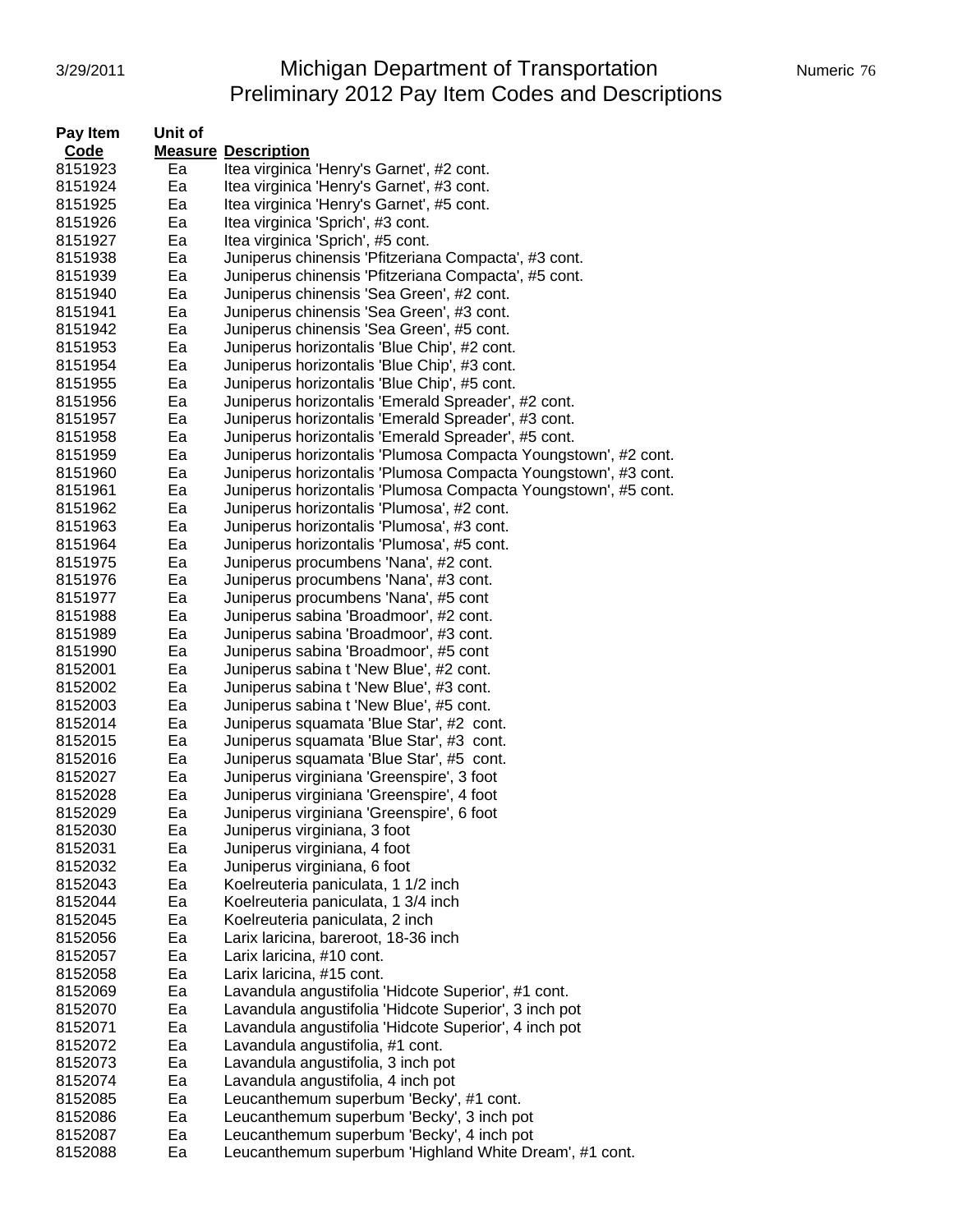# Michigan Department of Transportation
## Preliminary 2012 Pay Item Codes and Descriptions

| Pay Item Code | Unit of Measure | Description |
|---|---|---|
| 8151923 | Ea | Itea virginica 'Henry's Garnet', #2 cont. |
| 8151924 | Ea | Itea virginica 'Henry's Garnet', #3 cont. |
| 8151925 | Ea | Itea virginica 'Henry's Garnet', #5 cont. |
| 8151926 | Ea | Itea virginica 'Sprich', #3 cont. |
| 8151927 | Ea | Itea virginica 'Sprich', #5 cont. |
| 8151938 | Ea | Juniperus chinensis 'Pfitzeriana Compacta', #3 cont. |
| 8151939 | Ea | Juniperus chinensis 'Pfitzeriana Compacta', #5 cont. |
| 8151940 | Ea | Juniperus chinensis 'Sea Green', #2 cont. |
| 8151941 | Ea | Juniperus chinensis 'Sea Green', #3 cont. |
| 8151942 | Ea | Juniperus chinensis 'Sea Green', #5 cont. |
| 8151953 | Ea | Juniperus horizontalis 'Blue Chip', #2 cont. |
| 8151954 | Ea | Juniperus horizontalis 'Blue Chip', #3 cont. |
| 8151955 | Ea | Juniperus horizontalis 'Blue Chip', #5 cont. |
| 8151956 | Ea | Juniperus horizontalis 'Emerald Spreader', #2 cont. |
| 8151957 | Ea | Juniperus horizontalis 'Emerald Spreader', #3 cont. |
| 8151958 | Ea | Juniperus horizontalis 'Emerald Spreader', #5 cont. |
| 8151959 | Ea | Juniperus horizontalis 'Plumosa Compacta Youngstown', #2 cont. |
| 8151960 | Ea | Juniperus horizontalis 'Plumosa Compacta Youngstown', #3 cont. |
| 8151961 | Ea | Juniperus horizontalis 'Plumosa Compacta Youngstown', #5 cont. |
| 8151962 | Ea | Juniperus horizontalis 'Plumosa', #2 cont. |
| 8151963 | Ea | Juniperus horizontalis 'Plumosa', #3 cont. |
| 8151964 | Ea | Juniperus horizontalis 'Plumosa', #5 cont. |
| 8151975 | Ea | Juniperus procumbens 'Nana', #2 cont. |
| 8151976 | Ea | Juniperus procumbens 'Nana', #3 cont. |
| 8151977 | Ea | Juniperus procumbens 'Nana', #5 cont |
| 8151988 | Ea | Juniperus sabina 'Broadmoor', #2 cont. |
| 8151989 | Ea | Juniperus sabina 'Broadmoor', #3 cont. |
| 8151990 | Ea | Juniperus sabina 'Broadmoor', #5 cont |
| 8152001 | Ea | Juniperus sabina t 'New Blue', #2 cont. |
| 8152002 | Ea | Juniperus sabina t 'New Blue', #3 cont. |
| 8152003 | Ea | Juniperus sabina t 'New Blue', #5 cont. |
| 8152014 | Ea | Juniperus squamata 'Blue Star', #2 cont. |
| 8152015 | Ea | Juniperus squamata 'Blue Star', #3 cont. |
| 8152016 | Ea | Juniperus squamata 'Blue Star', #5 cont. |
| 8152027 | Ea | Juniperus virginiana 'Greenspire', 3 foot |
| 8152028 | Ea | Juniperus virginiana 'Greenspire', 4 foot |
| 8152029 | Ea | Juniperus virginiana 'Greenspire', 6 foot |
| 8152030 | Ea | Juniperus virginiana, 3 foot |
| 8152031 | Ea | Juniperus virginiana, 4 foot |
| 8152032 | Ea | Juniperus virginiana, 6 foot |
| 8152043 | Ea | Koelreuteria paniculata, 1 1/2 inch |
| 8152044 | Ea | Koelreuteria paniculata, 1 3/4 inch |
| 8152045 | Ea | Koelreuteria paniculata, 2 inch |
| 8152056 | Ea | Larix laricina, bareroot, 18-36 inch |
| 8152057 | Ea | Larix laricina, #10 cont. |
| 8152058 | Ea | Larix laricina, #15 cont. |
| 8152069 | Ea | Lavandula angustifolia 'Hidcote Superior', #1 cont. |
| 8152070 | Ea | Lavandula angustifolia 'Hidcote Superior', 3 inch pot |
| 8152071 | Ea | Lavandula angustifolia 'Hidcote Superior', 4 inch pot |
| 8152072 | Ea | Lavandula angustifolia, #1 cont. |
| 8152073 | Ea | Lavandula angustifolia, 3 inch pot |
| 8152074 | Ea | Lavandula angustifolia, 4 inch pot |
| 8152085 | Ea | Leucanthemum superbum 'Becky', #1 cont. |
| 8152086 | Ea | Leucanthemum superbum 'Becky', 3 inch pot |
| 8152087 | Ea | Leucanthemum superbum 'Becky', 4 inch pot |
| 8152088 | Ea | Leucanthemum superbum 'Highland White Dream', #1 cont. |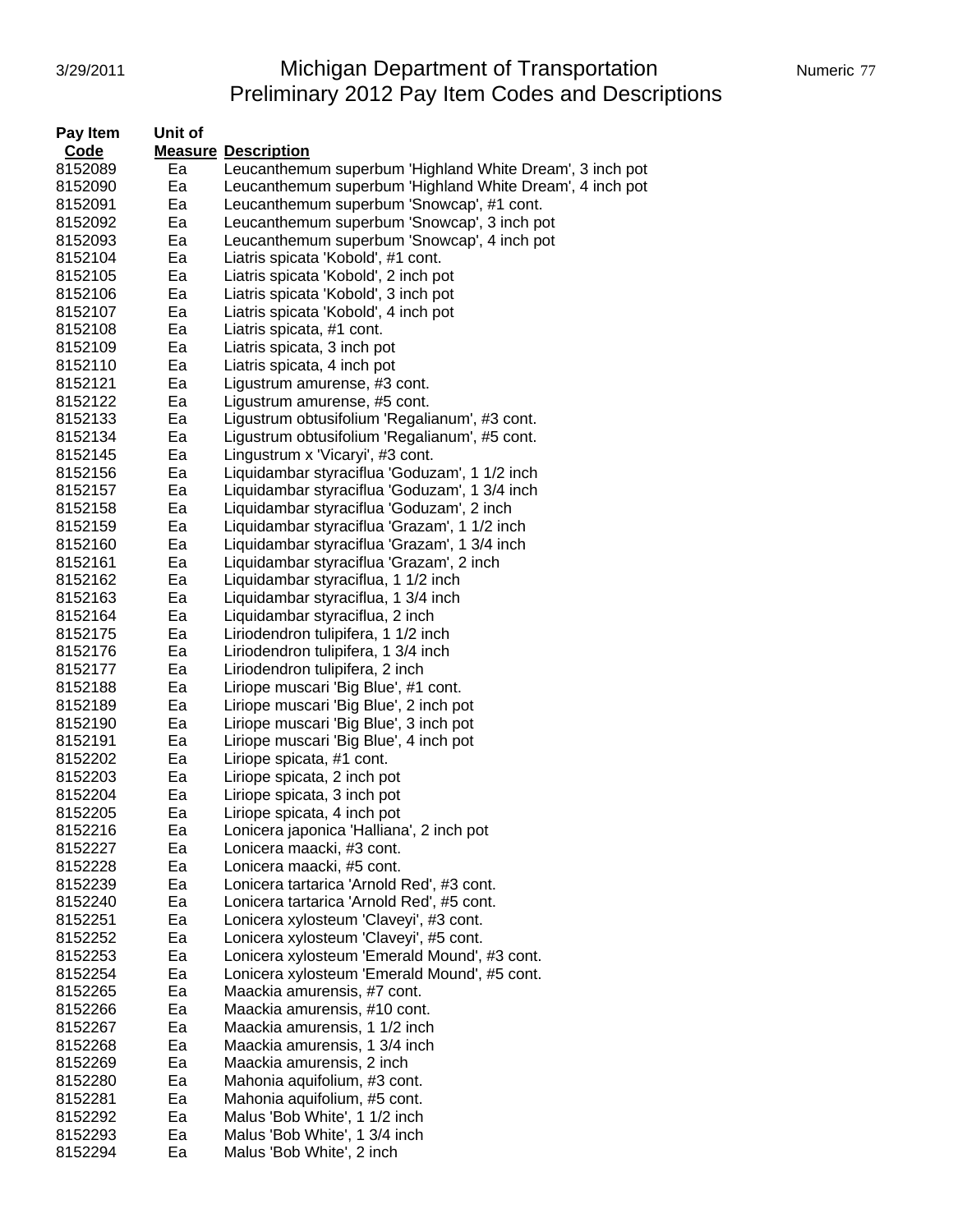# Michigan Department of Transportation
## Preliminary 2012 Pay Item Codes and Descriptions

| Pay Item Code | Unit of Measure | Description |
|---|---|---|
| 8152089 | Ea | Leucanthemum superbum 'Highland White Dream', 3 inch pot |
| 8152090 | Ea | Leucanthemum superbum 'Highland White Dream', 4 inch pot |
| 8152091 | Ea | Leucanthemum superbum 'Snowcap', #1 cont. |
| 8152092 | Ea | Leucanthemum superbum 'Snowcap', 3 inch pot |
| 8152093 | Ea | Leucanthemum superbum 'Snowcap', 4 inch pot |
| 8152104 | Ea | Liatris spicata 'Kobold', #1 cont. |
| 8152105 | Ea | Liatris spicata 'Kobold', 2 inch pot |
| 8152106 | Ea | Liatris spicata 'Kobold', 3 inch pot |
| 8152107 | Ea | Liatris spicata 'Kobold', 4 inch pot |
| 8152108 | Ea | Liatris spicata, #1 cont. |
| 8152109 | Ea | Liatris spicata, 3 inch pot |
| 8152110 | Ea | Liatris spicata, 4 inch pot |
| 8152121 | Ea | Ligustrum amurense, #3 cont. |
| 8152122 | Ea | Ligustrum amurense, #5 cont. |
| 8152133 | Ea | Ligustrum obtusifolium 'Regalianum', #3 cont. |
| 8152134 | Ea | Ligustrum obtusifolium 'Regalianum', #5 cont. |
| 8152145 | Ea | Lingustrum x 'Vicaryi', #3 cont. |
| 8152156 | Ea | Liquidambar styraciflua 'Goduzam', 1 1/2 inch |
| 8152157 | Ea | Liquidambar styraciflua 'Goduzam', 1 3/4 inch |
| 8152158 | Ea | Liquidambar styraciflua 'Goduzam', 2 inch |
| 8152159 | Ea | Liquidambar styraciflua 'Grazam', 1 1/2 inch |
| 8152160 | Ea | Liquidambar styraciflua 'Grazam', 1 3/4 inch |
| 8152161 | Ea | Liquidambar styraciflua 'Grazam', 2 inch |
| 8152162 | Ea | Liquidambar styraciflua, 1 1/2 inch |
| 8152163 | Ea | Liquidambar styraciflua, 1 3/4 inch |
| 8152164 | Ea | Liquidambar styraciflua, 2 inch |
| 8152175 | Ea | Liriodendron tulipifera, 1 1/2 inch |
| 8152176 | Ea | Liriodendron tulipifera, 1 3/4 inch |
| 8152177 | Ea | Liriodendron tulipifera, 2 inch |
| 8152188 | Ea | Liriope muscari 'Big Blue', #1 cont. |
| 8152189 | Ea | Liriope muscari 'Big Blue', 2 inch pot |
| 8152190 | Ea | Liriope muscari 'Big Blue', 3 inch pot |
| 8152191 | Ea | Liriope muscari 'Big Blue', 4 inch pot |
| 8152202 | Ea | Liriope spicata, #1 cont. |
| 8152203 | Ea | Liriope spicata, 2 inch pot |
| 8152204 | Ea | Liriope spicata, 3 inch pot |
| 8152205 | Ea | Liriope spicata, 4 inch pot |
| 8152216 | Ea | Lonicera japonica 'Halliana', 2 inch pot |
| 8152227 | Ea | Lonicera maacki, #3 cont. |
| 8152228 | Ea | Lonicera maacki, #5 cont. |
| 8152239 | Ea | Lonicera tartarica 'Arnold Red', #3 cont. |
| 8152240 | Ea | Lonicera tartarica 'Arnold Red', #5 cont. |
| 8152251 | Ea | Lonicera xylosteum 'Claveyi', #3 cont. |
| 8152252 | Ea | Lonicera xylosteum 'Claveyi', #5 cont. |
| 8152253 | Ea | Lonicera xylosteum 'Emerald Mound', #3 cont. |
| 8152254 | Ea | Lonicera xylosteum 'Emerald Mound', #5 cont. |
| 8152265 | Ea | Maackia amurensis, #7 cont. |
| 8152266 | Ea | Maackia amurensis, #10 cont. |
| 8152267 | Ea | Maackia amurensis, 1 1/2 inch |
| 8152268 | Ea | Maackia amurensis, 1 3/4 inch |
| 8152269 | Ea | Maackia amurensis, 2 inch |
| 8152280 | Ea | Mahonia aquifolium, #3 cont. |
| 8152281 | Ea | Mahonia aquifolium, #5 cont. |
| 8152292 | Ea | Malus 'Bob White', 1 1/2 inch |
| 8152293 | Ea | Malus 'Bob White', 1 3/4 inch |
| 8152294 | Ea | Malus 'Bob White', 2 inch |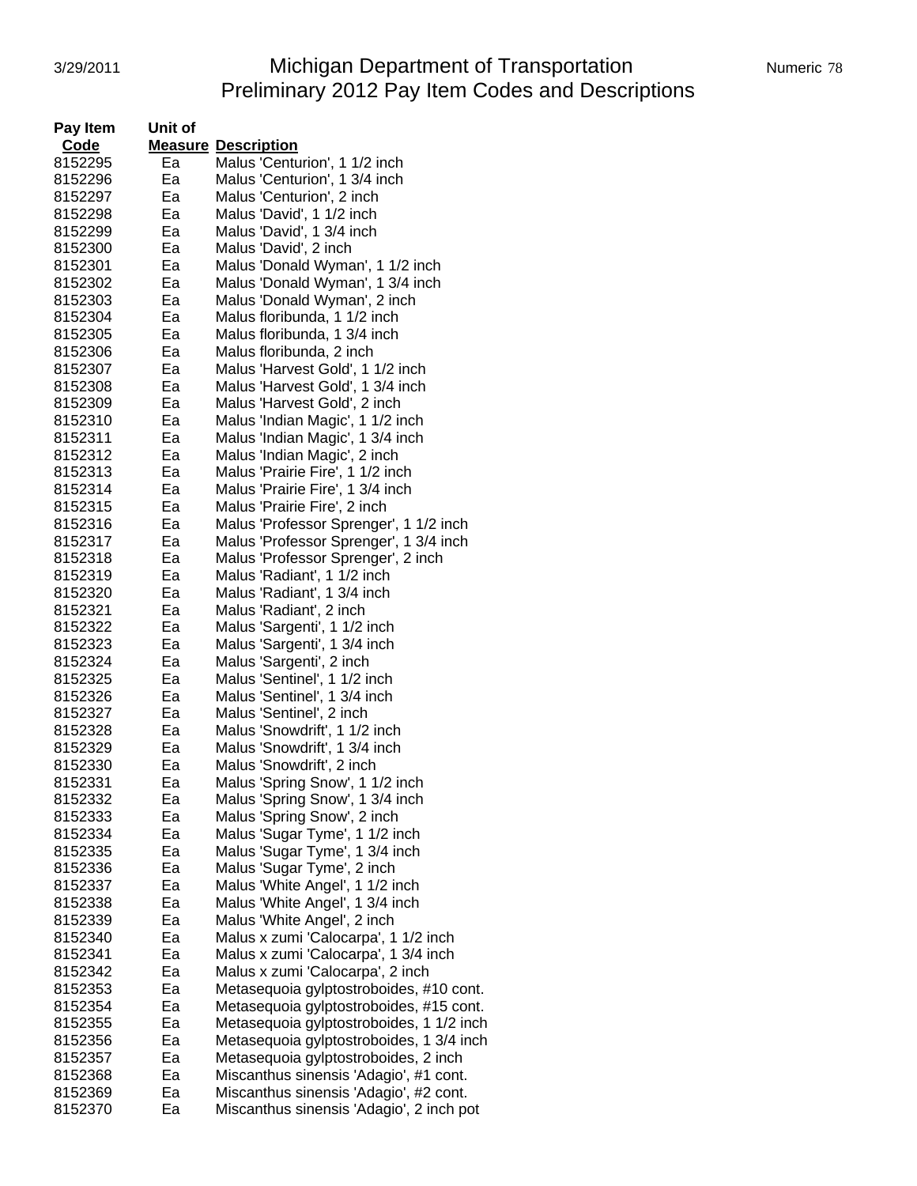# Michigan Department of Transportation
## Preliminary 2012 Pay Item Codes and Descriptions

| Pay Item Code | Unit of Measure | Description |
|---|---|---|
| 8152295 | Ea | Malus 'Centurion', 1 1/2 inch |
| 8152296 | Ea | Malus 'Centurion', 1 3/4 inch |
| 8152297 | Ea | Malus 'Centurion', 2 inch |
| 8152298 | Ea | Malus 'David', 1 1/2 inch |
| 8152299 | Ea | Malus 'David', 1 3/4 inch |
| 8152300 | Ea | Malus 'David', 2 inch |
| 8152301 | Ea | Malus 'Donald Wyman', 1 1/2 inch |
| 8152302 | Ea | Malus 'Donald Wyman', 1 3/4 inch |
| 8152303 | Ea | Malus 'Donald Wyman', 2 inch |
| 8152304 | Ea | Malus floribunda, 1 1/2 inch |
| 8152305 | Ea | Malus floribunda, 1 3/4 inch |
| 8152306 | Ea | Malus floribunda, 2 inch |
| 8152307 | Ea | Malus 'Harvest Gold', 1 1/2 inch |
| 8152308 | Ea | Malus 'Harvest Gold', 1 3/4 inch |
| 8152309 | Ea | Malus 'Harvest Gold', 2 inch |
| 8152310 | Ea | Malus 'Indian Magic', 1 1/2 inch |
| 8152311 | Ea | Malus 'Indian Magic', 1 3/4 inch |
| 8152312 | Ea | Malus 'Indian Magic', 2 inch |
| 8152313 | Ea | Malus 'Prairie Fire', 1 1/2 inch |
| 8152314 | Ea | Malus 'Prairie Fire', 1 3/4 inch |
| 8152315 | Ea | Malus 'Prairie Fire', 2 inch |
| 8152316 | Ea | Malus 'Professor Sprenger', 1 1/2 inch |
| 8152317 | Ea | Malus 'Professor Sprenger', 1 3/4 inch |
| 8152318 | Ea | Malus 'Professor Sprenger', 2 inch |
| 8152319 | Ea | Malus 'Radiant', 1 1/2 inch |
| 8152320 | Ea | Malus 'Radiant', 1 3/4 inch |
| 8152321 | Ea | Malus 'Radiant', 2 inch |
| 8152322 | Ea | Malus 'Sargenti', 1 1/2 inch |
| 8152323 | Ea | Malus 'Sargenti', 1 3/4 inch |
| 8152324 | Ea | Malus 'Sargenti', 2 inch |
| 8152325 | Ea | Malus 'Sentinel', 1 1/2 inch |
| 8152326 | Ea | Malus 'Sentinel', 1 3/4 inch |
| 8152327 | Ea | Malus 'Sentinel', 2 inch |
| 8152328 | Ea | Malus 'Snowdrift', 1 1/2 inch |
| 8152329 | Ea | Malus 'Snowdrift', 1 3/4 inch |
| 8152330 | Ea | Malus 'Snowdrift', 2 inch |
| 8152331 | Ea | Malus 'Spring Snow', 1 1/2 inch |
| 8152332 | Ea | Malus 'Spring Snow', 1 3/4 inch |
| 8152333 | Ea | Malus 'Spring Snow', 2 inch |
| 8152334 | Ea | Malus 'Sugar Tyme', 1 1/2 inch |
| 8152335 | Ea | Malus 'Sugar Tyme', 1 3/4 inch |
| 8152336 | Ea | Malus 'Sugar Tyme', 2 inch |
| 8152337 | Ea | Malus 'White Angel', 1 1/2 inch |
| 8152338 | Ea | Malus 'White Angel', 1 3/4 inch |
| 8152339 | Ea | Malus 'White Angel', 2 inch |
| 8152340 | Ea | Malus x zumi 'Calocarpa', 1 1/2 inch |
| 8152341 | Ea | Malus x zumi 'Calocarpa', 1 3/4 inch |
| 8152342 | Ea | Malus x zumi 'Calocarpa', 2 inch |
| 8152353 | Ea | Metasequoia gylptostroboides, #10 cont. |
| 8152354 | Ea | Metasequoia gylptostroboides, #15 cont. |
| 8152355 | Ea | Metasequoia gylptostroboides, 1 1/2 inch |
| 8152356 | Ea | Metasequoia gylptostroboides, 1 3/4 inch |
| 8152357 | Ea | Metasequoia gylptostroboides, 2 inch |
| 8152368 | Ea | Miscanthus sinensis 'Adagio', #1 cont. |
| 8152369 | Ea | Miscanthus sinensis 'Adagio', #2 cont. |
| 8152370 | Ea | Miscanthus sinensis 'Adagio', 2 inch pot |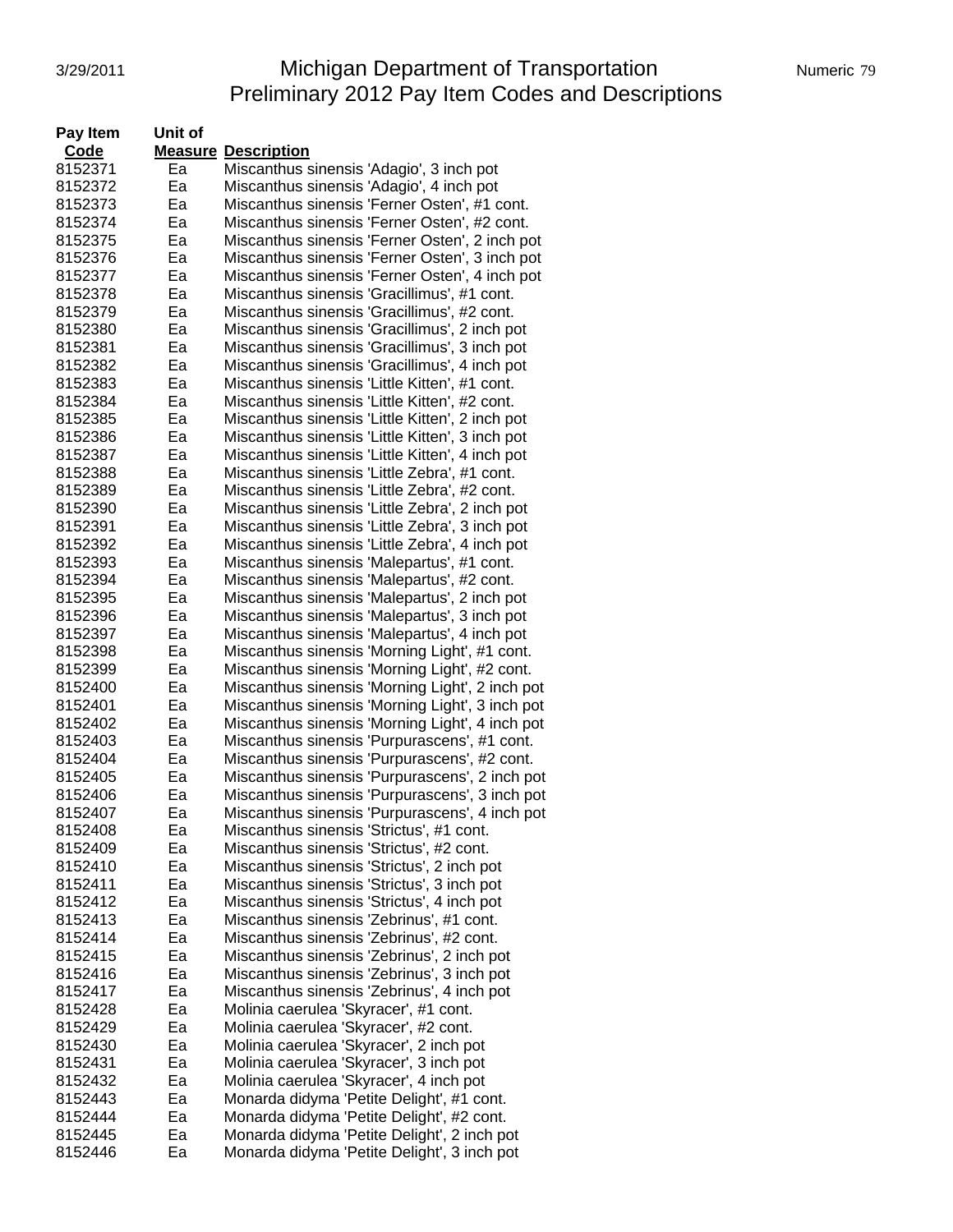# Michigan Department of Transportation
## Preliminary 2012 Pay Item Codes and Descriptions

| Pay Item Code | Unit of Measure | Description |
|---|---|---|
| 8152371 | Ea | Miscanthus sinensis 'Adagio', 3 inch pot |
| 8152372 | Ea | Miscanthus sinensis 'Adagio', 4 inch pot |
| 8152373 | Ea | Miscanthus sinensis 'Ferner Osten', #1 cont. |
| 8152374 | Ea | Miscanthus sinensis 'Ferner Osten', #2 cont. |
| 8152375 | Ea | Miscanthus sinensis 'Ferner Osten', 2 inch pot |
| 8152376 | Ea | Miscanthus sinensis 'Ferner Osten', 3 inch pot |
| 8152377 | Ea | Miscanthus sinensis 'Ferner Osten', 4 inch pot |
| 8152378 | Ea | Miscanthus sinensis 'Gracillimus', #1 cont. |
| 8152379 | Ea | Miscanthus sinensis 'Gracillimus', #2 cont. |
| 8152380 | Ea | Miscanthus sinensis 'Gracillimus', 2 inch pot |
| 8152381 | Ea | Miscanthus sinensis 'Gracillimus', 3 inch pot |
| 8152382 | Ea | Miscanthus sinensis 'Gracillimus', 4 inch pot |
| 8152383 | Ea | Miscanthus sinensis 'Little Kitten', #1 cont. |
| 8152384 | Ea | Miscanthus sinensis 'Little Kitten', #2 cont. |
| 8152385 | Ea | Miscanthus sinensis 'Little Kitten', 2 inch pot |
| 8152386 | Ea | Miscanthus sinensis 'Little Kitten', 3 inch pot |
| 8152387 | Ea | Miscanthus sinensis 'Little Kitten', 4 inch pot |
| 8152388 | Ea | Miscanthus sinensis 'Little Zebra', #1 cont. |
| 8152389 | Ea | Miscanthus sinensis 'Little Zebra', #2 cont. |
| 8152390 | Ea | Miscanthus sinensis 'Little Zebra', 2 inch pot |
| 8152391 | Ea | Miscanthus sinensis 'Little Zebra', 3 inch pot |
| 8152392 | Ea | Miscanthus sinensis 'Little Zebra', 4 inch pot |
| 8152393 | Ea | Miscanthus sinensis 'Malepartus', #1 cont. |
| 8152394 | Ea | Miscanthus sinensis 'Malepartus', #2 cont. |
| 8152395 | Ea | Miscanthus sinensis 'Malepartus', 2 inch pot |
| 8152396 | Ea | Miscanthus sinensis 'Malepartus', 3 inch pot |
| 8152397 | Ea | Miscanthus sinensis 'Malepartus', 4 inch pot |
| 8152398 | Ea | Miscanthus sinensis 'Morning Light', #1 cont. |
| 8152399 | Ea | Miscanthus sinensis 'Morning Light', #2 cont. |
| 8152400 | Ea | Miscanthus sinensis 'Morning Light', 2 inch pot |
| 8152401 | Ea | Miscanthus sinensis 'Morning Light', 3 inch pot |
| 8152402 | Ea | Miscanthus sinensis 'Morning Light', 4 inch pot |
| 8152403 | Ea | Miscanthus sinensis 'Purpurascens', #1 cont. |
| 8152404 | Ea | Miscanthus sinensis 'Purpurascens', #2 cont. |
| 8152405 | Ea | Miscanthus sinensis 'Purpurascens', 2 inch pot |
| 8152406 | Ea | Miscanthus sinensis 'Purpurascens', 3 inch pot |
| 8152407 | Ea | Miscanthus sinensis 'Purpurascens', 4 inch pot |
| 8152408 | Ea | Miscanthus sinensis 'Strictus', #1 cont. |
| 8152409 | Ea | Miscanthus sinensis 'Strictus', #2 cont. |
| 8152410 | Ea | Miscanthus sinensis 'Strictus', 2 inch pot |
| 8152411 | Ea | Miscanthus sinensis 'Strictus', 3 inch pot |
| 8152412 | Ea | Miscanthus sinensis 'Strictus', 4 inch pot |
| 8152413 | Ea | Miscanthus sinensis 'Zebrinus', #1 cont. |
| 8152414 | Ea | Miscanthus sinensis 'Zebrinus', #2 cont. |
| 8152415 | Ea | Miscanthus sinensis 'Zebrinus', 2 inch pot |
| 8152416 | Ea | Miscanthus sinensis 'Zebrinus', 3 inch pot |
| 8152417 | Ea | Miscanthus sinensis 'Zebrinus', 4 inch pot |
| 8152428 | Ea | Molinia caerulea 'Skyracer', #1 cont. |
| 8152429 | Ea | Molinia caerulea 'Skyracer', #2 cont. |
| 8152430 | Ea | Molinia caerulea 'Skyracer', 2 inch pot |
| 8152431 | Ea | Molinia caerulea 'Skyracer', 3 inch pot |
| 8152432 | Ea | Molinia caerulea 'Skyracer', 4 inch pot |
| 8152443 | Ea | Monarda didyma 'Petite Delight', #1 cont. |
| 8152444 | Ea | Monarda didyma 'Petite Delight', #2 cont. |
| 8152445 | Ea | Monarda didyma 'Petite Delight', 2 inch pot |
| 8152446 | Ea | Monarda didyma 'Petite Delight', 3 inch pot |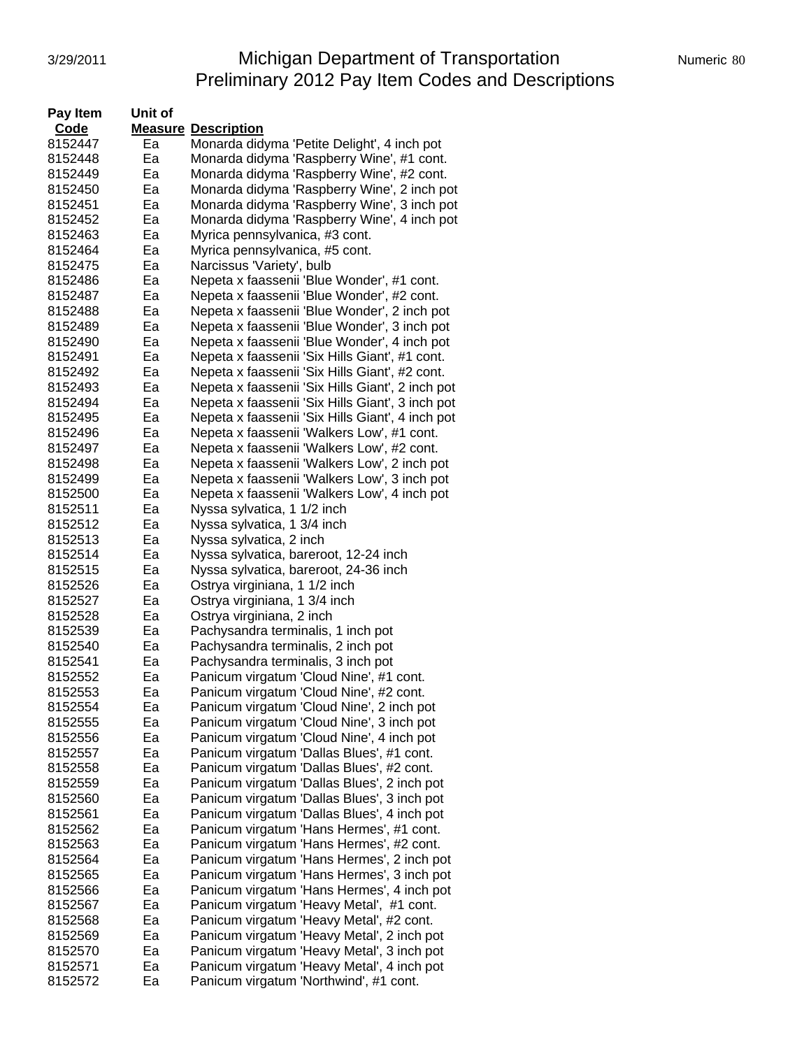# Michigan Department of Transportation
## Preliminary 2012 Pay Item Codes and Descriptions

| Pay Item Code | Unit of Measure | Description |
|---|---|---|
| 8152447 | Ea | Monarda didyma 'Petite Delight', 4 inch pot |
| 8152448 | Ea | Monarda didyma 'Raspberry Wine', #1 cont. |
| 8152449 | Ea | Monarda didyma 'Raspberry Wine', #2 cont. |
| 8152450 | Ea | Monarda didyma 'Raspberry Wine', 2 inch pot |
| 8152451 | Ea | Monarda didyma 'Raspberry Wine', 3 inch pot |
| 8152452 | Ea | Monarda didyma 'Raspberry Wine', 4 inch pot |
| 8152463 | Ea | Myrica pennsylvanica, #3 cont. |
| 8152464 | Ea | Myrica pennsylvanica, #5 cont. |
| 8152475 | Ea | Narcissus 'Variety', bulb |
| 8152486 | Ea | Nepeta x faassenii 'Blue Wonder', #1 cont. |
| 8152487 | Ea | Nepeta x faassenii 'Blue Wonder', #2 cont. |
| 8152488 | Ea | Nepeta x faassenii 'Blue Wonder', 2 inch pot |
| 8152489 | Ea | Nepeta x faassenii 'Blue Wonder', 3 inch pot |
| 8152490 | Ea | Nepeta x faassenii 'Blue Wonder', 4 inch pot |
| 8152491 | Ea | Nepeta x faassenii 'Six Hills Giant', #1 cont. |
| 8152492 | Ea | Nepeta x faassenii 'Six Hills Giant', #2 cont. |
| 8152493 | Ea | Nepeta x faassenii 'Six Hills Giant', 2 inch pot |
| 8152494 | Ea | Nepeta x faassenii 'Six Hills Giant', 3 inch pot |
| 8152495 | Ea | Nepeta x faassenii 'Six Hills Giant', 4 inch pot |
| 8152496 | Ea | Nepeta x faassenii 'Walkers Low', #1 cont. |
| 8152497 | Ea | Nepeta x faassenii 'Walkers Low', #2 cont. |
| 8152498 | Ea | Nepeta x faassenii 'Walkers Low', 2 inch pot |
| 8152499 | Ea | Nepeta x faassenii 'Walkers Low', 3 inch pot |
| 8152500 | Ea | Nepeta x faassenii 'Walkers Low', 4 inch pot |
| 8152511 | Ea | Nyssa sylvatica, 1 1/2 inch |
| 8152512 | Ea | Nyssa sylvatica, 1 3/4 inch |
| 8152513 | Ea | Nyssa sylvatica, 2 inch |
| 8152514 | Ea | Nyssa sylvatica, bareroot, 12-24 inch |
| 8152515 | Ea | Nyssa sylvatica, bareroot, 24-36 inch |
| 8152526 | Ea | Ostrya virginiana, 1 1/2 inch |
| 8152527 | Ea | Ostrya virginiana, 1 3/4 inch |
| 8152528 | Ea | Ostrya virginiana, 2 inch |
| 8152539 | Ea | Pachysandra terminalis, 1 inch pot |
| 8152540 | Ea | Pachysandra terminalis, 2 inch pot |
| 8152541 | Ea | Pachysandra terminalis, 3 inch pot |
| 8152552 | Ea | Panicum virgatum 'Cloud Nine', #1 cont. |
| 8152553 | Ea | Panicum virgatum 'Cloud Nine', #2 cont. |
| 8152554 | Ea | Panicum virgatum 'Cloud Nine', 2 inch pot |
| 8152555 | Ea | Panicum virgatum 'Cloud Nine', 3 inch pot |
| 8152556 | Ea | Panicum virgatum 'Cloud Nine', 4 inch pot |
| 8152557 | Ea | Panicum virgatum 'Dallas Blues', #1 cont. |
| 8152558 | Ea | Panicum virgatum 'Dallas Blues', #2 cont. |
| 8152559 | Ea | Panicum virgatum 'Dallas Blues', 2 inch pot |
| 8152560 | Ea | Panicum virgatum 'Dallas Blues', 3 inch pot |
| 8152561 | Ea | Panicum virgatum 'Dallas Blues', 4 inch pot |
| 8152562 | Ea | Panicum virgatum 'Hans Hermes', #1 cont. |
| 8152563 | Ea | Panicum virgatum 'Hans Hermes', #2 cont. |
| 8152564 | Ea | Panicum virgatum 'Hans Hermes', 2 inch pot |
| 8152565 | Ea | Panicum virgatum 'Hans Hermes', 3 inch pot |
| 8152566 | Ea | Panicum virgatum 'Hans Hermes', 4 inch pot |
| 8152567 | Ea | Panicum virgatum 'Heavy Metal', #1 cont. |
| 8152568 | Ea | Panicum virgatum 'Heavy Metal', #2 cont. |
| 8152569 | Ea | Panicum virgatum 'Heavy Metal', 2 inch pot |
| 8152570 | Ea | Panicum virgatum 'Heavy Metal', 3 inch pot |
| 8152571 | Ea | Panicum virgatum 'Heavy Metal', 4 inch pot |
| 8152572 | Ea | Panicum virgatum 'Northwind', #1 cont. |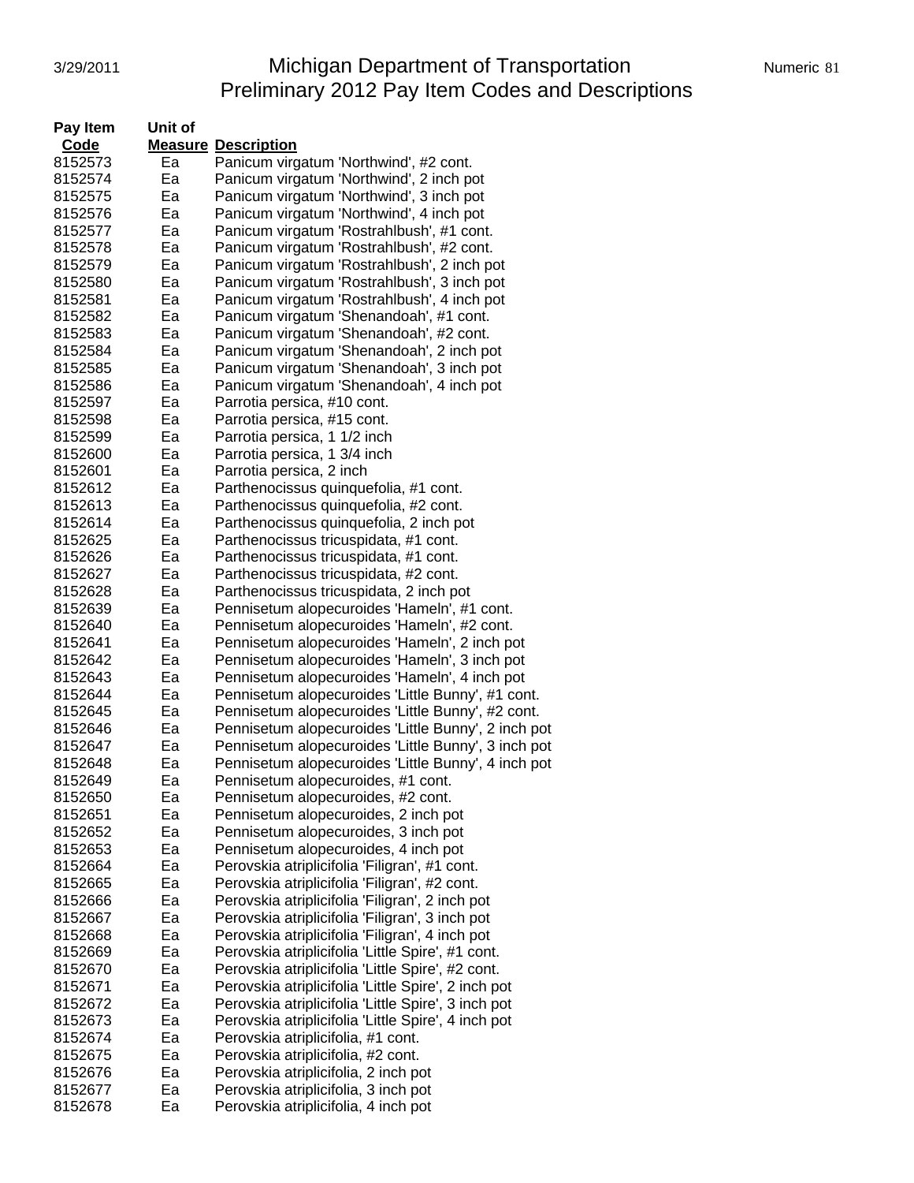| Pay Item Code | Unit of Measure | Description |
|---|---|---|
| 8152573 | Ea | Panicum virgatum 'Northwind', #2 cont. |
| 8152574 | Ea | Panicum virgatum 'Northwind', 2 inch pot |
| 8152575 | Ea | Panicum virgatum 'Northwind', 3 inch pot |
| 8152576 | Ea | Panicum virgatum 'Northwind', 4 inch pot |
| 8152577 | Ea | Panicum virgatum 'Rostrahlbush', #1 cont. |
| 8152578 | Ea | Panicum virgatum 'Rostrahlbush', #2 cont. |
| 8152579 | Ea | Panicum virgatum 'Rostrahlbush', 2 inch pot |
| 8152580 | Ea | Panicum virgatum 'Rostrahlbush', 3 inch pot |
| 8152581 | Ea | Panicum virgatum 'Rostrahlbush', 4 inch pot |
| 8152582 | Ea | Panicum virgatum 'Shenandoah', #1 cont. |
| 8152583 | Ea | Panicum virgatum 'Shenandoah', #2 cont. |
| 8152584 | Ea | Panicum virgatum 'Shenandoah', 2 inch pot |
| 8152585 | Ea | Panicum virgatum 'Shenandoah', 3 inch pot |
| 8152586 | Ea | Panicum virgatum 'Shenandoah', 4 inch pot |
| 8152597 | Ea | Parrotia persica, #10 cont. |
| 8152598 | Ea | Parrotia persica, #15 cont. |
| 8152599 | Ea | Parrotia persica, 1 1/2 inch |
| 8152600 | Ea | Parrotia persica, 1 3/4 inch |
| 8152601 | Ea | Parrotia persica, 2 inch |
| 8152612 | Ea | Parthenocissus quinquefolia, #1 cont. |
| 8152613 | Ea | Parthenocissus quinquefolia, #2 cont. |
| 8152614 | Ea | Parthenocissus quinquefolia, 2 inch pot |
| 8152625 | Ea | Parthenocissus tricuspidata, #1 cont. |
| 8152626 | Ea | Parthenocissus tricuspidata, #1 cont. |
| 8152627 | Ea | Parthenocissus tricuspidata, #2 cont. |
| 8152628 | Ea | Parthenocissus tricuspidata, 2 inch pot |
| 8152639 | Ea | Pennisetum alopecuroides 'Hameln', #1 cont. |
| 8152640 | Ea | Pennisetum alopecuroides 'Hameln', #2 cont. |
| 8152641 | Ea | Pennisetum alopecuroides 'Hameln', 2 inch pot |
| 8152642 | Ea | Pennisetum alopecuroides 'Hameln', 3 inch pot |
| 8152643 | Ea | Pennisetum alopecuroides 'Hameln', 4 inch pot |
| 8152644 | Ea | Pennisetum alopecuroides 'Little Bunny', #1 cont. |
| 8152645 | Ea | Pennisetum alopecuroides 'Little Bunny', #2 cont. |
| 8152646 | Ea | Pennisetum alopecuroides 'Little Bunny', 2 inch pot |
| 8152647 | Ea | Pennisetum alopecuroides 'Little Bunny', 3 inch pot |
| 8152648 | Ea | Pennisetum alopecuroides 'Little Bunny', 4 inch pot |
| 8152649 | Ea | Pennisetum alopecuroides, #1 cont. |
| 8152650 | Ea | Pennisetum alopecuroides, #2 cont. |
| 8152651 | Ea | Pennisetum alopecuroides, 2 inch pot |
| 8152652 | Ea | Pennisetum alopecuroides, 3 inch pot |
| 8152653 | Ea | Pennisetum alopecuroides, 4 inch pot |
| 8152664 | Ea | Perovskia atriplicifolia 'Filigran', #1 cont. |
| 8152665 | Ea | Perovskia atriplicifolia 'Filigran', #2 cont. |
| 8152666 | Ea | Perovskia atriplicifolia 'Filigran', 2 inch pot |
| 8152667 | Ea | Perovskia atriplicifolia 'Filigran', 3 inch pot |
| 8152668 | Ea | Perovskia atriplicifolia 'Filigran', 4 inch pot |
| 8152669 | Ea | Perovskia atriplicifolia 'Little Spire', #1 cont. |
| 8152670 | Ea | Perovskia atriplicifolia 'Little Spire', #2 cont. |
| 8152671 | Ea | Perovskia atriplicifolia 'Little Spire', 2 inch pot |
| 8152672 | Ea | Perovskia atriplicifolia 'Little Spire', 3 inch pot |
| 8152673 | Ea | Perovskia atriplicifolia 'Little Spire', 4 inch pot |
| 8152674 | Ea | Perovskia atriplicifolia, #1 cont. |
| 8152675 | Ea | Perovskia atriplicifolia, #2 cont. |
| 8152676 | Ea | Perovskia atriplicifolia, 2 inch pot |
| 8152677 | Ea | Perovskia atriplicifolia, 3 inch pot |
| 8152678 | Ea | Perovskia atriplicifolia, 4 inch pot |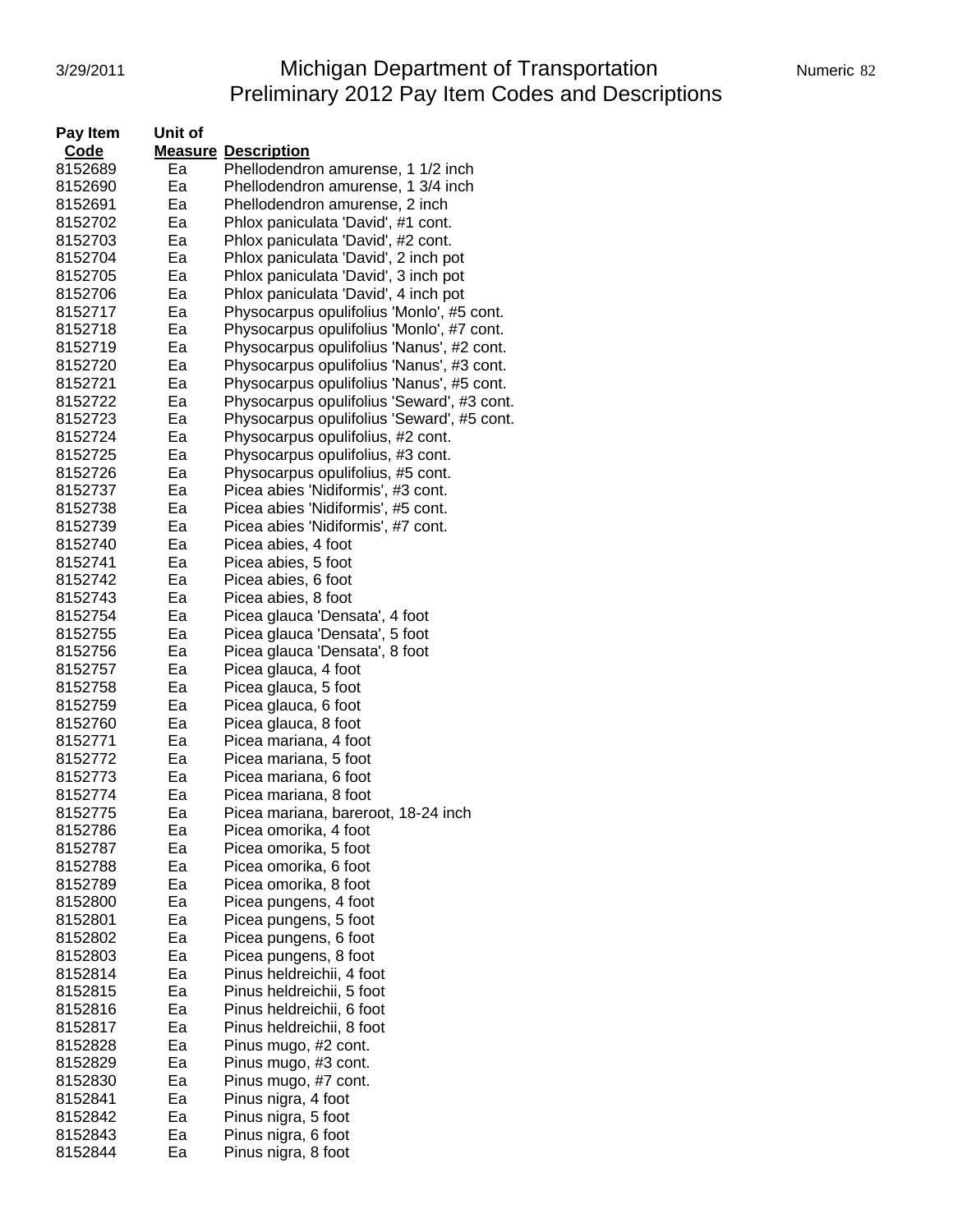# Michigan Department of Transportation
## Preliminary 2012 Pay Item Codes and Descriptions

| Pay Item Code | Unit of Measure | Description |
|---|---|---|
| 8152689 | Ea | Phellodendron amurense, 1 1/2 inch |
| 8152690 | Ea | Phellodendron amurense, 1 3/4 inch |
| 8152691 | Ea | Phellodendron amurense, 2 inch |
| 8152702 | Ea | Phlox paniculata 'David', #1 cont. |
| 8152703 | Ea | Phlox paniculata 'David', #2 cont. |
| 8152704 | Ea | Phlox paniculata 'David', 2 inch pot |
| 8152705 | Ea | Phlox paniculata 'David', 3 inch pot |
| 8152706 | Ea | Phlox paniculata 'David', 4 inch pot |
| 8152717 | Ea | Physocarpus opulifolius 'Monlo', #5 cont. |
| 8152718 | Ea | Physocarpus opulifolius 'Monlo', #7 cont. |
| 8152719 | Ea | Physocarpus opulifolius 'Nanus', #2 cont. |
| 8152720 | Ea | Physocarpus opulifolius 'Nanus', #3 cont. |
| 8152721 | Ea | Physocarpus opulifolius 'Nanus', #5 cont. |
| 8152722 | Ea | Physocarpus opulifolius 'Seward', #3 cont. |
| 8152723 | Ea | Physocarpus opulifolius 'Seward', #5 cont. |
| 8152724 | Ea | Physocarpus opulifolius, #2 cont. |
| 8152725 | Ea | Physocarpus opulifolius, #3 cont. |
| 8152726 | Ea | Physocarpus opulifolius, #5 cont. |
| 8152737 | Ea | Picea abies 'Nidiformis', #3 cont. |
| 8152738 | Ea | Picea abies 'Nidiformis', #5 cont. |
| 8152739 | Ea | Picea abies 'Nidiformis', #7 cont. |
| 8152740 | Ea | Picea abies, 4 foot |
| 8152741 | Ea | Picea abies, 5 foot |
| 8152742 | Ea | Picea abies, 6 foot |
| 8152743 | Ea | Picea abies, 8 foot |
| 8152754 | Ea | Picea glauca 'Densata', 4 foot |
| 8152755 | Ea | Picea glauca 'Densata', 5 foot |
| 8152756 | Ea | Picea glauca 'Densata', 8 foot |
| 8152757 | Ea | Picea glauca, 4 foot |
| 8152758 | Ea | Picea glauca, 5 foot |
| 8152759 | Ea | Picea glauca, 6 foot |
| 8152760 | Ea | Picea glauca, 8 foot |
| 8152771 | Ea | Picea mariana, 4 foot |
| 8152772 | Ea | Picea mariana, 5 foot |
| 8152773 | Ea | Picea mariana, 6 foot |
| 8152774 | Ea | Picea mariana, 8 foot |
| 8152775 | Ea | Picea mariana, bareroot, 18-24 inch |
| 8152786 | Ea | Picea omorika, 4 foot |
| 8152787 | Ea | Picea omorika, 5 foot |
| 8152788 | Ea | Picea omorika, 6 foot |
| 8152789 | Ea | Picea omorika, 8 foot |
| 8152800 | Ea | Picea pungens, 4 foot |
| 8152801 | Ea | Picea pungens, 5 foot |
| 8152802 | Ea | Picea pungens, 6 foot |
| 8152803 | Ea | Picea pungens, 8 foot |
| 8152814 | Ea | Pinus heldreichii, 4 foot |
| 8152815 | Ea | Pinus heldreichii, 5 foot |
| 8152816 | Ea | Pinus heldreichii, 6 foot |
| 8152817 | Ea | Pinus heldreichii, 8 foot |
| 8152828 | Ea | Pinus mugo, #2 cont. |
| 8152829 | Ea | Pinus mugo, #3 cont. |
| 8152830 | Ea | Pinus mugo, #7 cont. |
| 8152841 | Ea | Pinus nigra, 4 foot |
| 8152842 | Ea | Pinus nigra, 5 foot |
| 8152843 | Ea | Pinus nigra, 6 foot |
| 8152844 | Ea | Pinus nigra, 8 foot |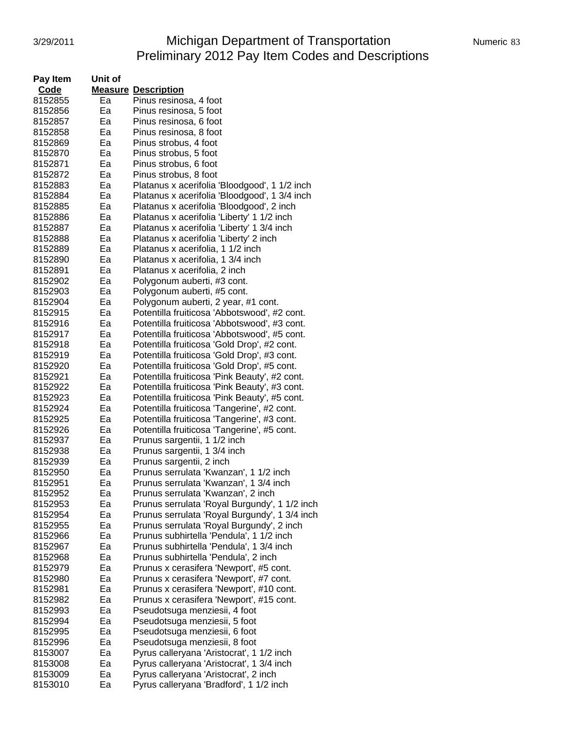| Pay Item Code | Unit of Measure | Description |
|---|---|---|
| 8152855 | Ea | Pinus resinosa, 4 foot |
| 8152856 | Ea | Pinus resinosa, 5 foot |
| 8152857 | Ea | Pinus resinosa, 6 foot |
| 8152858 | Ea | Pinus resinosa, 8 foot |
| 8152869 | Ea | Pinus strobus, 4 foot |
| 8152870 | Ea | Pinus strobus, 5 foot |
| 8152871 | Ea | Pinus strobus, 6 foot |
| 8152872 | Ea | Pinus strobus, 8 foot |
| 8152883 | Ea | Platanus x acerifolia 'Bloodgood', 1 1/2 inch |
| 8152884 | Ea | Platanus x acerifolia 'Bloodgood', 1 3/4 inch |
| 8152885 | Ea | Platanus x acerifolia 'Bloodgood', 2 inch |
| 8152886 | Ea | Platanus x acerifolia 'Liberty' 1 1/2 inch |
| 8152887 | Ea | Platanus x acerifolia 'Liberty' 1 3/4 inch |
| 8152888 | Ea | Platanus x acerifolia 'Liberty' 2 inch |
| 8152889 | Ea | Platanus x acerifolia, 1 1/2 inch |
| 8152890 | Ea | Platanus x acerifolia, 1 3/4 inch |
| 8152891 | Ea | Platanus x acerifolia, 2 inch |
| 8152902 | Ea | Polygonum auberti, #3 cont. |
| 8152903 | Ea | Polygonum auberti, #5 cont. |
| 8152904 | Ea | Polygonum auberti, 2 year, #1 cont. |
| 8152915 | Ea | Potentilla fruiticosa 'Abbotswood', #2 cont. |
| 8152916 | Ea | Potentilla fruiticosa 'Abbotswood', #3 cont. |
| 8152917 | Ea | Potentilla fruiticosa 'Abbotswood', #5 cont. |
| 8152918 | Ea | Potentilla fruiticosa 'Gold Drop', #2 cont. |
| 8152919 | Ea | Potentilla fruiticosa 'Gold Drop', #3 cont. |
| 8152920 | Ea | Potentilla fruiticosa 'Gold Drop', #5 cont. |
| 8152921 | Ea | Potentilla fruiticosa 'Pink Beauty', #2 cont. |
| 8152922 | Ea | Potentilla fruiticosa 'Pink Beauty', #3 cont. |
| 8152923 | Ea | Potentilla fruiticosa 'Pink Beauty', #5 cont. |
| 8152924 | Ea | Potentilla fruiticosa 'Tangerine', #2 cont. |
| 8152925 | Ea | Potentilla fruiticosa 'Tangerine', #3 cont. |
| 8152926 | Ea | Potentilla fruiticosa 'Tangerine', #5 cont. |
| 8152937 | Ea | Prunus sargentii, 1 1/2 inch |
| 8152938 | Ea | Prunus sargentii, 1 3/4 inch |
| 8152939 | Ea | Prunus sargentii, 2 inch |
| 8152950 | Ea | Prunus serrulata 'Kwanzan', 1 1/2 inch |
| 8152951 | Ea | Prunus serrulata 'Kwanzan', 1 3/4 inch |
| 8152952 | Ea | Prunus serrulata 'Kwanzan', 2 inch |
| 8152953 | Ea | Prunus serrulata 'Royal Burgundy', 1 1/2 inch |
| 8152954 | Ea | Prunus serrulata 'Royal Burgundy', 1 3/4 inch |
| 8152955 | Ea | Prunus serrulata 'Royal Burgundy', 2 inch |
| 8152966 | Ea | Prunus subhirtella 'Pendula', 1 1/2 inch |
| 8152967 | Ea | Prunus subhirtella 'Pendula', 1 3/4 inch |
| 8152968 | Ea | Prunus subhirtella 'Pendula', 2 inch |
| 8152979 | Ea | Prunus x cerasifera 'Newport', #5 cont. |
| 8152980 | Ea | Prunus x cerasifera 'Newport', #7 cont. |
| 8152981 | Ea | Prunus x cerasifera 'Newport', #10 cont. |
| 8152982 | Ea | Prunus x cerasifera 'Newport', #15 cont. |
| 8152993 | Ea | Pseudotsuga menziesii, 4 foot |
| 8152994 | Ea | Pseudotsuga menziesii, 5 foot |
| 8152995 | Ea | Pseudotsuga menziesii, 6 foot |
| 8152996 | Ea | Pseudotsuga menziesii, 8 foot |
| 8153007 | Ea | Pyrus calleryana 'Aristocrat', 1 1/2 inch |
| 8153008 | Ea | Pyrus calleryana 'Aristocrat', 1 3/4 inch |
| 8153009 | Ea | Pyrus calleryana 'Aristocrat', 2 inch |
| 8153010 | Ea | Pyrus calleryana 'Bradford', 1 1/2 inch |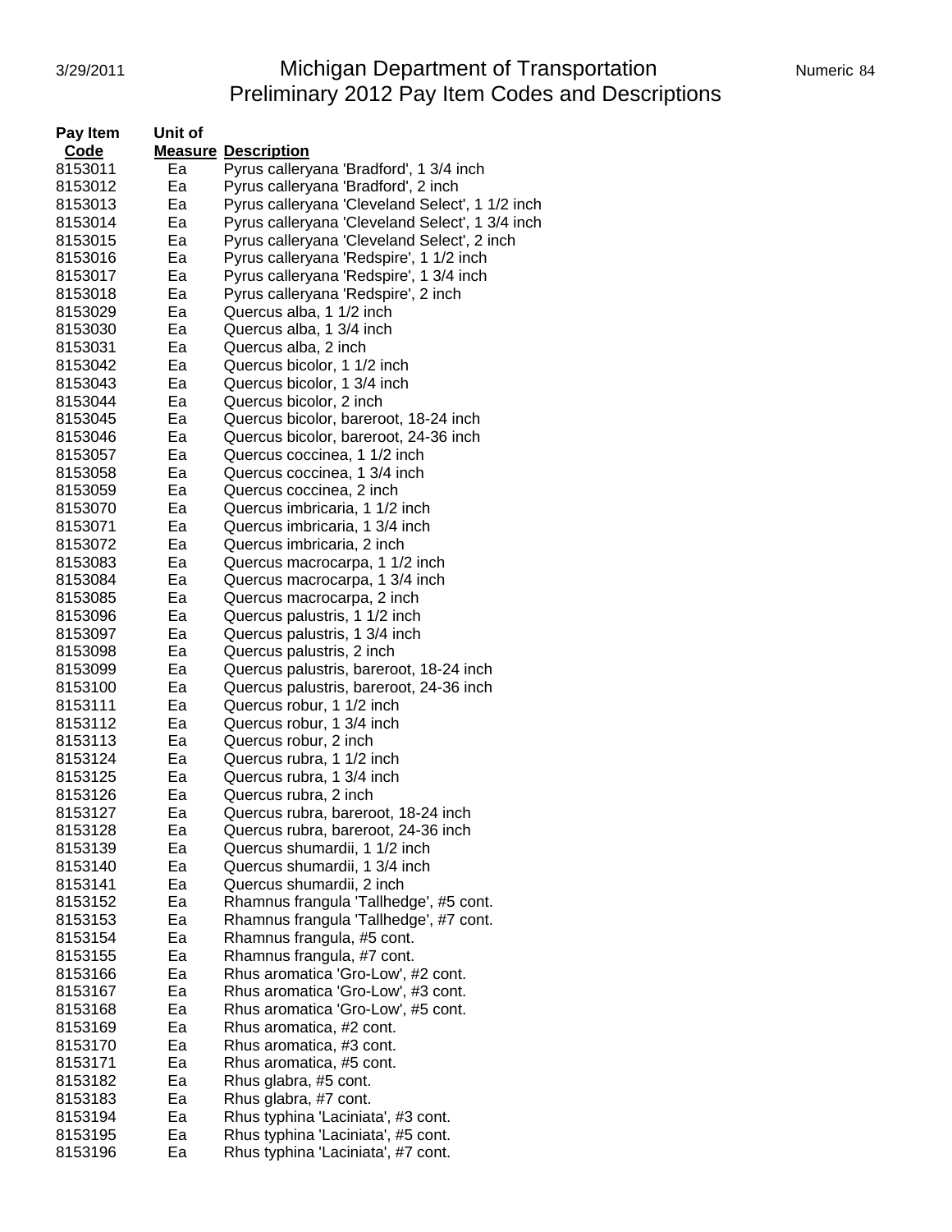# Michigan Department of Transportation
## Preliminary 2012 Pay Item Codes and Descriptions

| Pay Item Code | Unit of Measure | Description |
|---|---|---|
| 8153011 | Ea | Pyrus calleryana 'Bradford', 1 3/4 inch |
| 8153012 | Ea | Pyrus calleryana 'Bradford', 2 inch |
| 8153013 | Ea | Pyrus calleryana 'Cleveland Select', 1 1/2 inch |
| 8153014 | Ea | Pyrus calleryana 'Cleveland Select', 1 3/4 inch |
| 8153015 | Ea | Pyrus calleryana 'Cleveland Select', 2 inch |
| 8153016 | Ea | Pyrus calleryana 'Redspire', 1 1/2 inch |
| 8153017 | Ea | Pyrus calleryana 'Redspire', 1 3/4 inch |
| 8153018 | Ea | Pyrus calleryana 'Redspire', 2 inch |
| 8153029 | Ea | Quercus alba, 1 1/2 inch |
| 8153030 | Ea | Quercus alba, 1 3/4 inch |
| 8153031 | Ea | Quercus alba, 2 inch |
| 8153042 | Ea | Quercus bicolor, 1 1/2 inch |
| 8153043 | Ea | Quercus bicolor, 1 3/4 inch |
| 8153044 | Ea | Quercus bicolor, 2 inch |
| 8153045 | Ea | Quercus bicolor, bareroot, 18-24 inch |
| 8153046 | Ea | Quercus bicolor, bareroot, 24-36 inch |
| 8153057 | Ea | Quercus coccinea, 1 1/2 inch |
| 8153058 | Ea | Quercus coccinea, 1 3/4 inch |
| 8153059 | Ea | Quercus coccinea, 2 inch |
| 8153070 | Ea | Quercus imbricaria, 1 1/2 inch |
| 8153071 | Ea | Quercus imbricaria, 1 3/4 inch |
| 8153072 | Ea | Quercus imbricaria, 2 inch |
| 8153083 | Ea | Quercus macrocarpa, 1 1/2 inch |
| 8153084 | Ea | Quercus macrocarpa, 1 3/4 inch |
| 8153085 | Ea | Quercus macrocarpa, 2 inch |
| 8153096 | Ea | Quercus palustris, 1 1/2 inch |
| 8153097 | Ea | Quercus palustris, 1 3/4 inch |
| 8153098 | Ea | Quercus palustris, 2 inch |
| 8153099 | Ea | Quercus palustris, bareroot, 18-24 inch |
| 8153100 | Ea | Quercus palustris, bareroot, 24-36 inch |
| 8153111 | Ea | Quercus robur, 1 1/2 inch |
| 8153112 | Ea | Quercus robur, 1 3/4 inch |
| 8153113 | Ea | Quercus robur, 2 inch |
| 8153124 | Ea | Quercus rubra, 1 1/2 inch |
| 8153125 | Ea | Quercus rubra, 1 3/4 inch |
| 8153126 | Ea | Quercus rubra, 2 inch |
| 8153127 | Ea | Quercus rubra, bareroot, 18-24 inch |
| 8153128 | Ea | Quercus rubra, bareroot, 24-36 inch |
| 8153139 | Ea | Quercus shumardii, 1 1/2 inch |
| 8153140 | Ea | Quercus shumardii, 1 3/4 inch |
| 8153141 | Ea | Quercus shumardii, 2 inch |
| 8153152 | Ea | Rhamnus frangula 'Tallhedge', #5 cont. |
| 8153153 | Ea | Rhamnus frangula 'Tallhedge', #7 cont. |
| 8153154 | Ea | Rhamnus frangula, #5 cont. |
| 8153155 | Ea | Rhamnus frangula, #7 cont. |
| 8153166 | Ea | Rhus aromatica 'Gro-Low', #2 cont. |
| 8153167 | Ea | Rhus aromatica 'Gro-Low', #3 cont. |
| 8153168 | Ea | Rhus aromatica 'Gro-Low', #5 cont. |
| 8153169 | Ea | Rhus aromatica, #2 cont. |
| 8153170 | Ea | Rhus aromatica, #3 cont. |
| 8153171 | Ea | Rhus aromatica, #5 cont. |
| 8153182 | Ea | Rhus glabra, #5 cont. |
| 8153183 | Ea | Rhus glabra, #7 cont. |
| 8153194 | Ea | Rhus typhina 'Laciniata', #3 cont. |
| 8153195 | Ea | Rhus typhina 'Laciniata', #5 cont. |
| 8153196 | Ea | Rhus typhina 'Laciniata', #7 cont. |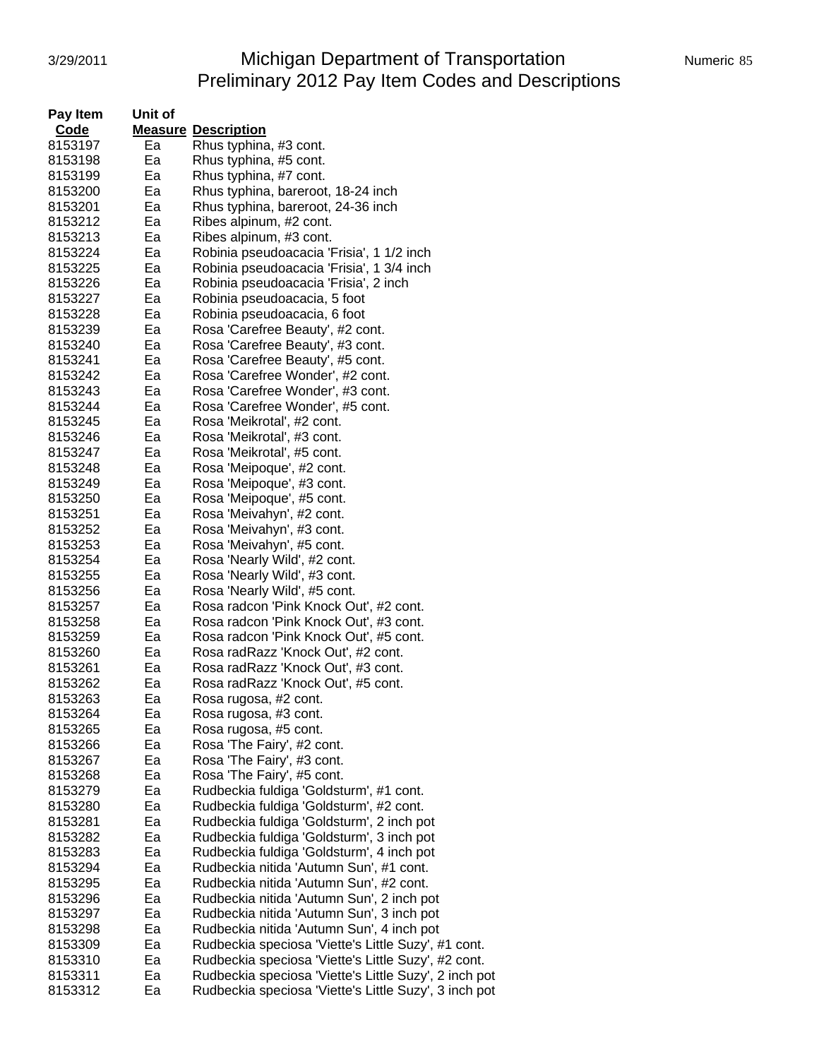# Michigan Department of Transportation
## Preliminary 2012 Pay Item Codes and Descriptions

| Pay Item Code | Unit of Measure | Description |
|---|---|---|
| 8153197 | Ea | Rhus typhina, #3 cont. |
| 8153198 | Ea | Rhus typhina, #5 cont. |
| 8153199 | Ea | Rhus typhina, #7 cont. |
| 8153200 | Ea | Rhus typhina, bareroot, 18-24 inch |
| 8153201 | Ea | Rhus typhina, bareroot, 24-36 inch |
| 8153212 | Ea | Ribes alpinum, #2 cont. |
| 8153213 | Ea | Ribes alpinum, #3 cont. |
| 8153224 | Ea | Robinia pseudoacacia 'Frisia', 1 1/2 inch |
| 8153225 | Ea | Robinia pseudoacacia 'Frisia', 1 3/4 inch |
| 8153226 | Ea | Robinia pseudoacacia 'Frisia', 2 inch |
| 8153227 | Ea | Robinia pseudoacacia, 5 foot |
| 8153228 | Ea | Robinia pseudoacacia, 6 foot |
| 8153239 | Ea | Rosa 'Carefree Beauty', #2 cont. |
| 8153240 | Ea | Rosa 'Carefree Beauty', #3 cont. |
| 8153241 | Ea | Rosa 'Carefree Beauty', #5 cont. |
| 8153242 | Ea | Rosa 'Carefree Wonder', #2 cont. |
| 8153243 | Ea | Rosa 'Carefree Wonder', #3 cont. |
| 8153244 | Ea | Rosa 'Carefree Wonder', #5 cont. |
| 8153245 | Ea | Rosa 'Meikrotal', #2 cont. |
| 8153246 | Ea | Rosa 'Meikrotal', #3 cont. |
| 8153247 | Ea | Rosa 'Meikrotal', #5 cont. |
| 8153248 | Ea | Rosa 'Meipoque', #2 cont. |
| 8153249 | Ea | Rosa 'Meipoque', #3 cont. |
| 8153250 | Ea | Rosa 'Meipoque', #5 cont. |
| 8153251 | Ea | Rosa 'Meivahyn', #2 cont. |
| 8153252 | Ea | Rosa 'Meivahyn', #3 cont. |
| 8153253 | Ea | Rosa 'Meivahyn', #5 cont. |
| 8153254 | Ea | Rosa 'Nearly Wild', #2 cont. |
| 8153255 | Ea | Rosa 'Nearly Wild', #3 cont. |
| 8153256 | Ea | Rosa 'Nearly Wild', #5 cont. |
| 8153257 | Ea | Rosa radcon 'Pink Knock Out', #2 cont. |
| 8153258 | Ea | Rosa radcon 'Pink Knock Out', #3 cont. |
| 8153259 | Ea | Rosa radcon 'Pink Knock Out', #5 cont. |
| 8153260 | Ea | Rosa radRazz 'Knock Out', #2 cont. |
| 8153261 | Ea | Rosa radRazz 'Knock Out', #3 cont. |
| 8153262 | Ea | Rosa radRazz 'Knock Out', #5 cont. |
| 8153263 | Ea | Rosa rugosa, #2 cont. |
| 8153264 | Ea | Rosa rugosa, #3 cont. |
| 8153265 | Ea | Rosa rugosa, #5 cont. |
| 8153266 | Ea | Rosa 'The Fairy', #2 cont. |
| 8153267 | Ea | Rosa 'The Fairy', #3 cont. |
| 8153268 | Ea | Rosa 'The Fairy', #5 cont. |
| 8153279 | Ea | Rudbeckia fuldiga 'Goldsturm', #1 cont. |
| 8153280 | Ea | Rudbeckia fuldiga 'Goldsturm', #2 cont. |
| 8153281 | Ea | Rudbeckia fuldiga 'Goldsturm', 2 inch pot |
| 8153282 | Ea | Rudbeckia fuldiga 'Goldsturm', 3 inch pot |
| 8153283 | Ea | Rudbeckia fuldiga 'Goldsturm', 4 inch pot |
| 8153294 | Ea | Rudbeckia nitida 'Autumn Sun', #1 cont. |
| 8153295 | Ea | Rudbeckia nitida 'Autumn Sun', #2 cont. |
| 8153296 | Ea | Rudbeckia nitida 'Autumn Sun', 2 inch pot |
| 8153297 | Ea | Rudbeckia nitida 'Autumn Sun', 3 inch pot |
| 8153298 | Ea | Rudbeckia nitida 'Autumn Sun', 4 inch pot |
| 8153309 | Ea | Rudbeckia speciosa 'Viette's Little Suzy', #1 cont. |
| 8153310 | Ea | Rudbeckia speciosa 'Viette's Little Suzy', #2 cont. |
| 8153311 | Ea | Rudbeckia speciosa 'Viette's Little Suzy', 2 inch pot |
| 8153312 | Ea | Rudbeckia speciosa 'Viette's Little Suzy', 3 inch pot |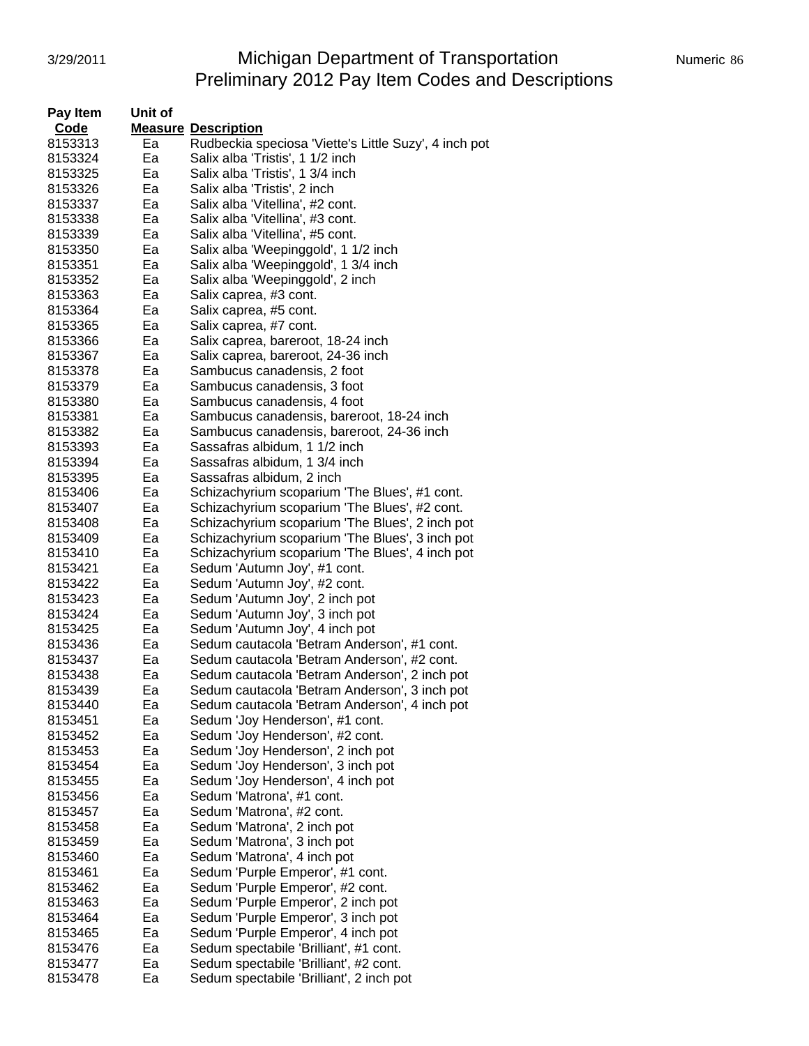| Pay Item Code | Unit of Measure | Description |
|---|---|---|
| 8153313 | Ea | Rudbeckia speciosa 'Viette's Little Suzy', 4 inch pot |
| 8153324 | Ea | Salix alba 'Tristis', 1 1/2 inch |
| 8153325 | Ea | Salix alba 'Tristis', 1 3/4 inch |
| 8153326 | Ea | Salix alba 'Tristis', 2 inch |
| 8153337 | Ea | Salix alba 'Vitellina', #2 cont. |
| 8153338 | Ea | Salix alba 'Vitellina', #3 cont. |
| 8153339 | Ea | Salix alba 'Vitellina', #5 cont. |
| 8153350 | Ea | Salix alba 'Weepinggold', 1 1/2 inch |
| 8153351 | Ea | Salix alba 'Weepinggold', 1 3/4 inch |
| 8153352 | Ea | Salix alba 'Weepinggold', 2 inch |
| 8153363 | Ea | Salix caprea, #3 cont. |
| 8153364 | Ea | Salix caprea, #5 cont. |
| 8153365 | Ea | Salix caprea, #7 cont. |
| 8153366 | Ea | Salix caprea, bareroot, 18-24 inch |
| 8153367 | Ea | Salix caprea, bareroot, 24-36 inch |
| 8153378 | Ea | Sambucus canadensis, 2 foot |
| 8153379 | Ea | Sambucus canadensis, 3 foot |
| 8153380 | Ea | Sambucus canadensis, 4 foot |
| 8153381 | Ea | Sambucus canadensis, bareroot, 18-24 inch |
| 8153382 | Ea | Sambucus canadensis, bareroot, 24-36 inch |
| 8153393 | Ea | Sassafras albidum, 1 1/2 inch |
| 8153394 | Ea | Sassafras albidum, 1 3/4 inch |
| 8153395 | Ea | Sassafras albidum, 2 inch |
| 8153406 | Ea | Schizachyrium scoparium 'The Blues', #1 cont. |
| 8153407 | Ea | Schizachyrium scoparium 'The Blues', #2 cont. |
| 8153408 | Ea | Schizachyrium scoparium 'The Blues', 2 inch pot |
| 8153409 | Ea | Schizachyrium scoparium 'The Blues', 3 inch pot |
| 8153410 | Ea | Schizachyrium scoparium 'The Blues', 4 inch pot |
| 8153421 | Ea | Sedum 'Autumn Joy', #1 cont. |
| 8153422 | Ea | Sedum 'Autumn Joy', #2 cont. |
| 8153423 | Ea | Sedum 'Autumn Joy', 2 inch pot |
| 8153424 | Ea | Sedum 'Autumn Joy', 3 inch pot |
| 8153425 | Ea | Sedum 'Autumn Joy', 4 inch pot |
| 8153436 | Ea | Sedum cautacola 'Betram Anderson', #1 cont. |
| 8153437 | Ea | Sedum cautacola 'Betram Anderson', #2 cont. |
| 8153438 | Ea | Sedum cautacola 'Betram Anderson', 2 inch pot |
| 8153439 | Ea | Sedum cautacola 'Betram Anderson', 3 inch pot |
| 8153440 | Ea | Sedum cautacola 'Betram Anderson', 4 inch pot |
| 8153451 | Ea | Sedum 'Joy Henderson', #1 cont. |
| 8153452 | Ea | Sedum 'Joy Henderson', #2 cont. |
| 8153453 | Ea | Sedum 'Joy Henderson', 2 inch pot |
| 8153454 | Ea | Sedum 'Joy Henderson', 3 inch pot |
| 8153455 | Ea | Sedum 'Joy Henderson', 4 inch pot |
| 8153456 | Ea | Sedum 'Matrona', #1 cont. |
| 8153457 | Ea | Sedum 'Matrona', #2 cont. |
| 8153458 | Ea | Sedum 'Matrona', 2 inch pot |
| 8153459 | Ea | Sedum 'Matrona', 3 inch pot |
| 8153460 | Ea | Sedum 'Matrona', 4 inch pot |
| 8153461 | Ea | Sedum 'Purple Emperor', #1 cont. |
| 8153462 | Ea | Sedum 'Purple Emperor', #2 cont. |
| 8153463 | Ea | Sedum 'Purple Emperor', 2 inch pot |
| 8153464 | Ea | Sedum 'Purple Emperor', 3 inch pot |
| 8153465 | Ea | Sedum 'Purple Emperor', 4 inch pot |
| 8153476 | Ea | Sedum spectabile 'Brilliant', #1 cont. |
| 8153477 | Ea | Sedum spectabile 'Brilliant', #2 cont. |
| 8153478 | Ea | Sedum spectabile 'Brilliant', 2 inch pot |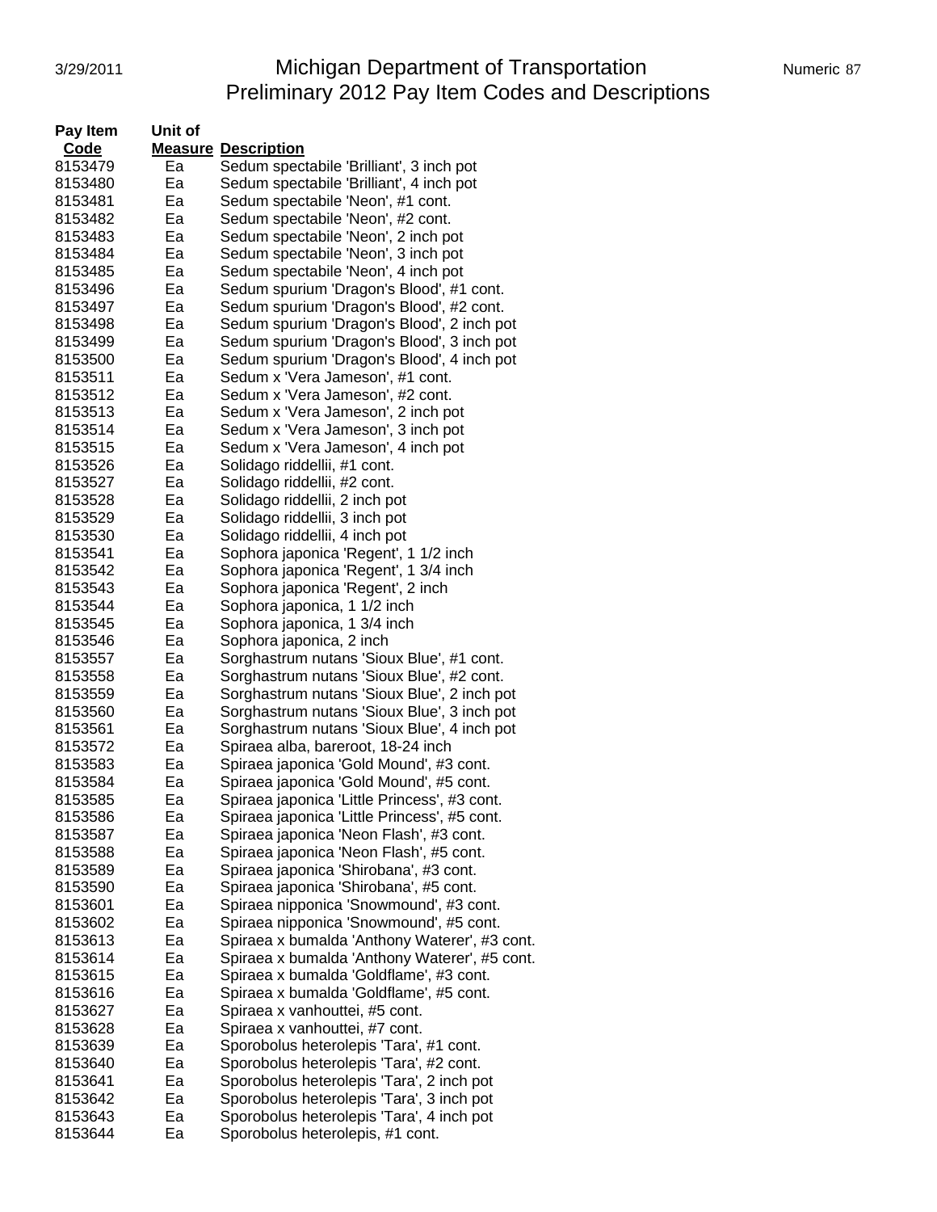# Michigan Department of Transportation
## Preliminary 2012 Pay Item Codes and Descriptions

| Pay Item Code | Unit of Measure | Description |
|---|---|---|
| 8153479 | Ea | Sedum spectabile 'Brilliant', 3 inch pot |
| 8153480 | Ea | Sedum spectabile 'Brilliant', 4 inch pot |
| 8153481 | Ea | Sedum spectabile 'Neon', #1 cont. |
| 8153482 | Ea | Sedum spectabile 'Neon', #2 cont. |
| 8153483 | Ea | Sedum spectabile 'Neon', 2 inch pot |
| 8153484 | Ea | Sedum spectabile 'Neon', 3 inch pot |
| 8153485 | Ea | Sedum spectabile 'Neon', 4 inch pot |
| 8153496 | Ea | Sedum spurium 'Dragon's Blood', #1 cont. |
| 8153497 | Ea | Sedum spurium 'Dragon's Blood', #2 cont. |
| 8153498 | Ea | Sedum spurium 'Dragon's Blood', 2 inch pot |
| 8153499 | Ea | Sedum spurium 'Dragon's Blood', 3 inch pot |
| 8153500 | Ea | Sedum spurium 'Dragon's Blood', 4 inch pot |
| 8153511 | Ea | Sedum x 'Vera Jameson', #1 cont. |
| 8153512 | Ea | Sedum x 'Vera Jameson', #2 cont. |
| 8153513 | Ea | Sedum x 'Vera Jameson', 2 inch pot |
| 8153514 | Ea | Sedum x 'Vera Jameson', 3 inch pot |
| 8153515 | Ea | Sedum x 'Vera Jameson', 4 inch pot |
| 8153526 | Ea | Solidago riddellii, #1 cont. |
| 8153527 | Ea | Solidago riddellii, #2 cont. |
| 8153528 | Ea | Solidago riddellii, 2 inch pot |
| 8153529 | Ea | Solidago riddellii, 3 inch pot |
| 8153530 | Ea | Solidago riddellii, 4 inch pot |
| 8153541 | Ea | Sophora japonica 'Regent', 1 1/2 inch |
| 8153542 | Ea | Sophora japonica 'Regent', 1 3/4 inch |
| 8153543 | Ea | Sophora japonica 'Regent', 2 inch |
| 8153544 | Ea | Sophora japonica, 1 1/2 inch |
| 8153545 | Ea | Sophora japonica, 1 3/4 inch |
| 8153546 | Ea | Sophora japonica, 2 inch |
| 8153557 | Ea | Sorghastrum nutans 'Sioux Blue', #1 cont. |
| 8153558 | Ea | Sorghastrum nutans 'Sioux Blue', #2 cont. |
| 8153559 | Ea | Sorghastrum nutans 'Sioux Blue', 2 inch pot |
| 8153560 | Ea | Sorghastrum nutans 'Sioux Blue', 3 inch pot |
| 8153561 | Ea | Sorghastrum nutans 'Sioux Blue', 4 inch pot |
| 8153572 | Ea | Spiraea alba, bareroot, 18-24 inch |
| 8153583 | Ea | Spiraea japonica 'Gold Mound', #3 cont. |
| 8153584 | Ea | Spiraea japonica 'Gold Mound', #5 cont. |
| 8153585 | Ea | Spiraea japonica 'Little Princess', #3 cont. |
| 8153586 | Ea | Spiraea japonica 'Little Princess', #5 cont. |
| 8153587 | Ea | Spiraea japonica 'Neon Flash', #3 cont. |
| 8153588 | Ea | Spiraea japonica 'Neon Flash', #5 cont. |
| 8153589 | Ea | Spiraea japonica 'Shirobana', #3 cont. |
| 8153590 | Ea | Spiraea japonica 'Shirobana', #5 cont. |
| 8153601 | Ea | Spiraea nipponica 'Snowmound', #3 cont. |
| 8153602 | Ea | Spiraea nipponica 'Snowmound', #5 cont. |
| 8153613 | Ea | Spiraea x bumalda 'Anthony Waterer', #3 cont. |
| 8153614 | Ea | Spiraea x bumalda 'Anthony Waterer', #5 cont. |
| 8153615 | Ea | Spiraea x bumalda 'Goldflame', #3 cont. |
| 8153616 | Ea | Spiraea x bumalda 'Goldflame', #5 cont. |
| 8153627 | Ea | Spiraea x vanhouttei, #5 cont. |
| 8153628 | Ea | Spiraea x vanhouttei, #7 cont. |
| 8153639 | Ea | Sporobolus heterolepis 'Tara', #1 cont. |
| 8153640 | Ea | Sporobolus heterolepis 'Tara', #2 cont. |
| 8153641 | Ea | Sporobolus heterolepis 'Tara', 2 inch pot |
| 8153642 | Ea | Sporobolus heterolepis 'Tara', 3 inch pot |
| 8153643 | Ea | Sporobolus heterolepis 'Tara', 4 inch pot |
| 8153644 | Ea | Sporobolus heterolepis, #1 cont. |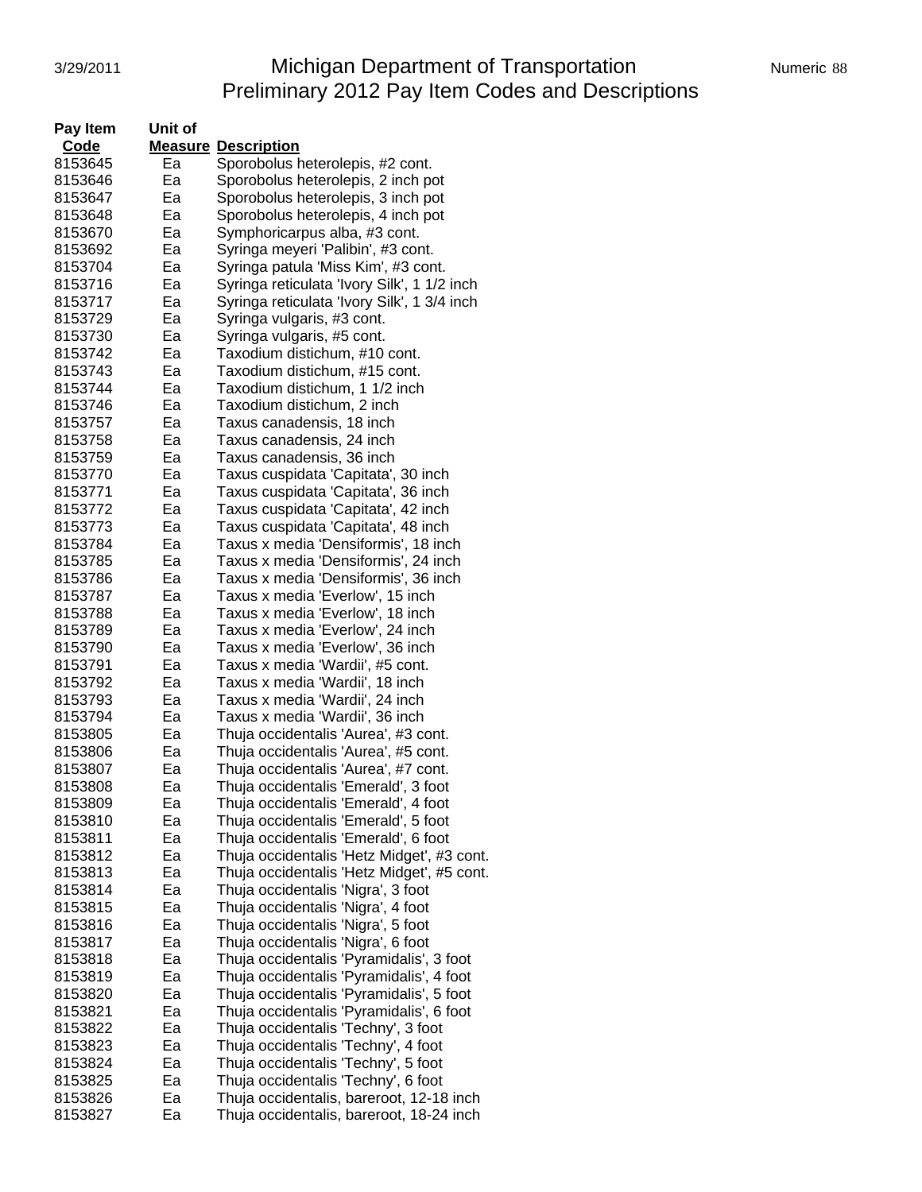# Michigan Department of Transportation
## Preliminary 2012 Pay Item Codes and Descriptions

| Pay Item Code | Unit of Measure | Description |
|---|---|---|
| 8153645 | Ea | Sporobolus heterolepis, #2 cont. |
| 8153646 | Ea | Sporobolus heterolepis, 2 inch pot |
| 8153647 | Ea | Sporobolus heterolepis, 3 inch pot |
| 8153648 | Ea | Sporobolus heterolepis, 4 inch pot |
| 8153670 | Ea | Symphoricarpus alba, #3 cont. |
| 8153692 | Ea | Syringa meyeri 'Palibin', #3 cont. |
| 8153704 | Ea | Syringa patula 'Miss Kim', #3 cont. |
| 8153716 | Ea | Syringa reticulata 'Ivory Silk', 1 1/2 inch |
| 8153717 | Ea | Syringa reticulata 'Ivory Silk', 1 3/4 inch |
| 8153729 | Ea | Syringa vulgaris, #3 cont. |
| 8153730 | Ea | Syringa vulgaris, #5 cont. |
| 8153742 | Ea | Taxodium distichum, #10 cont. |
| 8153743 | Ea | Taxodium distichum, #15 cont. |
| 8153744 | Ea | Taxodium distichum, 1 1/2 inch |
| 8153746 | Ea | Taxodium distichum, 2 inch |
| 8153757 | Ea | Taxus canadensis, 18 inch |
| 8153758 | Ea | Taxus canadensis, 24 inch |
| 8153759 | Ea | Taxus canadensis, 36 inch |
| 8153770 | Ea | Taxus cuspidata 'Capitata', 30 inch |
| 8153771 | Ea | Taxus cuspidata 'Capitata', 36 inch |
| 8153772 | Ea | Taxus cuspidata 'Capitata', 42 inch |
| 8153773 | Ea | Taxus cuspidata 'Capitata', 48 inch |
| 8153784 | Ea | Taxus x media 'Densiformis', 18 inch |
| 8153785 | Ea | Taxus x media 'Densiformis', 24 inch |
| 8153786 | Ea | Taxus x media 'Densiformis', 36 inch |
| 8153787 | Ea | Taxus x media 'Everlow', 15 inch |
| 8153788 | Ea | Taxus x media 'Everlow', 18 inch |
| 8153789 | Ea | Taxus x media 'Everlow', 24 inch |
| 8153790 | Ea | Taxus x media 'Everlow', 36 inch |
| 8153791 | Ea | Taxus x media 'Wardii', #5 cont. |
| 8153792 | Ea | Taxus x media 'Wardii', 18 inch |
| 8153793 | Ea | Taxus x media 'Wardii', 24 inch |
| 8153794 | Ea | Taxus x media 'Wardii', 36 inch |
| 8153805 | Ea | Thuja occidentalis 'Aurea', #3 cont. |
| 8153806 | Ea | Thuja occidentalis 'Aurea', #5 cont. |
| 8153807 | Ea | Thuja occidentalis 'Aurea', #7 cont. |
| 8153808 | Ea | Thuja occidentalis 'Emerald', 3 foot |
| 8153809 | Ea | Thuja occidentalis 'Emerald', 4 foot |
| 8153810 | Ea | Thuja occidentalis 'Emerald', 5 foot |
| 8153811 | Ea | Thuja occidentalis 'Emerald', 6 foot |
| 8153812 | Ea | Thuja occidentalis 'Hetz Midget', #3 cont. |
| 8153813 | Ea | Thuja occidentalis 'Hetz Midget', #5 cont. |
| 8153814 | Ea | Thuja occidentalis 'Nigra', 3 foot |
| 8153815 | Ea | Thuja occidentalis 'Nigra', 4 foot |
| 8153816 | Ea | Thuja occidentalis 'Nigra', 5 foot |
| 8153817 | Ea | Thuja occidentalis 'Nigra', 6 foot |
| 8153818 | Ea | Thuja occidentalis 'Pyramidalis', 3 foot |
| 8153819 | Ea | Thuja occidentalis 'Pyramidalis', 4 foot |
| 8153820 | Ea | Thuja occidentalis 'Pyramidalis', 5 foot |
| 8153821 | Ea | Thuja occidentalis 'Pyramidalis', 6 foot |
| 8153822 | Ea | Thuja occidentalis 'Techny', 3 foot |
| 8153823 | Ea | Thuja occidentalis 'Techny', 4 foot |
| 8153824 | Ea | Thuja occidentalis 'Techny', 5 foot |
| 8153825 | Ea | Thuja occidentalis 'Techny', 6 foot |
| 8153826 | Ea | Thuja occidentalis, bareroot, 12-18 inch |
| 8153827 | Ea | Thuja occidentalis, bareroot, 18-24 inch |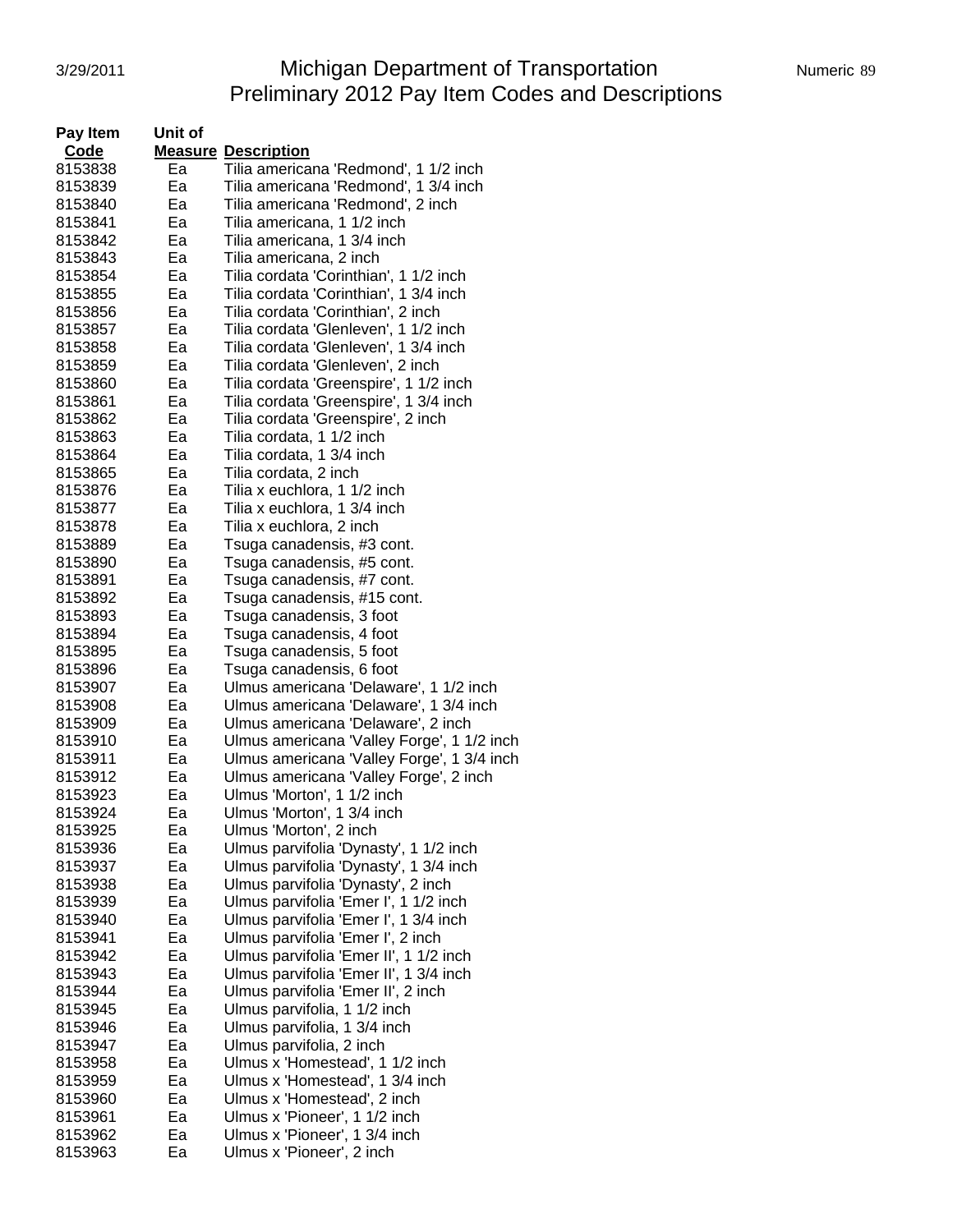| Pay Item Code | Unit of Measure | Description |
|---|---|---|
| 8153838 | Ea | Tilia americana 'Redmond', 1 1/2 inch |
| 8153839 | Ea | Tilia americana 'Redmond', 1 3/4 inch |
| 8153840 | Ea | Tilia americana 'Redmond', 2 inch |
| 8153841 | Ea | Tilia americana, 1 1/2 inch |
| 8153842 | Ea | Tilia americana, 1 3/4 inch |
| 8153843 | Ea | Tilia americana, 2 inch |
| 8153854 | Ea | Tilia cordata 'Corinthian', 1 1/2 inch |
| 8153855 | Ea | Tilia cordata 'Corinthian', 1 3/4 inch |
| 8153856 | Ea | Tilia cordata 'Corinthian', 2 inch |
| 8153857 | Ea | Tilia cordata 'Glenleven', 1 1/2 inch |
| 8153858 | Ea | Tilia cordata 'Glenleven', 1 3/4 inch |
| 8153859 | Ea | Tilia cordata 'Glenleven', 2 inch |
| 8153860 | Ea | Tilia cordata 'Greenspire', 1 1/2 inch |
| 8153861 | Ea | Tilia cordata 'Greenspire', 1 3/4 inch |
| 8153862 | Ea | Tilia cordata 'Greenspire', 2 inch |
| 8153863 | Ea | Tilia cordata, 1 1/2 inch |
| 8153864 | Ea | Tilia cordata, 1 3/4 inch |
| 8153865 | Ea | Tilia cordata, 2 inch |
| 8153876 | Ea | Tilia x euchlora, 1 1/2 inch |
| 8153877 | Ea | Tilia x euchlora, 1 3/4 inch |
| 8153878 | Ea | Tilia x euchlora, 2 inch |
| 8153889 | Ea | Tsuga canadensis, #3 cont. |
| 8153890 | Ea | Tsuga canadensis, #5 cont. |
| 8153891 | Ea | Tsuga canadensis, #7 cont. |
| 8153892 | Ea | Tsuga canadensis, #15 cont. |
| 8153893 | Ea | Tsuga canadensis, 3 foot |
| 8153894 | Ea | Tsuga canadensis, 4 foot |
| 8153895 | Ea | Tsuga canadensis, 5 foot |
| 8153896 | Ea | Tsuga canadensis, 6 foot |
| 8153907 | Ea | Ulmus americana 'Delaware', 1 1/2 inch |
| 8153908 | Ea | Ulmus americana 'Delaware', 1 3/4 inch |
| 8153909 | Ea | Ulmus americana 'Delaware', 2 inch |
| 8153910 | Ea | Ulmus americana 'Valley Forge', 1 1/2 inch |
| 8153911 | Ea | Ulmus americana 'Valley Forge', 1 3/4 inch |
| 8153912 | Ea | Ulmus americana 'Valley Forge', 2 inch |
| 8153923 | Ea | Ulmus 'Morton', 1 1/2 inch |
| 8153924 | Ea | Ulmus 'Morton', 1 3/4 inch |
| 8153925 | Ea | Ulmus 'Morton', 2 inch |
| 8153936 | Ea | Ulmus parvifolia 'Dynasty', 1 1/2 inch |
| 8153937 | Ea | Ulmus parvifolia 'Dynasty', 1 3/4 inch |
| 8153938 | Ea | Ulmus parvifolia 'Dynasty', 2 inch |
| 8153939 | Ea | Ulmus parvifolia 'Emer I', 1 1/2 inch |
| 8153940 | Ea | Ulmus parvifolia 'Emer I', 1 3/4 inch |
| 8153941 | Ea | Ulmus parvifolia 'Emer I', 2 inch |
| 8153942 | Ea | Ulmus parvifolia 'Emer II', 1 1/2 inch |
| 8153943 | Ea | Ulmus parvifolia 'Emer II', 1 3/4 inch |
| 8153944 | Ea | Ulmus parvifolia 'Emer II', 2 inch |
| 8153945 | Ea | Ulmus parvifolia, 1 1/2 inch |
| 8153946 | Ea | Ulmus parvifolia, 1 3/4 inch |
| 8153947 | Ea | Ulmus parvifolia, 2 inch |
| 8153958 | Ea | Ulmus x 'Homestead', 1 1/2 inch |
| 8153959 | Ea | Ulmus x 'Homestead', 1 3/4 inch |
| 8153960 | Ea | Ulmus x 'Homestead', 2 inch |
| 8153961 | Ea | Ulmus x 'Pioneer', 1 1/2 inch |
| 8153962 | Ea | Ulmus x 'Pioneer', 1 3/4 inch |
| 8153963 | Ea | Ulmus x 'Pioneer', 2 inch |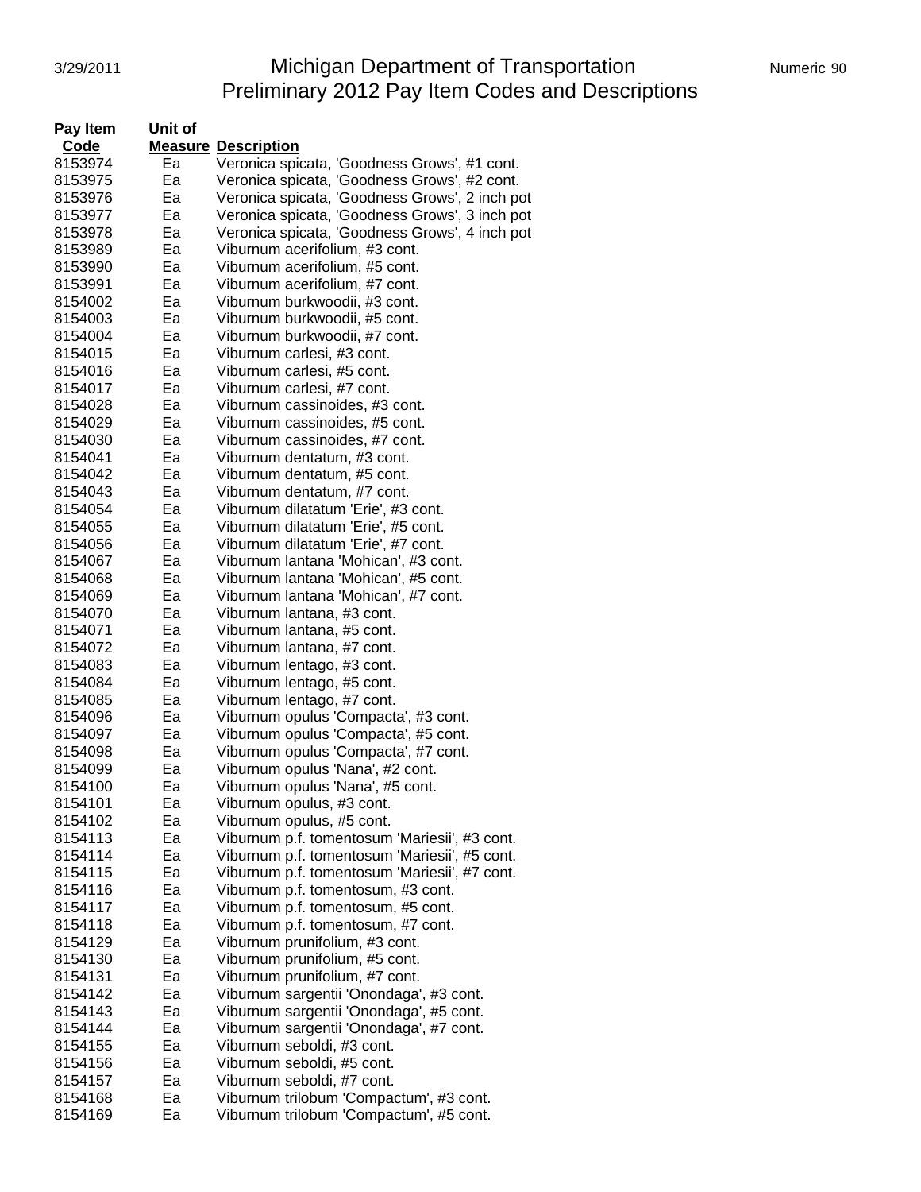# Michigan Department of Transportation
## Preliminary 2012 Pay Item Codes and Descriptions

| Pay Item Code | Unit of Measure | Description |
|---|---|---|
| 8153974 | Ea | Veronica spicata, 'Goodness Grows', #1 cont. |
| 8153975 | Ea | Veronica spicata, 'Goodness Grows', #2 cont. |
| 8153976 | Ea | Veronica spicata, 'Goodness Grows', 2 inch pot |
| 8153977 | Ea | Veronica spicata, 'Goodness Grows', 3 inch pot |
| 8153978 | Ea | Veronica spicata, 'Goodness Grows', 4 inch pot |
| 8153989 | Ea | Viburnum acerifolium, #3 cont. |
| 8153990 | Ea | Viburnum acerifolium, #5 cont. |
| 8153991 | Ea | Viburnum acerifolium, #7 cont. |
| 8154002 | Ea | Viburnum burkwoodii, #3 cont. |
| 8154003 | Ea | Viburnum burkwoodii, #5 cont. |
| 8154004 | Ea | Viburnum burkwoodii, #7 cont. |
| 8154015 | Ea | Viburnum carlesi, #3 cont. |
| 8154016 | Ea | Viburnum carlesi, #5 cont. |
| 8154017 | Ea | Viburnum carlesi, #7 cont. |
| 8154028 | Ea | Viburnum cassinoides, #3 cont. |
| 8154029 | Ea | Viburnum cassinoides, #5 cont. |
| 8154030 | Ea | Viburnum cassinoides, #7 cont. |
| 8154041 | Ea | Viburnum dentatum, #3 cont. |
| 8154042 | Ea | Viburnum dentatum, #5 cont. |
| 8154043 | Ea | Viburnum dentatum, #7 cont. |
| 8154054 | Ea | Viburnum dilatatum 'Erie', #3 cont. |
| 8154055 | Ea | Viburnum dilatatum 'Erie', #5 cont. |
| 8154056 | Ea | Viburnum dilatatum 'Erie', #7 cont. |
| 8154067 | Ea | Viburnum lantana 'Mohican', #3 cont. |
| 8154068 | Ea | Viburnum lantana 'Mohican', #5 cont. |
| 8154069 | Ea | Viburnum lantana 'Mohican', #7 cont. |
| 8154070 | Ea | Viburnum lantana, #3 cont. |
| 8154071 | Ea | Viburnum lantana, #5 cont. |
| 8154072 | Ea | Viburnum lantana, #7 cont. |
| 8154083 | Ea | Viburnum lentago, #3 cont. |
| 8154084 | Ea | Viburnum lentago, #5 cont. |
| 8154085 | Ea | Viburnum lentago, #7 cont. |
| 8154096 | Ea | Viburnum opulus 'Compacta', #3 cont. |
| 8154097 | Ea | Viburnum opulus 'Compacta', #5 cont. |
| 8154098 | Ea | Viburnum opulus 'Compacta', #7 cont. |
| 8154099 | Ea | Viburnum opulus 'Nana', #2 cont. |
| 8154100 | Ea | Viburnum opulus 'Nana', #5 cont. |
| 8154101 | Ea | Viburnum opulus, #3 cont. |
| 8154102 | Ea | Viburnum opulus, #5 cont. |
| 8154113 | Ea | Viburnum p.f. tomentosum 'Mariesii', #3 cont. |
| 8154114 | Ea | Viburnum p.f. tomentosum 'Mariesii', #5 cont. |
| 8154115 | Ea | Viburnum p.f. tomentosum 'Mariesii', #7 cont. |
| 8154116 | Ea | Viburnum p.f. tomentosum, #3 cont. |
| 8154117 | Ea | Viburnum p.f. tomentosum, #5 cont. |
| 8154118 | Ea | Viburnum p.f. tomentosum, #7 cont. |
| 8154129 | Ea | Viburnum prunifolium, #3 cont. |
| 8154130 | Ea | Viburnum prunifolium, #5 cont. |
| 8154131 | Ea | Viburnum prunifolium, #7 cont. |
| 8154142 | Ea | Viburnum sargentii 'Onondaga', #3 cont. |
| 8154143 | Ea | Viburnum sargentii 'Onondaga', #5 cont. |
| 8154144 | Ea | Viburnum sargentii 'Onondaga', #7 cont. |
| 8154155 | Ea | Viburnum seboldi, #3 cont. |
| 8154156 | Ea | Viburnum seboldi, #5 cont. |
| 8154157 | Ea | Viburnum seboldi, #7 cont. |
| 8154168 | Ea | Viburnum trilobum 'Compactum', #3 cont. |
| 8154169 | Ea | Viburnum trilobum 'Compactum', #5 cont. |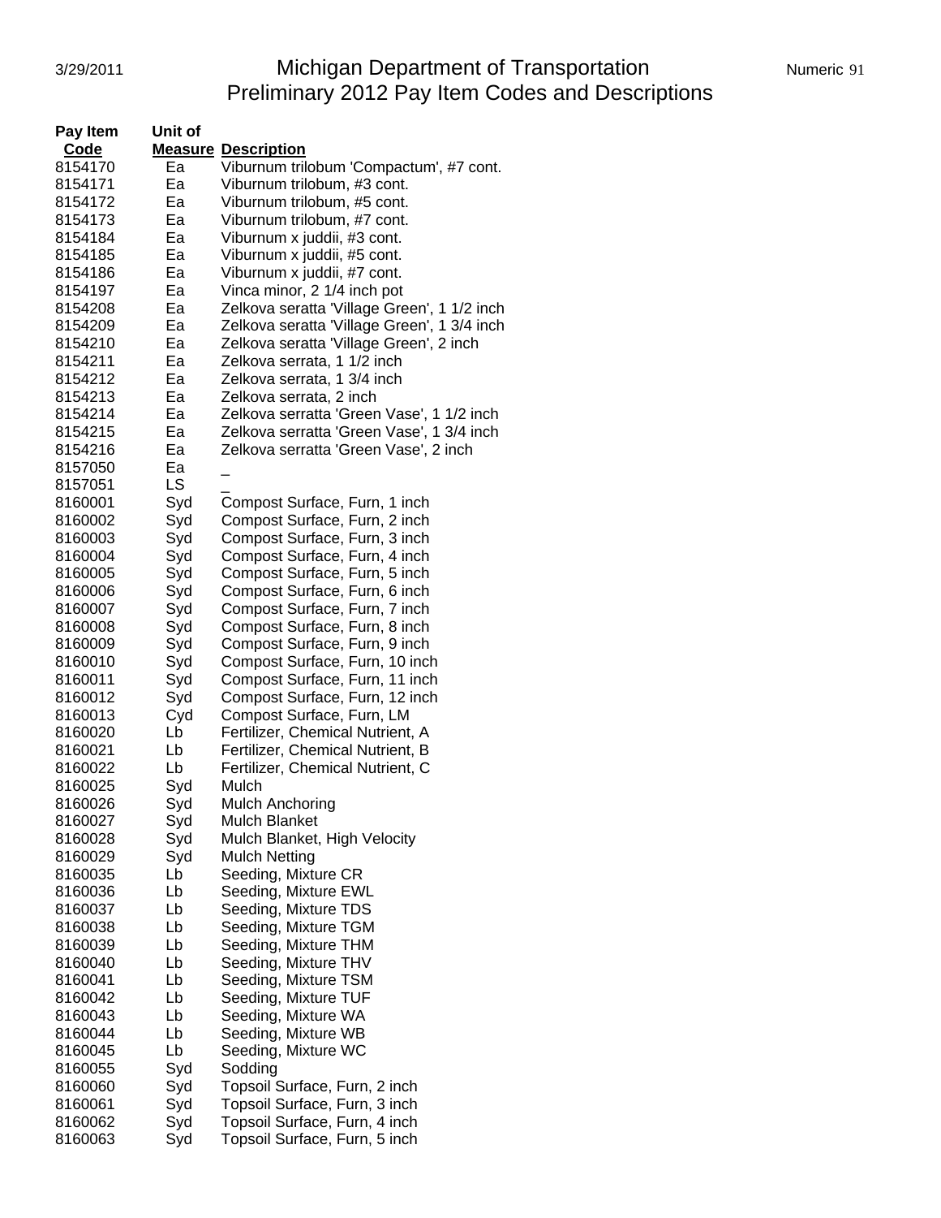# Michigan Department of Transportation
## Preliminary 2012 Pay Item Codes and Descriptions

| Pay Item Code | Unit of Measure | Description |
|---|---|---|
| 8154170 | Ea | Viburnum trilobum 'Compactum', #7 cont. |
| 8154171 | Ea | Viburnum trilobum, #3 cont. |
| 8154172 | Ea | Viburnum trilobum, #5 cont. |
| 8154173 | Ea | Viburnum trilobum, #7 cont. |
| 8154184 | Ea | Viburnum x juddii, #3 cont. |
| 8154185 | Ea | Viburnum x juddii, #5 cont. |
| 8154186 | Ea | Viburnum x juddii, #7 cont. |
| 8154197 | Ea | Vinca minor, 2 1/4 inch pot |
| 8154208 | Ea | Zelkova seratta 'Village Green', 1 1/2 inch |
| 8154209 | Ea | Zelkova seratta 'Village Green', 1 3/4 inch |
| 8154210 | Ea | Zelkova seratta 'Village Green', 2 inch |
| 8154211 | Ea | Zelkova serrata, 1 1/2 inch |
| 8154212 | Ea | Zelkova serrata, 1 3/4 inch |
| 8154213 | Ea | Zelkova serrata, 2 inch |
| 8154214 | Ea | Zelkova serratta 'Green Vase', 1 1/2 inch |
| 8154215 | Ea | Zelkova serratta 'Green Vase', 1 3/4 inch |
| 8154216 | Ea | Zelkova serratta 'Green Vase', 2 inch |
| 8157050 | Ea | _ |
| 8157051 | LS | _ |
| 8160001 | Syd | Compost Surface, Furn, 1 inch |
| 8160002 | Syd | Compost Surface, Furn, 2 inch |
| 8160003 | Syd | Compost Surface, Furn, 3 inch |
| 8160004 | Syd | Compost Surface, Furn, 4 inch |
| 8160005 | Syd | Compost Surface, Furn, 5 inch |
| 8160006 | Syd | Compost Surface, Furn, 6 inch |
| 8160007 | Syd | Compost Surface, Furn, 7 inch |
| 8160008 | Syd | Compost Surface, Furn, 8 inch |
| 8160009 | Syd | Compost Surface, Furn, 9 inch |
| 8160010 | Syd | Compost Surface, Furn, 10 inch |
| 8160011 | Syd | Compost Surface, Furn, 11 inch |
| 8160012 | Syd | Compost Surface, Furn, 12 inch |
| 8160013 | Cyd | Compost Surface, Furn, LM |
| 8160020 | Lb | Fertilizer, Chemical Nutrient, A |
| 8160021 | Lb | Fertilizer, Chemical Nutrient, B |
| 8160022 | Lb | Fertilizer, Chemical Nutrient, C |
| 8160025 | Syd | Mulch |
| 8160026 | Syd | Mulch Anchoring |
| 8160027 | Syd | Mulch Blanket |
| 8160028 | Syd | Mulch Blanket, High Velocity |
| 8160029 | Syd | Mulch Netting |
| 8160035 | Lb | Seeding, Mixture CR |
| 8160036 | Lb | Seeding, Mixture EWL |
| 8160037 | Lb | Seeding, Mixture TDS |
| 8160038 | Lb | Seeding, Mixture TGM |
| 8160039 | Lb | Seeding, Mixture THM |
| 8160040 | Lb | Seeding, Mixture THV |
| 8160041 | Lb | Seeding, Mixture TSM |
| 8160042 | Lb | Seeding, Mixture TUF |
| 8160043 | Lb | Seeding, Mixture WA |
| 8160044 | Lb | Seeding, Mixture WB |
| 8160045 | Lb | Seeding, Mixture WC |
| 8160055 | Syd | Sodding |
| 8160060 | Syd | Topsoil Surface, Furn, 2 inch |
| 8160061 | Syd | Topsoil Surface, Furn, 3 inch |
| 8160062 | Syd | Topsoil Surface, Furn, 4 inch |
| 8160063 | Syd | Topsoil Surface, Furn, 5 inch |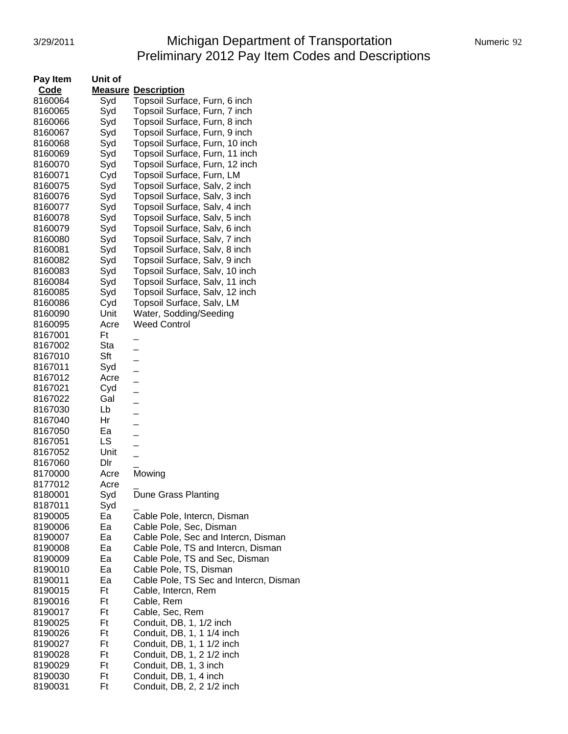# Michigan Department of Transportation
## Preliminary 2012 Pay Item Codes and Descriptions

| Pay Item Code | Unit of Measure | Description |
|---|---|---|
| 8160064 | Syd | Topsoil Surface, Furn, 6 inch |
| 8160065 | Syd | Topsoil Surface, Furn, 7 inch |
| 8160066 | Syd | Topsoil Surface, Furn, 8 inch |
| 8160067 | Syd | Topsoil Surface, Furn, 9 inch |
| 8160068 | Syd | Topsoil Surface, Furn, 10 inch |
| 8160069 | Syd | Topsoil Surface, Furn, 11 inch |
| 8160070 | Syd | Topsoil Surface, Furn, 12 inch |
| 8160071 | Cyd | Topsoil Surface, Furn, LM |
| 8160075 | Syd | Topsoil Surface, Salv, 2 inch |
| 8160076 | Syd | Topsoil Surface, Salv, 3 inch |
| 8160077 | Syd | Topsoil Surface, Salv, 4 inch |
| 8160078 | Syd | Topsoil Surface, Salv, 5 inch |
| 8160079 | Syd | Topsoil Surface, Salv, 6 inch |
| 8160080 | Syd | Topsoil Surface, Salv, 7 inch |
| 8160081 | Syd | Topsoil Surface, Salv, 8 inch |
| 8160082 | Syd | Topsoil Surface, Salv, 9 inch |
| 8160083 | Syd | Topsoil Surface, Salv, 10 inch |
| 8160084 | Syd | Topsoil Surface, Salv, 11 inch |
| 8160085 | Syd | Topsoil Surface, Salv, 12 inch |
| 8160086 | Cyd | Topsoil Surface, Salv, LM |
| 8160090 | Unit | Water, Sodding/Seeding |
| 8160095 | Acre | Weed Control |
| 8167001 | Ft | _ |
| 8167002 | Sta | _ |
| 8167010 | Sft | _ |
| 8167011 | Syd | _ |
| 8167012 | Acre | _ |
| 8167021 | Cyd | _ |
| 8167022 | Gal | _ |
| 8167030 | Lb | _ |
| 8167040 | Hr | _ |
| 8167050 | Ea | _ |
| 8167051 | LS | _ |
| 8167052 | Unit | _ |
| 8167060 | Dlr | _ |
| 8170000 | Acre | Mowing |
| 8177012 | Acre | _ |
| 8180001 | Syd | Dune Grass Planting |
| 8187011 | Syd | _ |
| 8190005 | Ea | Cable Pole, Intercn, Disman |
| 8190006 | Ea | Cable Pole, Sec, Disman |
| 8190007 | Ea | Cable Pole, Sec and Intercn, Disman |
| 8190008 | Ea | Cable Pole, TS and Intercn, Disman |
| 8190009 | Ea | Cable Pole, TS and Sec, Disman |
| 8190010 | Ea | Cable Pole, TS, Disman |
| 8190011 | Ea | Cable Pole, TS Sec and Intercn, Disman |
| 8190015 | Ft | Cable, Intercn, Rem |
| 8190016 | Ft | Cable, Rem |
| 8190017 | Ft | Cable, Sec, Rem |
| 8190025 | Ft | Conduit, DB, 1, 1/2 inch |
| 8190026 | Ft | Conduit, DB, 1, 1 1/4 inch |
| 8190027 | Ft | Conduit, DB, 1, 1 1/2 inch |
| 8190028 | Ft | Conduit, DB, 1, 2 1/2 inch |
| 8190029 | Ft | Conduit, DB, 1, 3 inch |
| 8190030 | Ft | Conduit, DB, 1, 4 inch |
| 8190031 | Ft | Conduit, DB, 2, 2 1/2 inch |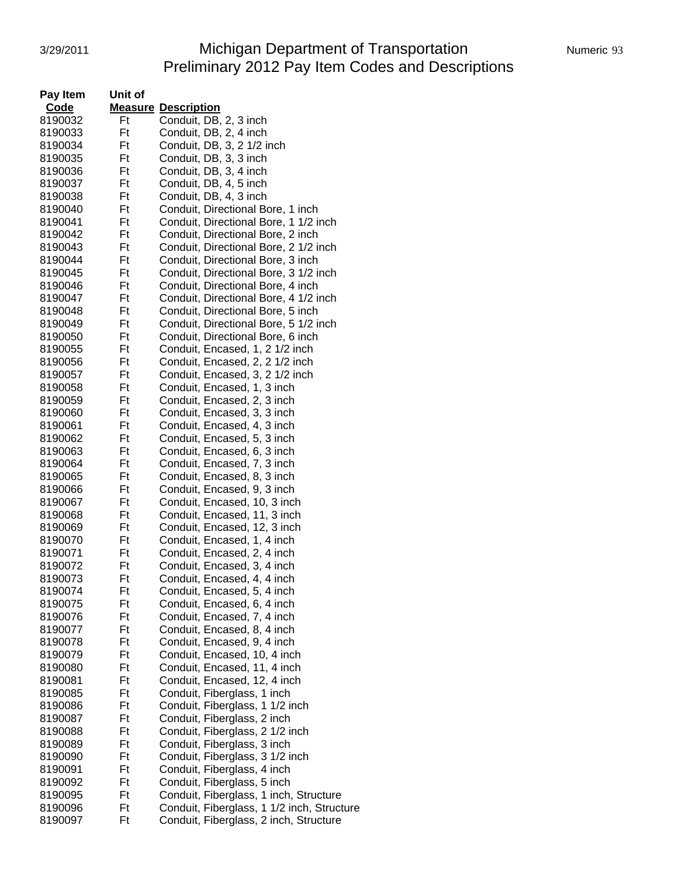# Michigan Department of Transportation
## Preliminary 2012 Pay Item Codes and Descriptions

| Pay Item Code | Unit of Measure | Description |
|---|---|---|
| 8190032 | Ft | Conduit, DB, 2, 3 inch |
| 8190033 | Ft | Conduit, DB, 2, 4 inch |
| 8190034 | Ft | Conduit, DB, 3, 2 1/2 inch |
| 8190035 | Ft | Conduit, DB, 3, 3 inch |
| 8190036 | Ft | Conduit, DB, 3, 4 inch |
| 8190037 | Ft | Conduit, DB, 4, 5 inch |
| 8190038 | Ft | Conduit, DB, 4, 3 inch |
| 8190040 | Ft | Conduit, Directional Bore, 1 inch |
| 8190041 | Ft | Conduit, Directional Bore, 1 1/2 inch |
| 8190042 | Ft | Conduit, Directional Bore, 2 inch |
| 8190043 | Ft | Conduit, Directional Bore, 2 1/2 inch |
| 8190044 | Ft | Conduit, Directional Bore, 3 inch |
| 8190045 | Ft | Conduit, Directional Bore, 3 1/2 inch |
| 8190046 | Ft | Conduit, Directional Bore, 4 inch |
| 8190047 | Ft | Conduit, Directional Bore, 4 1/2 inch |
| 8190048 | Ft | Conduit, Directional Bore, 5 inch |
| 8190049 | Ft | Conduit, Directional Bore, 5 1/2 inch |
| 8190050 | Ft | Conduit, Directional Bore, 6 inch |
| 8190055 | Ft | Conduit, Encased, 1, 2 1/2 inch |
| 8190056 | Ft | Conduit, Encased, 2, 2 1/2 inch |
| 8190057 | Ft | Conduit, Encased, 3, 2 1/2 inch |
| 8190058 | Ft | Conduit, Encased, 1, 3 inch |
| 8190059 | Ft | Conduit, Encased, 2, 3 inch |
| 8190060 | Ft | Conduit, Encased, 3, 3 inch |
| 8190061 | Ft | Conduit, Encased, 4, 3 inch |
| 8190062 | Ft | Conduit, Encased, 5, 3 inch |
| 8190063 | Ft | Conduit, Encased, 6, 3 inch |
| 8190064 | Ft | Conduit, Encased, 7, 3 inch |
| 8190065 | Ft | Conduit, Encased, 8, 3 inch |
| 8190066 | Ft | Conduit, Encased, 9, 3 inch |
| 8190067 | Ft | Conduit, Encased, 10, 3 inch |
| 8190068 | Ft | Conduit, Encased, 11, 3 inch |
| 8190069 | Ft | Conduit, Encased, 12, 3 inch |
| 8190070 | Ft | Conduit, Encased, 1, 4 inch |
| 8190071 | Ft | Conduit, Encased, 2, 4 inch |
| 8190072 | Ft | Conduit, Encased, 3, 4 inch |
| 8190073 | Ft | Conduit, Encased, 4, 4 inch |
| 8190074 | Ft | Conduit, Encased, 5, 4 inch |
| 8190075 | Ft | Conduit, Encased, 6, 4 inch |
| 8190076 | Ft | Conduit, Encased, 7, 4 inch |
| 8190077 | Ft | Conduit, Encased, 8, 4 inch |
| 8190078 | Ft | Conduit, Encased, 9, 4 inch |
| 8190079 | Ft | Conduit, Encased, 10, 4 inch |
| 8190080 | Ft | Conduit, Encased, 11, 4 inch |
| 8190081 | Ft | Conduit, Encased, 12, 4 inch |
| 8190085 | Ft | Conduit, Fiberglass, 1 inch |
| 8190086 | Ft | Conduit, Fiberglass, 1 1/2 inch |
| 8190087 | Ft | Conduit, Fiberglass, 2 inch |
| 8190088 | Ft | Conduit, Fiberglass, 2 1/2 inch |
| 8190089 | Ft | Conduit, Fiberglass, 3 inch |
| 8190090 | Ft | Conduit, Fiberglass, 3 1/2 inch |
| 8190091 | Ft | Conduit, Fiberglass, 4 inch |
| 8190092 | Ft | Conduit, Fiberglass, 5 inch |
| 8190095 | Ft | Conduit, Fiberglass, 1 inch, Structure |
| 8190096 | Ft | Conduit, Fiberglass, 1 1/2 inch, Structure |
| 8190097 | Ft | Conduit, Fiberglass, 2 inch, Structure |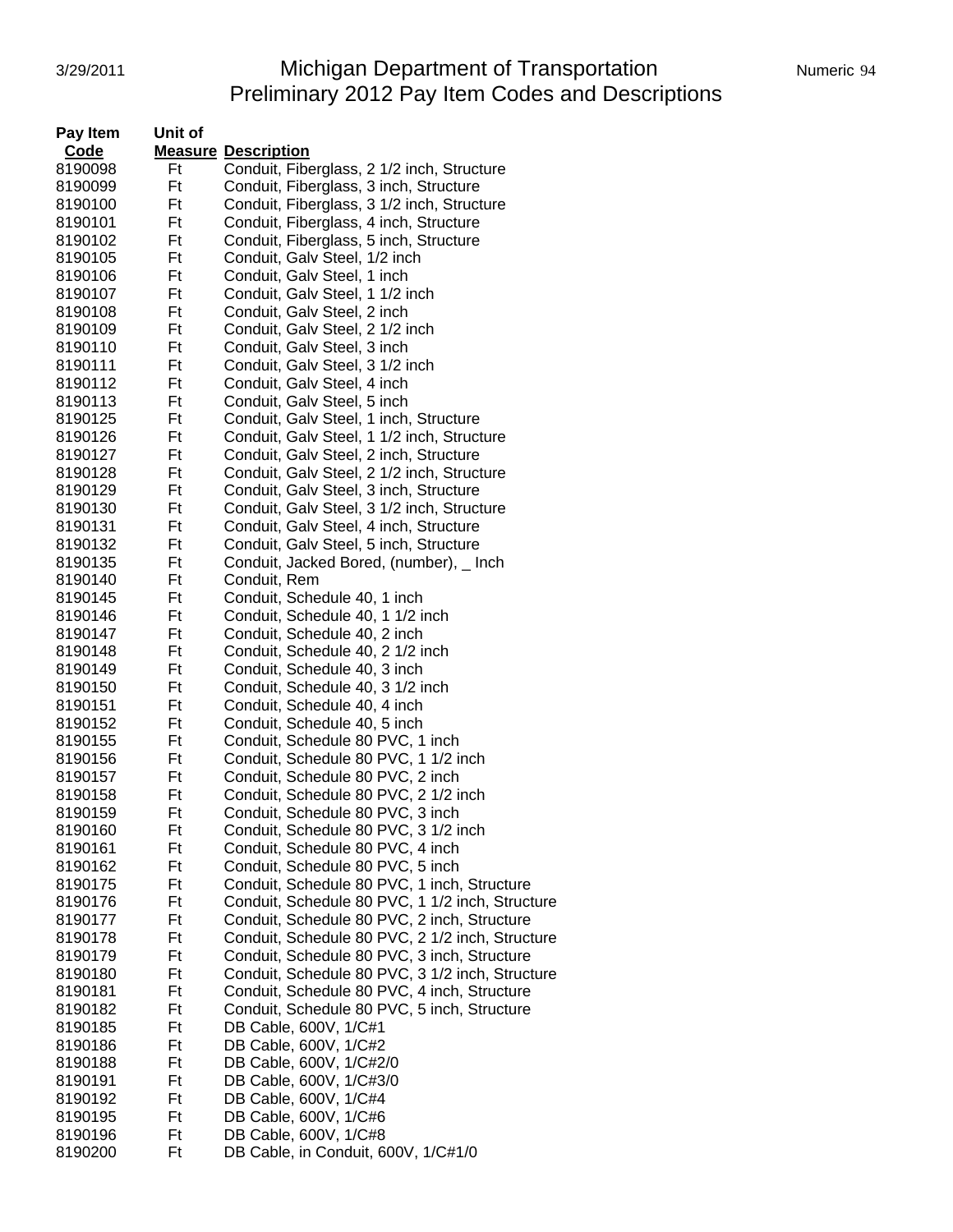# Michigan Department of Transportation
## Preliminary 2012 Pay Item Codes and Descriptions

| Pay Item Code | Unit of Measure | Description |
|---|---|---|
| 8190098 | Ft | Conduit, Fiberglass, 2 1/2 inch, Structure |
| 8190099 | Ft | Conduit, Fiberglass, 3 inch, Structure |
| 8190100 | Ft | Conduit, Fiberglass, 3 1/2 inch, Structure |
| 8190101 | Ft | Conduit, Fiberglass, 4 inch, Structure |
| 8190102 | Ft | Conduit, Fiberglass, 5 inch, Structure |
| 8190105 | Ft | Conduit, Galv Steel, 1/2 inch |
| 8190106 | Ft | Conduit, Galv Steel, 1 inch |
| 8190107 | Ft | Conduit, Galv Steel, 1 1/2 inch |
| 8190108 | Ft | Conduit, Galv Steel, 2 inch |
| 8190109 | Ft | Conduit, Galv Steel, 2 1/2 inch |
| 8190110 | Ft | Conduit, Galv Steel, 3 inch |
| 8190111 | Ft | Conduit, Galv Steel, 3 1/2 inch |
| 8190112 | Ft | Conduit, Galv Steel, 4 inch |
| 8190113 | Ft | Conduit, Galv Steel, 5 inch |
| 8190125 | Ft | Conduit, Galv Steel, 1 inch, Structure |
| 8190126 | Ft | Conduit, Galv Steel, 1 1/2 inch, Structure |
| 8190127 | Ft | Conduit, Galv Steel, 2 inch, Structure |
| 8190128 | Ft | Conduit, Galv Steel, 2 1/2 inch, Structure |
| 8190129 | Ft | Conduit, Galv Steel, 3 inch, Structure |
| 8190130 | Ft | Conduit, Galv Steel, 3 1/2 inch, Structure |
| 8190131 | Ft | Conduit, Galv Steel, 4 inch, Structure |
| 8190132 | Ft | Conduit, Galv Steel, 5 inch, Structure |
| 8190135 | Ft | Conduit, Jacked Bored, (number), _ Inch |
| 8190140 | Ft | Conduit, Rem |
| 8190145 | Ft | Conduit, Schedule 40, 1 inch |
| 8190146 | Ft | Conduit, Schedule 40, 1 1/2 inch |
| 8190147 | Ft | Conduit, Schedule 40, 2 inch |
| 8190148 | Ft | Conduit, Schedule 40, 2 1/2 inch |
| 8190149 | Ft | Conduit, Schedule 40, 3 inch |
| 8190150 | Ft | Conduit, Schedule 40, 3 1/2 inch |
| 8190151 | Ft | Conduit, Schedule 40, 4 inch |
| 8190152 | Ft | Conduit, Schedule 40, 5 inch |
| 8190155 | Ft | Conduit, Schedule 80 PVC, 1 inch |
| 8190156 | Ft | Conduit, Schedule 80 PVC, 1 1/2 inch |
| 8190157 | Ft | Conduit, Schedule 80 PVC, 2 inch |
| 8190158 | Ft | Conduit, Schedule 80 PVC, 2 1/2 inch |
| 8190159 | Ft | Conduit, Schedule 80 PVC, 3 inch |
| 8190160 | Ft | Conduit, Schedule 80 PVC, 3 1/2 inch |
| 8190161 | Ft | Conduit, Schedule 80 PVC, 4 inch |
| 8190162 | Ft | Conduit, Schedule 80 PVC, 5 inch |
| 8190175 | Ft | Conduit, Schedule 80 PVC, 1 inch, Structure |
| 8190176 | Ft | Conduit, Schedule 80 PVC, 1 1/2 inch, Structure |
| 8190177 | Ft | Conduit, Schedule 80 PVC, 2 inch, Structure |
| 8190178 | Ft | Conduit, Schedule 80 PVC, 2 1/2 inch, Structure |
| 8190179 | Ft | Conduit, Schedule 80 PVC, 3 inch, Structure |
| 8190180 | Ft | Conduit, Schedule 80 PVC, 3 1/2 inch, Structure |
| 8190181 | Ft | Conduit, Schedule 80 PVC, 4 inch, Structure |
| 8190182 | Ft | Conduit, Schedule 80 PVC, 5 inch, Structure |
| 8190185 | Ft | DB Cable, 600V, 1/C#1 |
| 8190186 | Ft | DB Cable, 600V, 1/C#2 |
| 8190188 | Ft | DB Cable, 600V, 1/C#2/0 |
| 8190191 | Ft | DB Cable, 600V, 1/C#3/0 |
| 8190192 | Ft | DB Cable, 600V, 1/C#4 |
| 8190195 | Ft | DB Cable, 600V, 1/C#6 |
| 8190196 | Ft | DB Cable, 600V, 1/C#8 |
| 8190200 | Ft | DB Cable, in Conduit, 600V, 1/C#1/0 |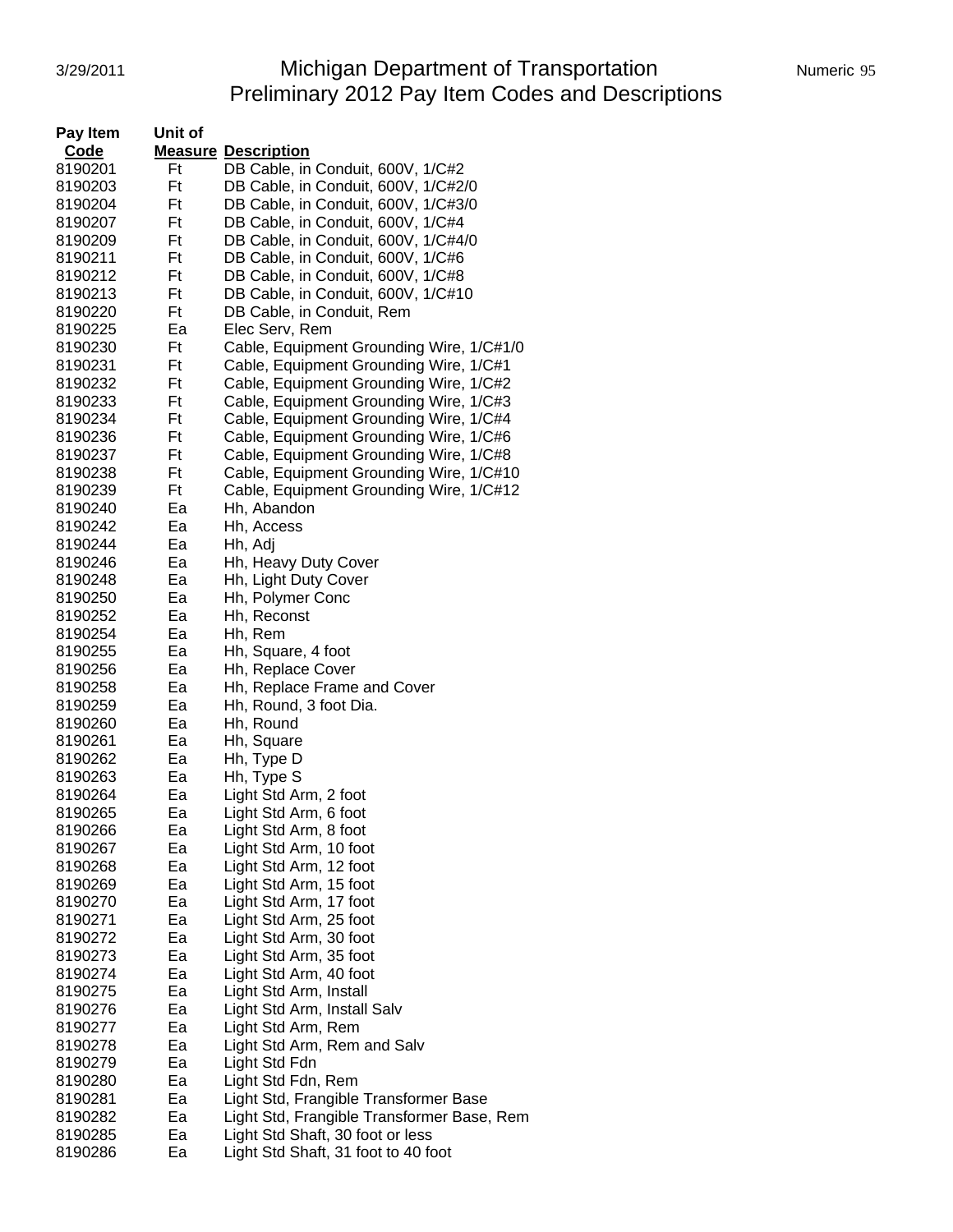# Michigan Department of Transportation
## Preliminary 2012 Pay Item Codes and Descriptions

| Pay Item Code | Unit of Measure | Description |
|---|---|---|
| 8190201 | Ft | DB Cable, in Conduit, 600V, 1/C#2 |
| 8190203 | Ft | DB Cable, in Conduit, 600V, 1/C#2/0 |
| 8190204 | Ft | DB Cable, in Conduit, 600V, 1/C#3/0 |
| 8190207 | Ft | DB Cable, in Conduit, 600V, 1/C#4 |
| 8190209 | Ft | DB Cable, in Conduit, 600V, 1/C#4/0 |
| 8190211 | Ft | DB Cable, in Conduit, 600V, 1/C#6 |
| 8190212 | Ft | DB Cable, in Conduit, 600V, 1/C#8 |
| 8190213 | Ft | DB Cable, in Conduit, 600V, 1/C#10 |
| 8190220 | Ft | DB Cable, in Conduit, Rem |
| 8190225 | Ea | Elec Serv, Rem |
| 8190230 | Ft | Cable, Equipment Grounding Wire, 1/C#1/0 |
| 8190231 | Ft | Cable, Equipment Grounding Wire, 1/C#1 |
| 8190232 | Ft | Cable, Equipment Grounding Wire, 1/C#2 |
| 8190233 | Ft | Cable, Equipment Grounding Wire, 1/C#3 |
| 8190234 | Ft | Cable, Equipment Grounding Wire, 1/C#4 |
| 8190236 | Ft | Cable, Equipment Grounding Wire, 1/C#6 |
| 8190237 | Ft | Cable, Equipment Grounding Wire, 1/C#8 |
| 8190238 | Ft | Cable, Equipment Grounding Wire, 1/C#10 |
| 8190239 | Ft | Cable, Equipment Grounding Wire, 1/C#12 |
| 8190240 | Ea | Hh, Abandon |
| 8190242 | Ea | Hh, Access |
| 8190244 | Ea | Hh, Adj |
| 8190246 | Ea | Hh, Heavy Duty Cover |
| 8190248 | Ea | Hh, Light Duty Cover |
| 8190250 | Ea | Hh, Polymer Conc |
| 8190252 | Ea | Hh, Reconst |
| 8190254 | Ea | Hh, Rem |
| 8190255 | Ea | Hh, Square, 4 foot |
| 8190256 | Ea | Hh, Replace Cover |
| 8190258 | Ea | Hh, Replace Frame and Cover |
| 8190259 | Ea | Hh, Round, 3 foot Dia. |
| 8190260 | Ea | Hh, Round |
| 8190261 | Ea | Hh, Square |
| 8190262 | Ea | Hh, Type D |
| 8190263 | Ea | Hh, Type S |
| 8190264 | Ea | Light Std Arm, 2 foot |
| 8190265 | Ea | Light Std Arm, 6 foot |
| 8190266 | Ea | Light Std Arm, 8 foot |
| 8190267 | Ea | Light Std Arm, 10 foot |
| 8190268 | Ea | Light Std Arm, 12 foot |
| 8190269 | Ea | Light Std Arm, 15 foot |
| 8190270 | Ea | Light Std Arm, 17 foot |
| 8190271 | Ea | Light Std Arm, 25 foot |
| 8190272 | Ea | Light Std Arm, 30 foot |
| 8190273 | Ea | Light Std Arm, 35 foot |
| 8190274 | Ea | Light Std Arm, 40 foot |
| 8190275 | Ea | Light Std Arm, Install |
| 8190276 | Ea | Light Std Arm, Install Salv |
| 8190277 | Ea | Light Std Arm, Rem |
| 8190278 | Ea | Light Std Arm, Rem and Salv |
| 8190279 | Ea | Light Std Fdn |
| 8190280 | Ea | Light Std Fdn, Rem |
| 8190281 | Ea | Light Std, Frangible Transformer Base |
| 8190282 | Ea | Light Std, Frangible Transformer Base, Rem |
| 8190285 | Ea | Light Std Shaft, 30 foot or less |
| 8190286 | Ea | Light Std Shaft, 31 foot to 40 foot |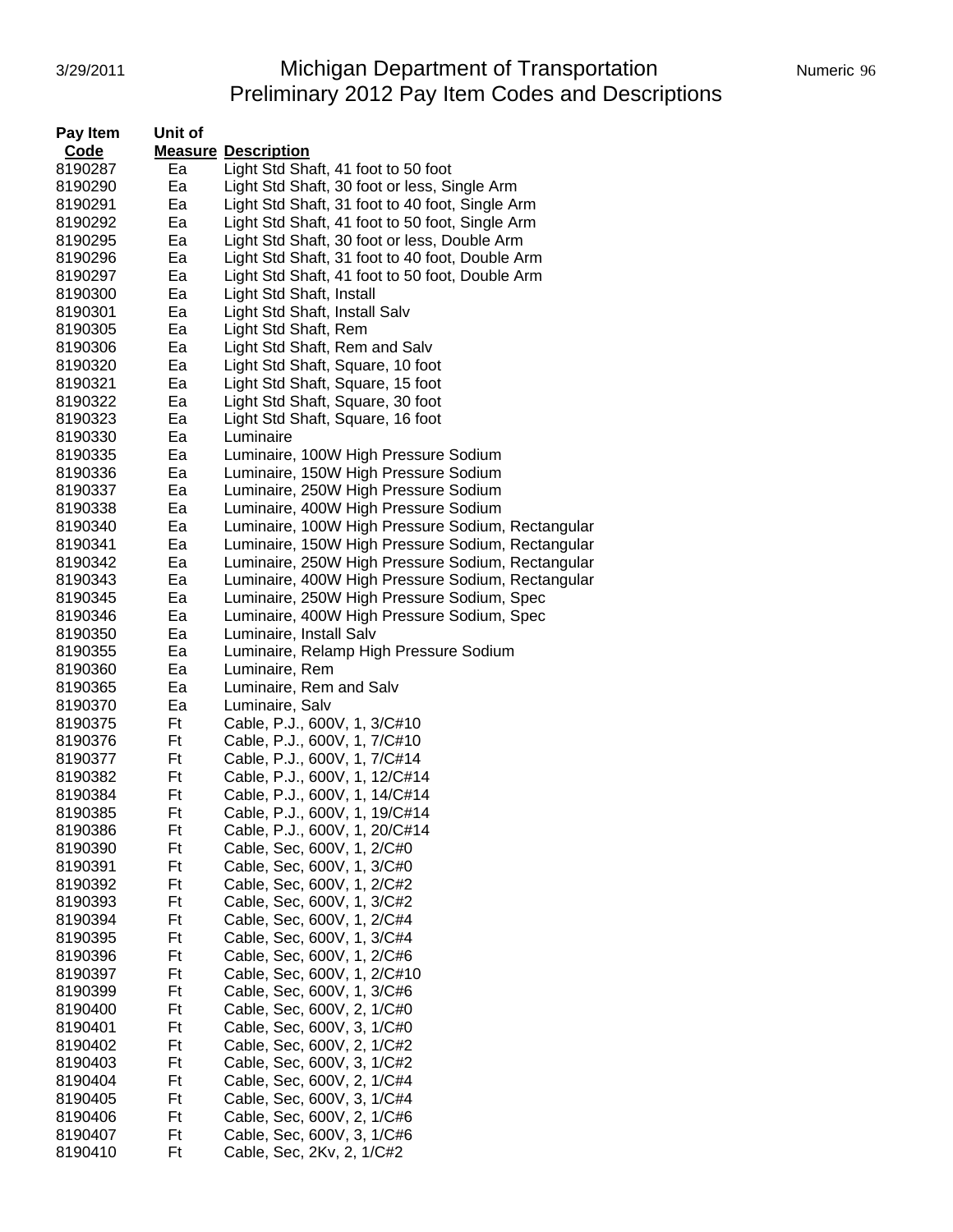# Michigan Department of Transportation
## Preliminary 2012 Pay Item Codes and Descriptions

| Pay Item Code | Unit of Measure | Description |
|---|---|---|
| 8190287 | Ea | Light Std Shaft, 41 foot to 50 foot |
| 8190290 | Ea | Light Std Shaft, 30 foot or less, Single Arm |
| 8190291 | Ea | Light Std Shaft, 31 foot to 40 foot, Single Arm |
| 8190292 | Ea | Light Std Shaft, 41 foot to 50 foot, Single Arm |
| 8190295 | Ea | Light Std Shaft, 30 foot or less, Double Arm |
| 8190296 | Ea | Light Std Shaft, 31 foot to 40 foot, Double Arm |
| 8190297 | Ea | Light Std Shaft, 41 foot to 50 foot, Double Arm |
| 8190300 | Ea | Light Std Shaft, Install |
| 8190301 | Ea | Light Std Shaft, Install Salv |
| 8190305 | Ea | Light Std Shaft, Rem |
| 8190306 | Ea | Light Std Shaft, Rem and Salv |
| 8190320 | Ea | Light Std Shaft, Square, 10 foot |
| 8190321 | Ea | Light Std Shaft, Square, 15 foot |
| 8190322 | Ea | Light Std Shaft, Square, 30 foot |
| 8190323 | Ea | Light Std Shaft, Square, 16 foot |
| 8190330 | Ea | Luminaire |
| 8190335 | Ea | Luminaire, 100W High Pressure Sodium |
| 8190336 | Ea | Luminaire, 150W High Pressure Sodium |
| 8190337 | Ea | Luminaire, 250W High Pressure Sodium |
| 8190338 | Ea | Luminaire, 400W High Pressure Sodium |
| 8190340 | Ea | Luminaire, 100W High Pressure Sodium, Rectangular |
| 8190341 | Ea | Luminaire, 150W High Pressure Sodium, Rectangular |
| 8190342 | Ea | Luminaire, 250W High Pressure Sodium, Rectangular |
| 8190343 | Ea | Luminaire, 400W High Pressure Sodium, Rectangular |
| 8190345 | Ea | Luminaire, 250W High Pressure Sodium, Spec |
| 8190346 | Ea | Luminaire, 400W High Pressure Sodium, Spec |
| 8190350 | Ea | Luminaire, Install Salv |
| 8190355 | Ea | Luminaire, Relamp High Pressure Sodium |
| 8190360 | Ea | Luminaire, Rem |
| 8190365 | Ea | Luminaire, Rem and Salv |
| 8190370 | Ea | Luminaire, Salv |
| 8190375 | Ft | Cable, P.J., 600V, 1, 3/C#10 |
| 8190376 | Ft | Cable, P.J., 600V, 1, 7/C#10 |
| 8190377 | Ft | Cable, P.J., 600V, 1, 7/C#14 |
| 8190382 | Ft | Cable, P.J., 600V, 1, 12/C#14 |
| 8190384 | Ft | Cable, P.J., 600V, 1, 14/C#14 |
| 8190385 | Ft | Cable, P.J., 600V, 1, 19/C#14 |
| 8190386 | Ft | Cable, P.J., 600V, 1, 20/C#14 |
| 8190390 | Ft | Cable, Sec, 600V, 1, 2/C#0 |
| 8190391 | Ft | Cable, Sec, 600V, 1, 3/C#0 |
| 8190392 | Ft | Cable, Sec, 600V, 1, 2/C#2 |
| 8190393 | Ft | Cable, Sec, 600V, 1, 3/C#2 |
| 8190394 | Ft | Cable, Sec, 600V, 1, 2/C#4 |
| 8190395 | Ft | Cable, Sec, 600V, 1, 3/C#4 |
| 8190396 | Ft | Cable, Sec, 600V, 1, 2/C#6 |
| 8190397 | Ft | Cable, Sec, 600V, 1, 2/C#10 |
| 8190399 | Ft | Cable, Sec, 600V, 1, 3/C#6 |
| 8190400 | Ft | Cable, Sec, 600V, 2, 1/C#0 |
| 8190401 | Ft | Cable, Sec, 600V, 3, 1/C#0 |
| 8190402 | Ft | Cable, Sec, 600V, 2, 1/C#2 |
| 8190403 | Ft | Cable, Sec, 600V, 3, 1/C#2 |
| 8190404 | Ft | Cable, Sec, 600V, 2, 1/C#4 |
| 8190405 | Ft | Cable, Sec, 600V, 3, 1/C#4 |
| 8190406 | Ft | Cable, Sec, 600V, 2, 1/C#6 |
| 8190407 | Ft | Cable, Sec, 600V, 3, 1/C#6 |
| 8190410 | Ft | Cable, Sec, 2Kv, 2, 1/C#2 |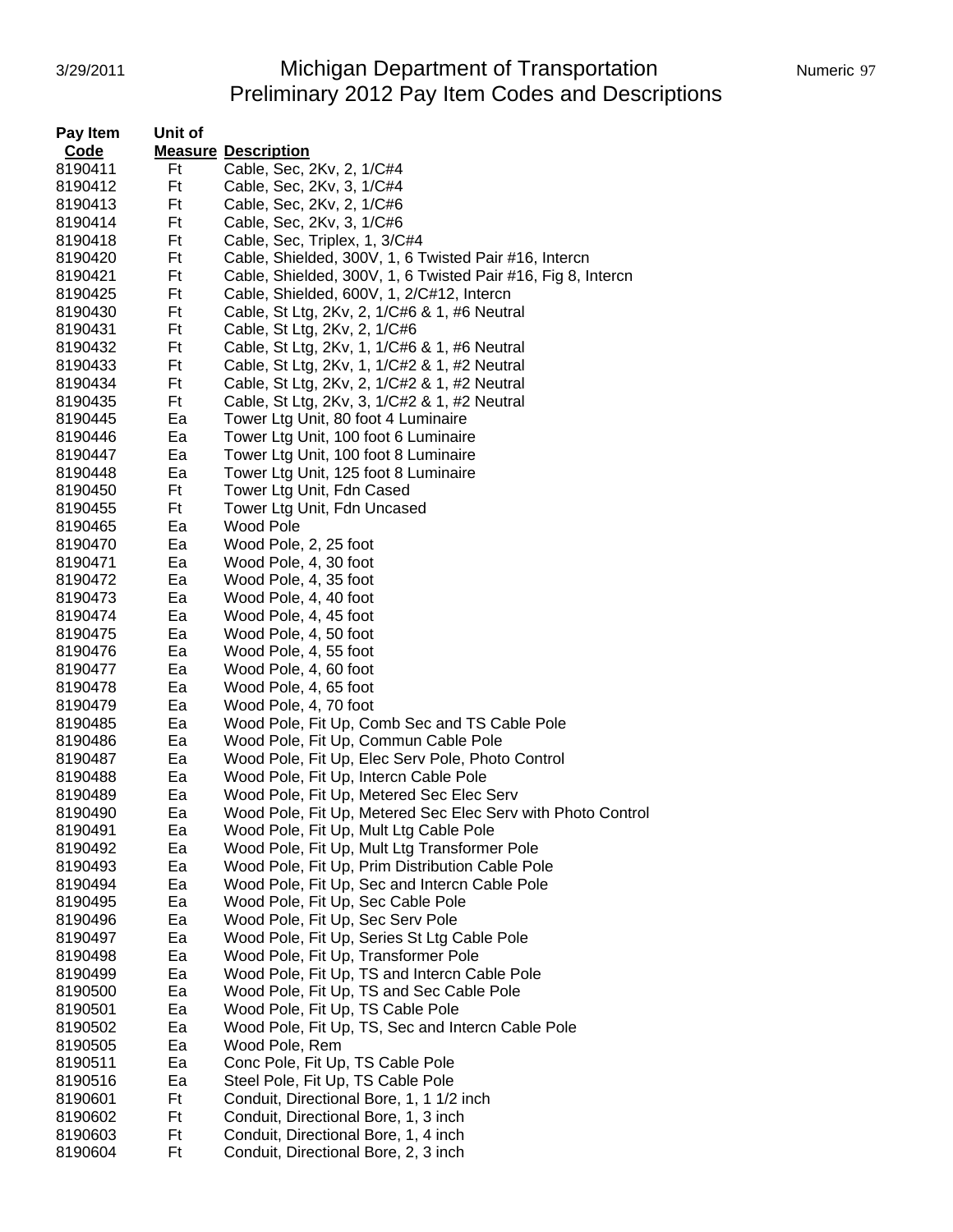| Pay Item Code | Unit of Measure | Description |
|---|---|---|
| 8190411 | Ft | Cable, Sec, 2Kv, 2, 1/C#4 |
| 8190412 | Ft | Cable, Sec, 2Kv, 3, 1/C#4 |
| 8190413 | Ft | Cable, Sec, 2Kv, 2, 1/C#6 |
| 8190414 | Ft | Cable, Sec, 2Kv, 3, 1/C#6 |
| 8190418 | Ft | Cable, Sec, Triplex, 1, 3/C#4 |
| 8190420 | Ft | Cable, Shielded, 300V, 1, 6 Twisted Pair #16, Intercn |
| 8190421 | Ft | Cable, Shielded, 300V, 1, 6 Twisted Pair #16, Fig 8, Intercn |
| 8190425 | Ft | Cable, Shielded, 600V, 1, 2/C#12, Intercn |
| 8190430 | Ft | Cable, St Ltg, 2Kv, 2, 1/C#6 & 1, #6 Neutral |
| 8190431 | Ft | Cable, St Ltg, 2Kv, 2, 1/C#6 |
| 8190432 | Ft | Cable, St Ltg, 2Kv, 1, 1/C#6 & 1, #6 Neutral |
| 8190433 | Ft | Cable, St Ltg, 2Kv, 1, 1/C#2 & 1, #2 Neutral |
| 8190434 | Ft | Cable, St Ltg, 2Kv, 2, 1/C#2 & 1, #2 Neutral |
| 8190435 | Ft | Cable, St Ltg, 2Kv, 3, 1/C#2 & 1, #2 Neutral |
| 8190445 | Ea | Tower Ltg Unit, 80 foot 4 Luminaire |
| 8190446 | Ea | Tower Ltg Unit, 100 foot 6 Luminaire |
| 8190447 | Ea | Tower Ltg Unit, 100 foot 8 Luminaire |
| 8190448 | Ea | Tower Ltg Unit, 125 foot 8 Luminaire |
| 8190450 | Ft | Tower Ltg Unit, Fdn Cased |
| 8190455 | Ft | Tower Ltg Unit, Fdn Uncased |
| 8190465 | Ea | Wood Pole |
| 8190470 | Ea | Wood Pole, 2, 25 foot |
| 8190471 | Ea | Wood Pole, 4, 30 foot |
| 8190472 | Ea | Wood Pole, 4, 35 foot |
| 8190473 | Ea | Wood Pole, 4, 40 foot |
| 8190474 | Ea | Wood Pole, 4, 45 foot |
| 8190475 | Ea | Wood Pole, 4, 50 foot |
| 8190476 | Ea | Wood Pole, 4, 55 foot |
| 8190477 | Ea | Wood Pole, 4, 60 foot |
| 8190478 | Ea | Wood Pole, 4, 65 foot |
| 8190479 | Ea | Wood Pole, 4, 70 foot |
| 8190485 | Ea | Wood Pole, Fit Up, Comb Sec and TS Cable Pole |
| 8190486 | Ea | Wood Pole, Fit Up, Commun Cable Pole |
| 8190487 | Ea | Wood Pole, Fit Up, Elec Serv Pole, Photo Control |
| 8190488 | Ea | Wood Pole, Fit Up, Intercn Cable Pole |
| 8190489 | Ea | Wood Pole, Fit Up, Metered Sec Elec Serv |
| 8190490 | Ea | Wood Pole, Fit Up, Metered Sec Elec Serv with Photo Control |
| 8190491 | Ea | Wood Pole, Fit Up, Mult Ltg Cable Pole |
| 8190492 | Ea | Wood Pole, Fit Up, Mult Ltg Transformer Pole |
| 8190493 | Ea | Wood Pole, Fit Up, Prim Distribution Cable Pole |
| 8190494 | Ea | Wood Pole, Fit Up, Sec and Intercn Cable Pole |
| 8190495 | Ea | Wood Pole, Fit Up, Sec Cable Pole |
| 8190496 | Ea | Wood Pole, Fit Up, Sec Serv Pole |
| 8190497 | Ea | Wood Pole, Fit Up, Series St Ltg Cable Pole |
| 8190498 | Ea | Wood Pole, Fit Up, Transformer Pole |
| 8190499 | Ea | Wood Pole, Fit Up, TS and Intercn Cable Pole |
| 8190500 | Ea | Wood Pole, Fit Up, TS and Sec Cable Pole |
| 8190501 | Ea | Wood Pole, Fit Up, TS Cable Pole |
| 8190502 | Ea | Wood Pole, Fit Up, TS, Sec and Intercn Cable Pole |
| 8190505 | Ea | Wood Pole, Rem |
| 8190511 | Ea | Conc Pole, Fit Up, TS Cable Pole |
| 8190516 | Ea | Steel Pole, Fit Up, TS Cable Pole |
| 8190601 | Ft | Conduit, Directional Bore, 1, 1 1/2 inch |
| 8190602 | Ft | Conduit, Directional Bore, 1, 3 inch |
| 8190603 | Ft | Conduit, Directional Bore, 1, 4 inch |
| 8190604 | Ft | Conduit, Directional Bore, 2, 3 inch |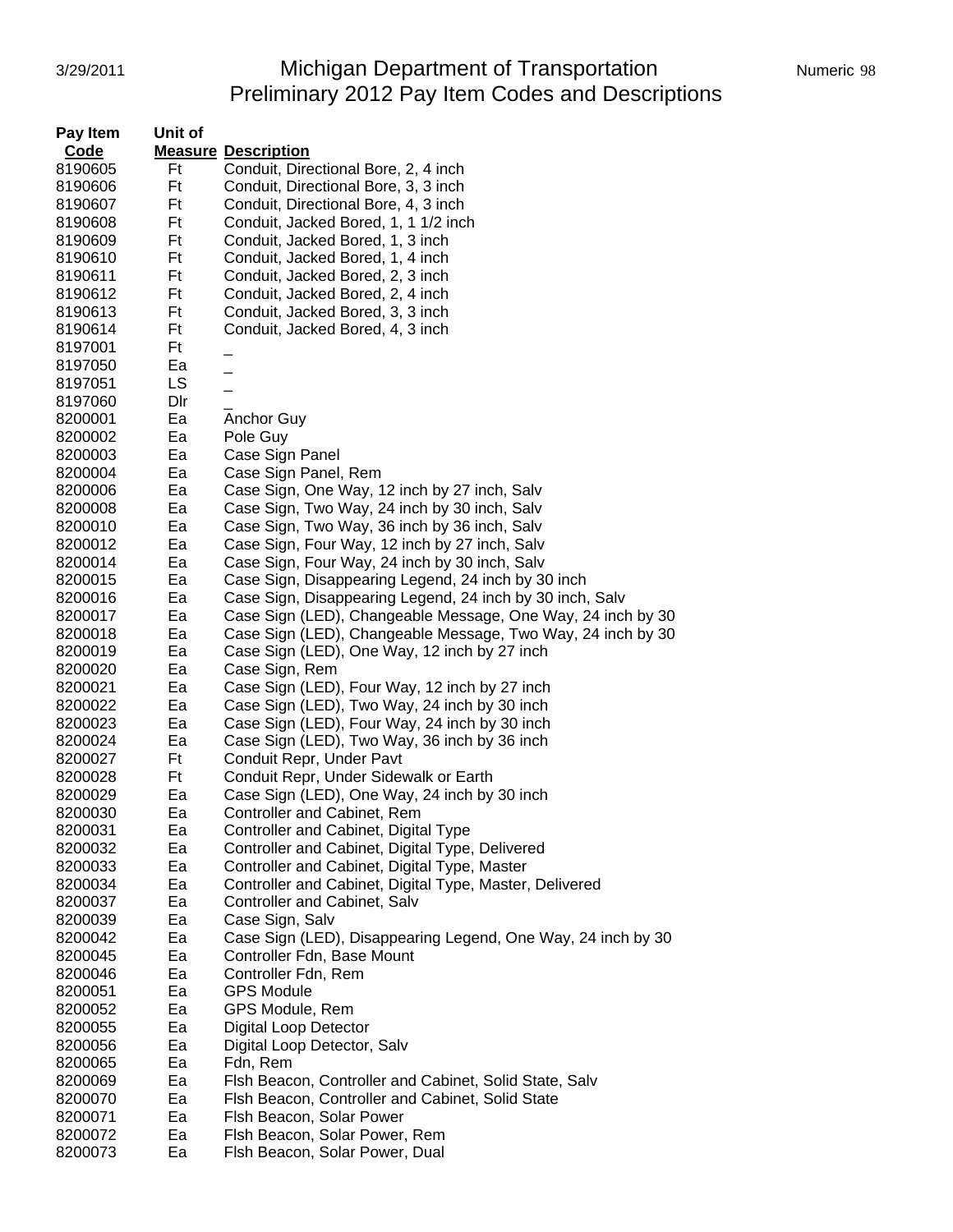# Michigan Department of Transportation
## Preliminary 2012 Pay Item Codes and Descriptions

| Pay Item Code | Unit of Measure | Description |
|---|---|---|
| 8190605 | Ft | Conduit, Directional Bore, 2, 4 inch |
| 8190606 | Ft | Conduit, Directional Bore, 3, 3 inch |
| 8190607 | Ft | Conduit, Directional Bore, 4, 3 inch |
| 8190608 | Ft | Conduit, Jacked Bored, 1, 1 1/2 inch |
| 8190609 | Ft | Conduit, Jacked Bored, 1, 3 inch |
| 8190610 | Ft | Conduit, Jacked Bored, 1, 4 inch |
| 8190611 | Ft | Conduit, Jacked Bored, 2, 3 inch |
| 8190612 | Ft | Conduit, Jacked Bored, 2, 4 inch |
| 8190613 | Ft | Conduit, Jacked Bored, 3, 3 inch |
| 8190614 | Ft | Conduit, Jacked Bored, 4, 3 inch |
| 8197001 | Ft | _ |
| 8197050 | Ea | _ |
| 8197051 | LS | _ |
| 8197060 | Dlr | _ |
| 8200001 | Ea | Anchor Guy |
| 8200002 | Ea | Pole Guy |
| 8200003 | Ea | Case Sign Panel |
| 8200004 | Ea | Case Sign Panel, Rem |
| 8200006 | Ea | Case Sign, One Way, 12 inch by 27 inch, Salv |
| 8200008 | Ea | Case Sign, Two Way, 24 inch by 30 inch, Salv |
| 8200010 | Ea | Case Sign, Two Way, 36 inch by 36 inch, Salv |
| 8200012 | Ea | Case Sign, Four Way, 12 inch by 27 inch, Salv |
| 8200014 | Ea | Case Sign, Four Way, 24 inch by 30 inch, Salv |
| 8200015 | Ea | Case Sign, Disappearing Legend, 24 inch by 30 inch |
| 8200016 | Ea | Case Sign, Disappearing Legend, 24 inch by 30 inch, Salv |
| 8200017 | Ea | Case Sign (LED), Changeable Message, One Way, 24 inch by 30 |
| 8200018 | Ea | Case Sign (LED), Changeable Message, Two Way, 24 inch by 30 |
| 8200019 | Ea | Case Sign (LED), One Way, 12 inch by 27 inch |
| 8200020 | Ea | Case Sign, Rem |
| 8200021 | Ea | Case Sign (LED), Four Way, 12 inch by 27 inch |
| 8200022 | Ea | Case Sign (LED), Two Way, 24 inch by 30 inch |
| 8200023 | Ea | Case Sign (LED), Four Way, 24 inch by 30 inch |
| 8200024 | Ea | Case Sign (LED), Two Way, 36 inch by 36 inch |
| 8200027 | Ft | Conduit Repr, Under Pavt |
| 8200028 | Ft | Conduit Repr, Under Sidewalk or Earth |
| 8200029 | Ea | Case Sign (LED), One Way, 24 inch by 30 inch |
| 8200030 | Ea | Controller and Cabinet, Rem |
| 8200031 | Ea | Controller and Cabinet, Digital Type |
| 8200032 | Ea | Controller and Cabinet, Digital Type, Delivered |
| 8200033 | Ea | Controller and Cabinet, Digital Type, Master |
| 8200034 | Ea | Controller and Cabinet, Digital Type, Master, Delivered |
| 8200037 | Ea | Controller and Cabinet, Salv |
| 8200039 | Ea | Case Sign, Salv |
| 8200042 | Ea | Case Sign (LED), Disappearing Legend, One Way, 24 inch by 30 |
| 8200045 | Ea | Controller Fdn, Base Mount |
| 8200046 | Ea | Controller Fdn, Rem |
| 8200051 | Ea | GPS Module |
| 8200052 | Ea | GPS Module, Rem |
| 8200055 | Ea | Digital Loop Detector |
| 8200056 | Ea | Digital Loop Detector, Salv |
| 8200065 | Ea | Fdn, Rem |
| 8200069 | Ea | Flsh Beacon, Controller and Cabinet, Solid State, Salv |
| 8200070 | Ea | Flsh Beacon, Controller and Cabinet, Solid State |
| 8200071 | Ea | Flsh Beacon, Solar Power |
| 8200072 | Ea | Flsh Beacon, Solar Power, Rem |
| 8200073 | Ea | Flsh Beacon, Solar Power, Dual |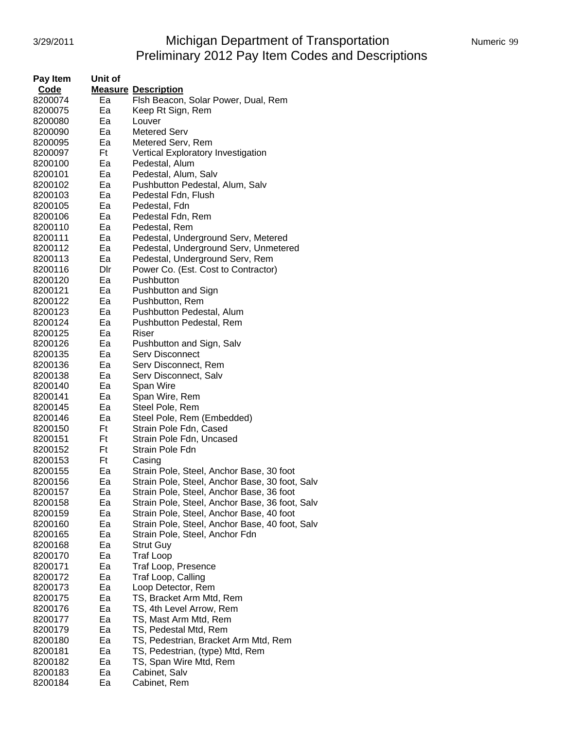# Michigan Department of Transportation
## Preliminary 2012 Pay Item Codes and Descriptions

| Pay Item Code | Unit of Measure | Description |
|---|---|---|
| 8200074 | Ea | Flsh Beacon, Solar Power, Dual, Rem |
| 8200075 | Ea | Keep Rt Sign, Rem |
| 8200080 | Ea | Louver |
| 8200090 | Ea | Metered Serv |
| 8200095 | Ea | Metered Serv, Rem |
| 8200097 | Ft | Vertical Exploratory Investigation |
| 8200100 | Ea | Pedestal, Alum |
| 8200101 | Ea | Pedestal, Alum, Salv |
| 8200102 | Ea | Pushbutton Pedestal, Alum, Salv |
| 8200103 | Ea | Pedestal Fdn, Flush |
| 8200105 | Ea | Pedestal, Fdn |
| 8200106 | Ea | Pedestal Fdn, Rem |
| 8200110 | Ea | Pedestal, Rem |
| 8200111 | Ea | Pedestal, Underground Serv, Metered |
| 8200112 | Ea | Pedestal, Underground Serv, Unmetered |
| 8200113 | Ea | Pedestal, Underground Serv, Rem |
| 8200116 | Dlr | Power Co. (Est. Cost to Contractor) |
| 8200120 | Ea | Pushbutton |
| 8200121 | Ea | Pushbutton and Sign |
| 8200122 | Ea | Pushbutton, Rem |
| 8200123 | Ea | Pushbutton Pedestal, Alum |
| 8200124 | Ea | Pushbutton Pedestal, Rem |
| 8200125 | Ea | Riser |
| 8200126 | Ea | Pushbutton and Sign, Salv |
| 8200135 | Ea | Serv Disconnect |
| 8200136 | Ea | Serv Disconnect, Rem |
| 8200138 | Ea | Serv Disconnect, Salv |
| 8200140 | Ea | Span Wire |
| 8200141 | Ea | Span Wire, Rem |
| 8200145 | Ea | Steel Pole, Rem |
| 8200146 | Ea | Steel Pole, Rem (Embedded) |
| 8200150 | Ft | Strain Pole Fdn, Cased |
| 8200151 | Ft | Strain Pole Fdn, Uncased |
| 8200152 | Ft | Strain Pole Fdn |
| 8200153 | Ft | Casing |
| 8200155 | Ea | Strain Pole, Steel, Anchor Base, 30 foot |
| 8200156 | Ea | Strain Pole, Steel, Anchor Base, 30 foot, Salv |
| 8200157 | Ea | Strain Pole, Steel, Anchor Base, 36 foot |
| 8200158 | Ea | Strain Pole, Steel, Anchor Base, 36 foot, Salv |
| 8200159 | Ea | Strain Pole, Steel, Anchor Base, 40 foot |
| 8200160 | Ea | Strain Pole, Steel, Anchor Base, 40 foot, Salv |
| 8200165 | Ea | Strain Pole, Steel, Anchor Fdn |
| 8200168 | Ea | Strut Guy |
| 8200170 | Ea | Traf Loop |
| 8200171 | Ea | Traf Loop, Presence |
| 8200172 | Ea | Traf Loop, Calling |
| 8200173 | Ea | Loop Detector, Rem |
| 8200175 | Ea | TS, Bracket Arm Mtd, Rem |
| 8200176 | Ea | TS, 4th Level Arrow, Rem |
| 8200177 | Ea | TS, Mast Arm Mtd, Rem |
| 8200179 | Ea | TS, Pedestal Mtd, Rem |
| 8200180 | Ea | TS, Pedestrian, Bracket Arm Mtd, Rem |
| 8200181 | Ea | TS, Pedestrian, (type) Mtd, Rem |
| 8200182 | Ea | TS, Span Wire Mtd, Rem |
| 8200183 | Ea | Cabinet, Salv |
| 8200184 | Ea | Cabinet, Rem |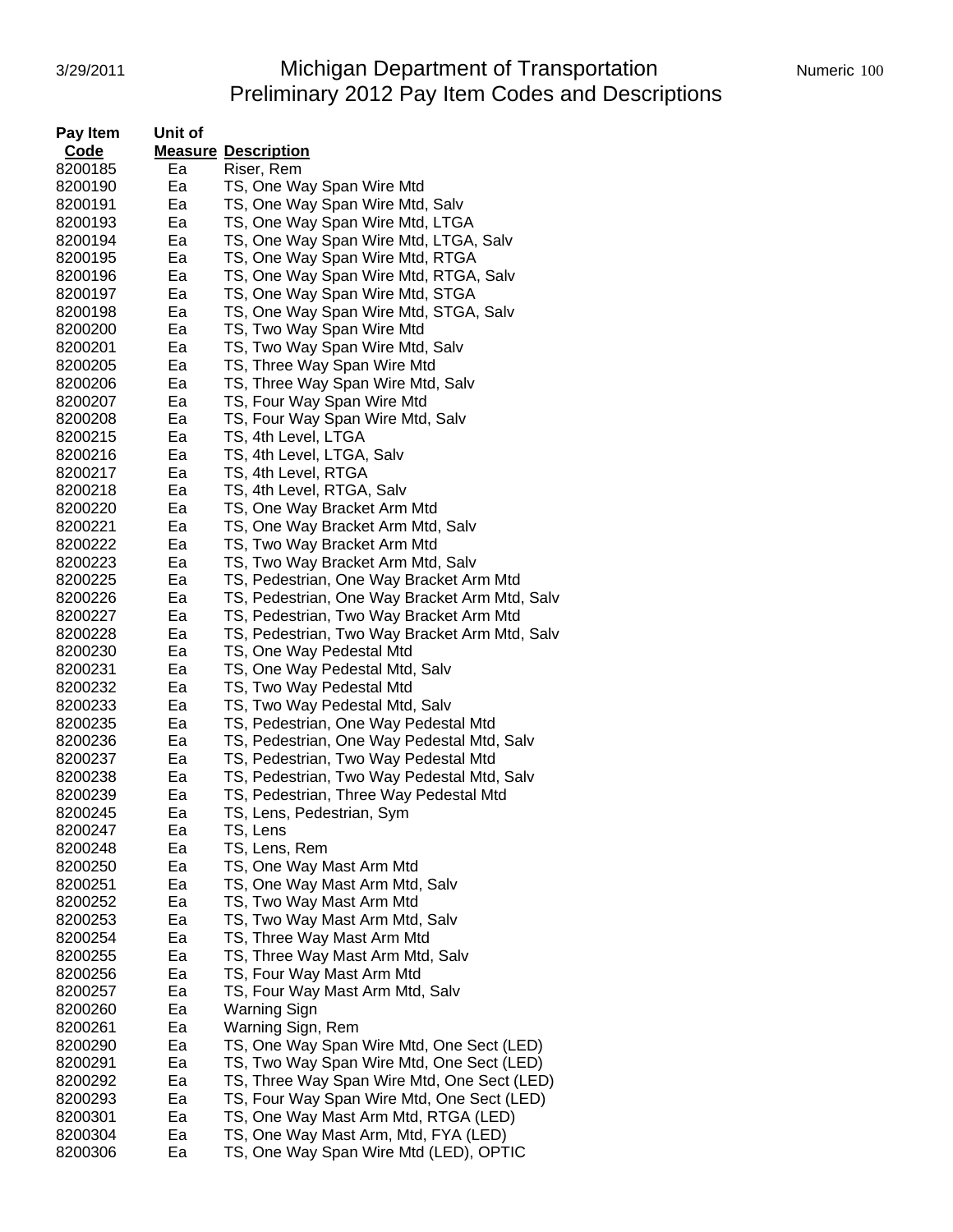# Michigan Department of Transportation
## Preliminary 2012 Pay Item Codes and Descriptions

| Pay Item Code | Unit of Measure | Description |
|---|---|---|
| 8200185 | Ea | Riser, Rem |
| 8200190 | Ea | TS, One Way Span Wire Mtd |
| 8200191 | Ea | TS, One Way Span Wire Mtd, Salv |
| 8200193 | Ea | TS, One Way Span Wire Mtd, LTGA |
| 8200194 | Ea | TS, One Way Span Wire Mtd, LTGA, Salv |
| 8200195 | Ea | TS, One Way Span Wire Mtd, RTGA |
| 8200196 | Ea | TS, One Way Span Wire Mtd, RTGA, Salv |
| 8200197 | Ea | TS, One Way Span Wire Mtd, STGA |
| 8200198 | Ea | TS, One Way Span Wire Mtd, STGA, Salv |
| 8200200 | Ea | TS, Two Way Span Wire Mtd |
| 8200201 | Ea | TS, Two Way Span Wire Mtd, Salv |
| 8200205 | Ea | TS, Three Way Span Wire Mtd |
| 8200206 | Ea | TS, Three Way Span Wire Mtd, Salv |
| 8200207 | Ea | TS, Four Way Span Wire Mtd |
| 8200208 | Ea | TS, Four Way Span Wire Mtd, Salv |
| 8200215 | Ea | TS, 4th Level, LTGA |
| 8200216 | Ea | TS, 4th Level, LTGA, Salv |
| 8200217 | Ea | TS, 4th Level, RTGA |
| 8200218 | Ea | TS, 4th Level, RTGA, Salv |
| 8200220 | Ea | TS, One Way Bracket Arm Mtd |
| 8200221 | Ea | TS, One Way Bracket Arm Mtd, Salv |
| 8200222 | Ea | TS, Two Way Bracket Arm Mtd |
| 8200223 | Ea | TS, Two Way Bracket Arm Mtd, Salv |
| 8200225 | Ea | TS, Pedestrian, One Way Bracket Arm Mtd |
| 8200226 | Ea | TS, Pedestrian, One Way Bracket Arm Mtd, Salv |
| 8200227 | Ea | TS, Pedestrian, Two Way Bracket Arm Mtd |
| 8200228 | Ea | TS, Pedestrian, Two Way Bracket Arm Mtd, Salv |
| 8200230 | Ea | TS, One Way Pedestal Mtd |
| 8200231 | Ea | TS, One Way Pedestal Mtd, Salv |
| 8200232 | Ea | TS, Two Way Pedestal Mtd |
| 8200233 | Ea | TS, Two Way Pedestal Mtd, Salv |
| 8200235 | Ea | TS, Pedestrian, One Way Pedestal Mtd |
| 8200236 | Ea | TS, Pedestrian, One Way Pedestal Mtd, Salv |
| 8200237 | Ea | TS, Pedestrian, Two Way Pedestal Mtd |
| 8200238 | Ea | TS, Pedestrian, Two Way Pedestal Mtd, Salv |
| 8200239 | Ea | TS, Pedestrian, Three Way Pedestal Mtd |
| 8200245 | Ea | TS, Lens, Pedestrian, Sym |
| 8200247 | Ea | TS, Lens |
| 8200248 | Ea | TS, Lens, Rem |
| 8200250 | Ea | TS, One Way Mast Arm Mtd |
| 8200251 | Ea | TS, One Way Mast Arm Mtd, Salv |
| 8200252 | Ea | TS, Two Way Mast Arm Mtd |
| 8200253 | Ea | TS, Two Way Mast Arm Mtd, Salv |
| 8200254 | Ea | TS, Three Way Mast Arm Mtd |
| 8200255 | Ea | TS, Three Way Mast Arm Mtd, Salv |
| 8200256 | Ea | TS, Four Way Mast Arm Mtd |
| 8200257 | Ea | TS, Four Way Mast Arm Mtd, Salv |
| 8200260 | Ea | Warning Sign |
| 8200261 | Ea | Warning Sign, Rem |
| 8200290 | Ea | TS, One Way Span Wire Mtd, One Sect (LED) |
| 8200291 | Ea | TS, Two Way Span Wire Mtd, One Sect (LED) |
| 8200292 | Ea | TS, Three Way Span Wire Mtd, One Sect (LED) |
| 8200293 | Ea | TS, Four Way Span Wire Mtd, One Sect (LED) |
| 8200301 | Ea | TS, One Way Mast Arm Mtd, RTGA (LED) |
| 8200304 | Ea | TS, One Way Mast Arm, Mtd, FYA (LED) |
| 8200306 | Ea | TS, One Way Span Wire Mtd (LED), OPTIC |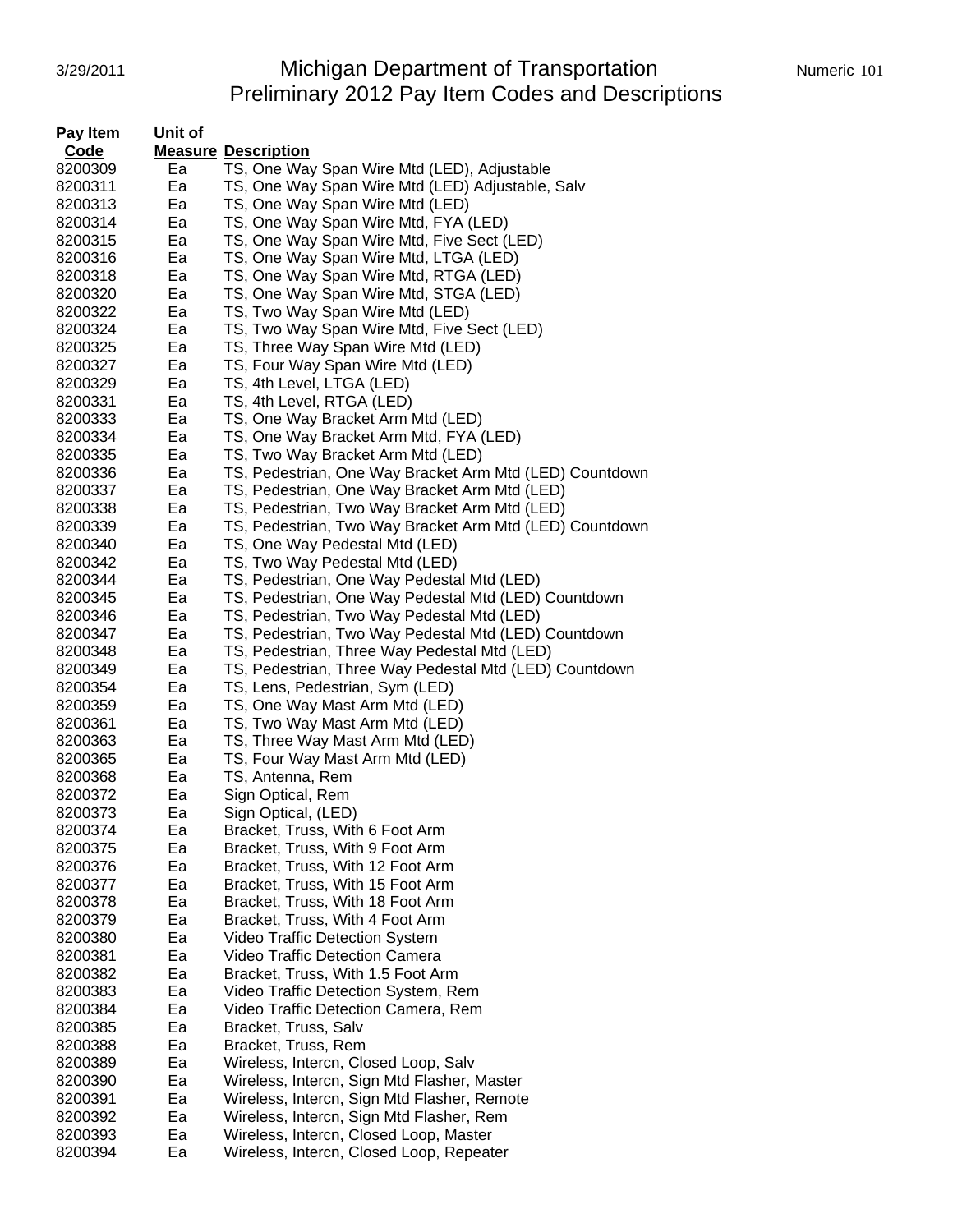| Pay Item Code | Unit of Measure | Description |
|---|---|---|
| 8200309 | Ea | TS, One Way Span Wire Mtd (LED), Adjustable |
| 8200311 | Ea | TS, One Way Span Wire Mtd (LED) Adjustable, Salv |
| 8200313 | Ea | TS, One Way Span Wire Mtd (LED) |
| 8200314 | Ea | TS, One Way Span Wire Mtd, FYA (LED) |
| 8200315 | Ea | TS, One Way Span Wire Mtd, Five Sect (LED) |
| 8200316 | Ea | TS, One Way Span Wire Mtd, LTGA (LED) |
| 8200318 | Ea | TS, One Way Span Wire Mtd, RTGA (LED) |
| 8200320 | Ea | TS, One Way Span Wire Mtd, STGA (LED) |
| 8200322 | Ea | TS, Two Way Span Wire Mtd (LED) |
| 8200324 | Ea | TS, Two Way Span Wire Mtd, Five Sect (LED) |
| 8200325 | Ea | TS, Three Way Span Wire Mtd (LED) |
| 8200327 | Ea | TS, Four Way Span Wire Mtd (LED) |
| 8200329 | Ea | TS, 4th Level, LTGA (LED) |
| 8200331 | Ea | TS, 4th Level, RTGA (LED) |
| 8200333 | Ea | TS, One Way Bracket Arm Mtd (LED) |
| 8200334 | Ea | TS, One Way Bracket Arm Mtd, FYA (LED) |
| 8200335 | Ea | TS, Two Way Bracket Arm Mtd (LED) |
| 8200336 | Ea | TS, Pedestrian, One Way Bracket Arm Mtd (LED) Countdown |
| 8200337 | Ea | TS, Pedestrian, One Way Bracket Arm Mtd (LED) |
| 8200338 | Ea | TS, Pedestrian, Two Way Bracket Arm Mtd (LED) |
| 8200339 | Ea | TS, Pedestrian, Two Way Bracket Arm Mtd (LED) Countdown |
| 8200340 | Ea | TS, One Way Pedestal Mtd (LED) |
| 8200342 | Ea | TS, Two Way Pedestal Mtd (LED) |
| 8200344 | Ea | TS, Pedestrian, One Way Pedestal Mtd (LED) |
| 8200345 | Ea | TS, Pedestrian, One Way Pedestal Mtd (LED) Countdown |
| 8200346 | Ea | TS, Pedestrian, Two Way Pedestal Mtd (LED) |
| 8200347 | Ea | TS, Pedestrian, Two Way Pedestal Mtd (LED) Countdown |
| 8200348 | Ea | TS, Pedestrian, Three Way Pedestal Mtd (LED) |
| 8200349 | Ea | TS, Pedestrian, Three Way Pedestal Mtd (LED) Countdown |
| 8200354 | Ea | TS, Lens, Pedestrian, Sym (LED) |
| 8200359 | Ea | TS, One Way Mast Arm Mtd (LED) |
| 8200361 | Ea | TS, Two Way Mast Arm Mtd (LED) |
| 8200363 | Ea | TS, Three Way Mast Arm Mtd (LED) |
| 8200365 | Ea | TS, Four Way Mast Arm Mtd (LED) |
| 8200368 | Ea | TS, Antenna, Rem |
| 8200372 | Ea | Sign Optical, Rem |
| 8200373 | Ea | Sign Optical, (LED) |
| 8200374 | Ea | Bracket, Truss, With 6 Foot Arm |
| 8200375 | Ea | Bracket, Truss, With 9 Foot Arm |
| 8200376 | Ea | Bracket, Truss, With 12 Foot Arm |
| 8200377 | Ea | Bracket, Truss, With 15 Foot Arm |
| 8200378 | Ea | Bracket, Truss, With 18 Foot Arm |
| 8200379 | Ea | Bracket, Truss, With 4 Foot Arm |
| 8200380 | Ea | Video Traffic Detection System |
| 8200381 | Ea | Video Traffic Detection Camera |
| 8200382 | Ea | Bracket, Truss, With 1.5 Foot Arm |
| 8200383 | Ea | Video Traffic Detection System, Rem |
| 8200384 | Ea | Video Traffic Detection Camera, Rem |
| 8200385 | Ea | Bracket, Truss, Salv |
| 8200388 | Ea | Bracket, Truss, Rem |
| 8200389 | Ea | Wireless, Intercn, Closed Loop, Salv |
| 8200390 | Ea | Wireless, Intercn, Sign Mtd Flasher, Master |
| 8200391 | Ea | Wireless, Intercn, Sign Mtd Flasher, Remote |
| 8200392 | Ea | Wireless, Intercn, Sign Mtd Flasher, Rem |
| 8200393 | Ea | Wireless, Intercn, Closed Loop, Master |
| 8200394 | Ea | Wireless, Intercn, Closed Loop, Repeater |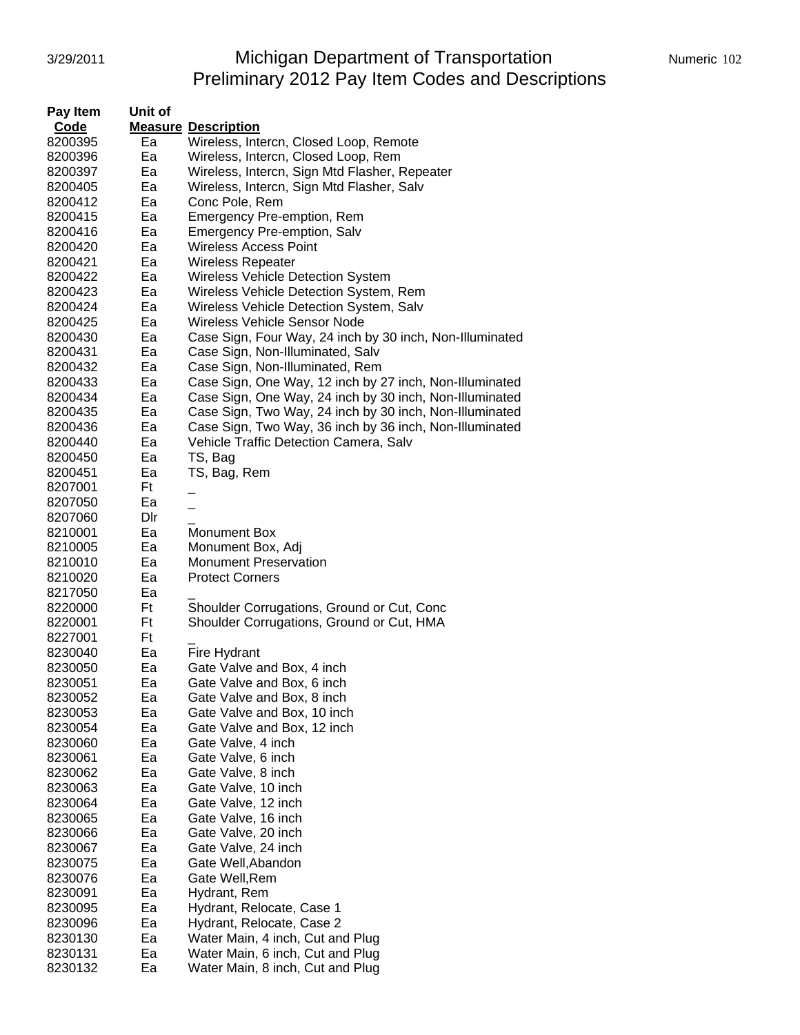# Michigan Department of Transportation
## Preliminary 2012 Pay Item Codes and Descriptions

| Pay Item Code | Unit of Measure | Description |
|---|---|---|
| 8200395 | Ea | Wireless, Intercn, Closed Loop, Remote |
| 8200396 | Ea | Wireless, Intercn, Closed Loop, Rem |
| 8200397 | Ea | Wireless, Intercn, Sign Mtd Flasher, Repeater |
| 8200405 | Ea | Wireless, Intercn, Sign Mtd Flasher, Salv |
| 8200412 | Ea | Conc Pole, Rem |
| 8200415 | Ea | Emergency Pre-emption, Rem |
| 8200416 | Ea | Emergency Pre-emption, Salv |
| 8200420 | Ea | Wireless Access Point |
| 8200421 | Ea | Wireless Repeater |
| 8200422 | Ea | Wireless Vehicle Detection System |
| 8200423 | Ea | Wireless Vehicle Detection System, Rem |
| 8200424 | Ea | Wireless Vehicle Detection System, Salv |
| 8200425 | Ea | Wireless Vehicle Sensor Node |
| 8200430 | Ea | Case Sign, Four Way, 24 inch by 30 inch, Non-Illuminated |
| 8200431 | Ea | Case Sign, Non-Illuminated, Salv |
| 8200432 | Ea | Case Sign, Non-Illuminated, Rem |
| 8200433 | Ea | Case Sign, One Way, 12 inch by 27 inch, Non-Illuminated |
| 8200434 | Ea | Case Sign, One Way, 24 inch by 30 inch, Non-Illuminated |
| 8200435 | Ea | Case Sign, Two Way, 24 inch by 30 inch, Non-Illuminated |
| 8200436 | Ea | Case Sign, Two Way, 36 inch by 36 inch, Non-Illuminated |
| 8200440 | Ea | Vehicle Traffic Detection Camera, Salv |
| 8200450 | Ea | TS, Bag |
| 8200451 | Ea | TS, Bag, Rem |
| 8207001 | Ft | _ |
| 8207050 | Ea | _ |
| 8207060 | Dlr | _ |
| 8210001 | Ea | Monument Box |
| 8210005 | Ea | Monument Box, Adj |
| 8210010 | Ea | Monument Preservation |
| 8210020 | Ea | Protect Corners |
| 8217050 | Ea | _ |
| 8220000 | Ft | Shoulder Corrugations, Ground or Cut, Conc |
| 8220001 | Ft | Shoulder Corrugations, Ground or Cut, HMA |
| 8227001 | Ft | _ |
| 8230040 | Ea | Fire Hydrant |
| 8230050 | Ea | Gate Valve and Box, 4 inch |
| 8230051 | Ea | Gate Valve and Box, 6 inch |
| 8230052 | Ea | Gate Valve and Box, 8 inch |
| 8230053 | Ea | Gate Valve and Box, 10 inch |
| 8230054 | Ea | Gate Valve and Box, 12 inch |
| 8230060 | Ea | Gate Valve, 4 inch |
| 8230061 | Ea | Gate Valve, 6 inch |
| 8230062 | Ea | Gate Valve, 8 inch |
| 8230063 | Ea | Gate Valve, 10 inch |
| 8230064 | Ea | Gate Valve, 12 inch |
| 8230065 | Ea | Gate Valve, 16 inch |
| 8230066 | Ea | Gate Valve, 20 inch |
| 8230067 | Ea | Gate Valve, 24 inch |
| 8230075 | Ea | Gate Well,Abandon |
| 8230076 | Ea | Gate Well,Rem |
| 8230091 | Ea | Hydrant, Rem |
| 8230095 | Ea | Hydrant, Relocate, Case 1 |
| 8230096 | Ea | Hydrant, Relocate, Case 2 |
| 8230130 | Ea | Water Main, 4 inch, Cut and Plug |
| 8230131 | Ea | Water Main, 6 inch, Cut and Plug |
| 8230132 | Ea | Water Main, 8 inch, Cut and Plug |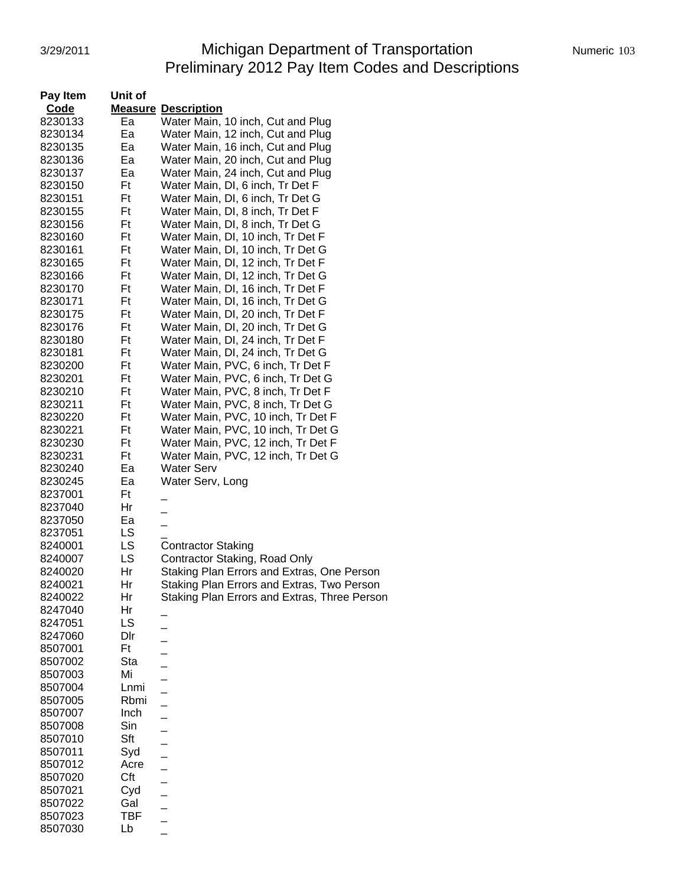# Michigan Department of Transportation
## Preliminary 2012 Pay Item Codes and Descriptions

| Pay Item Code | Unit of Measure | Description |
|---|---|---|
| 8230133 | Ea | Water Main, 10 inch, Cut and Plug |
| 8230134 | Ea | Water Main, 12 inch, Cut and Plug |
| 8230135 | Ea | Water Main, 16 inch, Cut and Plug |
| 8230136 | Ea | Water Main, 20 inch, Cut and Plug |
| 8230137 | Ea | Water Main, 24 inch, Cut and Plug |
| 8230150 | Ft | Water Main, DI, 6 inch, Tr Det F |
| 8230151 | Ft | Water Main, DI, 6 inch, Tr Det G |
| 8230155 | Ft | Water Main, DI, 8 inch, Tr Det F |
| 8230156 | Ft | Water Main, DI, 8 inch, Tr Det G |
| 8230160 | Ft | Water Main, DI, 10 inch, Tr Det F |
| 8230161 | Ft | Water Main, DI, 10 inch, Tr Det G |
| 8230165 | Ft | Water Main, DI, 12 inch, Tr Det F |
| 8230166 | Ft | Water Main, DI, 12 inch, Tr Det G |
| 8230170 | Ft | Water Main, DI, 16 inch, Tr Det F |
| 8230171 | Ft | Water Main, DI, 16 inch, Tr Det G |
| 8230175 | Ft | Water Main, DI, 20 inch, Tr Det F |
| 8230176 | Ft | Water Main, DI, 20 inch, Tr Det G |
| 8230180 | Ft | Water Main, DI, 24 inch, Tr Det F |
| 8230181 | Ft | Water Main, DI, 24 inch, Tr Det G |
| 8230200 | Ft | Water Main, PVC, 6 inch, Tr Det F |
| 8230201 | Ft | Water Main, PVC, 6 inch, Tr Det G |
| 8230210 | Ft | Water Main, PVC, 8 inch, Tr Det F |
| 8230211 | Ft | Water Main, PVC, 8 inch, Tr Det G |
| 8230220 | Ft | Water Main, PVC, 10 inch, Tr Det F |
| 8230221 | Ft | Water Main, PVC, 10 inch, Tr Det G |
| 8230230 | Ft | Water Main, PVC, 12 inch, Tr Det F |
| 8230231 | Ft | Water Main, PVC, 12 inch, Tr Det G |
| 8230240 | Ea | Water Serv |
| 8230245 | Ea | Water Serv, Long |
| 8237001 | Ft | _ |
| 8237040 | Hr | _ |
| 8237050 | Ea | _ |
| 8237051 | LS | _ |
| 8240001 | LS | Contractor Staking |
| 8240007 | LS | Contractor Staking, Road Only |
| 8240020 | Hr | Staking Plan Errors and Extras, One Person |
| 8240021 | Hr | Staking Plan Errors and Extras, Two Person |
| 8240022 | Hr | Staking Plan Errors and Extras, Three Person |
| 8247040 | Hr | _ |
| 8247051 | LS | _ |
| 8247060 | Dlr | _ |
| 8507001 | Ft | _ |
| 8507002 | Sta | _ |
| 8507003 | Mi | _ |
| 8507004 | Lnmi | _ |
| 8507005 | Rbmi | _ |
| 8507007 | Inch | _ |
| 8507008 | Sin | _ |
| 8507010 | Sft | _ |
| 8507011 | Syd | _ |
| 8507012 | Acre | _ |
| 8507020 | Cft | _ |
| 8507021 | Cyd | _ |
| 8507022 | Gal | _ |
| 8507023 | TBF | _ |
| 8507030 | Lb | _ |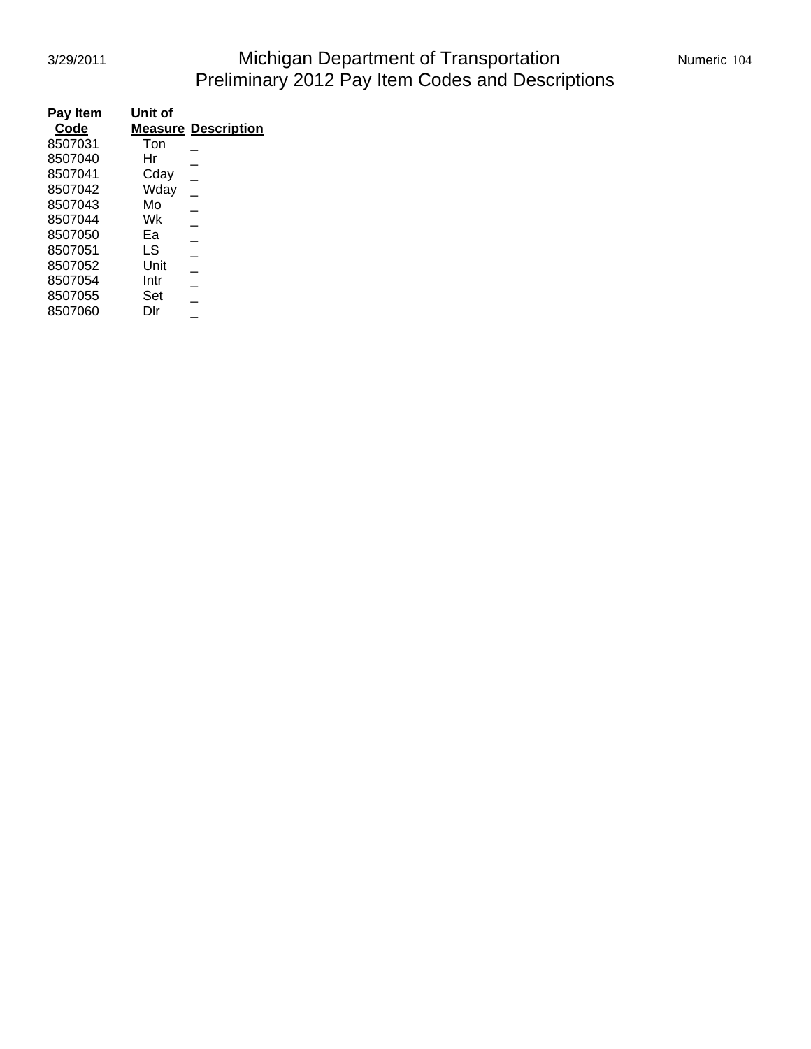# Michigan Department of Transportation
## Preliminary 2012 Pay Item Codes and Descriptions

| Pay Item Code | Unit of Measure | Description |
|---|---|---|
| 8507031 | Ton | _ |
| 8507040 | Hr | _ |
| 8507041 | Cday | _ |
| 8507042 | Wday | _ |
| 8507043 | Mo | _ |
| 8507044 | Wk | _ |
| 8507050 | Ea | _ |
| 8507051 | LS | _ |
| 8507052 | Unit | _ |
| 8507054 | Intr | _ |
| 8507055 | Set | _ |
| 8507060 | Dlr | _ |